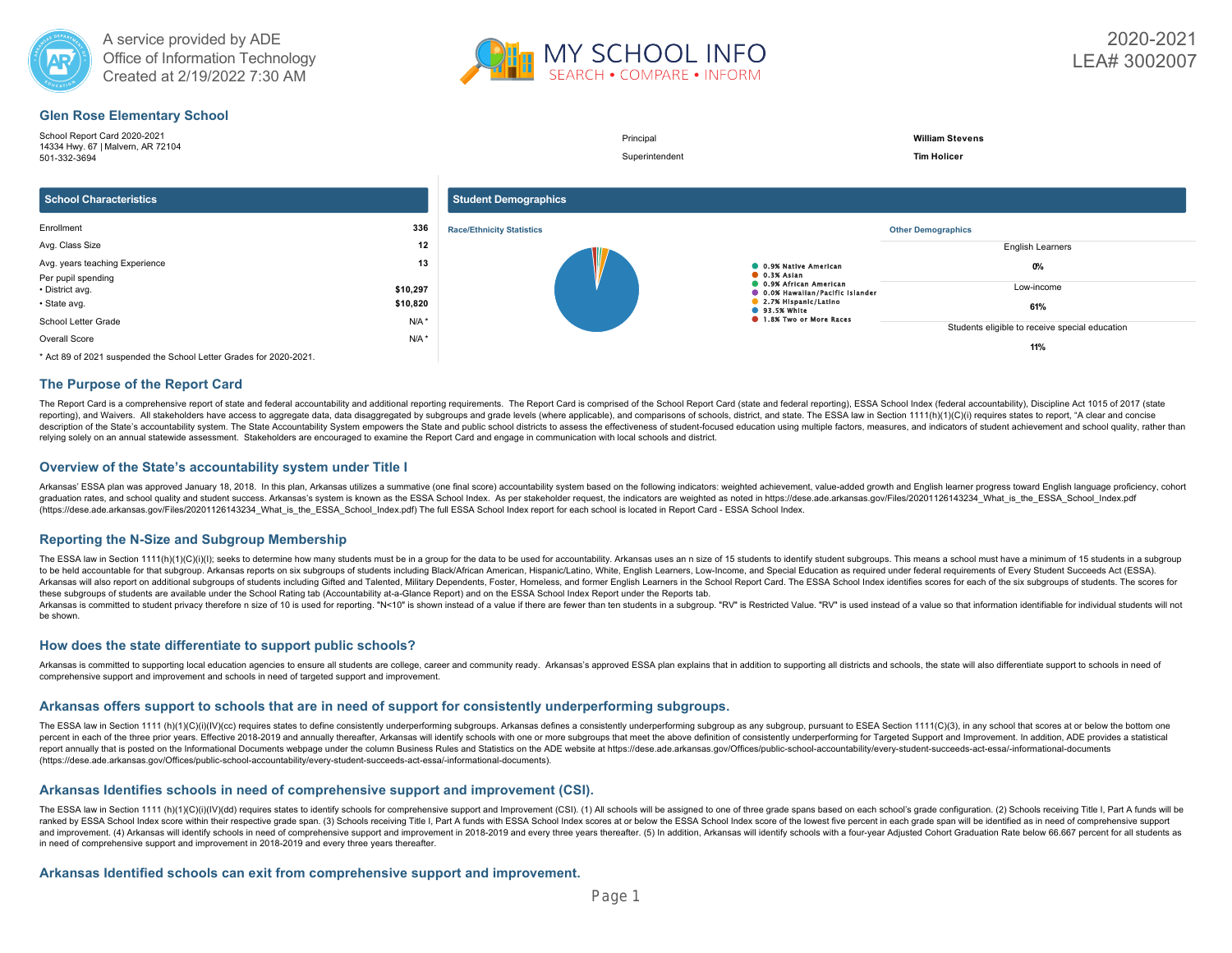A service provided by ADE
Office of Information Technology
Created at 2/19/2022 7:30 AM

MY SCHOOL INFO
SEARCH • COMPARE • INFORM

2020-2021
LEA# 3002007

## Glen Rose Elementary School

School Report Card 2020-2021
14334 Hwy. 67 | Malvern, AR 72104
501-332-3694

| | |
|---|---|
| Principal | **William Stevens** |
| Superintendent | **Tim Holicer** |

### School Characteristics

| | |
|---|---|
| Enrollment | **336** |
| Avg. Class Size | **12** |
| Avg. years teaching Experience | **13** |
| Per pupil spending | |
| • District avg. | **$10,297** |
| • State avg. | **$10,820** |
| School Letter Grade | N/A * |
| Overall Score | N/A * |

\* Act 89 of 2021 suspended the School Letter Grades for 2020-2021.

### Student Demographics

**Race/Ethnicity Statistics**

- 0.9% Native American
- 0.3% Asian
- 0.9% African American
- 0.0% Hawaiian/Pacific Islander
- 2.7% Hispanic/Latino
- 93.5% White
- 1.8% Two or More Races

**Other Demographics**

| | |
|---|---|
| English Learners | **0%** |
| Low-income | **61%** |
| Students eligible to receive special education | **11%** |

## The Purpose of the Report Card

The Report Card is a comprehensive report of state and federal accountability and additional reporting requirements. The Report Card is comprised of the School Report Card (state and federal reporting), ESSA School Index (federal accountability), Discipline Act 1015 of 2017 (state reporting), and Waivers. All stakeholders have access to aggregate data, data disaggregated by subgroups and grade levels (where applicable), and comparisons of schools, district, and state. The ESSA law in Section 1111(h)(1)(C)(i) requires states to report, "A clear and concise description of the State's accountability system. The State Accountability System empowers the State and public school districts to assess the effectiveness of student-focused education using multiple factors, measures, and indicators of student achievement and school quality, rather than relying solely on an annual statewide assessment. Stakeholders are encouraged to examine the Report Card and engage in communication with local schools and district.

## Overview of the State's accountability system under Title I

Arkansas' ESSA plan was approved January 18, 2018. In this plan, Arkansas utilizes a summative (one final score) accountability system based on the following indicators: weighted achievement, value-added growth and English learner progress toward English language proficiency, cohort graduation rates, and school quality and student success. Arkansas's system is known as the ESSA School Index. As per stakeholder request, the indicators are weighted as noted in https://dese.ade.arkansas.gov/Files/20201126143234_What_is_the_ESSA_School_Index.pdf (https://dese.ade.arkansas.gov/Files/20201126143234_What_is_the_ESSA_School_Index.pdf) The full ESSA School Index report for each school is located in Report Card - ESSA School Index.

## Reporting the N-Size and Subgroup Membership

The ESSA law in Section 1111(h)(1)(C)(i)(I); seeks to determine how many students must be in a group for the data to be used for accountability. Arkansas uses an n size of 15 students to identify student subgroups. This means a school must have a minimum of 15 students in a subgroup to be held accountable for that subgroup. Arkansas reports on six subgroups of students including Black/African American, Hispanic/Latino, White, English Learners, Low-Income, and Special Education as required under federal requirements of Every Student Succeeds Act (ESSA). Arkansas will also report on additional subgroups of students including Gifted and Talented, Military Dependents, Foster, Homeless, and former English Learners in the School Report Card. The ESSA School Index identifies scores for each of the six subgroups of students. The scores for these subgroups of students are available under the School Rating tab (Accountability at-a-Glance Report) and on the ESSA School Index Report under the Reports tab.
Arkansas is committed to student privacy therefore n size of 10 is used for reporting. "N<10" is shown instead of a value if there are fewer than ten students in a subgroup. "RV" is Restricted Value. "RV" is used instead of a value so that information identifiable for individual students will not be shown.

## How does the state differentiate to support public schools?

Arkansas is committed to supporting local education agencies to ensure all students are college, career and community ready. Arkansas's approved ESSA plan explains that in addition to supporting all districts and schools, the state will also differentiate support to schools in need of comprehensive support and improvement and schools in need of targeted support and improvement.

## Arkansas offers support to schools that are in need of support for consistently underperforming subgroups.

The ESSA law in Section 1111 (h)(1)(C)(i)(IV)(cc) requires states to define consistently underperforming subgroups. Arkansas defines a consistently underperforming subgroup as any subgroup, pursuant to ESEA Section 1111(C)(3), in any school that scores at or below the bottom one percent in each of the three prior years. Effective 2018-2019 and annually thereafter, Arkansas will identify schools with one or more subgroups that meet the above definition of consistently underperforming for Targeted Support and Improvement. In addition, ADE provides a statistical report annually that is posted on the Informational Documents webpage under the column Business Rules and Statistics on the ADE website at https://dese.ade.arkansas.gov/Offices/public-school-accountability/every-student-succeeds-act-essa/-informational-documents (https://dese.ade.arkansas.gov/Offices/public-school-accountability/every-student-succeeds-act-essa/-informational-documents).

## Arkansas Identifies schools in need of comprehensive support and improvement (CSI).

The ESSA law in Section 1111 (h)(1)(C)(i)(IV)(dd) requires states to identify schools for comprehensive support and Improvement (CSI). (1) All schools will be assigned to one of three grade spans based on each school's grade configuration. (2) Schools receiving Title I, Part A funds will be ranked by ESSA School Index score within their respective grade span. (3) Schools receiving Title I, Part A funds with ESSA School Index scores at or below the ESSA School Index score of the lowest five percent in each grade span will be identified as in need of comprehensive support and improvement. (4) Arkansas will identify schools in need of comprehensive support and improvement in 2018-2019 and every three years thereafter. (5) In addition, Arkansas will identify schools with a four-year Adjusted Cohort Graduation Rate below 66.667 percent for all students as in need of comprehensive support and improvement in 2018-2019 and every three years thereafter.

## Arkansas Identified schools can exit from comprehensive support and improvement.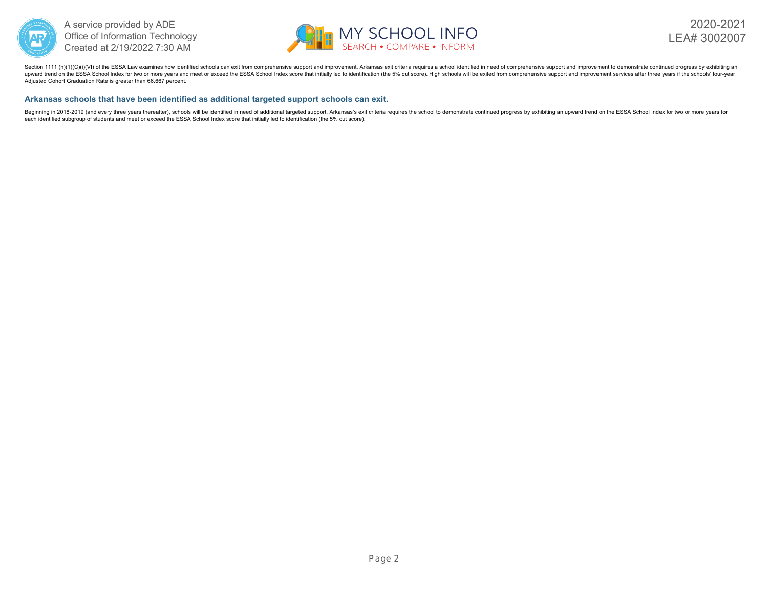Section 1111 (h)(1)(C)(i)(VI) of the ESSA Law examines how identified schools can exit from comprehensive support and improvement. Arkansas exit criteria requires a school identified in need of comprehensive support and improvement to demonstrate continued progress by exhibiting an upward trend on the ESSA School Index for two or more years and meet or exceed the ESSA School Index score that initially led to identification (the 5% cut score). High schools will be exited from comprehensive support and improvement services after three years if the schools' four-year Adjusted Cohort Graduation Rate is greater than 66.667 percent.

### Arkansas schools that have been identified as additional targeted support schools can exit.

Beginning in 2018-2019 (and every three years thereafter), schools will be identified in need of additional targeted support. Arkansas's exit criteria requires the school to demonstrate continued progress by exhibiting an upward trend on the ESSA School Index for two or more years for each identified subgroup of students and meet or exceed the ESSA School Index score that initially led to identification (the 5% cut score).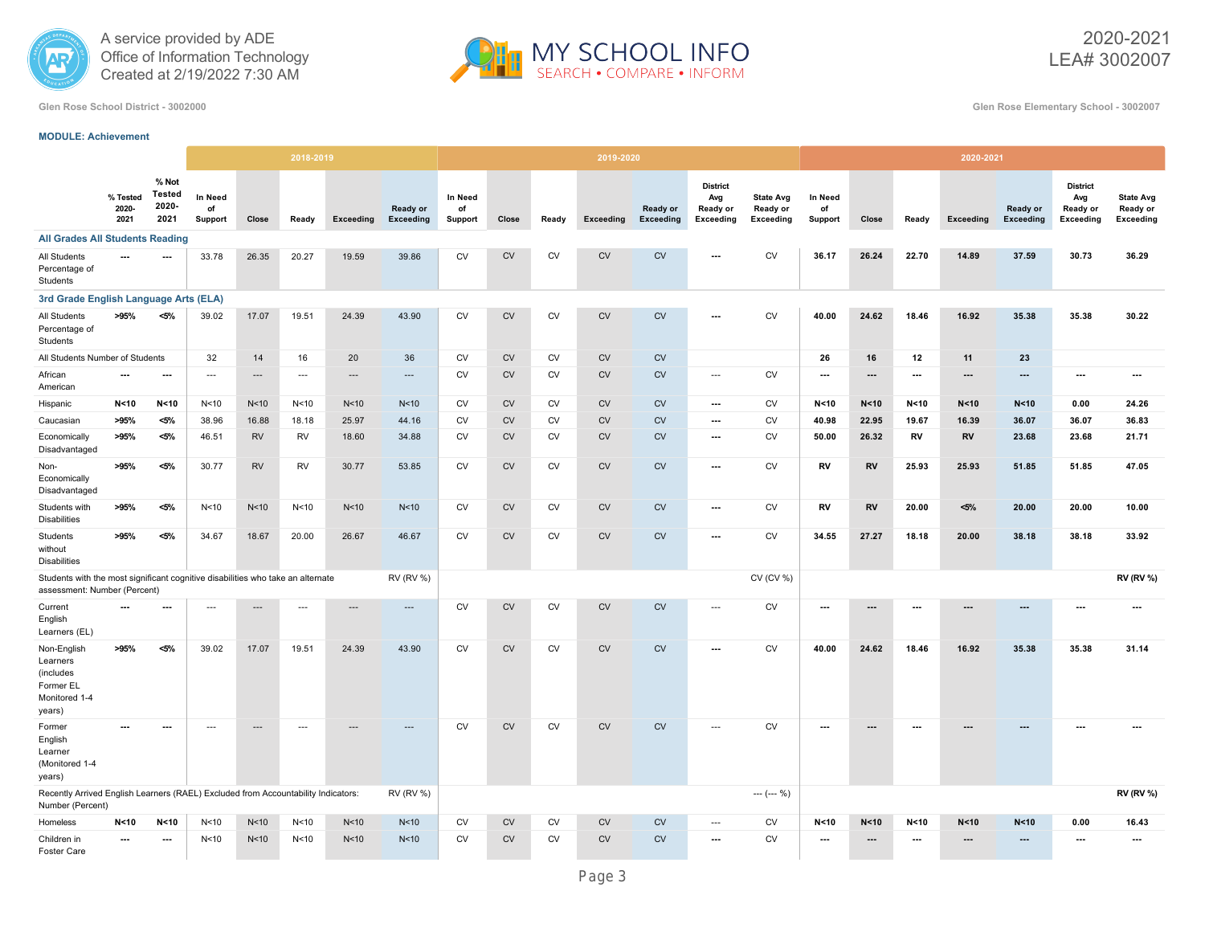A service provided by ADE Office of Information Technology
Created at 2/19/2022 7:30 AM

MY SCHOOL INFO
SEARCH • COMPARE • INFORM

2020-2021
LEA# 3002007

Glen Rose School District - 3002000

Glen Rose Elementary School - 3002007

**MODULE: Achievement**

| | % Tested 2020-2021 | % Not Tested 2020-2021 | 2018-2019 In Need of Support | 2018-2019 Close | 2018-2019 Ready | 2018-2019 Exceeding | 2018-2019 Ready or Exceeding | 2019-2020 In Need of Support | 2019-2020 Close | 2019-2020 Ready | 2019-2020 Exceeding | 2019-2020 Ready or Exceeding | 2019-2020 District Avg Ready or Exceeding | 2019-2020 State Avg Ready or Exceeding | 2020-2021 In Need of Support | 2020-2021 Close | 2020-2021 Ready | 2020-2021 Exceeding | 2020-2021 Ready or Exceeding | 2020-2021 District Avg Ready or Exceeding | 2020-2021 State Avg Ready or Exceeding |
|---|---|---|---|---|---|---|---|---|---|---|---|---|---|---|---|---|---|---|---|---|---|
| **All Grades All Students Reading** | | | | | | | | | | | | | | | | | | | | | |
| All Students Percentage of Students | --- | --- | 33.78 | 26.35 | 20.27 | 19.59 | 39.86 | CV | CV | CV | CV | CV | --- | CV | 36.17 | 26.24 | 22.70 | 14.89 | 37.59 | 30.73 | 36.29 |
| **3rd Grade English Language Arts (ELA)** | | | | | | | | | | | | | | | | | | | | | |
| All Students Percentage of Students | >95% | <5% | 39.02 | 17.07 | 19.51 | 24.39 | 43.90 | CV | CV | CV | CV | CV | --- | CV | 40.00 | 24.62 | 18.46 | 16.92 | 35.38 | 35.38 | 30.22 |
| All Students Number of Students | | | 32 | 14 | 16 | 20 | 36 | CV | CV | CV | CV | CV | | | 26 | 16 | 12 | 11 | 23 | | |
| African American | --- | --- | --- | --- | --- | --- | --- | CV | CV | CV | CV | CV | --- | CV | --- | --- | --- | --- | --- | --- | --- |
| Hispanic | N<10 | N<10 | N<10 | N<10 | N<10 | N<10 | N<10 | CV | CV | CV | CV | CV | --- | CV | N<10 | N<10 | N<10 | N<10 | N<10 | 0.00 | 24.26 |
| Caucasian | >95% | <5% | 38.96 | 16.88 | 18.18 | 25.97 | 44.16 | CV | CV | CV | CV | CV | --- | CV | 40.98 | 22.95 | 19.67 | 16.39 | 36.07 | 36.07 | 36.83 |
| Economically Disadvantaged | >95% | <5% | 46.51 | RV | RV | 18.60 | 34.88 | CV | CV | CV | CV | CV | --- | CV | 50.00 | 26.32 | RV | RV | 23.68 | 23.68 | 21.71 |
| Non-Economically Disadvantaged | >95% | <5% | 30.77 | RV | RV | 30.77 | 53.85 | CV | CV | CV | CV | CV | --- | CV | RV | RV | 25.93 | 25.93 | 51.85 | 51.85 | 47.05 |
| Students with Disabilities | >95% | <5% | N<10 | N<10 | N<10 | N<10 | N<10 | CV | CV | CV | CV | CV | --- | CV | RV | RV | 20.00 | <5% | 20.00 | 20.00 | 10.00 |
| Students without Disabilities | >95% | <5% | 34.67 | 18.67 | 20.00 | 26.67 | 46.67 | CV | CV | CV | CV | CV | --- | CV | 34.55 | 27.27 | 18.18 | 20.00 | 38.18 | 38.18 | 33.92 |
| Students with the most significant cognitive disabilities who take an alternate assessment: Number (Percent) | | | | | | | RV (RV %) | | | | | | | CV (CV %) | | | | | | | RV (RV %) |
| Current English Learners (EL) | --- | --- | --- | --- | --- | --- | --- | CV | CV | CV | CV | CV | --- | CV | --- | --- | --- | --- | --- | --- | --- |
| Non-English Learners (includes Former EL Monitored 1-4 years) | >95% | <5% | 39.02 | 17.07 | 19.51 | 24.39 | 43.90 | CV | CV | CV | CV | CV | --- | CV | 40.00 | 24.62 | 18.46 | 16.92 | 35.38 | 35.38 | 31.14 |
| Former English Learner (Monitored 1-4 years) | --- | --- | --- | --- | --- | --- | --- | CV | CV | CV | CV | CV | --- | CV | --- | --- | --- | --- | --- | --- | --- |
| Recently Arrived English Learners (RAEL) Excluded from Accountability Indicators: Number (Percent) | | | | | | | RV (RV %) | | | | | | | --- (--- %) | | | | | | | RV (RV %) |
| Homeless | N<10 | N<10 | N<10 | N<10 | N<10 | N<10 | N<10 | CV | CV | CV | CV | CV | --- | CV | N<10 | N<10 | N<10 | N<10 | N<10 | 0.00 | 16.43 |
| Children in Foster Care | --- | --- | N<10 | N<10 | N<10 | N<10 | N<10 | CV | CV | CV | CV | CV | --- | CV | --- | --- | --- | --- | --- | --- | --- |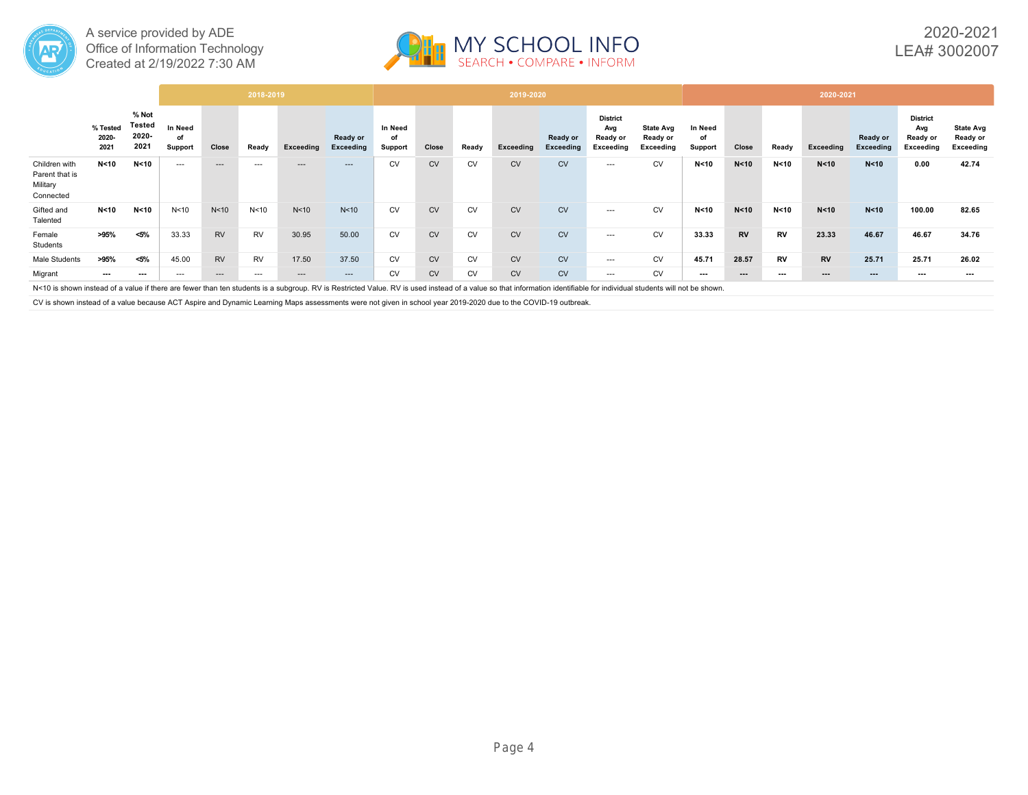| | % Tested 2020-2021 | % Not Tested 2020-2021 | 2018-2019 | | | | | 2019-2020 | | | | | | | 2020-2021 | | | | | | |
|---|---|---|---|---|---|---|---|---|---|---|---|---|---|---|---|---|---|---|---|---|---|
| | | | In Need of Support | Close | Ready | Exceeding | Ready or Exceeding | In Need of Support | Close | Ready | Exceeding | Ready or Exceeding | District Avg Ready or Exceeding | State Avg Ready or Exceeding | In Need of Support | Close | Ready | Exceeding | Ready or Exceeding | District Avg Ready or Exceeding | State Avg Ready or Exceeding |
| Children with Parent that is Military Connected | **N<10** | **N<10** | --- | --- | --- | --- | --- | CV | CV | CV | CV | CV | --- | CV | **N<10** | **N<10** | **N<10** | **N<10** | **N<10** | **0.00** | **42.74** |
| Gifted and Talented | **N<10** | **N<10** | N<10 | N<10 | N<10 | N<10 | N<10 | CV | CV | CV | CV | CV | --- | CV | **N<10** | **N<10** | **N<10** | **N<10** | **N<10** | **100.00** | **82.65** |
| Female Students | **>95%** | **<5%** | 33.33 | RV | RV | 30.95 | 50.00 | CV | CV | CV | CV | CV | --- | CV | **33.33** | **RV** | **RV** | **23.33** | **46.67** | **46.67** | **34.76** |
| Male Students | **>95%** | **<5%** | 45.00 | RV | RV | 17.50 | 37.50 | CV | CV | CV | CV | CV | --- | CV | **45.71** | **28.57** | **RV** | **RV** | **25.71** | **25.71** | **26.02** |
| Migrant | **---** | **---** | --- | --- | --- | --- | --- | CV | CV | CV | CV | CV | --- | CV | **---** | **---** | **---** | **---** | **---** | **---** | **---** |

N<10 is shown instead of a value if there are fewer than ten students is a subgroup. RV is Restricted Value. RV is used instead of a value so that information identifiable for individual students will not be shown.

CV is shown instead of a value because ACT Aspire and Dynamic Learning Maps assessments were not given in school year 2019-2020 due to the COVID-19 outbreak.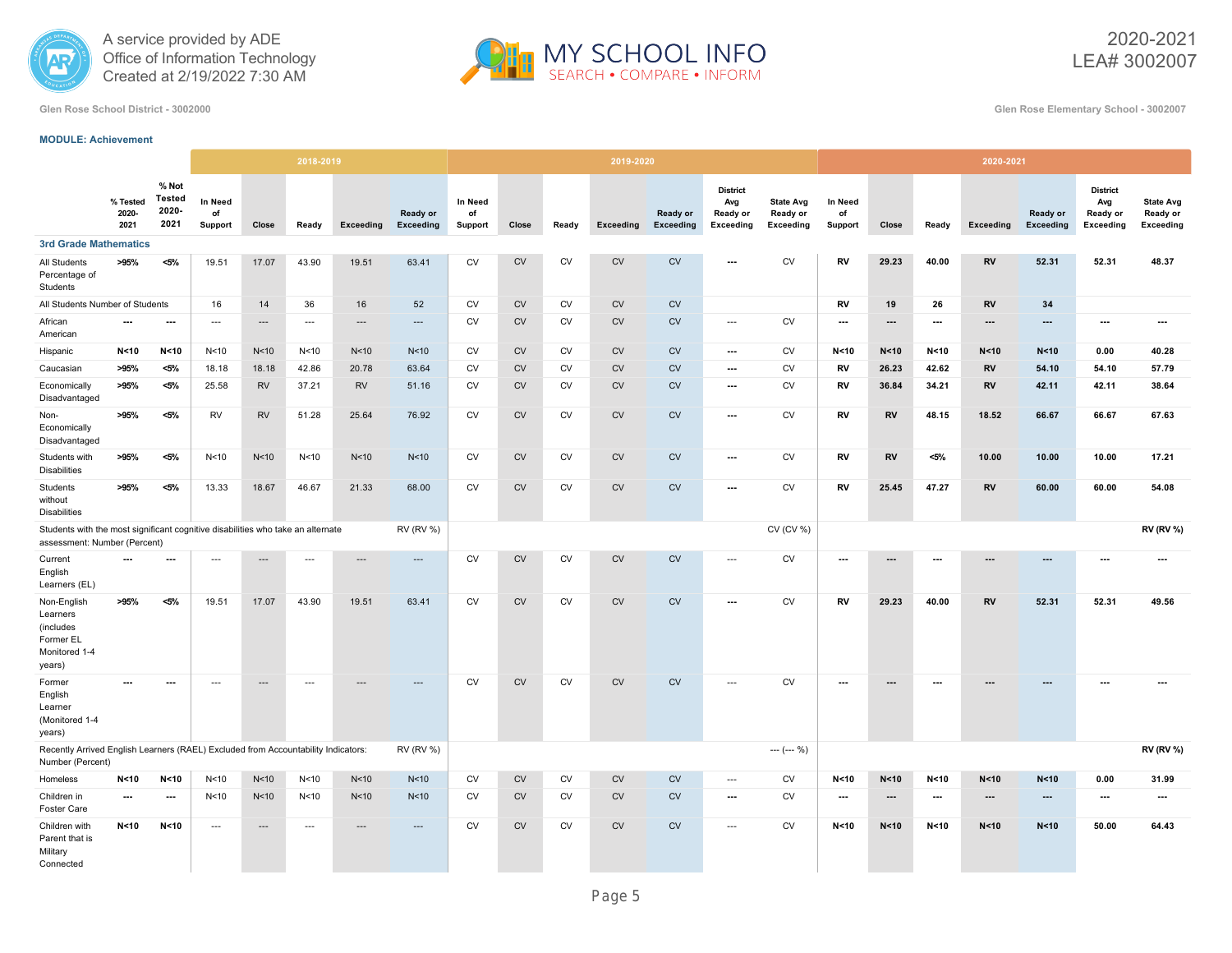A service provided by ADE
Office of Information Technology
Created at 2/19/2022 7:30 AM

MY SCHOOL INFO
SEARCH • COMPARE • INFORM

2020-2021
LEA# 3002007

Glen Rose School District - 3002000

Glen Rose Elementary School - 3002007

**MODULE: Achievement**

| | % Tested 2020-2021 | % Not Tested 2020-2021 | 2018-2019 In Need of Support | 2018-2019 Close | 2018-2019 Ready | 2018-2019 Exceeding | 2018-2019 Ready or Exceeding | 2019-2020 In Need of Support | 2019-2020 Close | 2019-2020 Ready | 2019-2020 Exceeding | 2019-2020 Ready or Exceeding | 2019-2020 District Avg Ready or Exceeding | 2019-2020 State Avg Ready or Exceeding | 2020-2021 In Need of Support | 2020-2021 Close | 2020-2021 Ready | 2020-2021 Exceeding | 2020-2021 Ready or Exceeding | 2020-2021 District Avg Ready or Exceeding | 2020-2021 State Avg Ready or Exceeding |
|---|---|---|---|---|---|---|---|---|---|---|---|---|---|---|---|---|---|---|---|---|---|
| **3rd Grade Mathematics** | | | | | | | | | | | | | | | | | | | | | |
| All Students Percentage of Students | >95% | <5% | 19.51 | 17.07 | 43.90 | 19.51 | 63.41 | CV | CV | CV | CV | CV | --- | CV | RV | 29.23 | 40.00 | RV | 52.31 | 52.31 | 48.37 |
| All Students Number of Students | | | 16 | 14 | 36 | 16 | 52 | CV | CV | CV | CV | CV | | | RV | 19 | 26 | RV | 34 | | |
| African American | --- | --- | --- | --- | --- | --- | --- | CV | CV | CV | CV | CV | --- | CV | --- | --- | --- | --- | --- | --- | --- |
| Hispanic | N<10 | N<10 | N<10 | N<10 | N<10 | N<10 | N<10 | CV | CV | CV | CV | CV | --- | CV | N<10 | N<10 | N<10 | N<10 | N<10 | 0.00 | 40.28 |
| Caucasian | >95% | <5% | 18.18 | 18.18 | 42.86 | 20.78 | 63.64 | CV | CV | CV | CV | CV | --- | CV | RV | 26.23 | 42.62 | RV | 54.10 | 54.10 | 57.79 |
| Economically Disadvantaged | >95% | <5% | 25.58 | RV | 37.21 | RV | 51.16 | CV | CV | CV | CV | CV | --- | CV | RV | 36.84 | 34.21 | RV | 42.11 | 42.11 | 38.64 |
| Non-Economically Disadvantaged | >95% | <5% | RV | RV | 51.28 | 25.64 | 76.92 | CV | CV | CV | CV | CV | --- | CV | RV | RV | 48.15 | 18.52 | 66.67 | 66.67 | 67.63 |
| Students with Disabilities | >95% | <5% | N<10 | N<10 | N<10 | N<10 | N<10 | CV | CV | CV | CV | CV | --- | CV | RV | RV | <5% | 10.00 | 10.00 | 10.00 | 17.21 |
| Students without Disabilities | >95% | <5% | 13.33 | 18.67 | 46.67 | 21.33 | 68.00 | CV | CV | CV | CV | CV | --- | CV | RV | 25.45 | 47.27 | RV | 60.00 | 60.00 | 54.08 |
| Students with the most significant cognitive disabilities who take an alternate assessment: Number (Percent) | | | | | | | RV (RV %) | | | | | | | CV (CV %) | | | | | | | RV (RV %) |
| Current English Learners (EL) | --- | --- | --- | --- | --- | --- | --- | CV | CV | CV | CV | CV | --- | CV | --- | --- | --- | --- | --- | --- | --- |
| Non-English Learners (includes Former EL Monitored 1-4 years) | >95% | <5% | 19.51 | 17.07 | 43.90 | 19.51 | 63.41 | CV | CV | CV | CV | CV | --- | CV | RV | 29.23 | 40.00 | RV | 52.31 | 52.31 | 49.56 |
| Former English Learner (Monitored 1-4 years) | --- | --- | --- | --- | --- | --- | --- | CV | CV | CV | CV | CV | --- | CV | --- | --- | --- | --- | --- | --- | --- |
| Recently Arrived English Learners (RAEL) Excluded from Accountability Indicators: Number (Percent) | | | | | | | RV (RV %) | | | | | | | --- (--- %) | | | | | | | RV (RV %) |
| Homeless | N<10 | N<10 | N<10 | N<10 | N<10 | N<10 | N<10 | CV | CV | CV | CV | CV | --- | CV | N<10 | N<10 | N<10 | N<10 | N<10 | 0.00 | 31.99 |
| Children in Foster Care | --- | --- | N<10 | N<10 | N<10 | N<10 | N<10 | CV | CV | CV | CV | CV | --- | CV | --- | --- | --- | --- | --- | --- | --- |
| Children with Parent that is Military Connected | N<10 | N<10 | --- | --- | --- | --- | --- | CV | CV | CV | CV | CV | --- | CV | N<10 | N<10 | N<10 | N<10 | N<10 | 50.00 | 64.43 |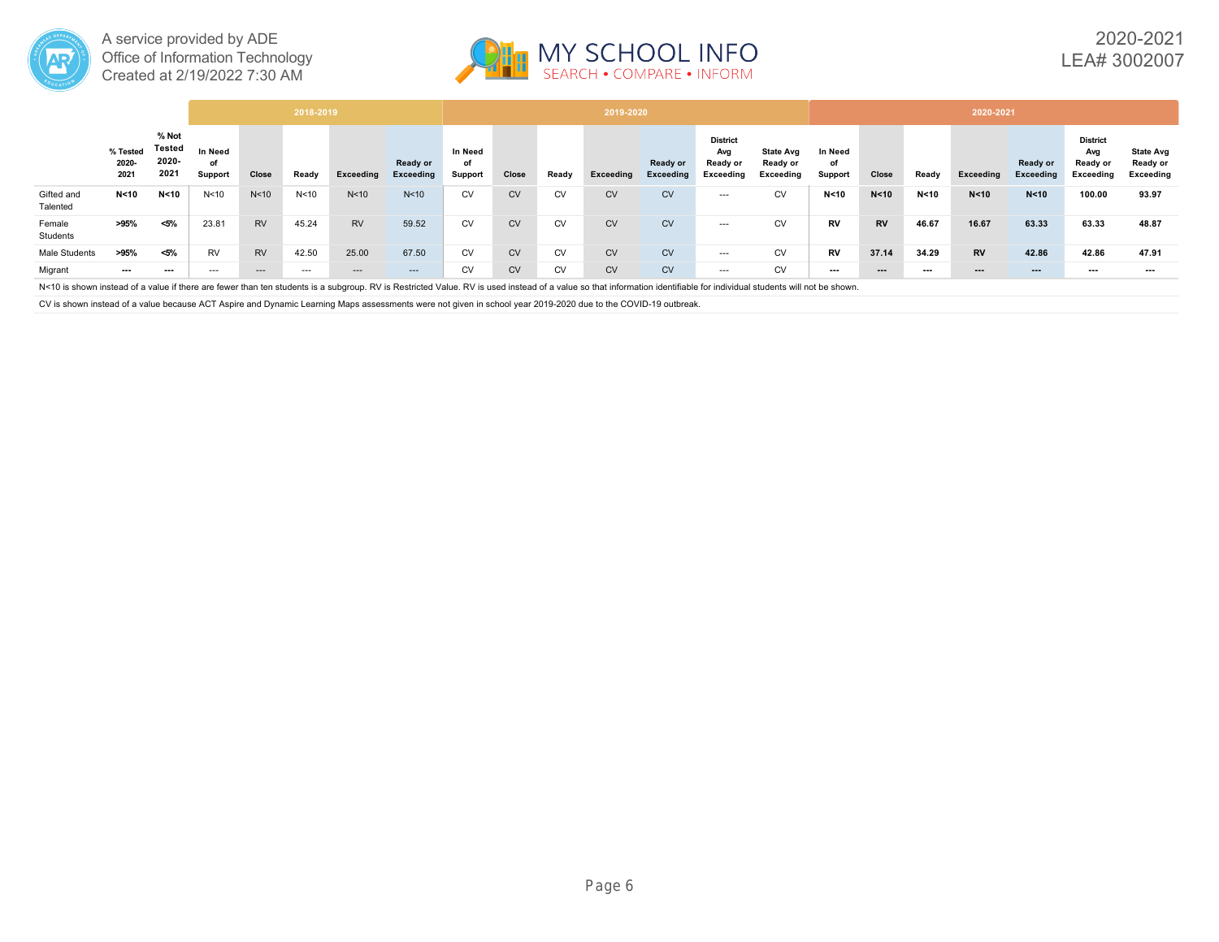A service provided by ADE
Office of Information Technology
Created at 2/19/2022 7:30 AM

# MY SCHOOL INFO
SEARCH • COMPARE • INFORM

2020-2021
LEA# 3002007

| | % Tested 2020-2021 | % Not Tested 2020-2021 | 2018-2019 | | | | | 2019-2020 | | | | | | | 2020-2021 | | | | | | |
|---|---|---|---|---|---|---|---|---|---|---|---|---|---|---|---|---|---|---|---|---|---|
| | | | In Need of Support | Close | Ready | Exceeding | Ready or Exceeding | In Need of Support | Close | Ready | Exceeding | Ready or Exceeding | District Avg Ready or Exceeding | State Avg Ready or Exceeding | In Need of Support | Close | Ready | Exceeding | Ready or Exceeding | District Avg Ready or Exceeding | State Avg Ready or Exceeding |
| Gifted and Talented | **N<10** | **N<10** | N<10 | N<10 | N<10 | N<10 | N<10 | CV | CV | CV | CV | CV | --- | CV | **N<10** | **N<10** | **N<10** | **N<10** | **N<10** | **100.00** | **93.97** |
| Female Students | **>95%** | **<5%** | 23.81 | RV | 45.24 | RV | 59.52 | CV | CV | CV | CV | CV | --- | CV | **RV** | **RV** | **46.67** | **16.67** | **63.33** | **63.33** | **48.87** |
| Male Students | **>95%** | **<5%** | RV | RV | 42.50 | 25.00 | 67.50 | CV | CV | CV | CV | CV | --- | CV | **RV** | **37.14** | **34.29** | **RV** | **42.86** | **42.86** | **47.91** |
| Migrant | **---** | **---** | --- | --- | --- | --- | --- | CV | CV | CV | CV | CV | --- | CV | **---** | **---** | **---** | **---** | **---** | **---** | **---** |

N<10 is shown instead of a value if there are fewer than ten students is a subgroup. RV is Restricted Value. RV is used instead of a value so that information identifiable for individual students will not be shown.

CV is shown instead of a value because ACT Aspire and Dynamic Learning Maps assessments were not given in school year 2019-2020 due to the COVID-19 outbreak.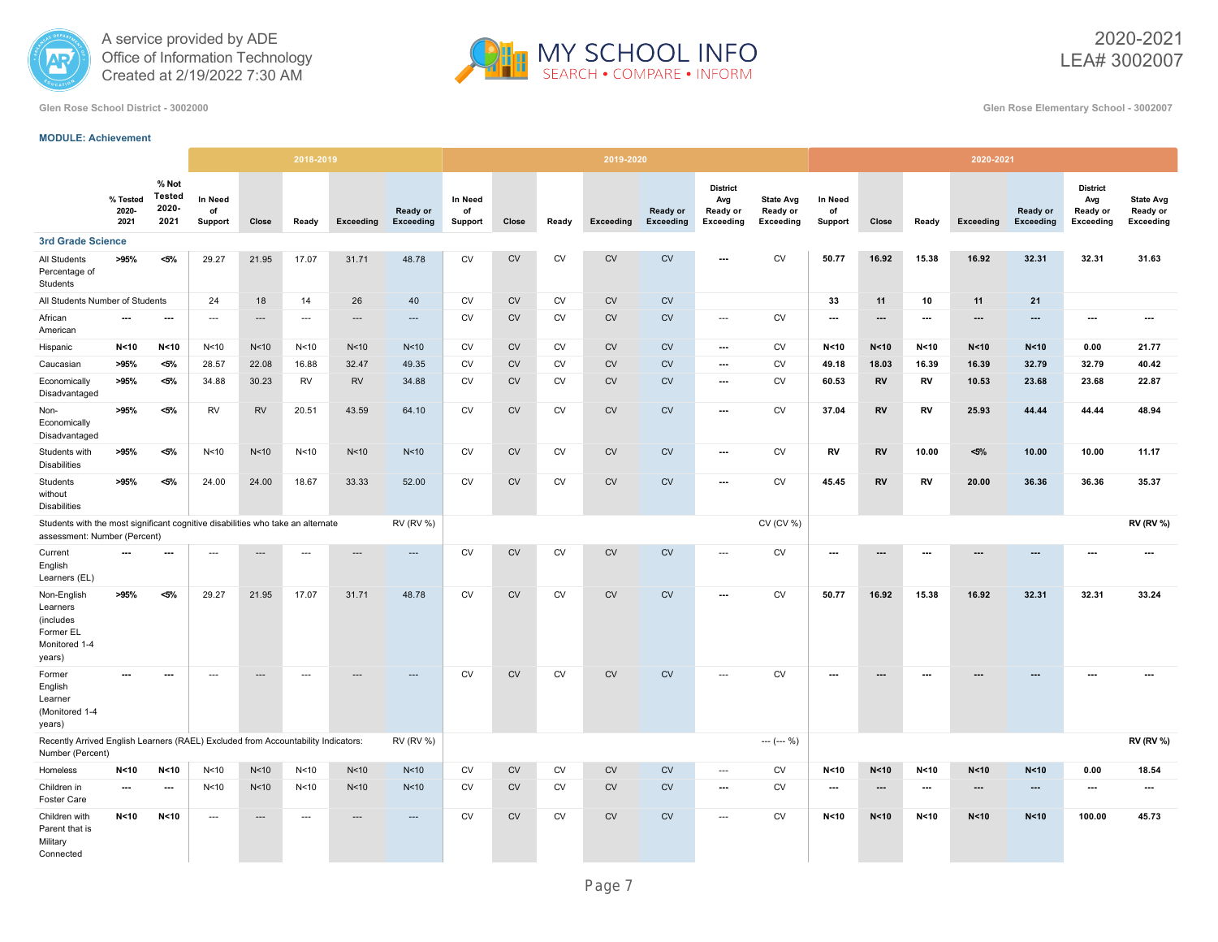A service provided by ADE Office of Information Technology Created at 2/19/2022 7:30 AM

MY SCHOOL INFO — SEARCH • COMPARE • INFORM

2020-2021
LEA# 3002007

Glen Rose School District - 3002000

Glen Rose Elementary School - 3002007

**MODULE: Achievement**

| | % Tested 2020-2021 | % Not Tested 2020-2021 | 2018-2019 In Need of Support | 2018-2019 Close | 2018-2019 Ready | 2018-2019 Exceeding | 2018-2019 Ready or Exceeding | 2019-2020 In Need of Support | 2019-2020 Close | 2019-2020 Ready | 2019-2020 Exceeding | 2019-2020 Ready or Exceeding | 2019-2020 District Avg Ready or Exceeding | 2019-2020 State Avg Ready or Exceeding | 2020-2021 In Need of Support | 2020-2021 Close | 2020-2021 Ready | 2020-2021 Exceeding | 2020-2021 Ready or Exceeding | 2020-2021 District Avg Ready or Exceeding | 2020-2021 State Avg Ready or Exceeding |
|---|---|---|---|---|---|---|---|---|---|---|---|---|---|---|---|---|---|---|---|---|---|
| **3rd Grade Science** | | | | | | | | | | | | | | | | | | | | | |
| All Students Percentage of Students | >95% | <5% | 29.27 | 21.95 | 17.07 | 31.71 | 48.78 | CV | CV | CV | CV | CV | --- | CV | 50.77 | 16.92 | 15.38 | 16.92 | 32.31 | 32.31 | 31.63 |
| All Students Number of Students | | | 24 | 18 | 14 | 26 | 40 | CV | CV | CV | CV | CV | | | 33 | 11 | 10 | 11 | 21 | | |
| African American | --- | --- | --- | --- | --- | --- | --- | CV | CV | CV | CV | CV | --- | CV | --- | --- | --- | --- | --- | --- | --- |
| Hispanic | N<10 | N<10 | N<10 | N<10 | N<10 | N<10 | N<10 | CV | CV | CV | CV | CV | --- | CV | N<10 | N<10 | N<10 | N<10 | N<10 | 0.00 | 21.77 |
| Caucasian | >95% | <5% | 28.57 | 22.08 | 16.88 | 32.47 | 49.35 | CV | CV | CV | CV | CV | --- | CV | 49.18 | 18.03 | 16.39 | 16.39 | 32.79 | 32.79 | 40.42 |
| Economically Disadvantaged | >95% | <5% | 34.88 | 30.23 | RV | RV | 34.88 | CV | CV | CV | CV | CV | --- | CV | 60.53 | RV | RV | 10.53 | 23.68 | 23.68 | 22.87 |
| Non-Economically Disadvantaged | >95% | <5% | RV | RV | 20.51 | 43.59 | 64.10 | CV | CV | CV | CV | CV | --- | CV | 37.04 | RV | RV | 25.93 | 44.44 | 44.44 | 48.94 |
| Students with Disabilities | >95% | <5% | N<10 | N<10 | N<10 | N<10 | N<10 | CV | CV | CV | CV | CV | --- | CV | RV | RV | 10.00 | <5% | 10.00 | 10.00 | 11.17 |
| Students without Disabilities | >95% | <5% | 24.00 | 24.00 | 18.67 | 33.33 | 52.00 | CV | CV | CV | CV | CV | --- | CV | 45.45 | RV | RV | 20.00 | 36.36 | 36.36 | 35.37 |
| Students with the most significant cognitive disabilities who take an alternate assessment: Number (Percent) | | | | | | | RV (RV %) | | | | | | | CV (CV %) | | | | | | | RV (RV %) |
| Current English Learners (EL) | --- | --- | --- | --- | --- | --- | --- | CV | CV | CV | CV | CV | --- | CV | --- | --- | --- | --- | --- | --- | --- |
| Non-English Learners (includes Former EL Monitored 1-4 years) | >95% | <5% | 29.27 | 21.95 | 17.07 | 31.71 | 48.78 | CV | CV | CV | CV | CV | --- | CV | 50.77 | 16.92 | 15.38 | 16.92 | 32.31 | 32.31 | 33.24 |
| Former English Learner (Monitored 1-4 years) | --- | --- | --- | --- | --- | --- | --- | CV | CV | CV | CV | CV | --- | CV | --- | --- | --- | --- | --- | --- | --- |
| Recently Arrived English Learners (RAEL) Excluded from Accountability Indicators: Number (Percent) | | | | | | | RV (RV %) | | | | | | | --- (--- %) | | | | | | | RV (RV %) |
| Homeless | N<10 | N<10 | N<10 | N<10 | N<10 | N<10 | N<10 | CV | CV | CV | CV | CV | --- | CV | N<10 | N<10 | N<10 | N<10 | N<10 | 0.00 | 18.54 |
| Children in Foster Care | --- | --- | N<10 | N<10 | N<10 | N<10 | N<10 | CV | CV | CV | CV | CV | --- | CV | --- | --- | --- | --- | --- | --- | --- |
| Children with Parent that is Military Connected | N<10 | N<10 | --- | --- | --- | --- | --- | CV | CV | CV | CV | CV | --- | CV | N<10 | N<10 | N<10 | N<10 | N<10 | 100.00 | 45.73 |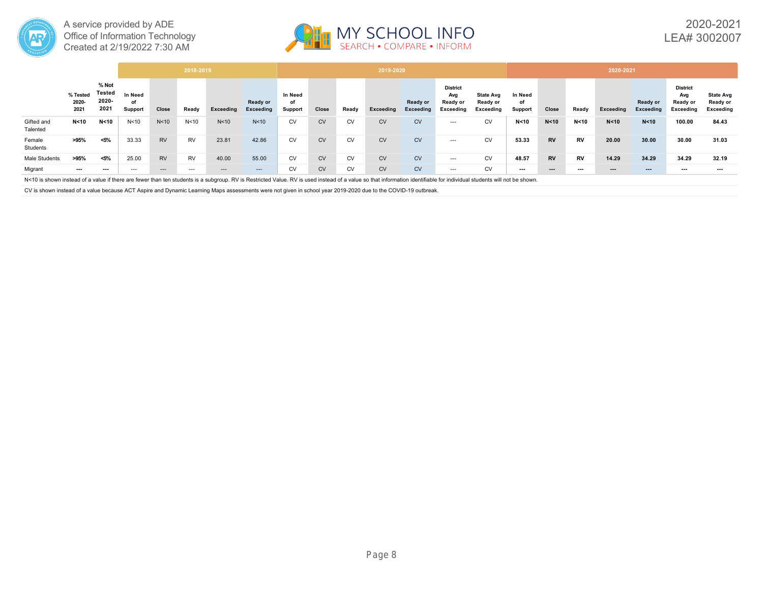A service provided by ADE Office of Information Technology
Created at 2/19/2022 7:30 AM

2020-2021
LEA# 3002007

| | % Tested 2020-2021 | % Not Tested 2020-2021 | 2018-2019 In Need of Support | 2018-2019 Close | 2018-2019 Ready | 2018-2019 Exceeding | 2018-2019 Ready or Exceeding | 2019-2020 In Need of Support | 2019-2020 Close | 2019-2020 Ready | 2019-2020 Exceeding | 2019-2020 Ready or Exceeding | 2019-2020 District Avg Ready or Exceeding | 2019-2020 State Avg Ready or Exceeding | 2020-2021 In Need of Support | 2020-2021 Close | 2020-2021 Ready | 2020-2021 Exceeding | 2020-2021 Ready or Exceeding | 2020-2021 District Avg Ready or Exceeding | 2020-2021 State Avg Ready or Exceeding |
|---|---|---|---|---|---|---|---|---|---|---|---|---|---|---|---|---|---|---|---|---|---|
| Gifted and Talented | N<10 | N<10 | N<10 | N<10 | N<10 | N<10 | N<10 | CV | CV | CV | CV | CV | --- | CV | N<10 | N<10 | N<10 | N<10 | N<10 | 100.00 | 84.43 |
| Female Students | >95% | <5% | 33.33 | RV | RV | 23.81 | 42.86 | CV | CV | CV | CV | CV | --- | CV | 53.33 | RV | RV | 20.00 | 30.00 | 30.00 | 31.03 |
| Male Students | >95% | <5% | 25.00 | RV | RV | 40.00 | 55.00 | CV | CV | CV | CV | CV | --- | CV | 48.57 | RV | RV | 14.29 | 34.29 | 34.29 | 32.19 |
| Migrant | --- | --- | --- | --- | --- | --- | --- | CV | CV | CV | CV | CV | --- | CV | --- | --- | --- | --- | --- | --- | --- |

N<10 is shown instead of a value if there are fewer than ten students is a subgroup. RV is Restricted Value. RV is used instead of a value so that information identifiable for individual students will not be shown.

CV is shown instead of a value because ACT Aspire and Dynamic Learning Maps assessments were not given in school year 2019-2020 due to the COVID-19 outbreak.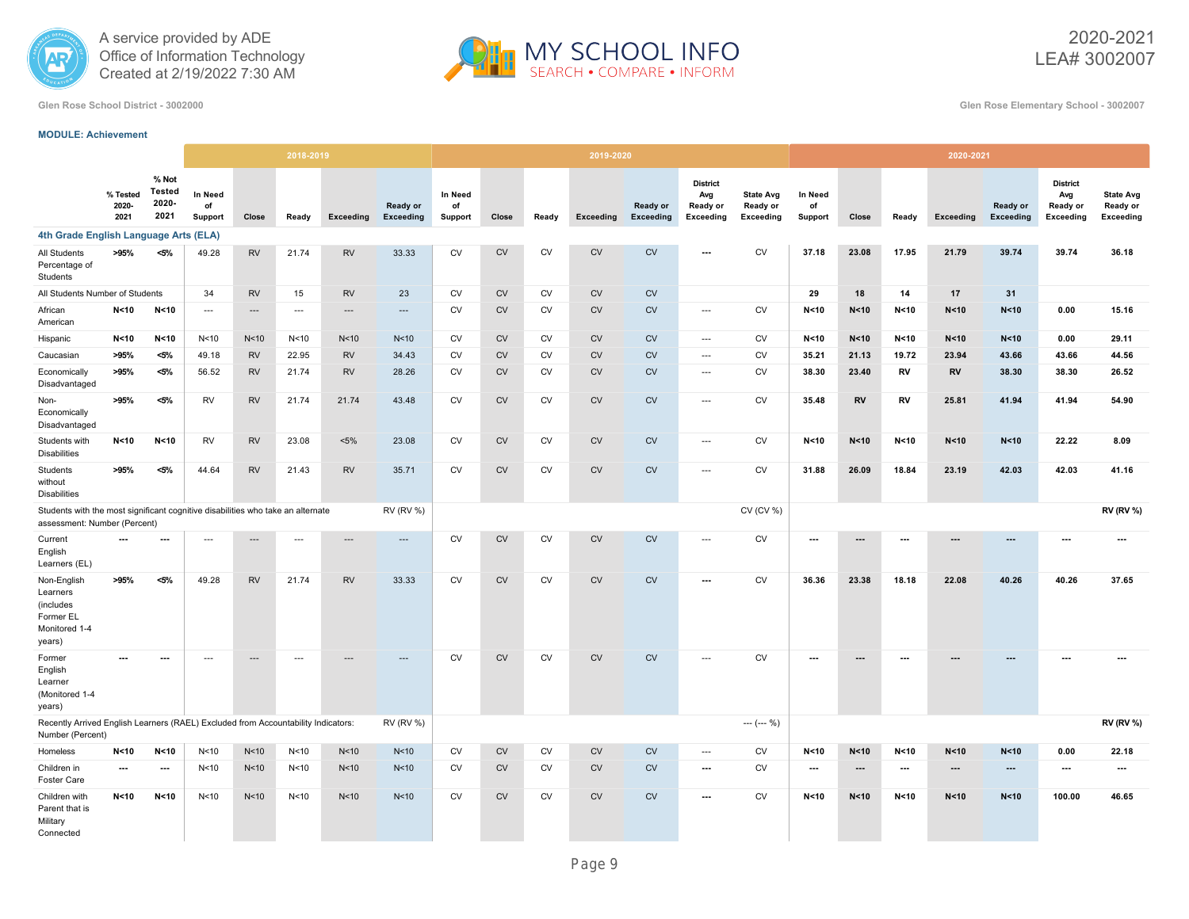Glen Rose School District - 3002000

Glen Rose Elementary School - 3002007

**MODULE: Achievement**

| | % Tested 2020-2021 | % Not Tested 2020-2021 | 2018-2019 In Need of Support | 2018-2019 Close | 2018-2019 Ready | 2018-2019 Exceeding | 2018-2019 Ready or Exceeding | 2019-2020 In Need of Support | 2019-2020 Close | 2019-2020 Ready | 2019-2020 Exceeding | 2019-2020 Ready or Exceeding | 2019-2020 District Avg Ready or Exceeding | 2019-2020 State Avg Ready or Exceeding | 2020-2021 In Need of Support | 2020-2021 Close | 2020-2021 Ready | 2020-2021 Exceeding | 2020-2021 Ready or Exceeding | 2020-2021 District Avg Ready or Exceeding | 2020-2021 State Avg Ready or Exceeding |
|---|---|---|---|---|---|---|---|---|---|---|---|---|---|---|---|---|---|---|---|---|---|
| **4th Grade English Language Arts (ELA)** | | | | | | | | | | | | | | | | | | | | | |
| All Students Percentage of Students | >95% | <5% | 49.28 | RV | 21.74 | RV | 33.33 | CV | CV | CV | CV | CV | --- | CV | 37.18 | 23.08 | 17.95 | 21.79 | 39.74 | 39.74 | 36.18 |
| All Students Number of Students | | | 34 | RV | 15 | RV | 23 | CV | CV | CV | CV | CV | | | 29 | 18 | 14 | 17 | 31 | | |
| African American | N<10 | N<10 | --- | --- | --- | --- | --- | CV | CV | CV | CV | CV | --- | CV | N<10 | N<10 | N<10 | N<10 | N<10 | 0.00 | 15.16 |
| Hispanic | N<10 | N<10 | N<10 | N<10 | N<10 | N<10 | N<10 | CV | CV | CV | CV | CV | --- | CV | N<10 | N<10 | N<10 | N<10 | N<10 | 0.00 | 29.11 |
| Caucasian | >95% | <5% | 49.18 | RV | 22.95 | RV | 34.43 | CV | CV | CV | CV | CV | --- | CV | 35.21 | 21.13 | 19.72 | 23.94 | 43.66 | 43.66 | 44.56 |
| Economically Disadvantaged | >95% | <5% | 56.52 | RV | 21.74 | RV | 28.26 | CV | CV | CV | CV | CV | --- | CV | 38.30 | 23.40 | RV | RV | 38.30 | 38.30 | 26.52 |
| Non-Economically Disadvantaged | >95% | <5% | RV | RV | 21.74 | 21.74 | 43.48 | CV | CV | CV | CV | CV | --- | CV | 35.48 | RV | RV | 25.81 | 41.94 | 41.94 | 54.90 |
| Students with Disabilities | N<10 | N<10 | RV | RV | 23.08 | <5% | 23.08 | CV | CV | CV | CV | CV | --- | CV | N<10 | N<10 | N<10 | N<10 | N<10 | 22.22 | 8.09 |
| Students without Disabilities | >95% | <5% | 44.64 | RV | 21.43 | RV | 35.71 | CV | CV | CV | CV | CV | --- | CV | 31.88 | 26.09 | 18.84 | 23.19 | 42.03 | 42.03 | 41.16 |
| Students with the most significant cognitive disabilities who take an alternate assessment: Number (Percent) | | | | | | | RV (RV %) | | | | | | | CV (CV %) | | | | | | | RV (RV %) |
| Current English Learners (EL) | --- | --- | --- | --- | --- | --- | --- | CV | CV | CV | CV | CV | --- | CV | --- | --- | --- | --- | --- | --- | --- |
| Non-English Learners (includes Former EL Monitored 1-4 years) | >95% | <5% | 49.28 | RV | 21.74 | RV | 33.33 | CV | CV | CV | CV | CV | --- | CV | 36.36 | 23.38 | 18.18 | 22.08 | 40.26 | 40.26 | 37.65 |
| Former English Learner (Monitored 1-4 years) | --- | --- | --- | --- | --- | --- | --- | CV | CV | CV | CV | CV | --- | CV | --- | --- | --- | --- | --- | --- | --- |
| Recently Arrived English Learners (RAEL) Excluded from Accountability Indicators: Number (Percent) | | | | | | | RV (RV %) | | | | | | | --- (--- %) | | | | | | | RV (RV %) |
| Homeless | N<10 | N<10 | N<10 | N<10 | N<10 | N<10 | N<10 | CV | CV | CV | CV | CV | --- | CV | N<10 | N<10 | N<10 | N<10 | N<10 | 0.00 | 22.18 |
| Children in Foster Care | --- | --- | N<10 | N<10 | N<10 | N<10 | N<10 | CV | CV | CV | CV | CV | --- | CV | --- | --- | --- | --- | --- | --- | --- |
| Children with Parent that is Military Connected | N<10 | N<10 | N<10 | N<10 | N<10 | N<10 | N<10 | CV | CV | CV | CV | CV | --- | CV | N<10 | N<10 | N<10 | N<10 | N<10 | 100.00 | 46.65 |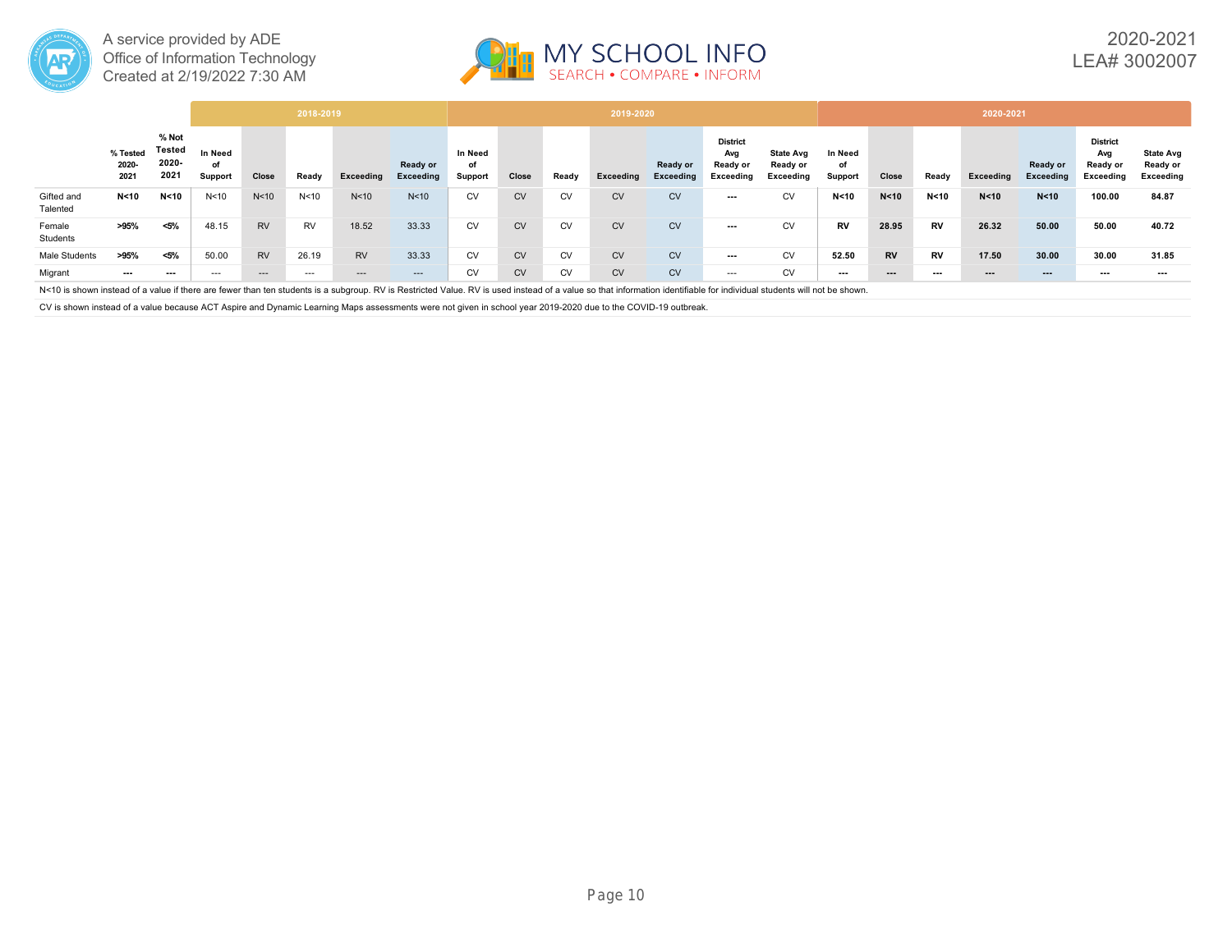| | % Tested 2020-2021 | % Not Tested 2020-2021 | 2018-2019 | | | | | 2019-2020 | | | | | | | 2020-2021 | | | | | | |
|---|---|---|---|---|---|---|---|---|---|---|---|---|---|---|---|---|---|---|---|---|---|
| | | | In Need of Support | Close | Ready | Exceeding | Ready or Exceeding | In Need of Support | Close | Ready | Exceeding | Ready or Exceeding | District Avg Ready or Exceeding | State Avg Ready or Exceeding | In Need of Support | Close | Ready | Exceeding | Ready or Exceeding | District Avg Ready or Exceeding | State Avg Ready or Exceeding |
| Gifted and Talented | **N<10** | **N<10** | N<10 | N<10 | N<10 | N<10 | N<10 | CV | CV | CV | CV | CV | **---** | CV | **N<10** | **N<10** | **N<10** | **N<10** | **N<10** | **100.00** | **84.87** |
| Female Students | **>95%** | **<5%** | 48.15 | RV | RV | 18.52 | 33.33 | CV | CV | CV | CV | CV | **---** | CV | **RV** | **28.95** | **RV** | **26.32** | **50.00** | **50.00** | **40.72** |
| Male Students | **>95%** | **<5%** | 50.00 | RV | 26.19 | RV | 33.33 | CV | CV | CV | CV | CV | **---** | CV | **52.50** | **RV** | **RV** | **17.50** | **30.00** | **30.00** | **31.85** |
| Migrant | **---** | **---** | --- | --- | --- | --- | --- | CV | CV | CV | CV | CV | --- | CV | **---** | **---** | **---** | **---** | **---** | **---** | **---** |

N<10 is shown instead of a value if there are fewer than ten students is a subgroup. RV is Restricted Value. RV is used instead of a value so that information identifiable for individual students will not be shown.

CV is shown instead of a value because ACT Aspire and Dynamic Learning Maps assessments were not given in school year 2019-2020 due to the COVID-19 outbreak.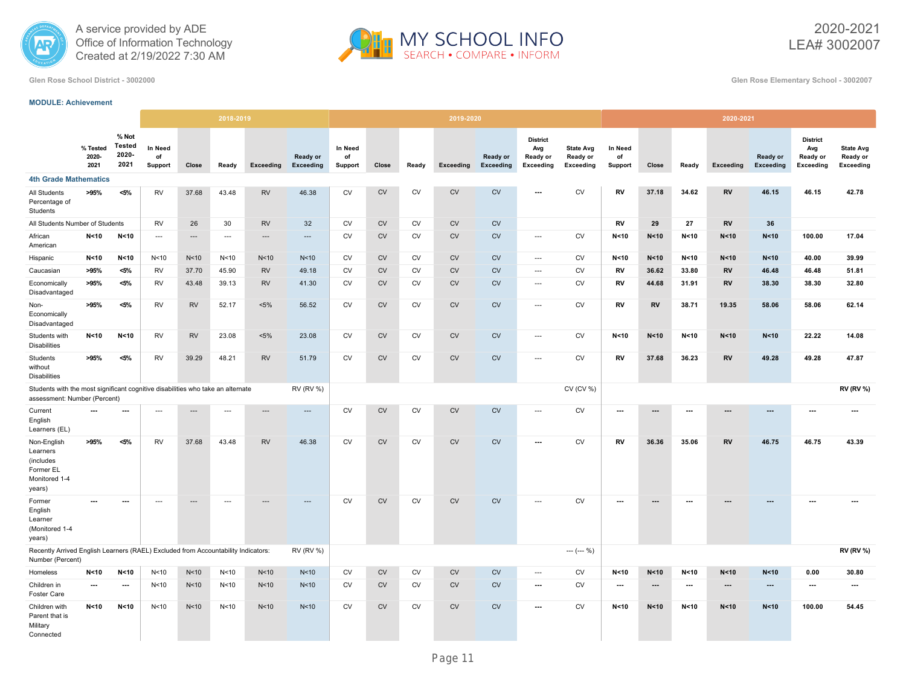A service provided by ADE Office of Information Technology Created at 2/19/2022 7:30 AM

MY SCHOOL INFO — SEARCH • COMPARE • INFORM

2020-2021
LEA# 3002007

Glen Rose School District - 3002000

Glen Rose Elementary School - 3002007

**MODULE: Achievement**

| | % Tested 2020-2021 | % Not Tested 2020-2021 | 2018-2019 In Need of Support | 2018-2019 Close | 2018-2019 Ready | 2018-2019 Exceeding | 2018-2019 Ready or Exceeding | 2019-2020 In Need of Support | 2019-2020 Close | 2019-2020 Ready | 2019-2020 Exceeding | 2019-2020 Ready or Exceeding | 2019-2020 District Avg Ready or Exceeding | 2019-2020 State Avg Ready or Exceeding | 2020-2021 In Need of Support | 2020-2021 Close | 2020-2021 Ready | 2020-2021 Exceeding | 2020-2021 Ready or Exceeding | 2020-2021 District Avg Ready or Exceeding | 2020-2021 State Avg Ready or Exceeding |
|---|---|---|---|---|---|---|---|---|---|---|---|---|---|---|---|---|---|---|---|---|---|
| **4th Grade Mathematics** | | | | | | | | | | | | | | | | | | | | | |
| All Students Percentage of Students | >95% | <5% | RV | 37.68 | 43.48 | RV | 46.38 | CV | CV | CV | CV | CV | --- | CV | RV | 37.18 | 34.62 | RV | 46.15 | 46.15 | 42.78 |
| All Students Number of Students | | | RV | 26 | 30 | RV | 32 | CV | CV | CV | CV | CV | | | RV | 29 | 27 | RV | 36 | | |
| African American | N<10 | N<10 | --- | --- | --- | --- | --- | CV | CV | CV | CV | CV | --- | CV | N<10 | N<10 | N<10 | N<10 | N<10 | 100.00 | 17.04 |
| Hispanic | N<10 | N<10 | N<10 | N<10 | N<10 | N<10 | N<10 | CV | CV | CV | CV | CV | --- | CV | N<10 | N<10 | N<10 | N<10 | N<10 | 40.00 | 39.99 |
| Caucasian | >95% | <5% | RV | 37.70 | 45.90 | RV | 49.18 | CV | CV | CV | CV | CV | --- | CV | RV | 36.62 | 33.80 | RV | 46.48 | 46.48 | 51.81 |
| Economically Disadvantaged | >95% | <5% | RV | 43.48 | 39.13 | RV | 41.30 | CV | CV | CV | CV | CV | --- | CV | RV | 44.68 | 31.91 | RV | 38.30 | 38.30 | 32.80 |
| Non-Economically Disadvantaged | >95% | <5% | RV | RV | 52.17 | <5% | 56.52 | CV | CV | CV | CV | CV | --- | CV | RV | RV | 38.71 | 19.35 | 58.06 | 58.06 | 62.14 |
| Students with Disabilities | N<10 | N<10 | RV | RV | 23.08 | <5% | 23.08 | CV | CV | CV | CV | CV | --- | CV | N<10 | N<10 | N<10 | N<10 | N<10 | 22.22 | 14.08 |
| Students without Disabilities | >95% | <5% | RV | 39.29 | 48.21 | RV | 51.79 | CV | CV | CV | CV | CV | --- | CV | RV | 37.68 | 36.23 | RV | 49.28 | 49.28 | 47.87 |
| Students with the most significant cognitive disabilities who take an alternate assessment: Number (Percent) | | | | | | | RV (RV %) | | | | | | | CV (CV %) | | | | | | | RV (RV %) |
| Current English Learners (EL) | --- | --- | --- | --- | --- | --- | --- | CV | CV | CV | CV | CV | --- | CV | --- | --- | --- | --- | --- | --- | --- |
| Non-English Learners (includes Former EL Monitored 1-4 years) | >95% | <5% | RV | 37.68 | 43.48 | RV | 46.38 | CV | CV | CV | CV | CV | --- | CV | RV | 36.36 | 35.06 | RV | 46.75 | 46.75 | 43.39 |
| Former English Learner (Monitored 1-4 years) | --- | --- | --- | --- | --- | --- | --- | CV | CV | CV | CV | CV | --- | CV | --- | --- | --- | --- | --- | --- | --- |
| Recently Arrived English Learners (RAEL) Excluded from Accountability Indicators: Number (Percent) | | | | | | | RV (RV %) | | | | | | | --- (--- %) | | | | | | | RV (RV %) |
| Homeless | N<10 | N<10 | N<10 | N<10 | N<10 | N<10 | N<10 | CV | CV | CV | CV | CV | --- | CV | N<10 | N<10 | N<10 | N<10 | N<10 | 0.00 | 30.80 |
| Children in Foster Care | --- | --- | N<10 | N<10 | N<10 | N<10 | N<10 | CV | CV | CV | CV | CV | --- | CV | --- | --- | --- | --- | --- | --- | --- |
| Children with Parent that is Military Connected | N<10 | N<10 | N<10 | N<10 | N<10 | N<10 | N<10 | CV | CV | CV | CV | CV | --- | CV | N<10 | N<10 | N<10 | N<10 | N<10 | 100.00 | 54.45 |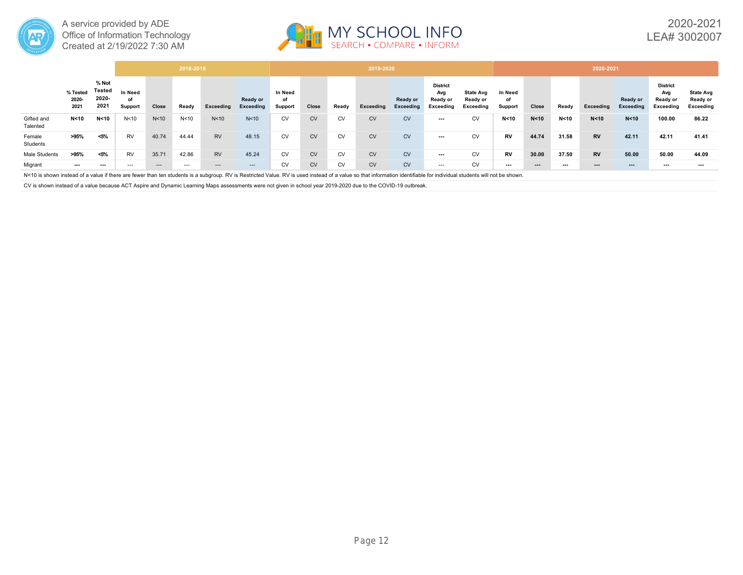A service provided by ADE
Office of Information Technology
Created at 2/19/2022 7:30 AM

2020-2021
LEA# 3002007

| | % Tested 2020-2021 | % Not Tested 2020-2021 | 2018-2019 | | | | | 2019-2020 | | | | | | | 2020-2021 | | | | | | |
|---|---|---|---|---|---|---|---|---|---|---|---|---|---|---|---|---|---|---|---|---|---|
| | | | In Need of Support | Close | Ready | Exceeding | Ready or Exceeding | In Need of Support | Close | Ready | Exceeding | Ready or Exceeding | District Avg Ready or Exceeding | State Avg Ready or Exceeding | In Need of Support | Close | Ready | Exceeding | Ready or Exceeding | District Avg Ready or Exceeding | State Avg Ready or Exceeding |
| Gifted and Talented | N<10 | N<10 | N<10 | N<10 | N<10 | N<10 | N<10 | CV | CV | CV | CV | CV | --- | CV | N<10 | N<10 | N<10 | N<10 | N<10 | 100.00 | 86.22 |
| Female Students | >95% | <5% | RV | 40.74 | 44.44 | RV | 48.15 | CV | CV | CV | CV | CV | --- | CV | RV | 44.74 | 31.58 | RV | 42.11 | 42.11 | 41.41 |
| Male Students | >95% | <5% | RV | 35.71 | 42.86 | RV | 45.24 | CV | CV | CV | CV | CV | --- | CV | RV | 30.00 | 37.50 | RV | 50.00 | 50.00 | 44.09 |
| Migrant | --- | --- | --- | --- | --- | --- | --- | CV | CV | CV | CV | CV | --- | CV | --- | --- | --- | --- | --- | --- | --- |

N<10 is shown instead of a value if there are fewer than ten students is a subgroup. RV is Restricted Value. RV is used instead of a value so that information identifiable for individual students will not be shown.

CV is shown instead of a value because ACT Aspire and Dynamic Learning Maps assessments were not given in school year 2019-2020 due to the COVID-19 outbreak.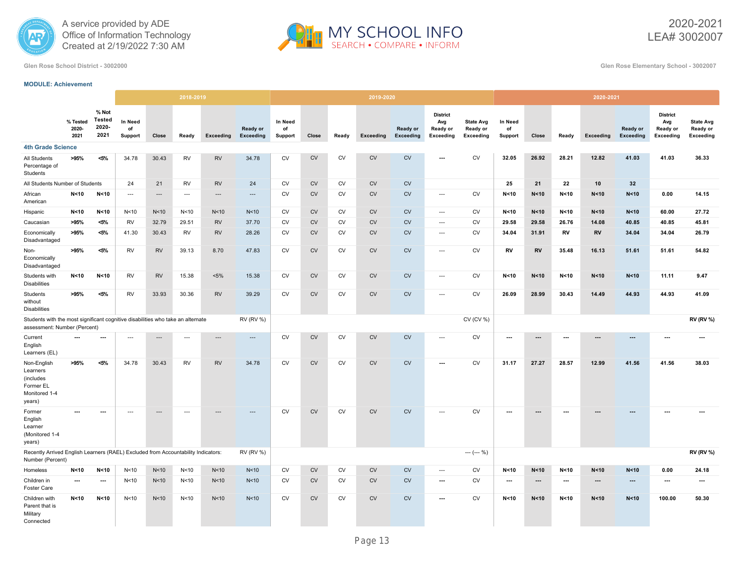A service provided by ADE
Office of Information Technology
Created at 2/19/2022 7:30 AM

MY SCHOOL INFO
SEARCH • COMPARE • INFORM

2020-2021
LEA# 3002007

Glen Rose School District - 3002000

Glen Rose Elementary School - 3002007

**MODULE: Achievement**

| | % Tested 2020-2021 | % Not Tested 2020-2021 | 2018-2019 | | | | | 2019-2020 | | | | | | | 2020-2021 | | | | | | |
|---|---|---|---|---|---|---|---|---|---|---|---|---|---|---|---|---|---|---|---|---|---|
| | | | In Need of Support | Close | Ready | Exceeding | Ready or Exceeding | In Need of Support | Close | Ready | Exceeding | Ready or Exceeding | District Avg Ready or Exceeding | State Avg Ready or Exceeding | In Need of Support | Close | Ready | Exceeding | Ready or Exceeding | District Avg Ready or Exceeding | State Avg Ready or Exceeding |
| **4th Grade Science** | | | | | | | | | | | | | | | | | | | | | |
| All Students Percentage of Students | **>95%** | **<5%** | 34.78 | 30.43 | RV | RV | 34.78 | CV | CV | CV | CV | CV | --- | CV | **32.05** | **26.92** | **28.21** | **12.82** | **41.03** | **41.03** | **36.33** |
| All Students Number of Students | | | 24 | 21 | RV | RV | 24 | CV | CV | CV | CV | CV | | | **25** | **21** | **22** | **10** | **32** | | |
| African American | **N<10** | **N<10** | --- | --- | --- | --- | --- | CV | CV | CV | CV | CV | --- | CV | **N<10** | **N<10** | **N<10** | **N<10** | **N<10** | **0.00** | **14.15** |
| Hispanic | **N<10** | **N<10** | N<10 | N<10 | N<10 | N<10 | N<10 | CV | CV | CV | CV | CV | --- | CV | **N<10** | **N<10** | **N<10** | **N<10** | **N<10** | **60.00** | **27.72** |
| Caucasian | **>95%** | **<5%** | RV | 32.79 | 29.51 | RV | 37.70 | CV | CV | CV | CV | CV | --- | CV | **29.58** | **29.58** | **26.76** | **14.08** | **40.85** | **40.85** | **45.81** |
| Economically Disadvantaged | **>95%** | **<5%** | 41.30 | 30.43 | RV | RV | 28.26 | CV | CV | CV | CV | CV | --- | CV | **34.04** | **31.91** | **RV** | **RV** | **34.04** | **34.04** | **26.79** |
| Non-Economically Disadvantaged | **>95%** | **<5%** | RV | RV | 39.13 | 8.70 | 47.83 | CV | CV | CV | CV | CV | --- | CV | **RV** | **RV** | **35.48** | **16.13** | **51.61** | **51.61** | **54.82** |
| Students with Disabilities | **N<10** | **N<10** | RV | RV | 15.38 | <5% | 15.38 | CV | CV | CV | CV | CV | --- | CV | **N<10** | **N<10** | **N<10** | **N<10** | **N<10** | **11.11** | **9.47** |
| Students without Disabilities | **>95%** | **<5%** | RV | 33.93 | 30.36 | RV | 39.29 | CV | CV | CV | CV | CV | --- | CV | **26.09** | **28.99** | **30.43** | **14.49** | **44.93** | **44.93** | **41.09** |
| Students with the most significant cognitive disabilities who take an alternate assessment: Number (Percent) | | | | | | | RV (RV %) | | | | | | | CV (CV %) | | | | | | | **RV (RV %)** |
| Current English Learners (EL) | **---** | **---** | --- | --- | --- | --- | --- | CV | CV | CV | CV | CV | --- | CV | **---** | **---** | **---** | **---** | **---** | **---** | **---** |
| Non-English Learners (includes Former EL Monitored 1-4 years) | **>95%** | **<5%** | 34.78 | 30.43 | RV | RV | 34.78 | CV | CV | CV | CV | CV | --- | CV | **31.17** | **27.27** | **28.57** | **12.99** | **41.56** | **41.56** | **38.03** |
| Former English Learner (Monitored 1-4 years) | **---** | **---** | --- | --- | --- | --- | --- | CV | CV | CV | CV | CV | --- | CV | **---** | **---** | **---** | **---** | **---** | **---** | **---** |
| Recently Arrived English Learners (RAEL) Excluded from Accountability Indicators: Number (Percent) | | | | | | | RV (RV %) | | | | | | | --- (--- %) | | | | | | | **RV (RV %)** |
| Homeless | **N<10** | **N<10** | N<10 | N<10 | N<10 | N<10 | N<10 | CV | CV | CV | CV | CV | --- | CV | **N<10** | **N<10** | **N<10** | **N<10** | **N<10** | **0.00** | **24.18** |
| Children in Foster Care | **---** | **---** | N<10 | N<10 | N<10 | N<10 | N<10 | CV | CV | CV | CV | CV | --- | CV | **---** | **---** | **---** | **---** | **---** | **---** | **---** |
| Children with Parent that is Military Connected | **N<10** | **N<10** | N<10 | N<10 | N<10 | N<10 | N<10 | CV | CV | CV | CV | CV | --- | CV | **N<10** | **N<10** | **N<10** | **N<10** | **N<10** | **100.00** | **50.30** |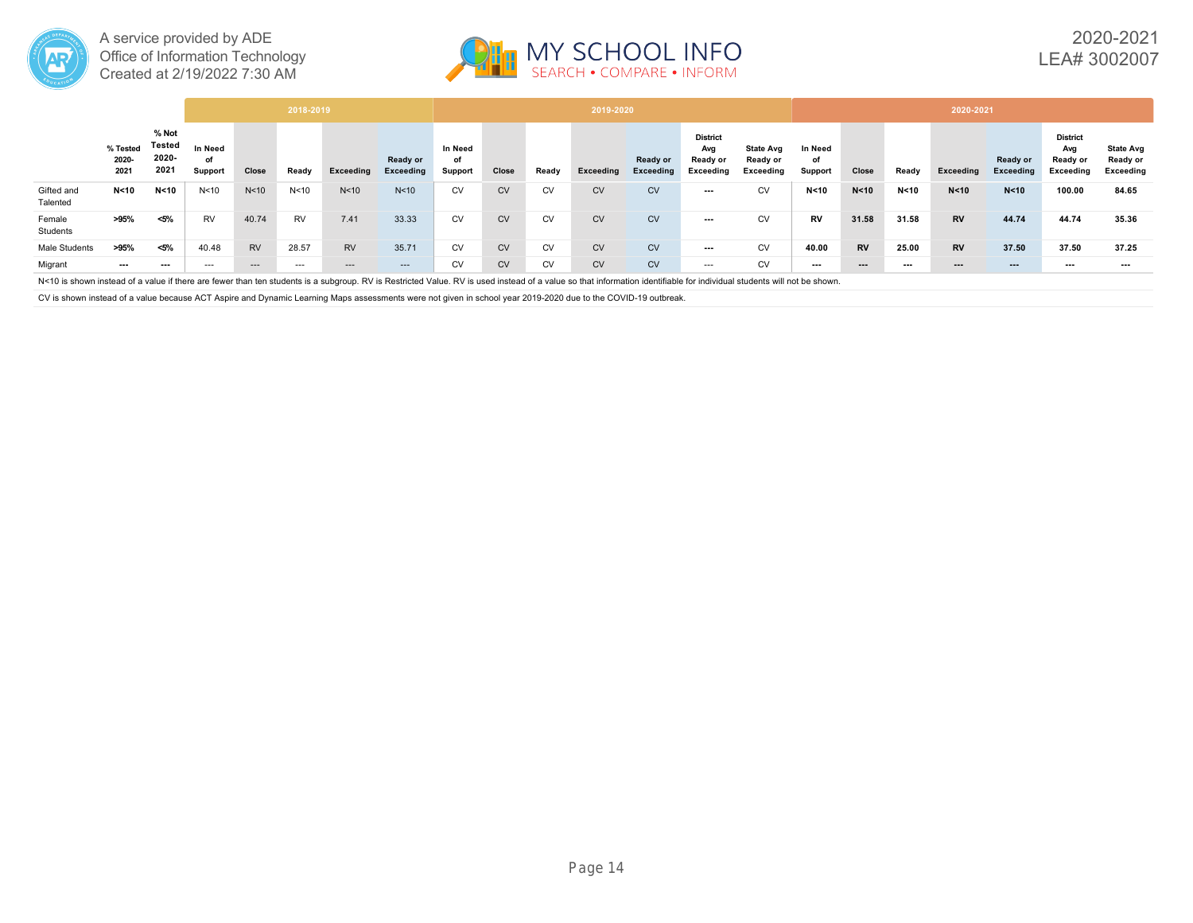A service provided by ADE
Office of Information Technology
Created at 2/19/2022 7:30 AM

MY SCHOOL INFO
SEARCH • COMPARE • INFORM

2020-2021
LEA# 3002007

| | % Tested 2020-2021 | % Not Tested 2020-2021 | 2018-2019 | | | | | 2019-2020 | | | | | | | 2020-2021 | | | | | | |
|---|---|---|---|---|---|---|---|---|---|---|---|---|---|---|---|---|---|---|---|---|---|
| | | | In Need of Support | Close | Ready | Exceeding | Ready or Exceeding | In Need of Support | Close | Ready | Exceeding | Ready or Exceeding | District Avg Ready or Exceeding | State Avg Ready or Exceeding | In Need of Support | Close | Ready | Exceeding | Ready or Exceeding | District Avg Ready or Exceeding | State Avg Ready or Exceeding |
| Gifted and Talented | N<10 | N<10 | N<10 | N<10 | N<10 | N<10 | N<10 | CV | CV | CV | CV | CV | --- | CV | N<10 | N<10 | N<10 | N<10 | N<10 | 100.00 | 84.65 |
| Female Students | >95% | <5% | RV | 40.74 | RV | 7.41 | 33.33 | CV | CV | CV | CV | CV | --- | CV | RV | 31.58 | 31.58 | RV | 44.74 | 44.74 | 35.36 |
| Male Students | >95% | <5% | 40.48 | RV | 28.57 | RV | 35.71 | CV | CV | CV | CV | CV | --- | CV | 40.00 | RV | 25.00 | RV | 37.50 | 37.50 | 37.25 |
| Migrant | --- | --- | --- | --- | --- | --- | --- | CV | CV | CV | CV | CV | --- | CV | --- | --- | --- | --- | --- | --- | --- |

N<10 is shown instead of a value if there are fewer than ten students is a subgroup. RV is Restricted Value. RV is used instead of a value so that information identifiable for individual students will not be shown.

CV is shown instead of a value because ACT Aspire and Dynamic Learning Maps assessments were not given in school year 2019-2020 due to the COVID-19 outbreak.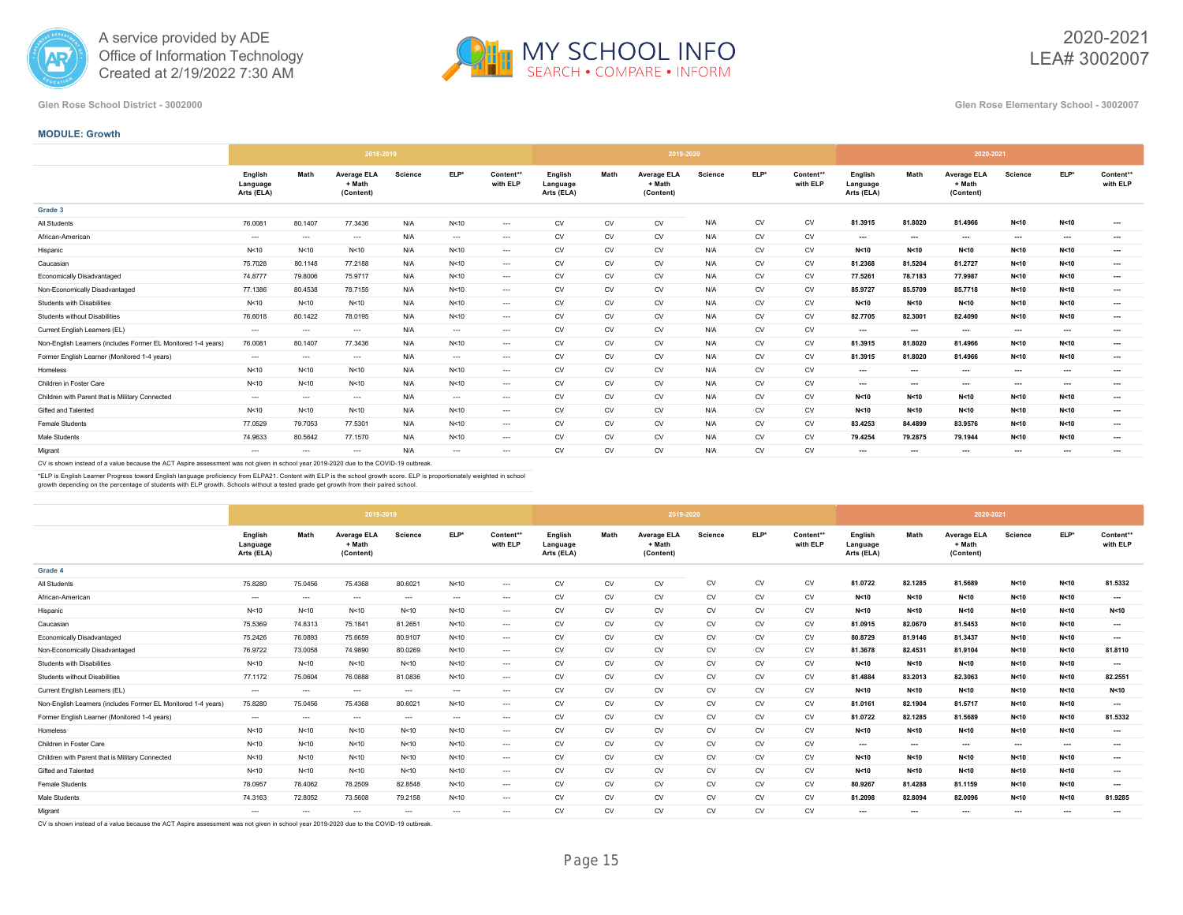A service provided by ADE Office of Information Technology
Created at 2/19/2022 7:30 AM

# MY SCHOOL INFO
SEARCH • COMPARE • INFORM

2020-2021
LEA# 3002007

Glen Rose School District - 3002000

Glen Rose Elementary School - 3002007

## MODULE: Growth

| | 2018-2019 | | | | | | 2019-2020 | | | | | | 2020-2021 | | | | | |
|---|---|---|---|---|---|---|---|---|---|---|---|---|---|---|---|---|---|---|
| | English Language Arts (ELA) | Math | Average ELA + Math (Content) | Science | ELP* | Content** with ELP | English Language Arts (ELA) | Math | Average ELA + Math (Content) | Science | ELP* | Content** with ELP | English Language Arts (ELA) | Math | Average ELA + Math (Content) | Science | ELP* | Content** with ELP |
| **Grade 3** | | | | | | | | | | | | | | | | | | |
| All Students | 76.0081 | 80.1407 | 77.3436 | N/A | N<10 | --- | CV | CV | CV | N/A | CV | CV | **81.3915** | **81.8020** | **81.4966** | **N<10** | **N<10** | **---** |
| African-American | --- | --- | --- | N/A | --- | --- | CV | CV | CV | N/A | CV | CV | **---** | **---** | **---** | **---** | **---** | **---** |
| Hispanic | N<10 | N<10 | N<10 | N/A | N<10 | --- | CV | CV | CV | N/A | CV | CV | **N<10** | **N<10** | **N<10** | **N<10** | **N<10** | **---** |
| Caucasian | 75.7028 | 80.1148 | 77.2188 | N/A | N<10 | --- | CV | CV | CV | N/A | CV | CV | **81.2368** | **81.5204** | **81.2727** | **N<10** | **N<10** | **---** |
| Economically Disadvantaged | 74.8777 | 79.8006 | 75.9717 | N/A | N<10 | --- | CV | CV | CV | N/A | CV | CV | **77.5261** | **78.7183** | **77.9987** | **N<10** | **N<10** | **---** |
| Non-Economically Disadvantaged | 77.1386 | 80.4538 | 78.7155 | N/A | N<10 | --- | CV | CV | CV | N/A | CV | CV | **85.9727** | **85.5709** | **85.7718** | **N<10** | **N<10** | **---** |
| Students with Disabilities | N<10 | N<10 | N<10 | N/A | N<10 | --- | CV | CV | CV | N/A | CV | CV | **N<10** | **N<10** | **N<10** | **N<10** | **N<10** | **---** |
| Students without Disabilities | 76.6018 | 80.1422 | 78.0195 | N/A | N<10 | --- | CV | CV | CV | N/A | CV | CV | **82.7705** | **82.3001** | **82.4090** | **N<10** | **N<10** | **---** |
| Current English Learners (EL) | --- | --- | --- | N/A | --- | --- | CV | CV | CV | N/A | CV | CV | **---** | **---** | **---** | **---** | **---** | **---** |
| Non-English Learners (includes Former EL Monitored 1-4 years) | 76.0081 | 80.1407 | 77.3436 | N/A | N<10 | --- | CV | CV | CV | N/A | CV | CV | **81.3915** | **81.8020** | **81.4966** | **N<10** | **N<10** | **---** |
| Former English Learner (Monitored 1-4 years) | --- | --- | --- | N/A | --- | --- | CV | CV | CV | N/A | CV | CV | **81.3915** | **81.8020** | **81.4966** | **N<10** | **N<10** | **---** |
| Homeless | N<10 | N<10 | N<10 | N/A | N<10 | --- | CV | CV | CV | N/A | CV | CV | **---** | **---** | **---** | **---** | **---** | **---** |
| Children in Foster Care | N<10 | N<10 | N<10 | N/A | N<10 | --- | CV | CV | CV | N/A | CV | CV | **---** | **---** | **---** | **---** | **---** | **---** |
| Children with Parent that is Military Connected | --- | --- | --- | N/A | --- | --- | CV | CV | CV | N/A | CV | CV | **N<10** | **N<10** | **N<10** | **N<10** | **N<10** | **---** |
| Gifted and Talented | N<10 | N<10 | N<10 | N/A | N<10 | --- | CV | CV | CV | N/A | CV | CV | **N<10** | **N<10** | **N<10** | **N<10** | **N<10** | **---** |
| Female Students | 77.0529 | 79.7053 | 77.5301 | N/A | N<10 | --- | CV | CV | CV | N/A | CV | CV | **83.4253** | **84.4899** | **83.9576** | **N<10** | **N<10** | **---** |
| Male Students | 74.9633 | 80.5642 | 77.1570 | N/A | N<10 | --- | CV | CV | CV | N/A | CV | CV | **79.4254** | **79.2875** | **79.1944** | **N<10** | **N<10** | **---** |
| Migrant | --- | --- | --- | N/A | --- | --- | CV | CV | CV | N/A | CV | CV | **---** | **---** | **---** | **---** | **---** | **---** |

CV is shown instead of a value because the ACT Aspire assessment was not given in school year 2019-2020 due to the COVID-19 outbreak.

*ELP is English Learner Progress toward English language proficiency from ELPA21. Content with ELP is the school growth score. ELP is proportionately weighted in school growth depending on the percentage of students with ELP growth. Schools without a tested grade get growth from their paired school.

| | 2018-2019 | | | | | | 2019-2020 | | | | | | 2020-2021 | | | | | |
|---|---|---|---|---|---|---|---|---|---|---|---|---|---|---|---|---|---|---|
| | English Language Arts (ELA) | Math | Average ELA + Math (Content) | Science | ELP* | Content** with ELP | English Language Arts (ELA) | Math | Average ELA + Math (Content) | Science | ELP* | Content** with ELP | English Language Arts (ELA) | Math | Average ELA + Math (Content) | Science | ELP* | Content** with ELP |
| **Grade 4** | | | | | | | | | | | | | | | | | | |
| All Students | 75.8280 | 75.0456 | 75.4368 | 80.6021 | N<10 | --- | CV | CV | CV | CV | CV | CV | **81.0722** | **82.1285** | **81.5689** | **N<10** | **N<10** | **81.5332** |
| African-American | --- | --- | --- | --- | --- | --- | CV | CV | CV | CV | CV | CV | **N<10** | **N<10** | **N<10** | **N<10** | **N<10** | **---** |
| Hispanic | N<10 | N<10 | N<10 | N<10 | N<10 | --- | CV | CV | CV | CV | CV | CV | **N<10** | **N<10** | **N<10** | **N<10** | **N<10** | **N<10** |
| Caucasian | 75.5369 | 74.8313 | 75.1841 | 81.2651 | N<10 | --- | CV | CV | CV | CV | CV | CV | **81.0915** | **82.0670** | **81.5453** | **N<10** | **N<10** | **---** |
| Economically Disadvantaged | 75.2426 | 76.0893 | 75.6659 | 80.9107 | N<10 | --- | CV | CV | CV | CV | CV | CV | **80.8729** | **81.9146** | **81.3437** | **N<10** | **N<10** | **---** |
| Non-Economically Disadvantaged | 76.9722 | 73.0058 | 74.9890 | 80.0269 | N<10 | --- | CV | CV | CV | CV | CV | CV | **81.3678** | **82.4531** | **81.9104** | **N<10** | **N<10** | **81.8110** |
| Students with Disabilities | N<10 | N<10 | N<10 | N<10 | N<10 | --- | CV | CV | CV | CV | CV | CV | **N<10** | **N<10** | **N<10** | **N<10** | **N<10** | **---** |
| Students without Disabilities | 77.1172 | 75.0604 | 76.0888 | 81.0836 | N<10 | --- | CV | CV | CV | CV | CV | CV | **81.4884** | **83.2013** | **82.3063** | **N<10** | **N<10** | **82.2551** |
| Current English Learners (EL) | --- | --- | --- | --- | --- | --- | CV | CV | CV | CV | CV | CV | **N<10** | **N<10** | **N<10** | **N<10** | **N<10** | **N<10** |
| Non-English Learners (includes Former EL Monitored 1-4 years) | 75.8280 | 75.0456 | 75.4368 | 80.6021 | N<10 | --- | CV | CV | CV | CV | CV | CV | **81.0161** | **82.1904** | **81.5717** | **N<10** | **N<10** | **---** |
| Former English Learner (Monitored 1-4 years) | --- | --- | --- | --- | --- | --- | CV | CV | CV | CV | CV | CV | **81.0722** | **82.1285** | **81.5689** | **N<10** | **N<10** | **81.5332** |
| Homeless | N<10 | N<10 | N<10 | N<10 | N<10 | --- | CV | CV | CV | CV | CV | CV | **N<10** | **N<10** | **N<10** | **N<10** | **N<10** | **---** |
| Children in Foster Care | N<10 | N<10 | N<10 | N<10 | N<10 | --- | CV | CV | CV | CV | CV | CV | **---** | **---** | **---** | **---** | **---** | **---** |
| Children with Parent that is Military Connected | N<10 | N<10 | N<10 | N<10 | N<10 | --- | CV | CV | CV | CV | CV | CV | **N<10** | **N<10** | **N<10** | **N<10** | **N<10** | **---** |
| Gifted and Talented | N<10 | N<10 | N<10 | N<10 | N<10 | --- | CV | CV | CV | CV | CV | CV | **N<10** | **N<10** | **N<10** | **N<10** | **N<10** | **---** |
| Female Students | 78.0957 | 78.4062 | 78.2509 | 82.8548 | N<10 | --- | CV | CV | CV | CV | CV | CV | **80.9267** | **81.4288** | **81.1159** | **N<10** | **N<10** | **---** |
| Male Students | 74.3163 | 72.8052 | 73.5608 | 79.2158 | N<10 | --- | CV | CV | CV | CV | CV | CV | **81.2098** | **82.8094** | **82.0096** | **N<10** | **N<10** | **81.9285** |
| Migrant | --- | --- | --- | --- | --- | --- | CV | CV | CV | CV | CV | CV | **---** | **---** | **---** | **---** | **---** | **---** |

CV is shown instead of a value because the ACT Aspire assessment was not given in school year 2019-2020 due to the COVID-19 outbreak.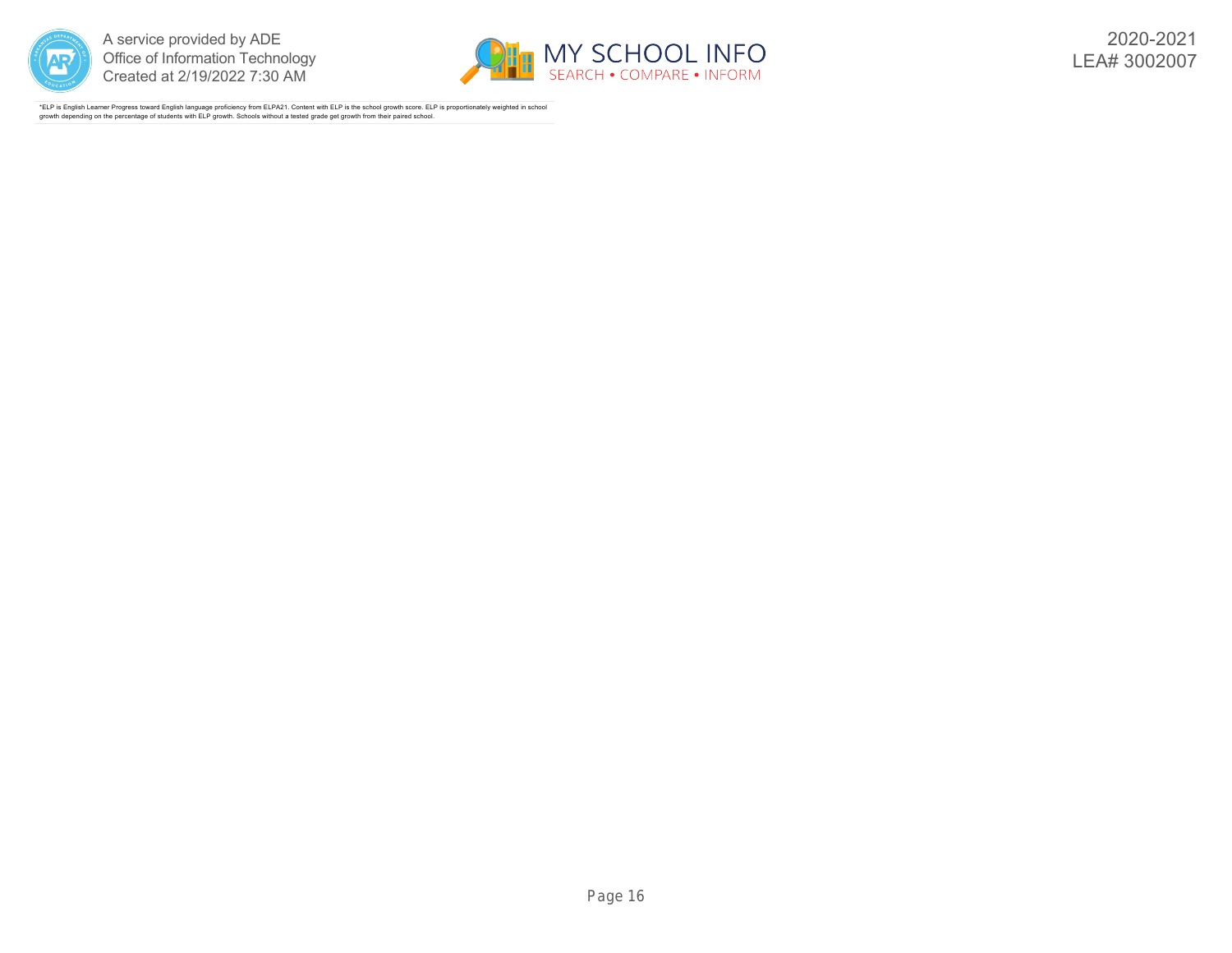*ELP is English Learner Progress toward English language proficiency from ELPA21. Content with ELP is the school growth score. ELP is proportionately weighted in school growth depending on the percentage of students with ELP growth. Schools without a tested grade get growth from their paired school.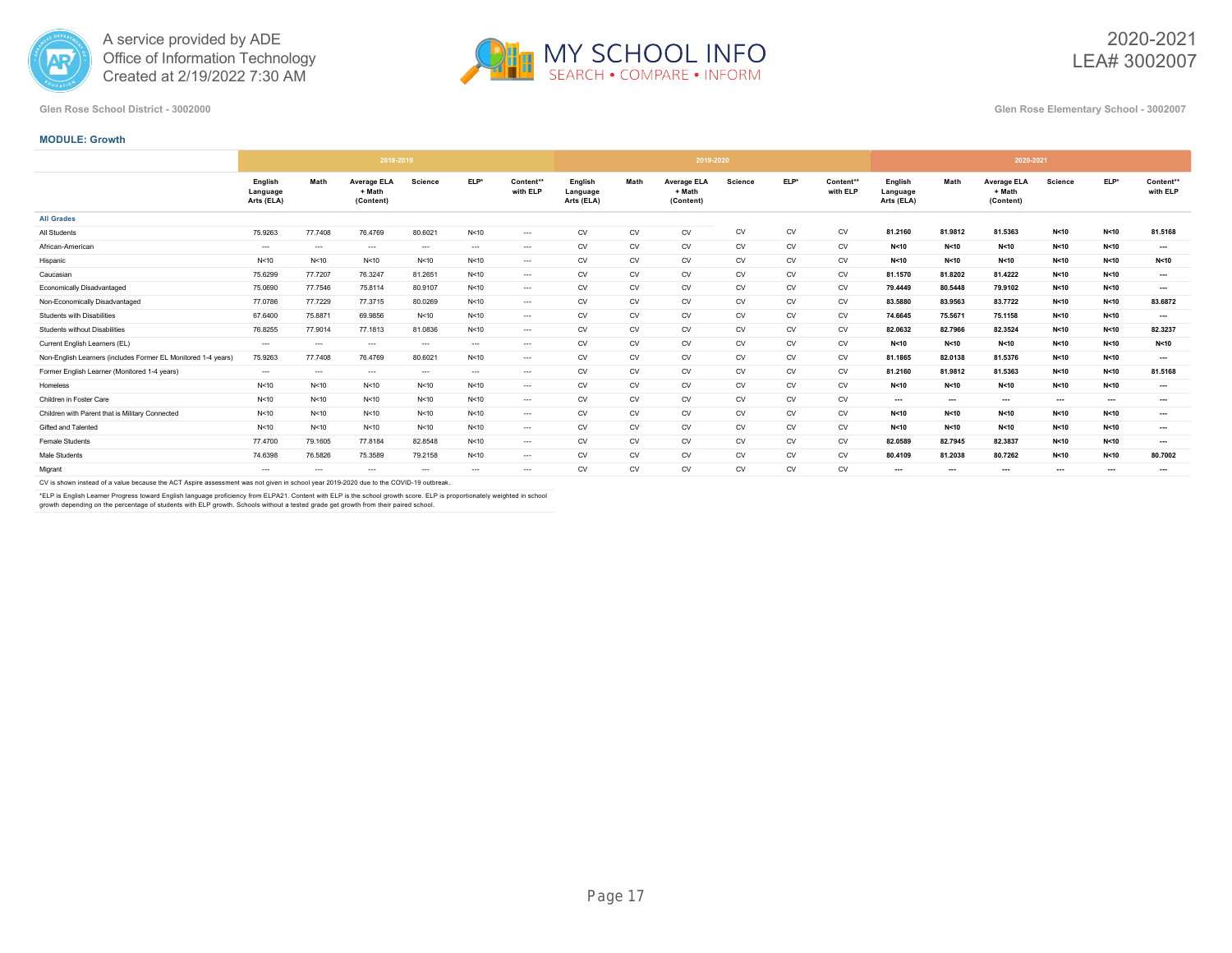A service provided by ADE
Office of Information Technology
Created at 2/19/2022 7:30 AM

2020-2021
LEA# 3002007

Glen Rose School District - 3002000

Glen Rose Elementary School - 3002007

**MODULE: Growth**

| | 2018-2019 | | | | | | 2019-2020 | | | | | | 2020-2021 | | | | | |
|---|---|---|---|---|---|---|---|---|---|---|---|---|---|---|---|---|---|---|
| | English Language Arts (ELA) | Math | Average ELA + Math (Content) | Science | ELP* | Content** with ELP | English Language Arts (ELA) | Math | Average ELA + Math (Content) | Science | ELP* | Content** with ELP | English Language Arts (ELA) | Math | Average ELA + Math (Content) | Science | ELP* | Content** with ELP |
| **All Grades** | | | | | | | | | | | | | | | | | | |
| All Students | 75.9263 | 77.7408 | 76.4769 | 80.6021 | N<10 | --- | CV | CV | CV | CV | CV | CV | **81.2160** | **81.9812** | **81.5363** | **N<10** | **N<10** | **81.5168** |
| African-American | --- | --- | --- | --- | --- | --- | CV | CV | CV | CV | CV | CV | **N<10** | **N<10** | **N<10** | **N<10** | **N<10** | **---** |
| Hispanic | N<10 | N<10 | N<10 | N<10 | N<10 | --- | CV | CV | CV | CV | CV | CV | **N<10** | **N<10** | **N<10** | **N<10** | **N<10** | **N<10** |
| Caucasian | 75.6299 | 77.7207 | 76.3247 | 81.2651 | N<10 | --- | CV | CV | CV | CV | CV | CV | **81.1570** | **81.8202** | **81.4222** | **N<10** | **N<10** | **---** |
| Economically Disadvantaged | 75.0690 | 77.7546 | 75.8114 | 80.9107 | N<10 | --- | CV | CV | CV | CV | CV | CV | **79.4449** | **80.5448** | **79.9102** | **N<10** | **N<10** | **---** |
| Non-Economically Disadvantaged | 77.0786 | 77.7229 | 77.3715 | 80.0269 | N<10 | --- | CV | CV | CV | CV | CV | CV | **83.5880** | **83.9563** | **83.7722** | **N<10** | **N<10** | **83.6872** |
| Students with Disabilities | 67.6400 | 75.8871 | 69.9856 | N<10 | N<10 | --- | CV | CV | CV | CV | CV | CV | **74.6645** | **75.5671** | **75.1158** | **N<10** | **N<10** | **---** |
| Students without Disabilities | 76.8255 | 77.9014 | 77.1813 | 81.0836 | N<10 | --- | CV | CV | CV | CV | CV | CV | **82.0632** | **82.7966** | **82.3524** | **N<10** | **N<10** | **82.3237** |
| Current English Learners (EL) | --- | --- | --- | --- | --- | --- | CV | CV | CV | CV | CV | CV | **N<10** | **N<10** | **N<10** | **N<10** | **N<10** | **N<10** |
| Non-English Learners (includes Former EL Monitored 1-4 years) | 75.9263 | 77.7408 | 76.4769 | 80.6021 | N<10 | --- | CV | CV | CV | CV | CV | CV | **81.1865** | **82.0138** | **81.5376** | **N<10** | **N<10** | **---** |
| Former English Learner (Monitored 1-4 years) | --- | --- | --- | --- | --- | --- | CV | CV | CV | CV | CV | CV | **81.2160** | **81.9812** | **81.5363** | **N<10** | **N<10** | **81.5168** |
| Homeless | N<10 | N<10 | N<10 | N<10 | N<10 | --- | CV | CV | CV | CV | CV | CV | **N<10** | **N<10** | **N<10** | **N<10** | **N<10** | **---** |
| Children in Foster Care | N<10 | N<10 | N<10 | N<10 | N<10 | --- | CV | CV | CV | CV | CV | CV | **---** | **---** | **---** | **---** | **---** | **---** |
| Children with Parent that is Military Connected | N<10 | N<10 | N<10 | N<10 | N<10 | --- | CV | CV | CV | CV | CV | CV | **N<10** | **N<10** | **N<10** | **N<10** | **N<10** | **---** |
| Gifted and Talented | N<10 | N<10 | N<10 | N<10 | N<10 | --- | CV | CV | CV | CV | CV | CV | **N<10** | **N<10** | **N<10** | **N<10** | **N<10** | **---** |
| Female Students | 77.4700 | 79.1605 | 77.8184 | 82.8548 | N<10 | --- | CV | CV | CV | CV | CV | CV | **82.0589** | **82.7945** | **82.3837** | **N<10** | **N<10** | **---** |
| Male Students | 74.6398 | 76.5826 | 75.3589 | 79.2158 | N<10 | --- | CV | CV | CV | CV | CV | CV | **80.4109** | **81.2038** | **80.7262** | **N<10** | **N<10** | **80.7002** |
| Migrant | --- | --- | --- | --- | --- | --- | CV | CV | CV | CV | CV | CV | **---** | **---** | **---** | **---** | **---** | **---** |

CV is shown instead of a value because the ACT Aspire assessment was not given in school year 2019-2020 due to the COVID-19 outbreak.

*ELP is English Learner Progress toward English language proficiency from ELPA21. Content with ELP is the school growth score. ELP is proportionately weighted in school growth depending on the percentage of students with ELP growth. Schools without a tested grade get growth from their paired school.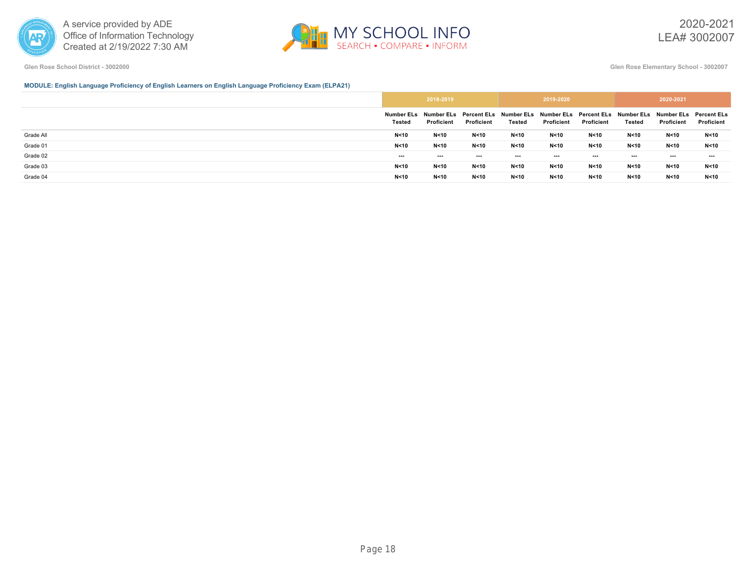Glen Rose School District - 3002000

Glen Rose Elementary School - 3002007

**MODULE: English Language Proficiency of English Learners on English Language Proficiency Exam (ELPA21)**

| | 2018-2019 | | | 2019-2020 | | | 2020-2021 | | |
|---|---|---|---|---|---|---|---|---|---|
| | Number ELs Tested | Number ELs Proficient | Percent ELs Proficient | Number ELs Tested | Number ELs Proficient | Percent ELs Proficient | Number ELs Tested | Number ELs Proficient | Percent ELs Proficient |
| Grade All | N<10 | N<10 | N<10 | N<10 | N<10 | N<10 | N<10 | N<10 | N<10 |
| Grade 01 | N<10 | N<10 | N<10 | N<10 | N<10 | N<10 | N<10 | N<10 | N<10 |
| Grade 02 | --- | --- | --- | --- | --- | --- | --- | --- | --- |
| Grade 03 | N<10 | N<10 | N<10 | N<10 | N<10 | N<10 | N<10 | N<10 | N<10 |
| Grade 04 | N<10 | N<10 | N<10 | N<10 | N<10 | N<10 | N<10 | N<10 | N<10 |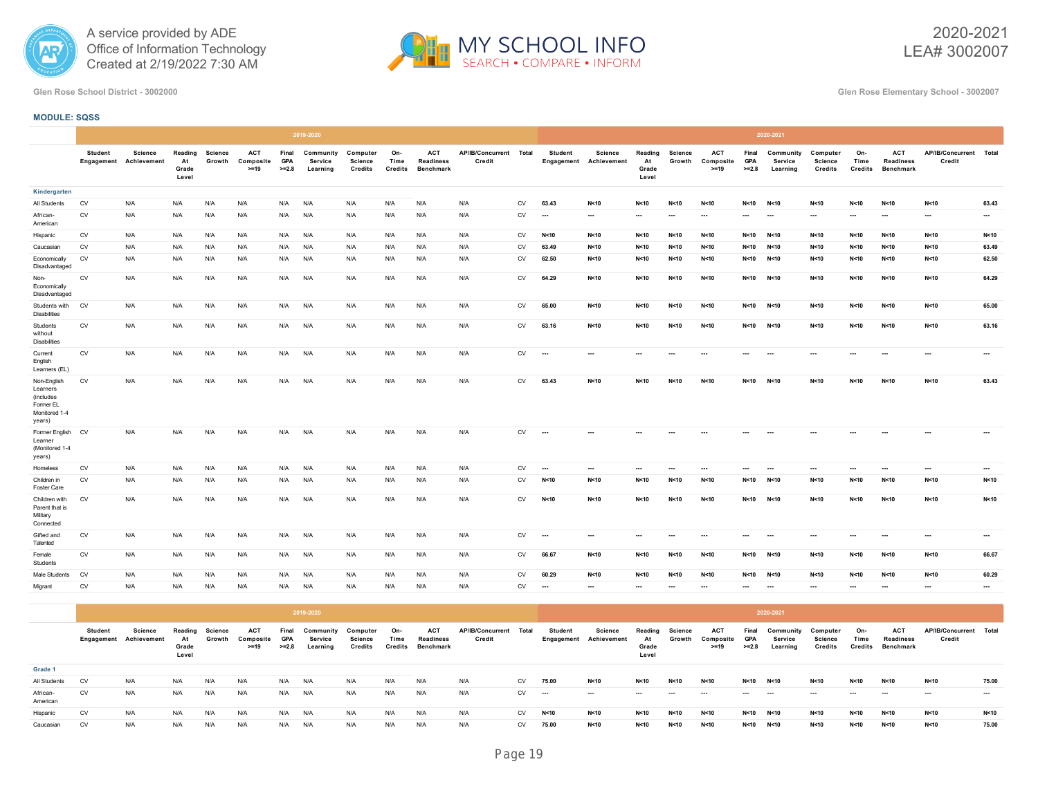Glen Rose School District - 3002000

Glen Rose Elementary School - 3002007

2020-2021
LEA# 3002007

**MODULE: SQSS**

| | 2019-2020 | | | | | | | | | | | | 2020-2021 | | | | | | | | | | | |
|---|---|---|---|---|---|---|---|---|---|---|---|---|---|---|---|---|---|---|---|---|---|---|---|---|
| | Student Engagement | Science Achievement | Reading At Grade Level | Science Growth | ACT Composite >=19 | Final GPA >=2.8 | Community Service Learning | Computer Science Credits | On-Time Credits | ACT Readiness Benchmark | AP/IB/Concurrent Credit | Total | Student Engagement | Science Achievement | Reading At Grade Level | Science Growth | ACT Composite >=19 | Final GPA >=2.8 | Community Service Learning | Computer Science Credits | On-Time Credits | ACT Readiness Benchmark | AP/IB/Concurrent Credit | Total |
| **Kindergarten** | | | | | | | | | | | | | | | | | | | | | | | | |
| All Students | CV | N/A | N/A | N/A | N/A | N/A | N/A | N/A | N/A | N/A | N/A | CV | 63.43 | N<10 | N<10 | N<10 | N<10 | N<10 | N<10 | N<10 | N<10 | N<10 | N<10 | 63.43 |
| African-American | CV | N/A | N/A | N/A | N/A | N/A | N/A | N/A | N/A | N/A | N/A | CV | --- | --- | --- | --- | --- | --- | --- | --- | --- | --- | --- | --- |
| Hispanic | CV | N/A | N/A | N/A | N/A | N/A | N/A | N/A | N/A | N/A | N/A | CV | N<10 | N<10 | N<10 | N<10 | N<10 | N<10 | N<10 | N<10 | N<10 | N<10 | N<10 | N<10 |
| Caucasian | CV | N/A | N/A | N/A | N/A | N/A | N/A | N/A | N/A | N/A | N/A | CV | 63.49 | N<10 | N<10 | N<10 | N<10 | N<10 | N<10 | N<10 | N<10 | N<10 | N<10 | 63.49 |
| Economically Disadvantaged | CV | N/A | N/A | N/A | N/A | N/A | N/A | N/A | N/A | N/A | N/A | CV | 62.50 | N<10 | N<10 | N<10 | N<10 | N<10 | N<10 | N<10 | N<10 | N<10 | N<10 | 62.50 |
| Non-Economically Disadvantaged | CV | N/A | N/A | N/A | N/A | N/A | N/A | N/A | N/A | N/A | N/A | CV | 64.29 | N<10 | N<10 | N<10 | N<10 | N<10 | N<10 | N<10 | N<10 | N<10 | N<10 | 64.29 |
| Students with Disabilities | CV | N/A | N/A | N/A | N/A | N/A | N/A | N/A | N/A | N/A | N/A | CV | 65.00 | N<10 | N<10 | N<10 | N<10 | N<10 | N<10 | N<10 | N<10 | N<10 | N<10 | 65.00 |
| Students without Disabilities | CV | N/A | N/A | N/A | N/A | N/A | N/A | N/A | N/A | N/A | N/A | CV | 63.16 | N<10 | N<10 | N<10 | N<10 | N<10 | N<10 | N<10 | N<10 | N<10 | N<10 | 63.16 |
| Current English Learners (EL) | CV | N/A | N/A | N/A | N/A | N/A | N/A | N/A | N/A | N/A | N/A | CV | --- | --- | --- | --- | --- | --- | --- | --- | --- | --- | --- | --- |
| Non-English Learners (includes Former EL Monitored 1-4 years) | CV | N/A | N/A | N/A | N/A | N/A | N/A | N/A | N/A | N/A | N/A | CV | 63.43 | N<10 | N<10 | N<10 | N<10 | N<10 | N<10 | N<10 | N<10 | N<10 | N<10 | 63.43 |
| Former English Learner (Monitored 1-4 years) | CV | N/A | N/A | N/A | N/A | N/A | N/A | N/A | N/A | N/A | N/A | CV | --- | --- | --- | --- | --- | --- | --- | --- | --- | --- | --- | --- |
| Homeless | CV | N/A | N/A | N/A | N/A | N/A | N/A | N/A | N/A | N/A | N/A | CV | --- | --- | --- | --- | --- | --- | --- | --- | --- | --- | --- | --- |
| Children in Foster Care | CV | N/A | N/A | N/A | N/A | N/A | N/A | N/A | N/A | N/A | N/A | CV | N<10 | N<10 | N<10 | N<10 | N<10 | N<10 | N<10 | N<10 | N<10 | N<10 | N<10 | N<10 |
| Children with Parent that is Military Connected | CV | N/A | N/A | N/A | N/A | N/A | N/A | N/A | N/A | N/A | N/A | CV | N<10 | N<10 | N<10 | N<10 | N<10 | N<10 | N<10 | N<10 | N<10 | N<10 | N<10 | N<10 |
| Gifted and Talented | CV | N/A | N/A | N/A | N/A | N/A | N/A | N/A | N/A | N/A | N/A | CV | --- | --- | --- | --- | --- | --- | --- | --- | --- | --- | --- | --- |
| Female Students | CV | N/A | N/A | N/A | N/A | N/A | N/A | N/A | N/A | N/A | N/A | CV | 66.67 | N<10 | N<10 | N<10 | N<10 | N<10 | N<10 | N<10 | N<10 | N<10 | N<10 | 66.67 |
| Male Students | CV | N/A | N/A | N/A | N/A | N/A | N/A | N/A | N/A | N/A | N/A | CV | 60.29 | N<10 | N<10 | N<10 | N<10 | N<10 | N<10 | N<10 | N<10 | N<10 | N<10 | 60.29 |
| Migrant | CV | N/A | N/A | N/A | N/A | N/A | N/A | N/A | N/A | N/A | N/A | CV | --- | --- | --- | --- | --- | --- | --- | --- | --- | --- | --- | --- |

| | 2019-2020 | | | | | | | | | | | | 2020-2021 | | | | | | | | | | | |
|---|---|---|---|---|---|---|---|---|---|---|---|---|---|---|---|---|---|---|---|---|---|---|---|---|
| | Student Engagement | Science Achievement | Reading At Grade Level | Science Growth | ACT Composite >=19 | Final GPA >=2.8 | Community Service Learning | Computer Science Credits | On-Time Credits | ACT Readiness Benchmark | AP/IB/Concurrent Credit | Total | Student Engagement | Science Achievement | Reading At Grade Level | Science Growth | ACT Composite >=19 | Final GPA >=2.8 | Community Service Learning | Computer Science Credits | On-Time Credits | ACT Readiness Benchmark | AP/IB/Concurrent Credit | Total |
| **Grade 1** | | | | | | | | | | | | | | | | | | | | | | | | |
| All Students | CV | N/A | N/A | N/A | N/A | N/A | N/A | N/A | N/A | N/A | N/A | CV | 75.00 | N<10 | N<10 | N<10 | N<10 | N<10 | N<10 | N<10 | N<10 | N<10 | N<10 | 75.00 |
| African-American | CV | N/A | N/A | N/A | N/A | N/A | N/A | N/A | N/A | N/A | N/A | CV | --- | --- | --- | --- | --- | --- | --- | --- | --- | --- | --- | --- |
| Hispanic | CV | N/A | N/A | N/A | N/A | N/A | N/A | N/A | N/A | N/A | N/A | CV | N<10 | N<10 | N<10 | N<10 | N<10 | N<10 | N<10 | N<10 | N<10 | N<10 | N<10 | N<10 |
| Caucasian | CV | N/A | N/A | N/A | N/A | N/A | N/A | N/A | N/A | N/A | N/A | CV | 75.00 | N<10 | N<10 | N<10 | N<10 | N<10 | N<10 | N<10 | N<10 | N<10 | N<10 | 75.00 |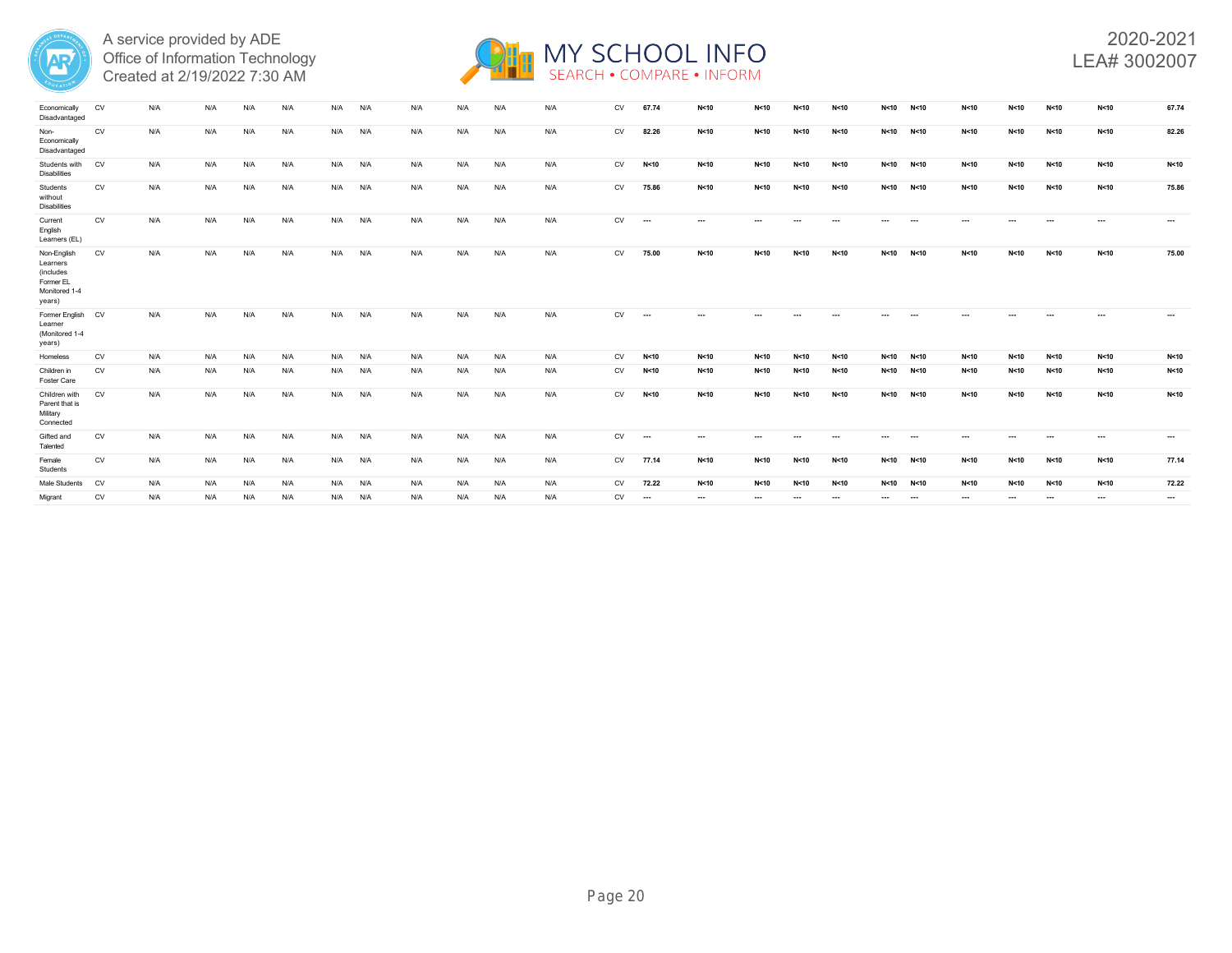| | | | | | | | | | | | | | | | | | | | | | | | | |
|---|---|---|---|---|---|---|---|---|---|---|---|---|---|---|---|---|---|---|---|---|---|---|---|---|
| Economically Disadvantaged | CV | N/A | N/A | N/A | N/A | N/A | N/A | N/A | N/A | N/A | N/A | CV | 67.74 | N<10 | N<10 | N<10 | N<10 | N<10 | N<10 | N<10 | N<10 | N<10 | N<10 | 67.74 |
| Non-Economically Disadvantaged | CV | N/A | N/A | N/A | N/A | N/A | N/A | N/A | N/A | N/A | N/A | CV | 82.26 | N<10 | N<10 | N<10 | N<10 | N<10 | N<10 | N<10 | N<10 | N<10 | N<10 | 82.26 |
| Students with Disabilities | CV | N/A | N/A | N/A | N/A | N/A | N/A | N/A | N/A | N/A | N/A | CV | N<10 | N<10 | N<10 | N<10 | N<10 | N<10 | N<10 | N<10 | N<10 | N<10 | N<10 | N<10 |
| Students without Disabilities | CV | N/A | N/A | N/A | N/A | N/A | N/A | N/A | N/A | N/A | N/A | CV | 75.86 | N<10 | N<10 | N<10 | N<10 | N<10 | N<10 | N<10 | N<10 | N<10 | N<10 | 75.86 |
| Current English Learners (EL) | CV | N/A | N/A | N/A | N/A | N/A | N/A | N/A | N/A | N/A | N/A | CV | --- | --- | --- | --- | --- | --- | --- | --- | --- | --- | --- | --- |
| Non-English Learners (includes Former EL Monitored 1-4 years) | CV | N/A | N/A | N/A | N/A | N/A | N/A | N/A | N/A | N/A | N/A | CV | 75.00 | N<10 | N<10 | N<10 | N<10 | N<10 | N<10 | N<10 | N<10 | N<10 | N<10 | 75.00 |
| Former English Learner (Monitored 1-4 years) | CV | N/A | N/A | N/A | N/A | N/A | N/A | N/A | N/A | N/A | N/A | CV | --- | --- | --- | --- | --- | --- | --- | --- | --- | --- | --- | --- |
| Homeless | CV | N/A | N/A | N/A | N/A | N/A | N/A | N/A | N/A | N/A | N/A | CV | N<10 | N<10 | N<10 | N<10 | N<10 | N<10 | N<10 | N<10 | N<10 | N<10 | N<10 | N<10 |
| Children in Foster Care | CV | N/A | N/A | N/A | N/A | N/A | N/A | N/A | N/A | N/A | N/A | CV | N<10 | N<10 | N<10 | N<10 | N<10 | N<10 | N<10 | N<10 | N<10 | N<10 | N<10 | N<10 |
| Children with Parent that is Military Connected | CV | N/A | N/A | N/A | N/A | N/A | N/A | N/A | N/A | N/A | N/A | CV | N<10 | N<10 | N<10 | N<10 | N<10 | N<10 | N<10 | N<10 | N<10 | N<10 | N<10 | N<10 |
| Gifted and Talented | CV | N/A | N/A | N/A | N/A | N/A | N/A | N/A | N/A | N/A | N/A | CV | --- | --- | --- | --- | --- | --- | --- | --- | --- | --- | --- | --- |
| Female Students | CV | N/A | N/A | N/A | N/A | N/A | N/A | N/A | N/A | N/A | N/A | CV | 77.14 | N<10 | N<10 | N<10 | N<10 | N<10 | N<10 | N<10 | N<10 | N<10 | N<10 | 77.14 |
| Male Students | CV | N/A | N/A | N/A | N/A | N/A | N/A | N/A | N/A | N/A | N/A | CV | 72.22 | N<10 | N<10 | N<10 | N<10 | N<10 | N<10 | N<10 | N<10 | N<10 | N<10 | 72.22 |
| Migrant | CV | N/A | N/A | N/A | N/A | N/A | N/A | N/A | N/A | N/A | N/A | CV | --- | --- | --- | --- | --- | --- | --- | --- | --- | --- | --- | --- |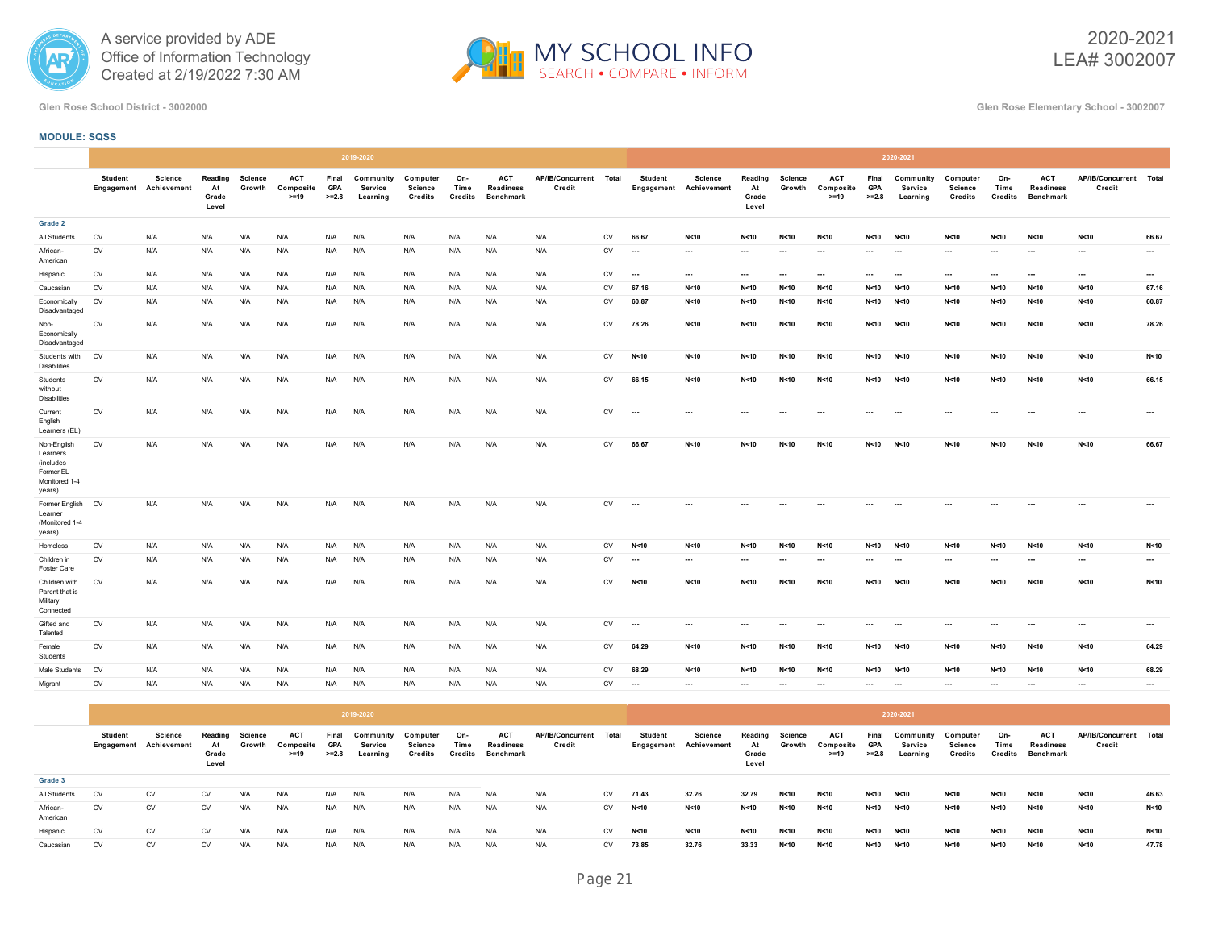Glen Rose School District - 3002000

Glen Rose Elementary School - 3002007

2020-2021
LEA# 3002007

**MODULE: SQSS**

| | 2019-2020 | | | | | | | | | | | | 2020-2021 | | | | | | | | | | | |
|---|---|---|---|---|---|---|---|---|---|---|---|---|---|---|---|---|---|---|---|---|---|---|---|---|
| | Student Engagement | Science Achievement | Reading At Grade Level | Science Growth | ACT Composite >=19 | Final GPA >=2.8 | Community Service Learning | Computer Science Credits | On-Time Credits | ACT Readiness Benchmark | AP/IB/Concurrent Credit | Total | Student Engagement | Science Achievement | Reading At Grade Level | Science Growth | ACT Composite >=19 | Final GPA >=2.8 | Community Service Learning | Computer Science Credits | On-Time Credits | ACT Readiness Benchmark | AP/IB/Concurrent Credit | Total |
| **Grade 2** | | | | | | | | | | | | | | | | | | | | | | | | |
| All Students | CV | N/A | N/A | N/A | N/A | N/A | N/A | N/A | N/A | N/A | N/A | CV | 66.67 | N<10 | N<10 | N<10 | N<10 | N<10 | N<10 | N<10 | N<10 | N<10 | N<10 | 66.67 |
| African-American | CV | N/A | N/A | N/A | N/A | N/A | N/A | N/A | N/A | N/A | N/A | CV | --- | --- | --- | --- | --- | --- | --- | --- | --- | --- | --- | --- |
| Hispanic | CV | N/A | N/A | N/A | N/A | N/A | N/A | N/A | N/A | N/A | N/A | CV | --- | --- | --- | --- | --- | --- | --- | --- | --- | --- | --- | --- |
| Caucasian | CV | N/A | N/A | N/A | N/A | N/A | N/A | N/A | N/A | N/A | N/A | CV | 67.16 | N<10 | N<10 | N<10 | N<10 | N<10 | N<10 | N<10 | N<10 | N<10 | N<10 | 67.16 |
| Economically Disadvantaged | CV | N/A | N/A | N/A | N/A | N/A | N/A | N/A | N/A | N/A | N/A | CV | 60.87 | N<10 | N<10 | N<10 | N<10 | N<10 | N<10 | N<10 | N<10 | N<10 | N<10 | 60.87 |
| Non-Economically Disadvantaged | CV | N/A | N/A | N/A | N/A | N/A | N/A | N/A | N/A | N/A | N/A | CV | 78.26 | N<10 | N<10 | N<10 | N<10 | N<10 | N<10 | N<10 | N<10 | N<10 | N<10 | 78.26 |
| Students with Disabilities | CV | N/A | N/A | N/A | N/A | N/A | N/A | N/A | N/A | N/A | N/A | CV | N<10 | N<10 | N<10 | N<10 | N<10 | N<10 | N<10 | N<10 | N<10 | N<10 | N<10 | N<10 |
| Students without Disabilities | CV | N/A | N/A | N/A | N/A | N/A | N/A | N/A | N/A | N/A | N/A | CV | 66.15 | N<10 | N<10 | N<10 | N<10 | N<10 | N<10 | N<10 | N<10 | N<10 | N<10 | 66.15 |
| Current English Learners (EL) | CV | N/A | N/A | N/A | N/A | N/A | N/A | N/A | N/A | N/A | N/A | CV | --- | --- | --- | --- | --- | --- | --- | --- | --- | --- | --- | --- |
| Non-English Learners (includes Former EL Monitored 1-4 years) | CV | N/A | N/A | N/A | N/A | N/A | N/A | N/A | N/A | N/A | N/A | CV | 66.67 | N<10 | N<10 | N<10 | N<10 | N<10 | N<10 | N<10 | N<10 | N<10 | N<10 | 66.67 |
| Former English Learner (Monitored 1-4 years) | CV | N/A | N/A | N/A | N/A | N/A | N/A | N/A | N/A | N/A | N/A | CV | --- | --- | --- | --- | --- | --- | --- | --- | --- | --- | --- | --- |
| Homeless | CV | N/A | N/A | N/A | N/A | N/A | N/A | N/A | N/A | N/A | N/A | CV | N<10 | N<10 | N<10 | N<10 | N<10 | N<10 | N<10 | N<10 | N<10 | N<10 | N<10 | N<10 |
| Children in Foster Care | CV | N/A | N/A | N/A | N/A | N/A | N/A | N/A | N/A | N/A | N/A | CV | --- | --- | --- | --- | --- | --- | --- | --- | --- | --- | --- | --- |
| Children with Parent that is Military Connected | CV | N/A | N/A | N/A | N/A | N/A | N/A | N/A | N/A | N/A | N/A | CV | N<10 | N<10 | N<10 | N<10 | N<10 | N<10 | N<10 | N<10 | N<10 | N<10 | N<10 | N<10 |
| Gifted and Talented | CV | N/A | N/A | N/A | N/A | N/A | N/A | N/A | N/A | N/A | N/A | CV | --- | --- | --- | --- | --- | --- | --- | --- | --- | --- | --- | --- |
| Female Students | CV | N/A | N/A | N/A | N/A | N/A | N/A | N/A | N/A | N/A | N/A | CV | 64.29 | N<10 | N<10 | N<10 | N<10 | N<10 | N<10 | N<10 | N<10 | N<10 | N<10 | 64.29 |
| Male Students | CV | N/A | N/A | N/A | N/A | N/A | N/A | N/A | N/A | N/A | N/A | CV | 68.29 | N<10 | N<10 | N<10 | N<10 | N<10 | N<10 | N<10 | N<10 | N<10 | N<10 | 68.29 |
| Migrant | CV | N/A | N/A | N/A | N/A | N/A | N/A | N/A | N/A | N/A | N/A | CV | --- | --- | --- | --- | --- | --- | --- | --- | --- | --- | --- | --- |

| | 2019-2020 | | | | | | | | | | | | 2020-2021 | | | | | | | | | | | |
|---|---|---|---|---|---|---|---|---|---|---|---|---|---|---|---|---|---|---|---|---|---|---|---|---|
| | Student Engagement | Science Achievement | Reading At Grade Level | Science Growth | ACT Composite >=19 | Final GPA >=2.8 | Community Service Learning | Computer Science Credits | On-Time Credits | ACT Readiness Benchmark | AP/IB/Concurrent Credit | Total | Student Engagement | Science Achievement | Reading At Grade Level | Science Growth | ACT Composite >=19 | Final GPA >=2.8 | Community Service Learning | Computer Science Credits | On-Time Credits | ACT Readiness Benchmark | AP/IB/Concurrent Credit | Total |
| **Grade 3** | | | | | | | | | | | | | | | | | | | | | | | | |
| All Students | CV | CV | CV | N/A | N/A | N/A | N/A | N/A | N/A | N/A | N/A | CV | 71.43 | 32.26 | 32.79 | N<10 | N<10 | N<10 | N<10 | N<10 | N<10 | N<10 | N<10 | 46.63 |
| African-American | CV | CV | CV | N/A | N/A | N/A | N/A | N/A | N/A | N/A | N/A | CV | N<10 | N<10 | N<10 | N<10 | N<10 | N<10 | N<10 | N<10 | N<10 | N<10 | N<10 | N<10 |
| Hispanic | CV | CV | CV | N/A | N/A | N/A | N/A | N/A | N/A | N/A | N/A | CV | N<10 | N<10 | N<10 | N<10 | N<10 | N<10 | N<10 | N<10 | N<10 | N<10 | N<10 | N<10 |
| Caucasian | CV | CV | CV | N/A | N/A | N/A | N/A | N/A | N/A | N/A | N/A | CV | 73.85 | 32.76 | 33.33 | N<10 | N<10 | N<10 | N<10 | N<10 | N<10 | N<10 | N<10 | 47.78 |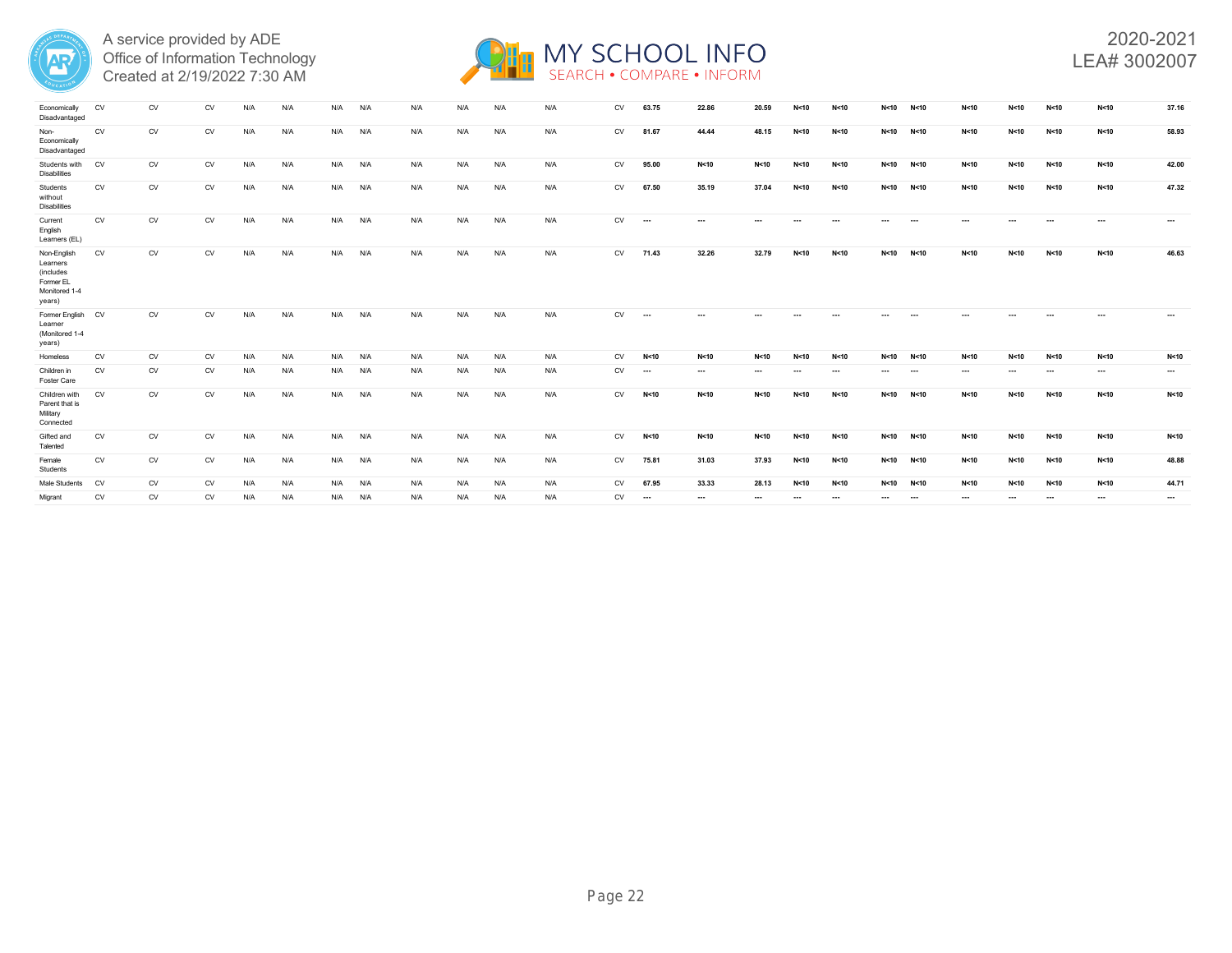| | | | | | | | | | | | | | | | | | | | | | | | | | | |
|---|---|---|---|---|---|---|---|---|---|---|---|---|---|---|---|---|---|---|---|---|---|---|---|---|---|---|
| Economically Disadvantaged | CV | CV | CV | N/A | N/A | N/A | N/A | N/A | N/A | N/A | N/A | CV | 63.75 | 22.86 | 20.59 | N<10 | N<10 | N<10 | N<10 | N<10 | N<10 | N<10 | N<10 | 37.16 |
| Non-Economically Disadvantaged | CV | CV | CV | N/A | N/A | N/A | N/A | N/A | N/A | N/A | N/A | CV | 81.67 | 44.44 | 48.15 | N<10 | N<10 | N<10 | N<10 | N<10 | N<10 | N<10 | N<10 | 58.93 |
| Students with Disabilities | CV | CV | CV | N/A | N/A | N/A | N/A | N/A | N/A | N/A | N/A | CV | 95.00 | N<10 | N<10 | N<10 | N<10 | N<10 | N<10 | N<10 | N<10 | N<10 | N<10 | 42.00 |
| Students without Disabilities | CV | CV | CV | N/A | N/A | N/A | N/A | N/A | N/A | N/A | N/A | CV | 67.50 | 35.19 | 37.04 | N<10 | N<10 | N<10 | N<10 | N<10 | N<10 | N<10 | N<10 | 47.32 |
| Current English Learners (EL) | CV | CV | CV | N/A | N/A | N/A | N/A | N/A | N/A | N/A | N/A | CV | --- | --- | --- | --- | --- | --- | --- | --- | --- | --- | --- | --- |
| Non-English Learners (includes Former EL Monitored 1-4 years) | CV | CV | CV | N/A | N/A | N/A | N/A | N/A | N/A | N/A | N/A | CV | 71.43 | 32.26 | 32.79 | N<10 | N<10 | N<10 | N<10 | N<10 | N<10 | N<10 | N<10 | 46.63 |
| Former English Learner (Monitored 1-4 years) | CV | CV | CV | N/A | N/A | N/A | N/A | N/A | N/A | N/A | N/A | CV | --- | --- | --- | --- | --- | --- | --- | --- | --- | --- | --- | --- |
| Homeless | CV | CV | CV | N/A | N/A | N/A | N/A | N/A | N/A | N/A | N/A | CV | N<10 | N<10 | N<10 | N<10 | N<10 | N<10 | N<10 | N<10 | N<10 | N<10 | N<10 | N<10 |
| Children in Foster Care | CV | CV | CV | N/A | N/A | N/A | N/A | N/A | N/A | N/A | N/A | CV | --- | --- | --- | --- | --- | --- | --- | --- | --- | --- | --- | --- |
| Children with Parent that is Military Connected | CV | CV | CV | N/A | N/A | N/A | N/A | N/A | N/A | N/A | N/A | CV | N<10 | N<10 | N<10 | N<10 | N<10 | N<10 | N<10 | N<10 | N<10 | N<10 | N<10 | N<10 |
| Gifted and Talented | CV | CV | CV | N/A | N/A | N/A | N/A | N/A | N/A | N/A | N/A | CV | N<10 | N<10 | N<10 | N<10 | N<10 | N<10 | N<10 | N<10 | N<10 | N<10 | N<10 | N<10 |
| Female Students | CV | CV | CV | N/A | N/A | N/A | N/A | N/A | N/A | N/A | N/A | CV | 75.81 | 31.03 | 37.93 | N<10 | N<10 | N<10 | N<10 | N<10 | N<10 | N<10 | N<10 | 48.88 |
| Male Students | CV | CV | CV | N/A | N/A | N/A | N/A | N/A | N/A | N/A | N/A | CV | 67.95 | 33.33 | 28.13 | N<10 | N<10 | N<10 | N<10 | N<10 | N<10 | N<10 | N<10 | 44.71 |
| Migrant | CV | CV | CV | N/A | N/A | N/A | N/A | N/A | N/A | N/A | N/A | CV | --- | --- | --- | --- | --- | --- | --- | --- | --- | --- | --- | --- |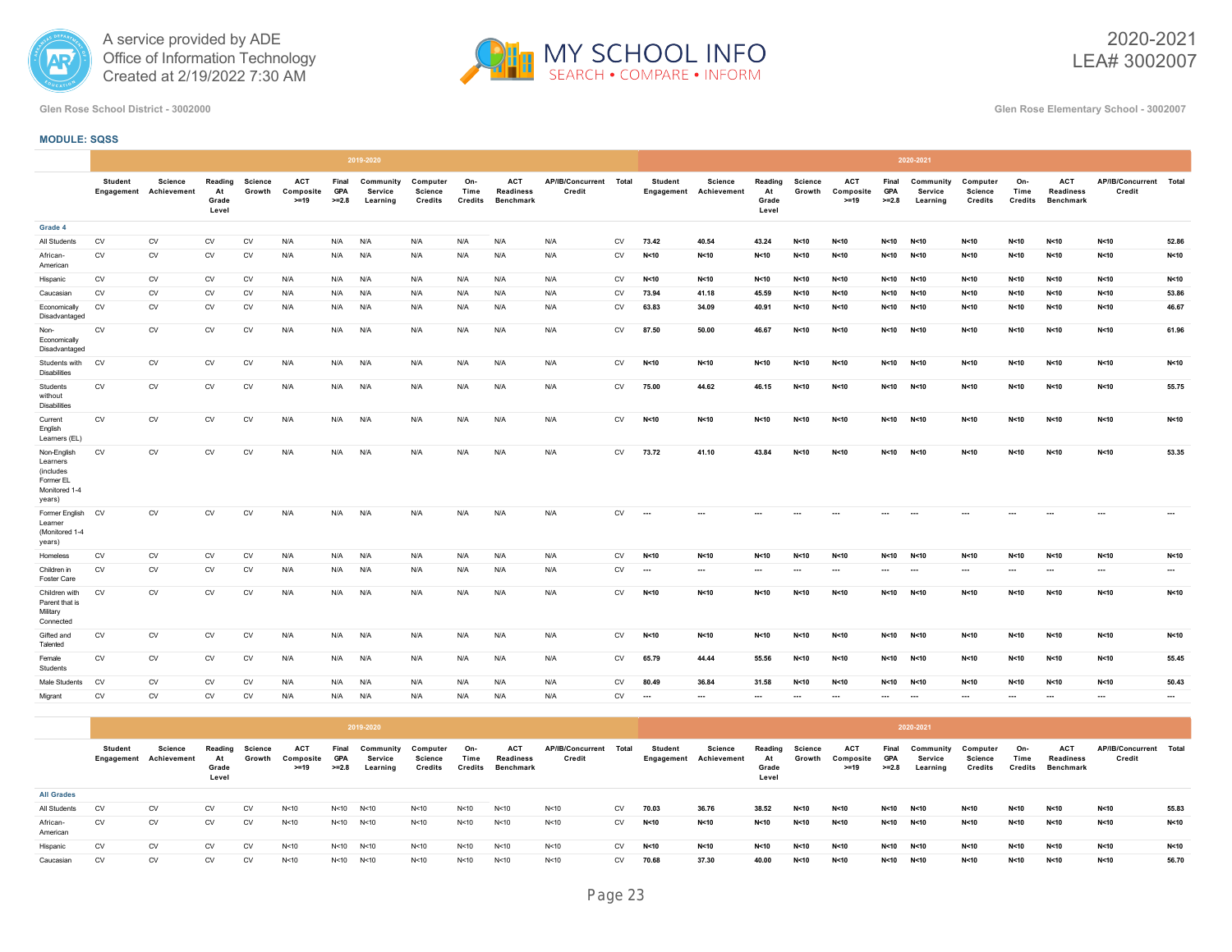Glen Rose School District - 3002000

Glen Rose Elementary School - 3002007

**MODULE: SQSS**

| | 2019-2020 | | | | | | | | | | | | 2020-2021 | | | | | | | | | | | |
|---|---|---|---|---|---|---|---|---|---|---|---|---|---|---|---|---|---|---|---|---|---|---|---|---|
| | Student Engagement | Science Achievement | Reading At Grade Level | Science Growth | ACT Composite >=19 | Final GPA >=2.8 | Community Service Learning | Computer Science Credits | On-Time Credits | ACT Readiness Benchmark | AP/IB/Concurrent Credit | Total | Student Engagement | Science Achievement | Reading At Grade Level | Science Growth | ACT Composite >=19 | Final GPA >=2.8 | Community Service Learning | Computer Science Credits | On-Time Credits | ACT Readiness Benchmark | AP/IB/Concurrent Credit | Total |
| **Grade 4** | | | | | | | | | | | | | | | | | | | | | | | | |
| All Students | CV | CV | CV | CV | N/A | N/A | N/A | N/A | N/A | N/A | N/A | CV | 73.42 | 40.54 | 43.24 | N<10 | N<10 | N<10 | N<10 | N<10 | N<10 | N<10 | N<10 | 52.86 |
| African-American | CV | CV | CV | CV | N/A | N/A | N/A | N/A | N/A | N/A | N/A | CV | N<10 | N<10 | N<10 | N<10 | N<10 | N<10 | N<10 | N<10 | N<10 | N<10 | N<10 | N<10 |
| Hispanic | CV | CV | CV | CV | N/A | N/A | N/A | N/A | N/A | N/A | N/A | CV | N<10 | N<10 | N<10 | N<10 | N<10 | N<10 | N<10 | N<10 | N<10 | N<10 | N<10 | N<10 |
| Caucasian | CV | CV | CV | CV | N/A | N/A | N/A | N/A | N/A | N/A | N/A | CV | 73.94 | 41.18 | 45.59 | N<10 | N<10 | N<10 | N<10 | N<10 | N<10 | N<10 | N<10 | 53.86 |
| Economically Disadvantaged | CV | CV | CV | CV | N/A | N/A | N/A | N/A | N/A | N/A | N/A | CV | 63.83 | 34.09 | 40.91 | N<10 | N<10 | N<10 | N<10 | N<10 | N<10 | N<10 | N<10 | 46.67 |
| Non-Economically Disadvantaged | CV | CV | CV | CV | N/A | N/A | N/A | N/A | N/A | N/A | N/A | CV | 87.50 | 50.00 | 46.67 | N<10 | N<10 | N<10 | N<10 | N<10 | N<10 | N<10 | N<10 | 61.96 |
| Students with Disabilities | CV | CV | CV | CV | N/A | N/A | N/A | N/A | N/A | N/A | N/A | CV | N<10 | N<10 | N<10 | N<10 | N<10 | N<10 | N<10 | N<10 | N<10 | N<10 | N<10 | N<10 |
| Students without Disabilities | CV | CV | CV | CV | N/A | N/A | N/A | N/A | N/A | N/A | N/A | CV | 75.00 | 44.62 | 46.15 | N<10 | N<10 | N<10 | N<10 | N<10 | N<10 | N<10 | N<10 | 55.75 |
| Current English Learners (EL) | CV | CV | CV | CV | N/A | N/A | N/A | N/A | N/A | N/A | N/A | CV | N<10 | N<10 | N<10 | N<10 | N<10 | N<10 | N<10 | N<10 | N<10 | N<10 | N<10 | N<10 |
| Non-English Learners (includes Former EL Monitored 1-4 years) | CV | CV | CV | CV | N/A | N/A | N/A | N/A | N/A | N/A | N/A | CV | 73.72 | 41.10 | 43.84 | N<10 | N<10 | N<10 | N<10 | N<10 | N<10 | N<10 | N<10 | 53.35 |
| Former English Learner (Monitored 1-4 years) | CV | CV | CV | CV | N/A | N/A | N/A | N/A | N/A | N/A | N/A | CV | --- | --- | --- | --- | --- | --- | --- | --- | --- | --- | --- | --- |
| Homeless | CV | CV | CV | CV | N/A | N/A | N/A | N/A | N/A | N/A | N/A | CV | N<10 | N<10 | N<10 | N<10 | N<10 | N<10 | N<10 | N<10 | N<10 | N<10 | N<10 | N<10 |
| Children in Foster Care | CV | CV | CV | CV | N/A | N/A | N/A | N/A | N/A | N/A | N/A | CV | --- | --- | --- | --- | --- | --- | --- | --- | --- | --- | --- | --- |
| Children with Parent that is Military Connected | CV | CV | CV | CV | N/A | N/A | N/A | N/A | N/A | N/A | N/A | CV | N<10 | N<10 | N<10 | N<10 | N<10 | N<10 | N<10 | N<10 | N<10 | N<10 | N<10 | N<10 |
| Gifted and Talented | CV | CV | CV | CV | N/A | N/A | N/A | N/A | N/A | N/A | N/A | CV | N<10 | N<10 | N<10 | N<10 | N<10 | N<10 | N<10 | N<10 | N<10 | N<10 | N<10 | N<10 |
| Female Students | CV | CV | CV | CV | N/A | N/A | N/A | N/A | N/A | N/A | N/A | CV | 65.79 | 44.44 | 55.56 | N<10 | N<10 | N<10 | N<10 | N<10 | N<10 | N<10 | N<10 | 55.45 |
| Male Students | CV | CV | CV | CV | N/A | N/A | N/A | N/A | N/A | N/A | N/A | CV | 80.49 | 36.84 | 31.58 | N<10 | N<10 | N<10 | N<10 | N<10 | N<10 | N<10 | N<10 | 50.43 |
| Migrant | CV | CV | CV | CV | N/A | N/A | N/A | N/A | N/A | N/A | N/A | CV | --- | --- | --- | --- | --- | --- | --- | --- | --- | --- | --- | --- |

| | 2019-2020 | | | | | | | | | | | | 2020-2021 | | | | | | | | | | | |
|---|---|---|---|---|---|---|---|---|---|---|---|---|---|---|---|---|---|---|---|---|---|---|---|---|
| | Student Engagement | Science Achievement | Reading At Grade Level | Science Growth | ACT Composite >=19 | Final GPA >=2.8 | Community Service Learning | Computer Science Credits | On-Time Credits | ACT Readiness Benchmark | AP/IB/Concurrent Credit | Total | Student Engagement | Science Achievement | Reading At Grade Level | Science Growth | ACT Composite >=19 | Final GPA >=2.8 | Community Service Learning | Computer Science Credits | On-Time Credits | ACT Readiness Benchmark | AP/IB/Concurrent Credit | Total |
| **All Grades** | | | | | | | | | | | | | | | | | | | | | | | | |
| All Students | CV | CV | CV | CV | N<10 | N<10 | N<10 | N<10 | N<10 | N<10 | N<10 | CV | 70.03 | 36.76 | 38.52 | N<10 | N<10 | N<10 | N<10 | N<10 | N<10 | N<10 | N<10 | 55.83 |
| African-American | CV | CV | CV | CV | N<10 | N<10 | N<10 | N<10 | N<10 | N<10 | N<10 | CV | N<10 | N<10 | N<10 | N<10 | N<10 | N<10 | N<10 | N<10 | N<10 | N<10 | N<10 | N<10 |
| Hispanic | CV | CV | CV | CV | N<10 | N<10 | N<10 | N<10 | N<10 | N<10 | N<10 | CV | N<10 | N<10 | N<10 | N<10 | N<10 | N<10 | N<10 | N<10 | N<10 | N<10 | N<10 | N<10 |
| Caucasian | CV | CV | CV | CV | N<10 | N<10 | N<10 | N<10 | N<10 | N<10 | N<10 | CV | 70.68 | 37.30 | 40.00 | N<10 | N<10 | N<10 | N<10 | N<10 | N<10 | N<10 | N<10 | 56.70 |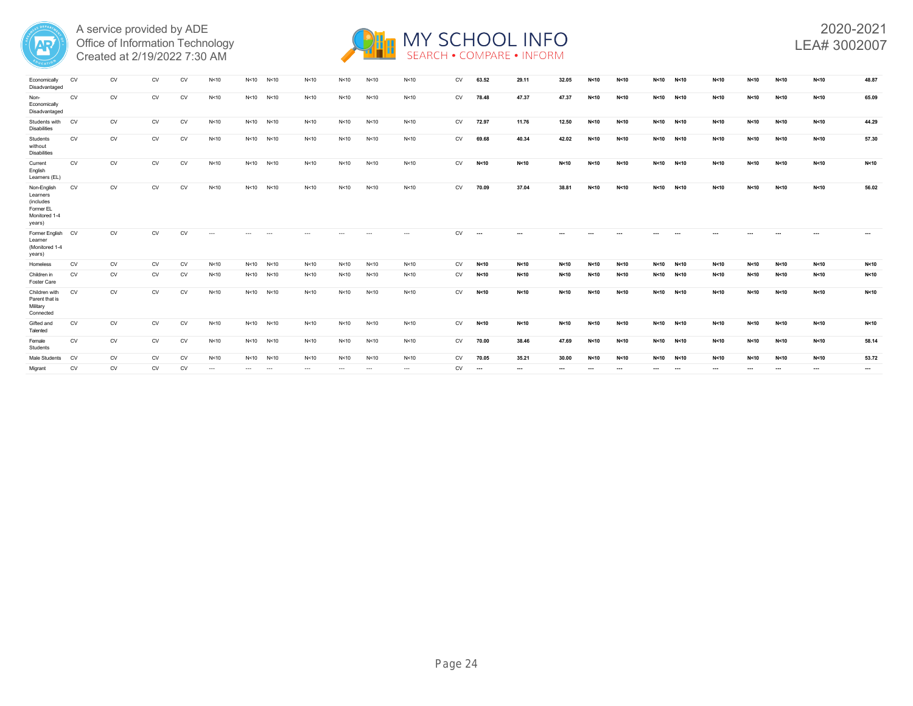| | | | | | | | | | | | | | | | | | | | | | | | | | | |
|---|---|---|---|---|---|---|---|---|---|---|---|---|---|---|---|---|---|---|---|---|---|---|---|---|---|---|
| Economically Disadvantaged | CV | CV | CV | CV | N<10 | N<10 | N<10 | N<10 | N<10 | N<10 | N<10 | CV | **63.52** | **29.11** | **32.05** | **N<10** | **N<10** | **N<10** | **N<10** | **N<10** | **N<10** | **N<10** | **N<10** | **48.87** |
| Non-Economically Disadvantaged | CV | CV | CV | CV | N<10 | N<10 | N<10 | N<10 | N<10 | N<10 | N<10 | CV | **78.48** | **47.37** | **47.37** | **N<10** | **N<10** | **N<10** | **N<10** | **N<10** | **N<10** | **N<10** | **N<10** | **65.09** |
| Students with Disabilities | CV | CV | CV | CV | N<10 | N<10 | N<10 | N<10 | N<10 | N<10 | N<10 | CV | **72.97** | **11.76** | **12.50** | **N<10** | **N<10** | **N<10** | **N<10** | **N<10** | **N<10** | **N<10** | **N<10** | **44.29** |
| Students without Disabilities | CV | CV | CV | CV | N<10 | N<10 | N<10 | N<10 | N<10 | N<10 | N<10 | CV | **69.68** | **40.34** | **42.02** | **N<10** | **N<10** | **N<10** | **N<10** | **N<10** | **N<10** | **N<10** | **N<10** | **57.30** |
| Current English Learners (EL) | CV | CV | CV | CV | N<10 | N<10 | N<10 | N<10 | N<10 | N<10 | N<10 | CV | **N<10** | **N<10** | **N<10** | **N<10** | **N<10** | **N<10** | **N<10** | **N<10** | **N<10** | **N<10** | **N<10** | **N<10** |
| Non-English Learners (includes Former EL Monitored 1-4 years) | CV | CV | CV | CV | N<10 | N<10 | N<10 | N<10 | N<10 | N<10 | N<10 | CV | **70.09** | **37.04** | **38.81** | **N<10** | **N<10** | **N<10** | **N<10** | **N<10** | **N<10** | **N<10** | **N<10** | **56.02** |
| Former English Learner (Monitored 1-4 years) | CV | CV | CV | CV | --- | --- | --- | --- | --- | --- | --- | CV | **---** | **---** | **---** | **---** | **---** | **---** | **---** | **---** | **---** | **---** | **---** | **---** |
| Homeless | CV | CV | CV | CV | N<10 | N<10 | N<10 | N<10 | N<10 | N<10 | N<10 | CV | **N<10** | **N<10** | **N<10** | **N<10** | **N<10** | **N<10** | **N<10** | **N<10** | **N<10** | **N<10** | **N<10** | **N<10** |
| Children in Foster Care | CV | CV | CV | CV | N<10 | N<10 | N<10 | N<10 | N<10 | N<10 | N<10 | CV | **N<10** | **N<10** | **N<10** | **N<10** | **N<10** | **N<10** | **N<10** | **N<10** | **N<10** | **N<10** | **N<10** | **N<10** |
| Children with Parent that is Military Connected | CV | CV | CV | CV | N<10 | N<10 | N<10 | N<10 | N<10 | N<10 | N<10 | CV | **N<10** | **N<10** | **N<10** | **N<10** | **N<10** | **N<10** | **N<10** | **N<10** | **N<10** | **N<10** | **N<10** | **N<10** |
| Gifted and Talented | CV | CV | CV | CV | N<10 | N<10 | N<10 | N<10 | N<10 | N<10 | N<10 | CV | **N<10** | **N<10** | **N<10** | **N<10** | **N<10** | **N<10** | **N<10** | **N<10** | **N<10** | **N<10** | **N<10** | **N<10** |
| Female Students | CV | CV | CV | CV | N<10 | N<10 | N<10 | N<10 | N<10 | N<10 | N<10 | CV | **70.00** | **38.46** | **47.69** | **N<10** | **N<10** | **N<10** | **N<10** | **N<10** | **N<10** | **N<10** | **N<10** | **58.14** |
| Male Students | CV | CV | CV | CV | N<10 | N<10 | N<10 | N<10 | N<10 | N<10 | N<10 | CV | **70.05** | **35.21** | **30.00** | **N<10** | **N<10** | **N<10** | **N<10** | **N<10** | **N<10** | **N<10** | **N<10** | **53.72** |
| Migrant | CV | CV | CV | CV | --- | --- | --- | --- | --- | --- | --- | CV | **---** | **---** | **---** | **---** | **---** | **---** | **---** | **---** | **---** | **---** | **---** | **---** |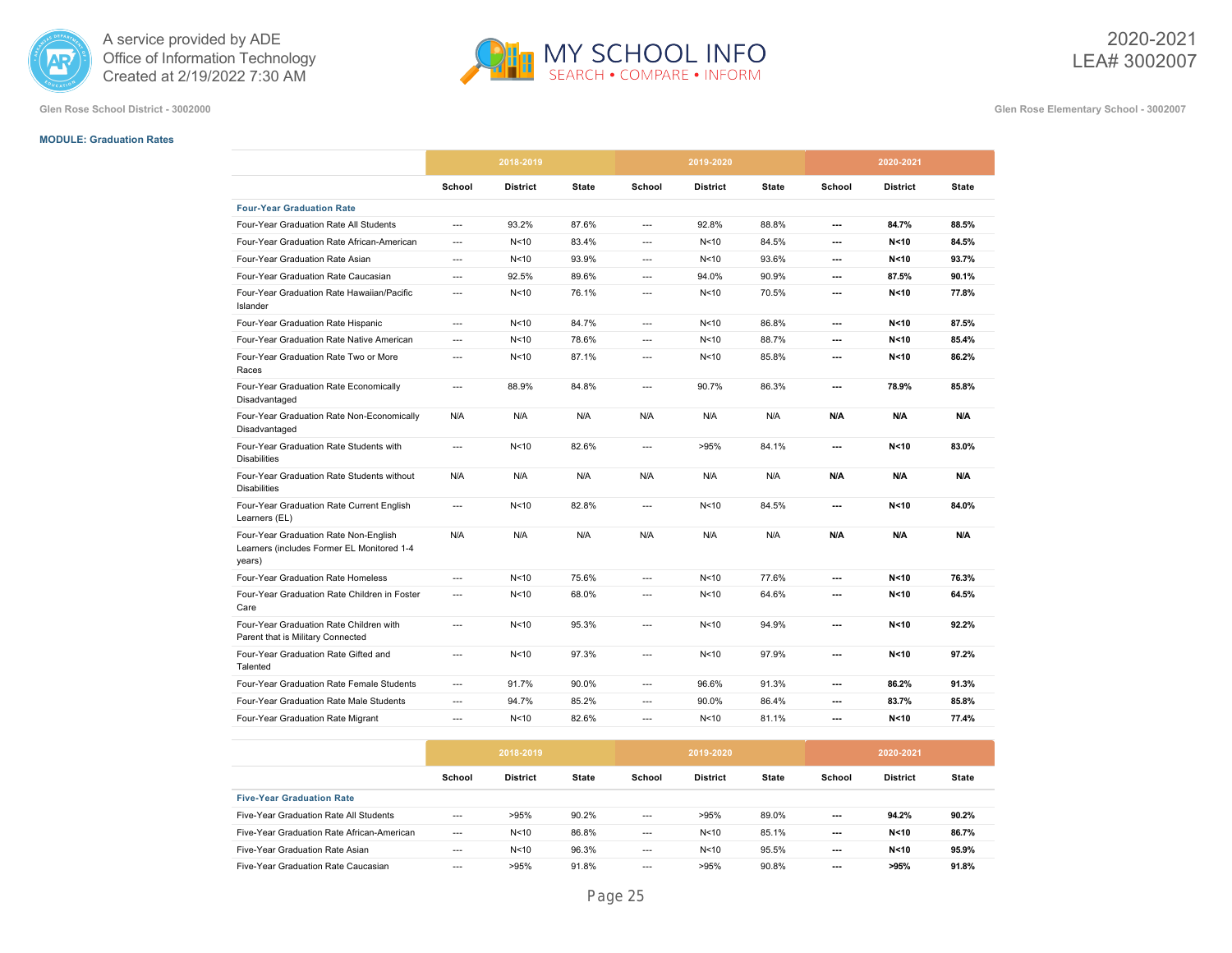Glen Rose School District - 3002000

Glen Rose Elementary School - 3002007

**MODULE: Graduation Rates**

| | 2018-2019 | | | 2019-2020 | | | 2020-2021 | | |
|---|---|---|---|---|---|---|---|---|---|
| | School | District | State | School | District | State | School | District | State |
| **Four-Year Graduation Rate** | | | | | | | | | |
| Four-Year Graduation Rate All Students | --- | 93.2% | 87.6% | --- | 92.8% | 88.8% | --- | 84.7% | 88.5% |
| Four-Year Graduation Rate African-American | --- | N<10 | 83.4% | --- | N<10 | 84.5% | --- | N<10 | 84.5% |
| Four-Year Graduation Rate Asian | --- | N<10 | 93.9% | --- | N<10 | 93.6% | --- | N<10 | 93.7% |
| Four-Year Graduation Rate Caucasian | --- | 92.5% | 89.6% | --- | 94.0% | 90.9% | --- | 87.5% | 90.1% |
| Four-Year Graduation Rate Hawaiian/Pacific Islander | --- | N<10 | 76.1% | --- | N<10 | 70.5% | --- | N<10 | 77.8% |
| Four-Year Graduation Rate Hispanic | --- | N<10 | 84.7% | --- | N<10 | 86.8% | --- | N<10 | 87.5% |
| Four-Year Graduation Rate Native American | --- | N<10 | 78.6% | --- | N<10 | 88.7% | --- | N<10 | 85.4% |
| Four-Year Graduation Rate Two or More Races | --- | N<10 | 87.1% | --- | N<10 | 85.8% | --- | N<10 | 86.2% |
| Four-Year Graduation Rate Economically Disadvantaged | --- | 88.9% | 84.8% | --- | 90.7% | 86.3% | --- | 78.9% | 85.8% |
| Four-Year Graduation Rate Non-Economically Disadvantaged | N/A | N/A | N/A | N/A | N/A | N/A | N/A | N/A | N/A |
| Four-Year Graduation Rate Students with Disabilities | --- | N<10 | 82.6% | --- | >95% | 84.1% | --- | N<10 | 83.0% |
| Four-Year Graduation Rate Students without Disabilities | N/A | N/A | N/A | N/A | N/A | N/A | N/A | N/A | N/A |
| Four-Year Graduation Rate Current English Learners (EL) | --- | N<10 | 82.8% | --- | N<10 | 84.5% | --- | N<10 | 84.0% |
| Four-Year Graduation Rate Non-English Learners (includes Former EL Monitored 1-4 years) | N/A | N/A | N/A | N/A | N/A | N/A | N/A | N/A | N/A |
| Four-Year Graduation Rate Homeless | --- | N<10 | 75.6% | --- | N<10 | 77.6% | --- | N<10 | 76.3% |
| Four-Year Graduation Rate Children in Foster Care | --- | N<10 | 68.0% | --- | N<10 | 64.6% | --- | N<10 | 64.5% |
| Four-Year Graduation Rate Children with Parent that is Military Connected | --- | N<10 | 95.3% | --- | N<10 | 94.9% | --- | N<10 | 92.2% |
| Four-Year Graduation Rate Gifted and Talented | --- | N<10 | 97.3% | --- | N<10 | 97.9% | --- | N<10 | 97.2% |
| Four-Year Graduation Rate Female Students | --- | 91.7% | 90.0% | --- | 96.6% | 91.3% | --- | 86.2% | 91.3% |
| Four-Year Graduation Rate Male Students | --- | 94.7% | 85.2% | --- | 90.0% | 86.4% | --- | 83.7% | 85.8% |
| Four-Year Graduation Rate Migrant | --- | N<10 | 82.6% | --- | N<10 | 81.1% | --- | N<10 | 77.4% |

| | 2018-2019 | | | 2019-2020 | | | 2020-2021 | | |
|---|---|---|---|---|---|---|---|---|---|
| | School | District | State | School | District | State | School | District | State |
| **Five-Year Graduation Rate** | | | | | | | | | |
| Five-Year Graduation Rate All Students | --- | >95% | 90.2% | --- | >95% | 89.0% | --- | 94.2% | 90.2% |
| Five-Year Graduation Rate African-American | --- | N<10 | 86.8% | --- | N<10 | 85.1% | --- | N<10 | 86.7% |
| Five-Year Graduation Rate Asian | --- | N<10 | 96.3% | --- | N<10 | 95.5% | --- | N<10 | 95.9% |
| Five-Year Graduation Rate Caucasian | --- | >95% | 91.8% | --- | >95% | 90.8% | --- | >95% | 91.8% |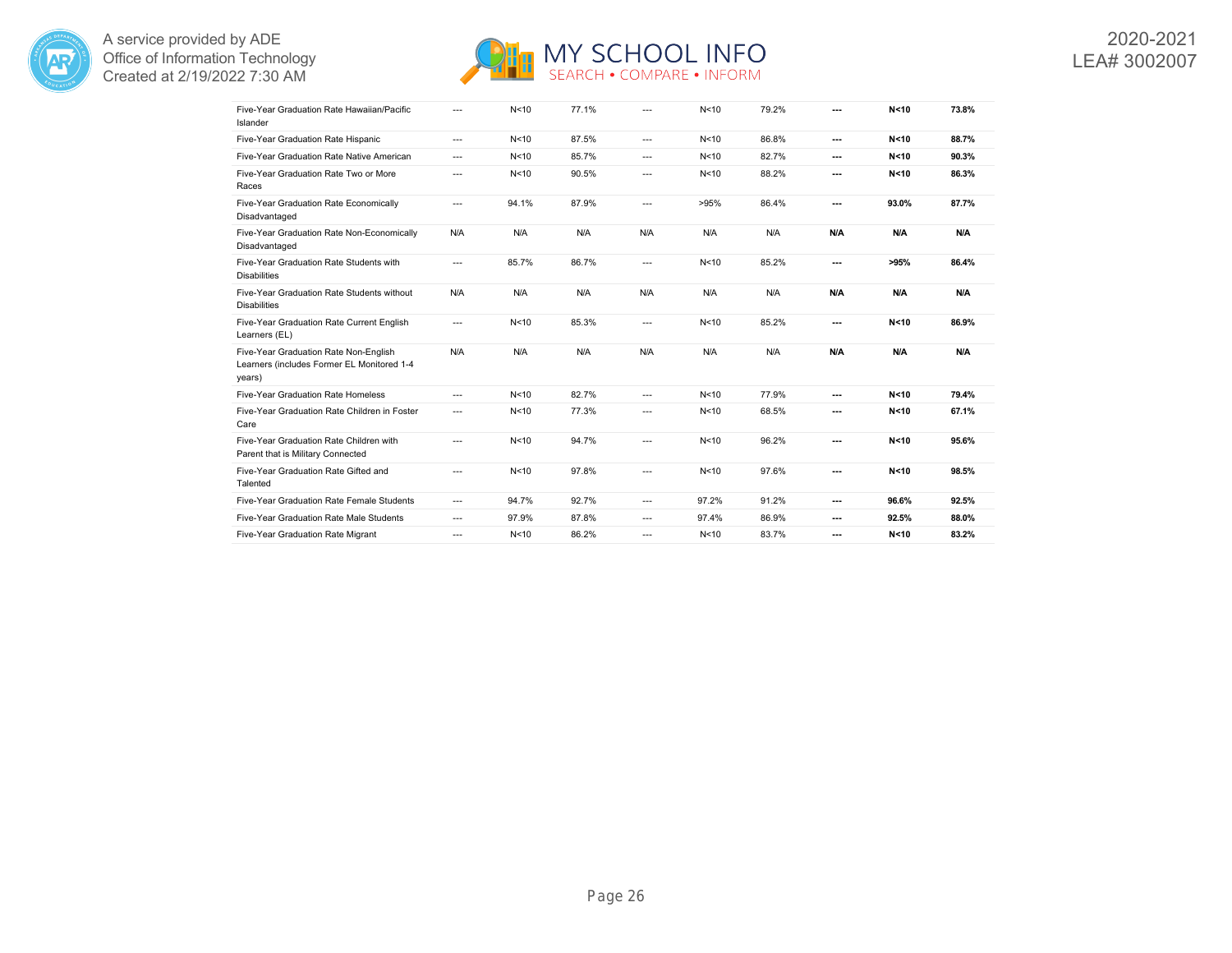| | | | | | | | | | |
|---|---|---|---|---|---|---|---|---|---|
| Five-Year Graduation Rate Hawaiian/Pacific Islander | --- | N<10 | 77.1% | --- | N<10 | 79.2% | **---** | **N<10** | **73.8%** |
| Five-Year Graduation Rate Hispanic | --- | N<10 | 87.5% | --- | N<10 | 86.8% | **---** | **N<10** | **88.7%** |
| Five-Year Graduation Rate Native American | --- | N<10 | 85.7% | --- | N<10 | 82.7% | **---** | **N<10** | **90.3%** |
| Five-Year Graduation Rate Two or More Races | --- | N<10 | 90.5% | --- | N<10 | 88.2% | **---** | **N<10** | **86.3%** |
| Five-Year Graduation Rate Economically Disadvantaged | --- | 94.1% | 87.9% | --- | >95% | 86.4% | **---** | **93.0%** | **87.7%** |
| Five-Year Graduation Rate Non-Economically Disadvantaged | N/A | N/A | N/A | N/A | N/A | N/A | **N/A** | **N/A** | **N/A** |
| Five-Year Graduation Rate Students with Disabilities | --- | 85.7% | 86.7% | --- | N<10 | 85.2% | **---** | **>95%** | **86.4%** |
| Five-Year Graduation Rate Students without Disabilities | N/A | N/A | N/A | N/A | N/A | N/A | **N/A** | **N/A** | **N/A** |
| Five-Year Graduation Rate Current English Learners (EL) | --- | N<10 | 85.3% | --- | N<10 | 85.2% | **---** | **N<10** | **86.9%** |
| Five-Year Graduation Rate Non-English Learners (includes Former EL Monitored 1-4 years) | N/A | N/A | N/A | N/A | N/A | N/A | **N/A** | **N/A** | **N/A** |
| Five-Year Graduation Rate Homeless | --- | N<10 | 82.7% | --- | N<10 | 77.9% | **---** | **N<10** | **79.4%** |
| Five-Year Graduation Rate Children in Foster Care | --- | N<10 | 77.3% | --- | N<10 | 68.5% | **---** | **N<10** | **67.1%** |
| Five-Year Graduation Rate Children with Parent that is Military Connected | --- | N<10 | 94.7% | --- | N<10 | 96.2% | **---** | **N<10** | **95.6%** |
| Five-Year Graduation Rate Gifted and Talented | --- | N<10 | 97.8% | --- | N<10 | 97.6% | **---** | **N<10** | **98.5%** |
| Five-Year Graduation Rate Female Students | --- | 94.7% | 92.7% | --- | 97.2% | 91.2% | **---** | **96.6%** | **92.5%** |
| Five-Year Graduation Rate Male Students | --- | 97.9% | 87.8% | --- | 97.4% | 86.9% | **---** | **92.5%** | **88.0%** |
| Five-Year Graduation Rate Migrant | --- | N<10 | 86.2% | --- | N<10 | 83.7% | **---** | **N<10** | **83.2%** |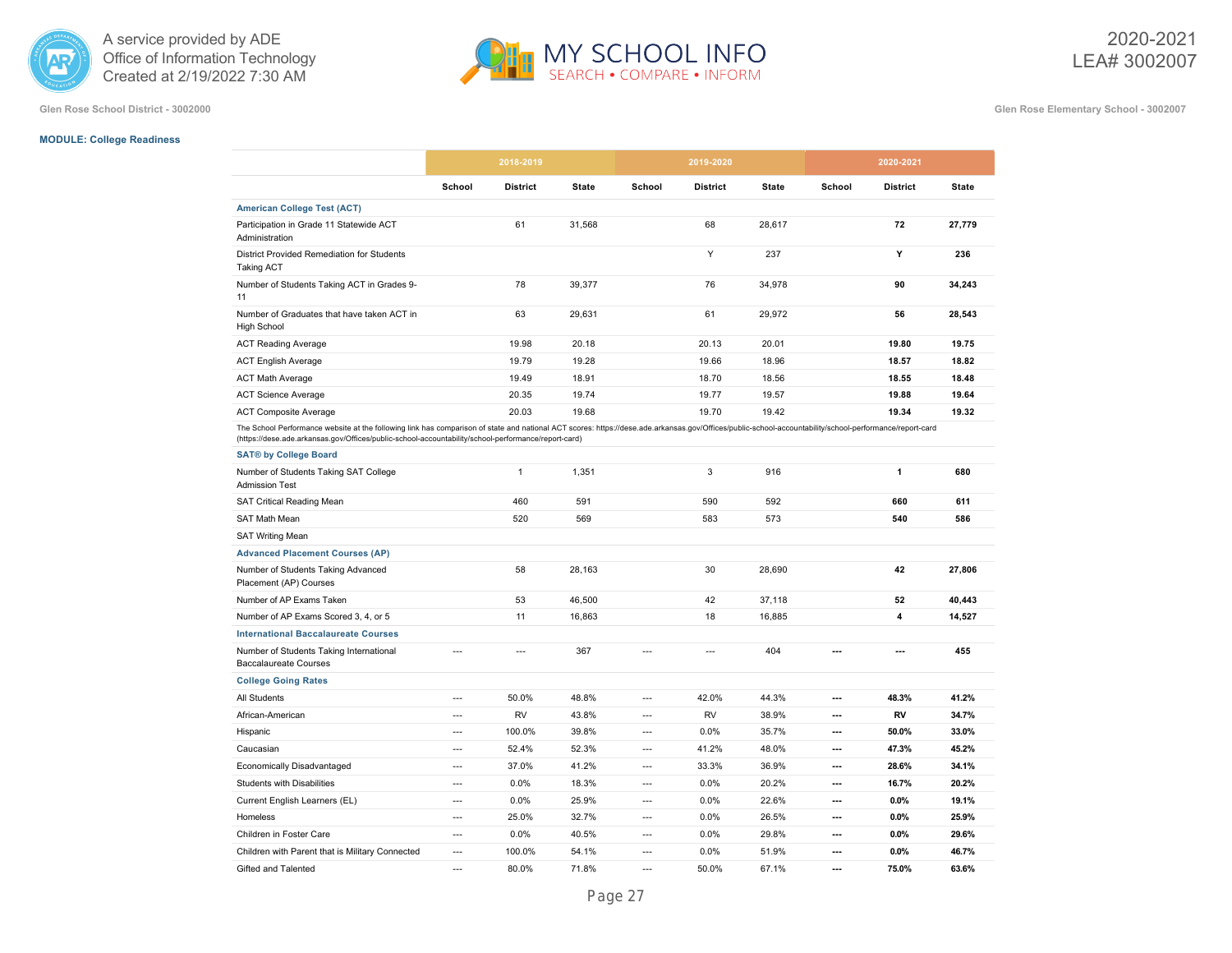Glen Rose School District - 3002000

Glen Rose Elementary School - 3002007

**MODULE: College Readiness**

| | 2018-2019 | | | 2019-2020 | | | 2020-2021 | | |
|---|---|---|---|---|---|---|---|---|---|
| | School | District | State | School | District | State | School | District | State |
| **American College Test (ACT)** | | | | | | | | | |
| Participation in Grade 11 Statewide ACT Administration | | 61 | 31,568 | | 68 | 28,617 | | **72** | **27,779** |
| District Provided Remediation for Students Taking ACT | | | | | Y | 237 | | **Y** | **236** |
| Number of Students Taking ACT in Grades 9-11 | | 78 | 39,377 | | 76 | 34,978 | | **90** | **34,243** |
| Number of Graduates that have taken ACT in High School | | 63 | 29,631 | | 61 | 29,972 | | **56** | **28,543** |
| ACT Reading Average | | 19.98 | 20.18 | | 20.13 | 20.01 | | **19.80** | **19.75** |
| ACT English Average | | 19.79 | 19.28 | | 19.66 | 18.96 | | **18.57** | **18.82** |
| ACT Math Average | | 19.49 | 18.91 | | 18.70 | 18.56 | | **18.55** | **18.48** |
| ACT Science Average | | 20.35 | 19.74 | | 19.77 | 19.57 | | **19.88** | **19.64** |
| ACT Composite Average | | 20.03 | 19.68 | | 19.70 | 19.42 | | **19.34** | **19.32** |
| The School Performance website at the following link has comparison of state and national ACT scores: https://dese.ade.arkansas.gov/Offices/public-school-accountability/school-performance/report-card (https://dese.ade.arkansas.gov/Offices/public-school-accountability/school-performance/report-card) | | | | | | | | | |
| **SAT® by College Board** | | | | | | | | | |
| Number of Students Taking SAT College Admission Test | | 1 | 1,351 | | 3 | 916 | | **1** | **680** |
| SAT Critical Reading Mean | | 460 | 591 | | 590 | 592 | | **660** | **611** |
| SAT Math Mean | | 520 | 569 | | 583 | 573 | | **540** | **586** |
| SAT Writing Mean | | | | | | | | | |
| **Advanced Placement Courses (AP)** | | | | | | | | | |
| Number of Students Taking Advanced Placement (AP) Courses | | 58 | 28,163 | | 30 | 28,690 | | **42** | **27,806** |
| Number of AP Exams Taken | | 53 | 46,500 | | 42 | 37,118 | | **52** | **40,443** |
| Number of AP Exams Scored 3, 4, or 5 | | 11 | 16,863 | | 18 | 16,885 | | **4** | **14,527** |
| **International Baccalaureate Courses** | | | | | | | | | |
| Number of Students Taking International Baccalaureate Courses | --- | --- | 367 | --- | --- | 404 | **---** | **---** | **455** |
| **College Going Rates** | | | | | | | | | |
| All Students | --- | 50.0% | 48.8% | --- | 42.0% | 44.3% | **---** | **48.3%** | **41.2%** |
| African-American | --- | RV | 43.8% | --- | RV | 38.9% | **---** | **RV** | **34.7%** |
| Hispanic | --- | 100.0% | 39.8% | --- | 0.0% | 35.7% | **---** | **50.0%** | **33.0%** |
| Caucasian | --- | 52.4% | 52.3% | --- | 41.2% | 48.0% | **---** | **47.3%** | **45.2%** |
| Economically Disadvantaged | --- | 37.0% | 41.2% | --- | 33.3% | 36.9% | **---** | **28.6%** | **34.1%** |
| Students with Disabilities | --- | 0.0% | 18.3% | --- | 0.0% | 20.2% | **---** | **16.7%** | **20.2%** |
| Current English Learners (EL) | --- | 0.0% | 25.9% | --- | 0.0% | 22.6% | **---** | **0.0%** | **19.1%** |
| Homeless | --- | 25.0% | 32.7% | --- | 0.0% | 26.5% | **---** | **0.0%** | **25.9%** |
| Children in Foster Care | --- | 0.0% | 40.5% | --- | 0.0% | 29.8% | **---** | **0.0%** | **29.6%** |
| Children with Parent that is Military Connected | --- | 100.0% | 54.1% | --- | 0.0% | 51.9% | **---** | **0.0%** | **46.7%** |
| Gifted and Talented | --- | 80.0% | 71.8% | --- | 50.0% | 67.1% | **---** | **75.0%** | **63.6%** |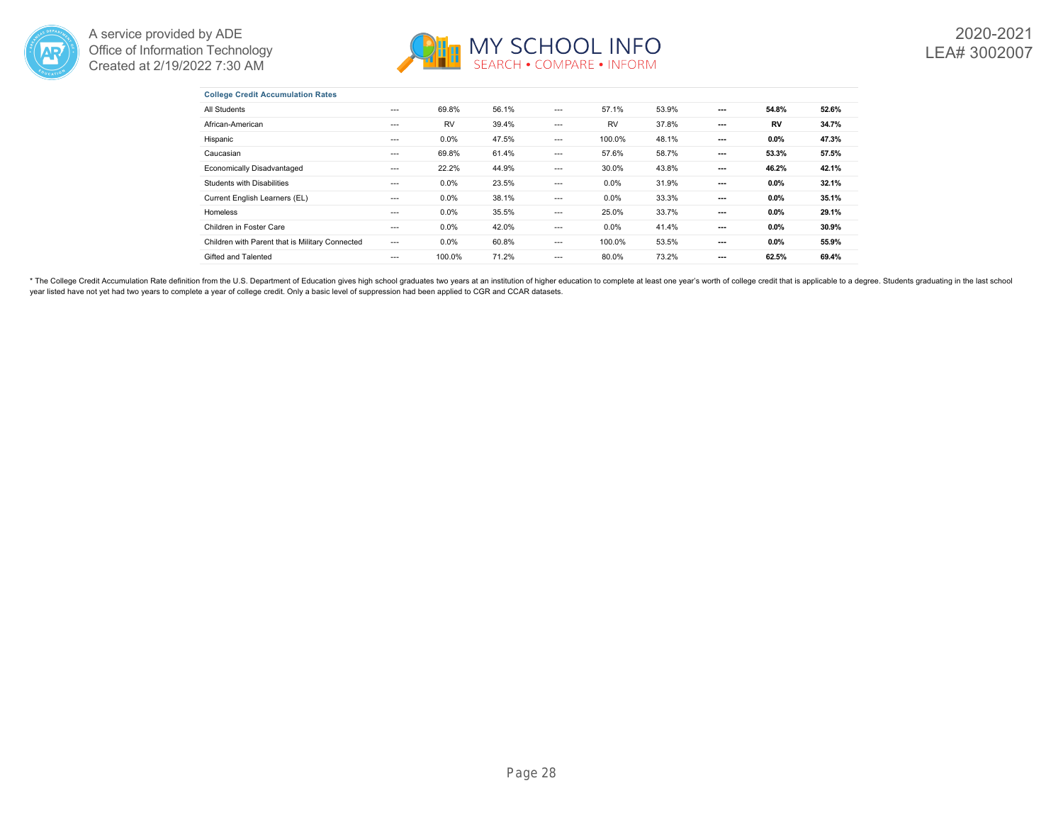| College Credit Accumulation Rates | | | | | | | | | |
|---|---|---|---|---|---|---|---|---|---|
| All Students | --- | 69.8% | 56.1% | --- | 57.1% | 53.9% | **---** | **54.8%** | **52.6%** |
| African-American | --- | RV | 39.4% | --- | RV | 37.8% | **---** | **RV** | **34.7%** |
| Hispanic | --- | 0.0% | 47.5% | --- | 100.0% | 48.1% | **---** | **0.0%** | **47.3%** |
| Caucasian | --- | 69.8% | 61.4% | --- | 57.6% | 58.7% | **---** | **53.3%** | **57.5%** |
| Economically Disadvantaged | --- | 22.2% | 44.9% | --- | 30.0% | 43.8% | **---** | **46.2%** | **42.1%** |
| Students with Disabilities | --- | 0.0% | 23.5% | --- | 0.0% | 31.9% | **---** | **0.0%** | **32.1%** |
| Current English Learners (EL) | --- | 0.0% | 38.1% | --- | 0.0% | 33.3% | **---** | **0.0%** | **35.1%** |
| Homeless | --- | 0.0% | 35.5% | --- | 25.0% | 33.7% | **---** | **0.0%** | **29.1%** |
| Children in Foster Care | --- | 0.0% | 42.0% | --- | 0.0% | 41.4% | **---** | **0.0%** | **30.9%** |
| Children with Parent that is Military Connected | --- | 0.0% | 60.8% | --- | 100.0% | 53.5% | **---** | **0.0%** | **55.9%** |
| Gifted and Talented | --- | 100.0% | 71.2% | --- | 80.0% | 73.2% | **---** | **62.5%** | **69.4%** |

* The College Credit Accumulation Rate definition from the U.S. Department of Education gives high school graduates two years at an institution of higher education to complete at least one year's worth of college credit that is applicable to a degree. Students graduating in the last school year listed have not yet had two years to complete a year of college credit. Only a basic level of suppression had been applied to CGR and CCAR datasets.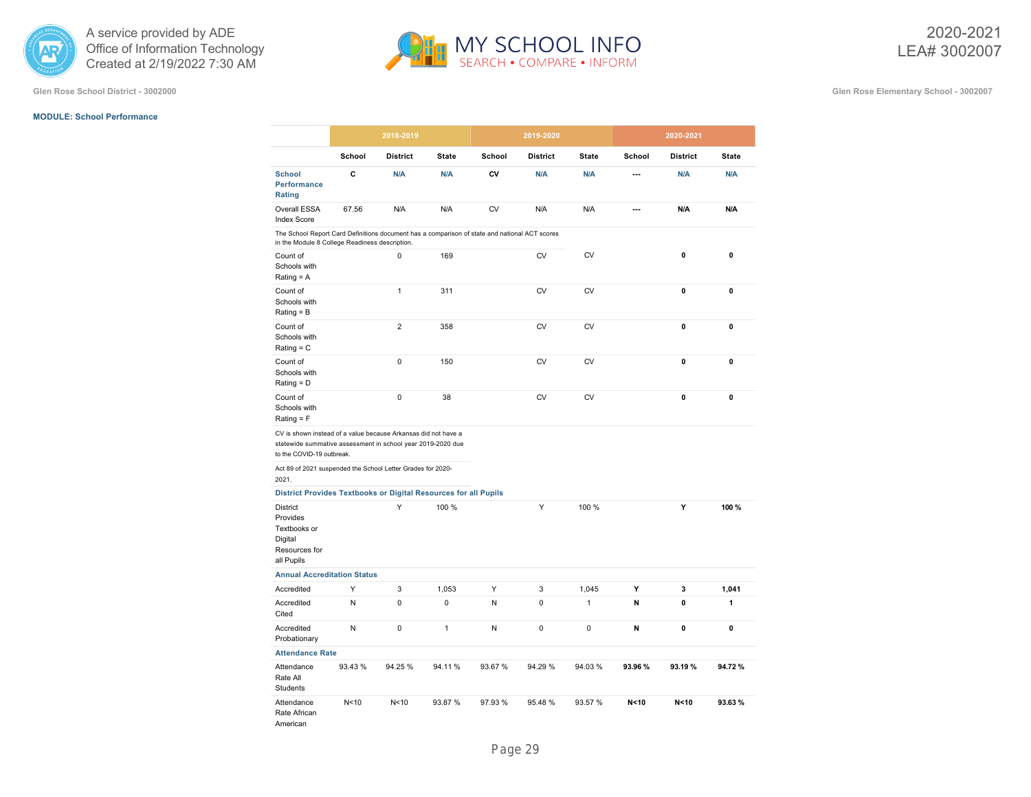Glen Rose School District - 3002000

Glen Rose Elementary School - 3002007

2020-2021
LEA# 3002007

**MODULE: School Performance**

| | 2018-2019 | | | 2019-2020 | | | 2020-2021 | | |
|---|---|---|---|---|---|---|---|---|---|
| | School | District | State | School | District | State | School | District | State |
| **School Performance Rating** | **C** | N/A | N/A | **CV** | N/A | N/A | --- | N/A | N/A |
| Overall ESSA Index Score | 67.56 | N/A | N/A | CV | N/A | N/A | --- | **N/A** | **N/A** |
| The School Report Card Definitions document has a comparison of state and national ACT scores in the Module 8 College Readiness description. | | | | | | | | | |
| Count of Schools with Rating = A | | 0 | 169 | | CV | CV | | **0** | **0** |
| Count of Schools with Rating = B | | 1 | 311 | | CV | CV | | **0** | **0** |
| Count of Schools with Rating = C | | 2 | 358 | | CV | CV | | **0** | **0** |
| Count of Schools with Rating = D | | 0 | 150 | | CV | CV | | **0** | **0** |
| Count of Schools with Rating = F | | 0 | 38 | | CV | CV | | **0** | **0** |
| CV is shown instead of a value because Arkansas did not have a statewide summative assessment in school year 2019-2020 due to the COVID-19 outbreak. | | | | | | | | | |
| Act 89 of 2021 suspended the School Letter Grades for 2020-2021. | | | | | | | | | |
| **District Provides Textbooks or Digital Resources for all Pupils** | | | | | | | | | |
| District Provides Textbooks or Digital Resources for all Pupils | | Y | 100 % | | Y | 100 % | | **Y** | **100 %** |
| **Annual Accreditation Status** | | | | | | | | | |
| Accredited | Y | 3 | 1,053 | Y | 3 | 1,045 | **Y** | **3** | **1,041** |
| Accredited Cited | N | 0 | 0 | N | 0 | 1 | **N** | **0** | **1** |
| Accredited Probationary | N | 0 | 1 | N | 0 | 0 | **N** | **0** | **0** |
| **Attendance Rate** | | | | | | | | | |
| Attendance Rate All Students | 93.43 % | 94.25 % | 94.11 % | 93.67 % | 94.29 % | 94.03 % | **93.96 %** | **93.19 %** | **94.72 %** |
| Attendance Rate African American | N<10 | N<10 | 93.87 % | 97.93 % | 95.48 % | 93.57 % | **N<10** | **N<10** | **93.63 %** |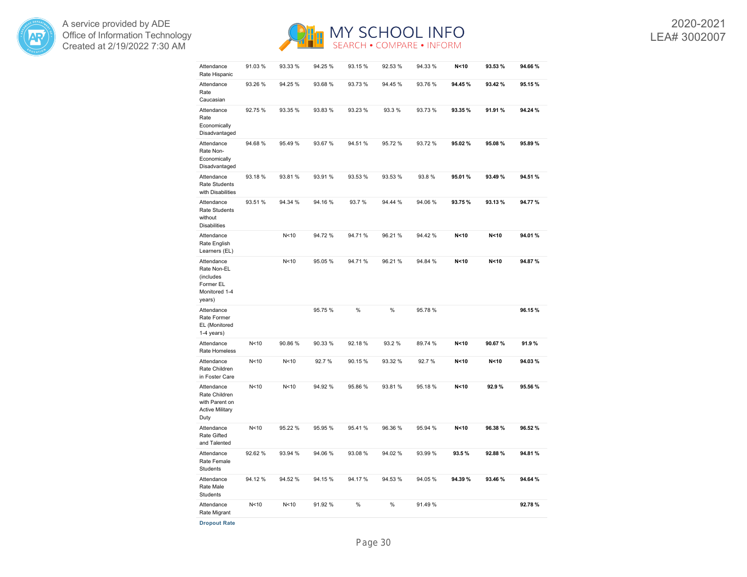| | | | | | | | | | |
|---|---|---|---|---|---|---|---|---|---|
| Attendance Rate Hispanic | 91.03 % | 93.33 % | 94.25 % | 93.15 % | 92.53 % | 94.33 % | **N<10** | **93.53 %** | **94.66 %** |
| Attendance Rate Caucasian | 93.26 % | 94.25 % | 93.68 % | 93.73 % | 94.45 % | 93.76 % | **94.45 %** | **93.42 %** | **95.15 %** |
| Attendance Rate Economically Disadvantaged | 92.75 % | 93.35 % | 93.83 % | 93.23 % | 93.3 % | 93.73 % | **93.35 %** | **91.91 %** | **94.24 %** |
| Attendance Rate Non-Economically Disadvantaged | 94.68 % | 95.49 % | 93.67 % | 94.51 % | 95.72 % | 93.72 % | **95.02 %** | **95.08 %** | **95.89 %** |
| Attendance Rate Students with Disabilities | 93.18 % | 93.81 % | 93.91 % | 93.53 % | 93.53 % | 93.8 % | **95.01 %** | **93.49 %** | **94.51 %** |
| Attendance Rate Students without Disabilities | 93.51 % | 94.34 % | 94.16 % | 93.7 % | 94.44 % | 94.06 % | **93.75 %** | **93.13 %** | **94.77 %** |
| Attendance Rate English Learners (EL) | | N<10 | 94.72 % | 94.71 % | 96.21 % | 94.42 % | **N<10** | **N<10** | **94.01 %** |
| Attendance Rate Non-EL (includes Former EL Monitored 1-4 years) | | N<10 | 95.05 % | 94.71 % | 96.21 % | 94.84 % | **N<10** | **N<10** | **94.87 %** |
| Attendance Rate Former EL (Monitored 1-4 years) | | | 95.75 % | % | % | 95.78 % | | | **96.15 %** |
| Attendance Rate Homeless | N<10 | 90.86 % | 90.33 % | 92.18 % | 93.2 % | 89.74 % | **N<10** | **90.67 %** | **91.9 %** |
| Attendance Rate Children in Foster Care | N<10 | N<10 | 92.7 % | 90.15 % | 93.32 % | 92.7 % | **N<10** | **N<10** | **94.03 %** |
| Attendance Rate Children with Parent on Active Military Duty | N<10 | N<10 | 94.92 % | 95.86 % | 93.81 % | 95.18 % | **N<10** | **92.9 %** | **95.56 %** |
| Attendance Rate Gifted and Talented | N<10 | 95.22 % | 95.95 % | 95.41 % | 96.36 % | 95.94 % | **N<10** | **96.38 %** | **96.52 %** |
| Attendance Rate Female Students | 92.62 % | 93.94 % | 94.06 % | 93.08 % | 94.02 % | 93.99 % | **93.5 %** | **92.88 %** | **94.81 %** |
| Attendance Rate Male Students | 94.12 % | 94.52 % | 94.15 % | 94.17 % | 94.53 % | 94.05 % | **94.39 %** | **93.46 %** | **94.64 %** |
| Attendance Rate Migrant | N<10 | N<10 | 91.92 % | % | % | 91.49 % | | | **92.78 %** |

**Dropout Rate**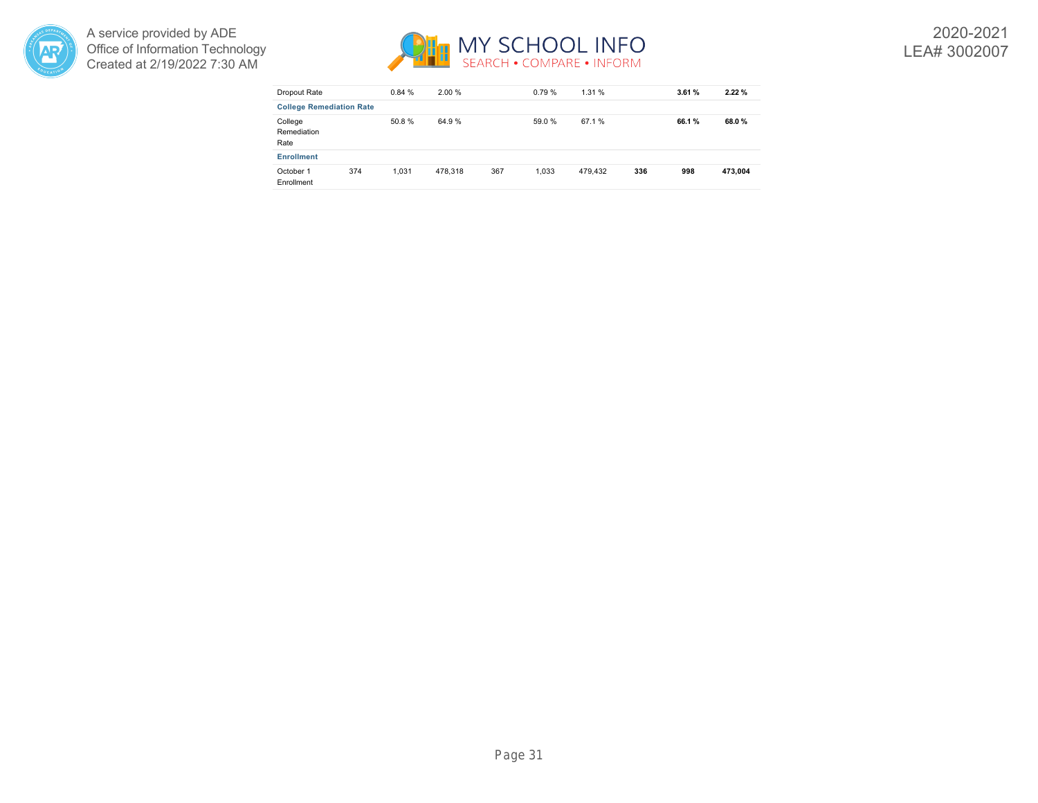| | | | | | | | | | |
|---|---|---|---|---|---|---|---|---|---|
| Dropout Rate | | 0.84 % | 2.00 % | | 0.79 % | 1.31 % | | **3.61 %** | **2.22 %** |
| **College Remediation Rate** | | | | | | | | | |
| College Remediation Rate | | 50.8 % | 64.9 % | | 59.0 % | 67.1 % | | **66.1 %** | **68.0 %** |
| **Enrollment** | | | | | | | | | |
| October 1 Enrollment | 374 | 1,031 | 478,318 | 367 | 1,033 | 479,432 | **336** | **998** | **473,004** |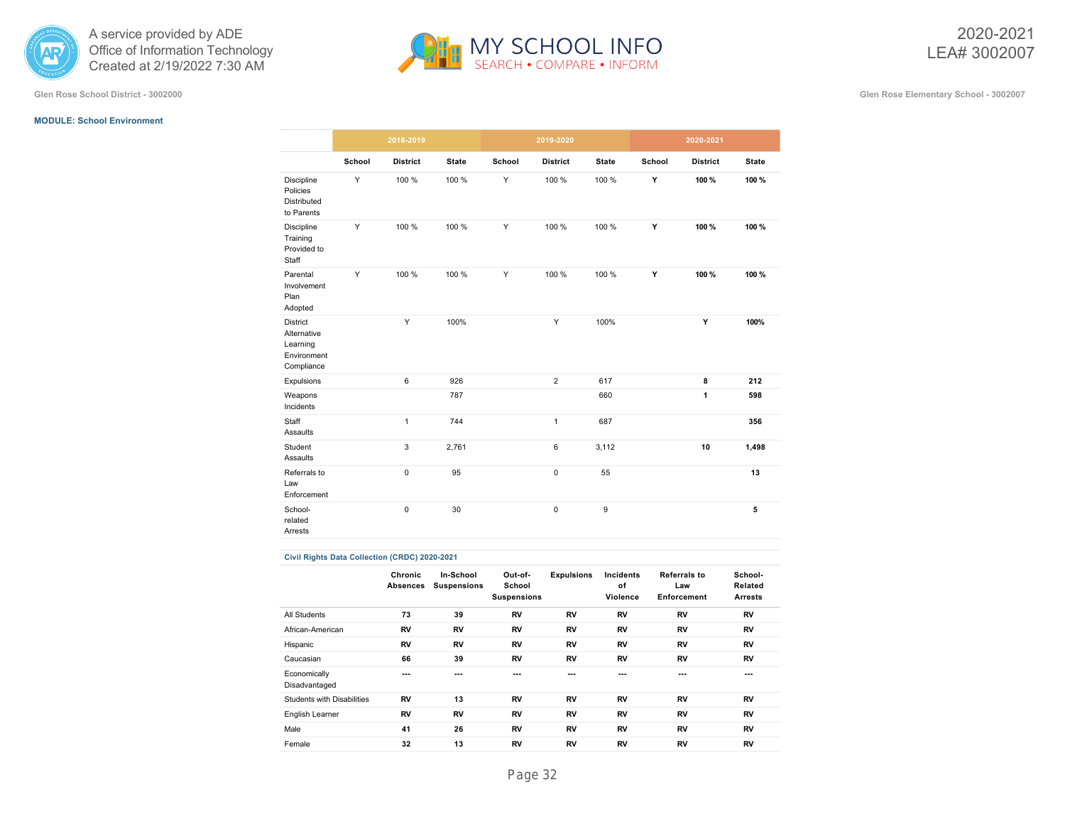**MODULE: School Environment**

| | 2018-2019 | | | 2019-2020 | | | 2020-2021 | | |
|---|---|---|---|---|---|---|---|---|---|
| | School | District | State | School | District | State | School | District | State |
| Discipline Policies Distributed to Parents | Y | 100 % | 100 % | Y | 100 % | 100 % | **Y** | **100 %** | **100 %** |
| Discipline Training Provided to Staff | Y | 100 % | 100 % | Y | 100 % | 100 % | **Y** | **100 %** | **100 %** |
| Parental Involvement Plan Adopted | Y | 100 % | 100 % | Y | 100 % | 100 % | **Y** | **100 %** | **100 %** |
| District Alternative Learning Environment Compliance | | Y | 100% | | Y | 100% | | **Y** | **100%** |
| Expulsions | | 6 | 926 | | 2 | 617 | | **8** | **212** |
| Weapons Incidents | | | 787 | | | 660 | | **1** | **598** |
| Staff Assaults | | 1 | 744 | | 1 | 687 | | | **356** |
| Student Assaults | | 3 | 2,761 | | 6 | 3,112 | | **10** | **1,498** |
| Referrals to Law Enforcement | | 0 | 95 | | 0 | 55 | | | **13** |
| School-related Arrests | | 0 | 30 | | 0 | 9 | | | **5** |

**Civil Rights Data Collection (CRDC) 2020-2021**

| | Chronic Absences | In-School Suspensions | Out-of-School Suspensions | Expulsions | Incidents of Violence | Referrals to Law Enforcement | School-Related Arrests |
|---|---|---|---|---|---|---|---|
| All Students | **73** | **39** | **RV** | **RV** | **RV** | **RV** | **RV** |
| African-American | **RV** | **RV** | **RV** | **RV** | **RV** | **RV** | **RV** |
| Hispanic | **RV** | **RV** | **RV** | **RV** | **RV** | **RV** | **RV** |
| Caucasian | **66** | **39** | **RV** | **RV** | **RV** | **RV** | **RV** |
| Economically Disadvantaged | **---** | **---** | **---** | **---** | **---** | **---** | **---** |
| Students with Disabilities | **RV** | **13** | **RV** | **RV** | **RV** | **RV** | **RV** |
| English Learner | **RV** | **RV** | **RV** | **RV** | **RV** | **RV** | **RV** |
| Male | **41** | **26** | **RV** | **RV** | **RV** | **RV** | **RV** |
| Female | **32** | **13** | **RV** | **RV** | **RV** | **RV** | **RV** |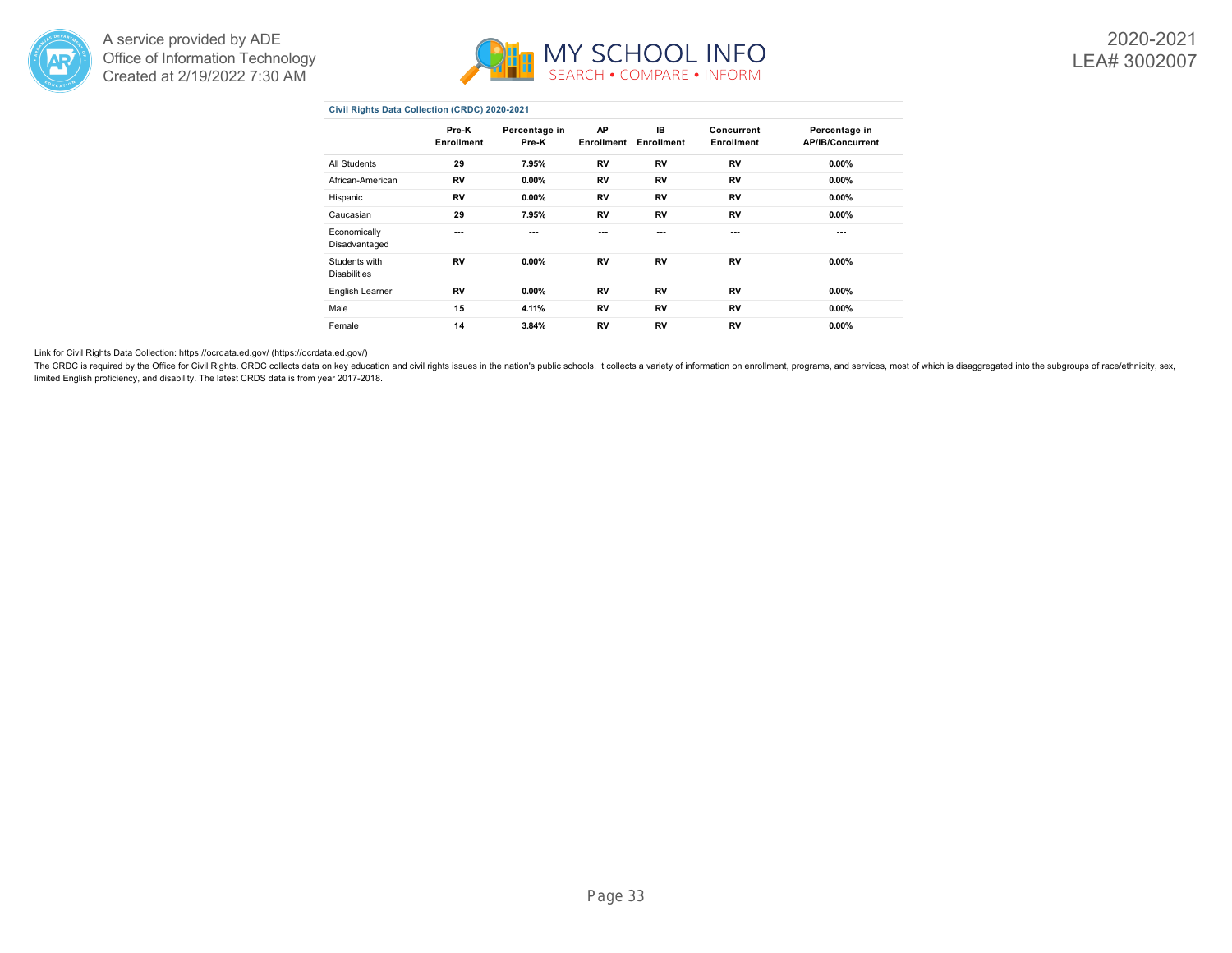A service provided by ADE
Office of Information Technology
Created at 2/19/2022 7:30 AM

2020-2021
LEA# 3002007

### Civil Rights Data Collection (CRDC) 2020-2021

| | Pre-K Enrollment | Percentage in Pre-K | AP Enrollment | IB Enrollment | Concurrent Enrollment | Percentage in AP/IB/Concurrent |
|---|---|---|---|---|---|---|
| All Students | 29 | 7.95% | RV | RV | RV | 0.00% |
| African-American | RV | 0.00% | RV | RV | RV | 0.00% |
| Hispanic | RV | 0.00% | RV | RV | RV | 0.00% |
| Caucasian | 29 | 7.95% | RV | RV | RV | 0.00% |
| Economically Disadvantaged | --- | --- | --- | --- | --- | --- |
| Students with Disabilities | RV | 0.00% | RV | RV | RV | 0.00% |
| English Learner | RV | 0.00% | RV | RV | RV | 0.00% |
| Male | 15 | 4.11% | RV | RV | RV | 0.00% |
| Female | 14 | 3.84% | RV | RV | RV | 0.00% |

Link for Civil Rights Data Collection: https://ocrdata.ed.gov/ (https://ocrdata.ed.gov/)

The CRDC is required by the Office for Civil Rights. CRDC collects data on key education and civil rights issues in the nation's public schools. It collects a variety of information on enrollment, programs, and services, most of which is disaggregated into the subgroups of race/ethnicity, sex, limited English proficiency, and disability. The latest CRDS data is from year 2017-2018.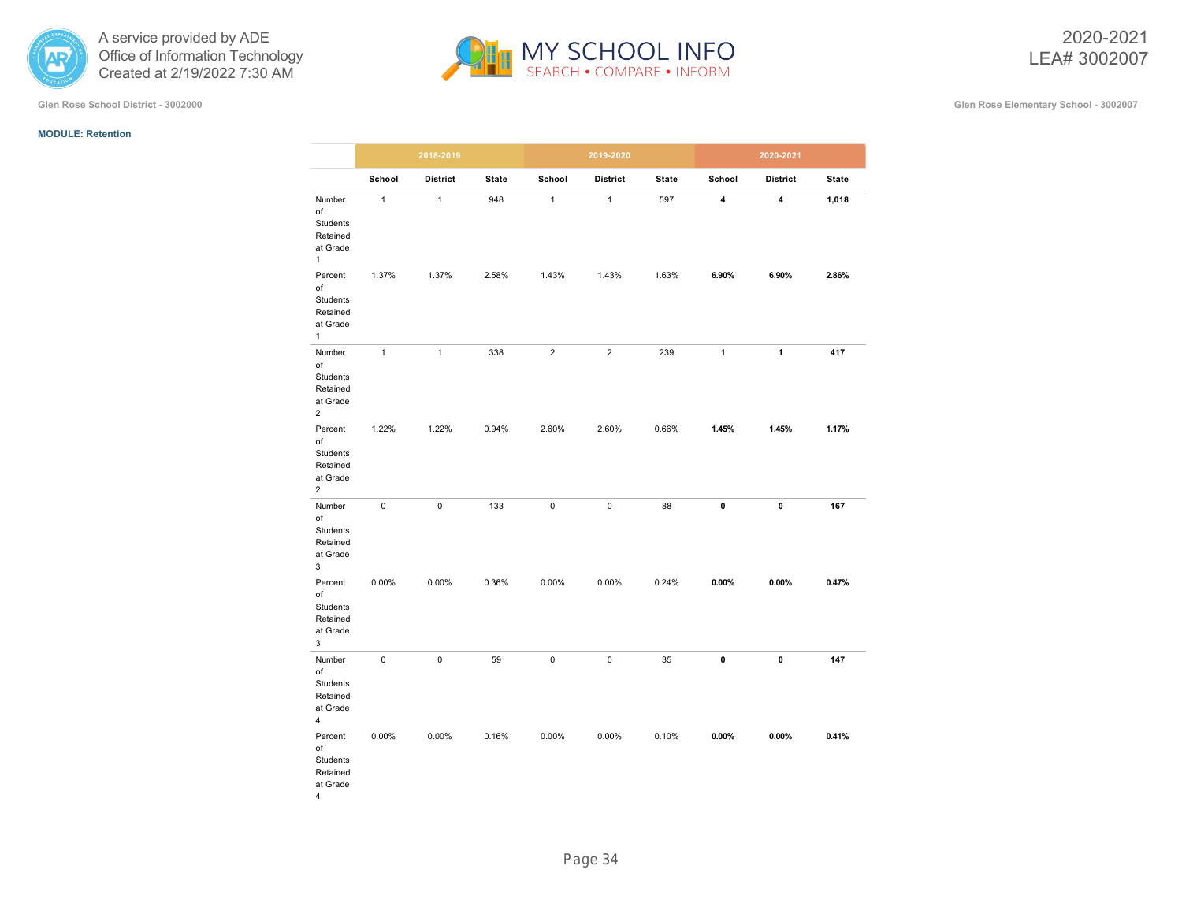Glen Rose School District - 3002000

Glen Rose Elementary School - 3002007

**MODULE: Retention**

| | 2018-2019 | | | 2019-2020 | | | 2020-2021 | | |
|---|---|---|---|---|---|---|---|---|---|
| | School | District | State | School | District | State | School | District | State |
| Number of Students Retained at Grade 1 | 1 | 1 | 948 | 1 | 1 | 597 | **4** | **4** | **1,018** |
| Percent of Students Retained at Grade 1 | 1.37% | 1.37% | 2.58% | 1.43% | 1.43% | 1.63% | **6.90%** | **6.90%** | **2.86%** |
| Number of Students Retained at Grade 2 | 1 | 1 | 338 | 2 | 2 | 239 | **1** | **1** | **417** |
| Percent of Students Retained at Grade 2 | 1.22% | 1.22% | 0.94% | 2.60% | 2.60% | 0.66% | **1.45%** | **1.45%** | **1.17%** |
| Number of Students Retained at Grade 3 | 0 | 0 | 133 | 0 | 0 | 88 | **0** | **0** | **167** |
| Percent of Students Retained at Grade 3 | 0.00% | 0.00% | 0.36% | 0.00% | 0.00% | 0.24% | **0.00%** | **0.00%** | **0.47%** |
| Number of Students Retained at Grade 4 | 0 | 0 | 59 | 0 | 0 | 35 | **0** | **0** | **147** |
| Percent of Students Retained at Grade 4 | 0.00% | 0.00% | 0.16% | 0.00% | 0.00% | 0.10% | **0.00%** | **0.00%** | **0.41%** |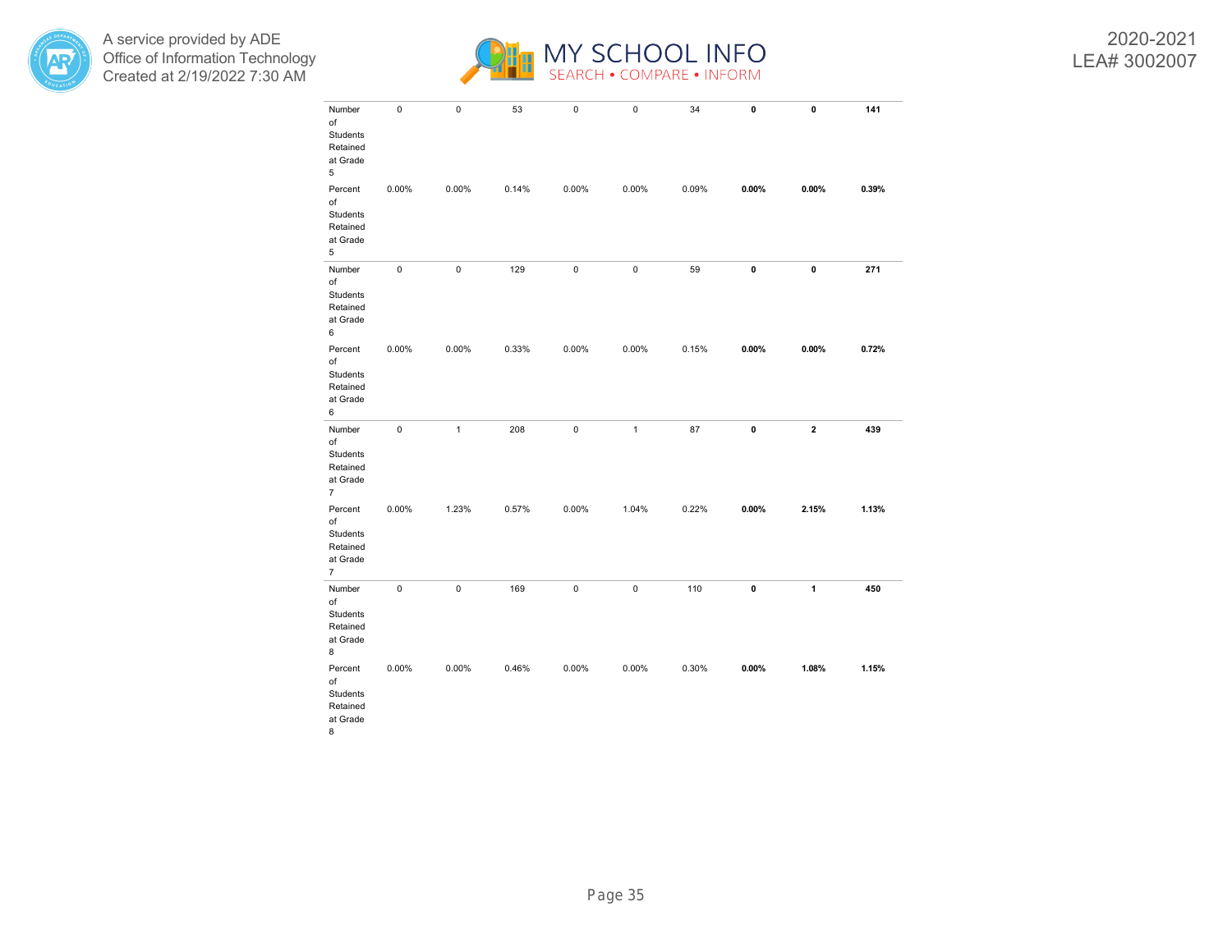| | | | | | | | | | |
|---|---|---|---|---|---|---|---|---|---|
| Number of Students Retained at Grade 5 | 0 | 0 | 53 | 0 | 0 | 34 | **0** | **0** | **141** |
| Percent of Students Retained at Grade 5 | 0.00% | 0.00% | 0.14% | 0.00% | 0.00% | 0.09% | **0.00%** | **0.00%** | **0.39%** |
| Number of Students Retained at Grade 6 | 0 | 0 | 129 | 0 | 0 | 59 | **0** | **0** | **271** |
| Percent of Students Retained at Grade 6 | 0.00% | 0.00% | 0.33% | 0.00% | 0.00% | 0.15% | **0.00%** | **0.00%** | **0.72%** |
| Number of Students Retained at Grade 7 | 0 | 1 | 208 | 0 | 1 | 87 | **0** | **2** | **439** |
| Percent of Students Retained at Grade 7 | 0.00% | 1.23% | 0.57% | 0.00% | 1.04% | 0.22% | **0.00%** | **2.15%** | **1.13%** |
| Number of Students Retained at Grade 8 | 0 | 0 | 169 | 0 | 0 | 110 | **0** | **1** | **450** |
| Percent of Students Retained at Grade 8 | 0.00% | 0.00% | 0.46% | 0.00% | 0.00% | 0.30% | **0.00%** | **1.08%** | **1.15%** |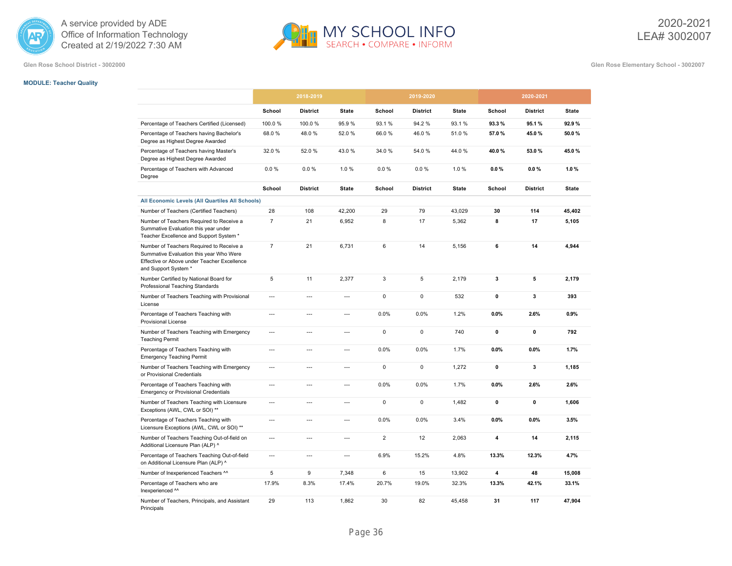Glen Rose School District - 3002000

Glen Rose Elementary School - 3002007

**MODULE: Teacher Quality**

| | 2018-2019 | | | 2019-2020 | | | 2020-2021 | | |
|---|---|---|---|---|---|---|---|---|---|
| | School | District | State | School | District | State | School | District | State |
| Percentage of Teachers Certified (Licensed) | 100.0 % | 100.0 % | 95.9 % | 93.1 % | 94.2 % | 93.1 % | **93.3 %** | **95.1 %** | **92.9 %** |
| Percentage of Teachers having Bachelor's Degree as Highest Degree Awarded | 68.0 % | 48.0 % | 52.0 % | 66.0 % | 46.0 % | 51.0 % | **57.0 %** | **45.0 %** | **50.0 %** |
| Percentage of Teachers having Master's Degree as Highest Degree Awarded | 32.0 % | 52.0 % | 43.0 % | 34.0 % | 54.0 % | 44.0 % | **40.0 %** | **53.0 %** | **45.0 %** |
| Percentage of Teachers with Advanced Degree | 0.0 % | 0.0 % | 1.0 % | 0.0 % | 0.0 % | 1.0 % | **0.0 %** | **0.0 %** | **1.0 %** |
| | School | District | State | School | District | State | School | District | State |
| All Economic Levels (All Quartiles All Schools) | | | | | | | | | |
| Number of Teachers (Certified Teachers) | 28 | 108 | 42,200 | 29 | 79 | 43,029 | **30** | **114** | **45,402** |
| Number of Teachers Required to Receive a Summative Evaluation this year under Teacher Excellence and Support System * | 7 | 21 | 6,952 | 8 | 17 | 5,362 | **8** | **17** | **5,105** |
| Number of Teachers Required to Receive a Summative Evaluation this year Who Were Effective or Above under Teacher Excellence and Support System * | 7 | 21 | 6,731 | 6 | 14 | 5,156 | **6** | **14** | **4,944** |
| Number Certified by National Board for Professional Teaching Standards | 5 | 11 | 2,377 | 3 | 5 | 2,179 | **3** | **5** | **2,179** |
| Number of Teachers Teaching with Provisional License | --- | --- | --- | 0 | 0 | 532 | **0** | **3** | **393** |
| Percentage of Teachers Teaching with Provisional License | --- | --- | --- | 0.0% | 0.0% | 1.2% | **0.0%** | **2.6%** | **0.9%** |
| Number of Teachers Teaching with Emergency Teaching Permit | --- | --- | --- | 0 | 0 | 740 | **0** | **0** | **792** |
| Percentage of Teachers Teaching with Emergency Teaching Permit | --- | --- | --- | 0.0% | 0.0% | 1.7% | **0.0%** | **0.0%** | **1.7%** |
| Number of Teachers Teaching with Emergency or Provisional Credentials | --- | --- | --- | 0 | 0 | 1,272 | **0** | **3** | **1,185** |
| Percentage of Teachers Teaching with Emergency or Provisional Credentials | --- | --- | --- | 0.0% | 0.0% | 1.7% | **0.0%** | **2.6%** | **2.6%** |
| Number of Teachers Teaching with Licensure Exceptions (AWL, CWL or SOI) ** | --- | --- | --- | 0 | 0 | 1,482 | **0** | **0** | **1,606** |
| Percentage of Teachers Teaching with Licensure Exceptions (AWL, CWL or SOI) ** | --- | --- | --- | 0.0% | 0.0% | 3.4% | **0.0%** | **0.0%** | **3.5%** |
| Number of Teachers Teaching Out-of-field on Additional Licensure Plan (ALP) ^ | --- | --- | --- | 2 | 12 | 2,063 | **4** | **14** | **2,115** |
| Percentage of Teachers Teaching Out-of-field on Additional Licensure Plan (ALP) ^ | --- | --- | --- | 6.9% | 15.2% | 4.8% | **13.3%** | **12.3%** | **4.7%** |
| Number of Inexperienced Teachers ^^ | 5 | 9 | 7,348 | 6 | 15 | 13,902 | **4** | **48** | **15,008** |
| Percentage of Teachers who are Inexperienced ^^ | 17.9% | 8.3% | 17.4% | 20.7% | 19.0% | 32.3% | **13.3%** | **42.1%** | **33.1%** |
| Number of Teachers, Principals, and Assistant Principals | 29 | 113 | 1,862 | 30 | 82 | 45,458 | **31** | **117** | **47,904** |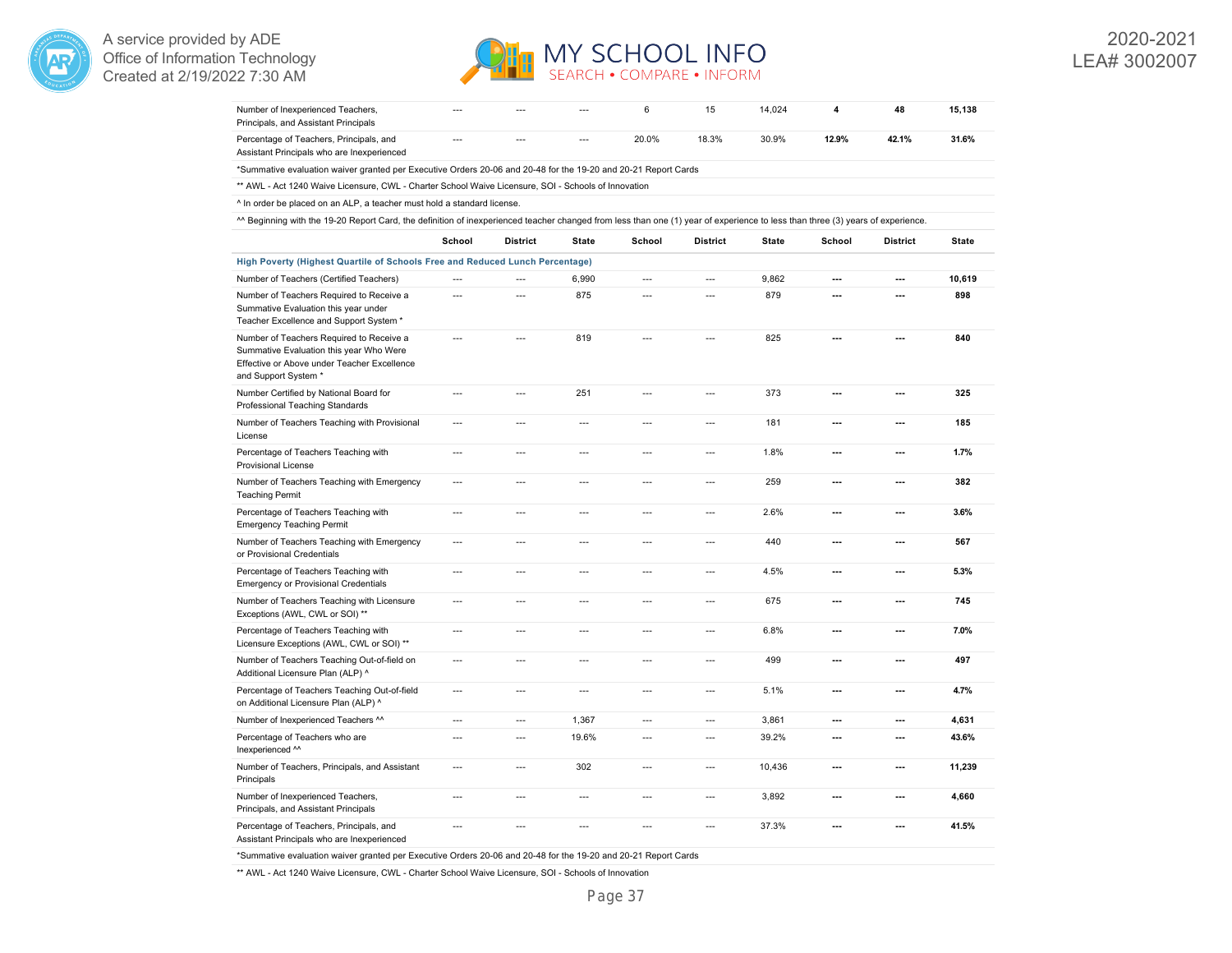| | School | District | State | School | District | State | School | District | State |
|---|---|---|---|---|---|---|---|---|---|
| Number of Inexperienced Teachers, Principals, and Assistant Principals | --- | --- | --- | 6 | 15 | 14,024 | **4** | **48** | **15,138** |
| Percentage of Teachers, Principals, and Assistant Principals who are Inexperienced | --- | --- | --- | 20.0% | 18.3% | 30.9% | **12.9%** | **42.1%** | **31.6%** |

*Summative evaluation waiver granted per Executive Orders 20-06 and 20-48 for the 19-20 and 20-21 Report Cards

** AWL - Act 1240 Waive Licensure, CWL - Charter School Waive Licensure, SOI - Schools of Innovation

^ In order be placed on an ALP, a teacher must hold a standard license.

^^ Beginning with the 19-20 Report Card, the definition of inexperienced teacher changed from less than one (1) year of experience to less than three (3) years of experience.

| | School | District | State | School | District | State | School | District | State |
|---|---|---|---|---|---|---|---|---|---|
| **High Poverty (Highest Quartile of Schools Free and Reduced Lunch Percentage)** | | | | | | | | | |
| Number of Teachers (Certified Teachers) | --- | --- | 6,990 | --- | --- | 9,862 | **---** | **---** | **10,619** |
| Number of Teachers Required to Receive a Summative Evaluation this year under Teacher Excellence and Support System * | --- | --- | 875 | --- | --- | 879 | **---** | **---** | **898** |
| Number of Teachers Required to Receive a Summative Evaluation this year Who Were Effective or Above under Teacher Excellence and Support System * | --- | --- | 819 | --- | --- | 825 | **---** | **---** | **840** |
| Number Certified by National Board for Professional Teaching Standards | --- | --- | 251 | --- | --- | 373 | **---** | **---** | **325** |
| Number of Teachers Teaching with Provisional License | --- | --- | --- | --- | --- | 181 | **---** | **---** | **185** |
| Percentage of Teachers Teaching with Provisional License | --- | --- | --- | --- | --- | 1.8% | **---** | **---** | **1.7%** |
| Number of Teachers Teaching with Emergency Teaching Permit | --- | --- | --- | --- | --- | 259 | **---** | **---** | **382** |
| Percentage of Teachers Teaching with Emergency Teaching Permit | --- | --- | --- | --- | --- | 2.6% | **---** | **---** | **3.6%** |
| Number of Teachers Teaching with Emergency or Provisional Credentials | --- | --- | --- | --- | --- | 440 | **---** | **---** | **567** |
| Percentage of Teachers Teaching with Emergency or Provisional Credentials | --- | --- | --- | --- | --- | 4.5% | **---** | **---** | **5.3%** |
| Number of Teachers Teaching with Licensure Exceptions (AWL, CWL or SOI) ** | --- | --- | --- | --- | --- | 675 | **---** | **---** | **745** |
| Percentage of Teachers Teaching with Licensure Exceptions (AWL, CWL or SOI) ** | --- | --- | --- | --- | --- | 6.8% | **---** | **---** | **7.0%** |
| Number of Teachers Teaching Out-of-field on Additional Licensure Plan (ALP) ^ | --- | --- | --- | --- | --- | 499 | **---** | **---** | **497** |
| Percentage of Teachers Teaching Out-of-field on Additional Licensure Plan (ALP) ^ | --- | --- | --- | --- | --- | 5.1% | **---** | **---** | **4.7%** |
| Number of Inexperienced Teachers ^^ | --- | --- | 1,367 | --- | --- | 3,861 | **---** | **---** | **4,631** |
| Percentage of Teachers who are Inexperienced ^^ | --- | --- | 19.6% | --- | --- | 39.2% | **---** | **---** | **43.6%** |
| Number of Teachers, Principals, and Assistant Principals | --- | --- | 302 | --- | --- | 10,436 | **---** | **---** | **11,239** |
| Number of Inexperienced Teachers, Principals, and Assistant Principals | --- | --- | --- | --- | --- | 3,892 | **---** | **---** | **4,660** |
| Percentage of Teachers, Principals, and Assistant Principals who are Inexperienced | --- | --- | --- | --- | --- | 37.3% | **---** | **---** | **41.5%** |

*Summative evaluation waiver granted per Executive Orders 20-06 and 20-48 for the 19-20 and 20-21 Report Cards

** AWL - Act 1240 Waive Licensure, CWL - Charter School Waive Licensure, SOI - Schools of Innovation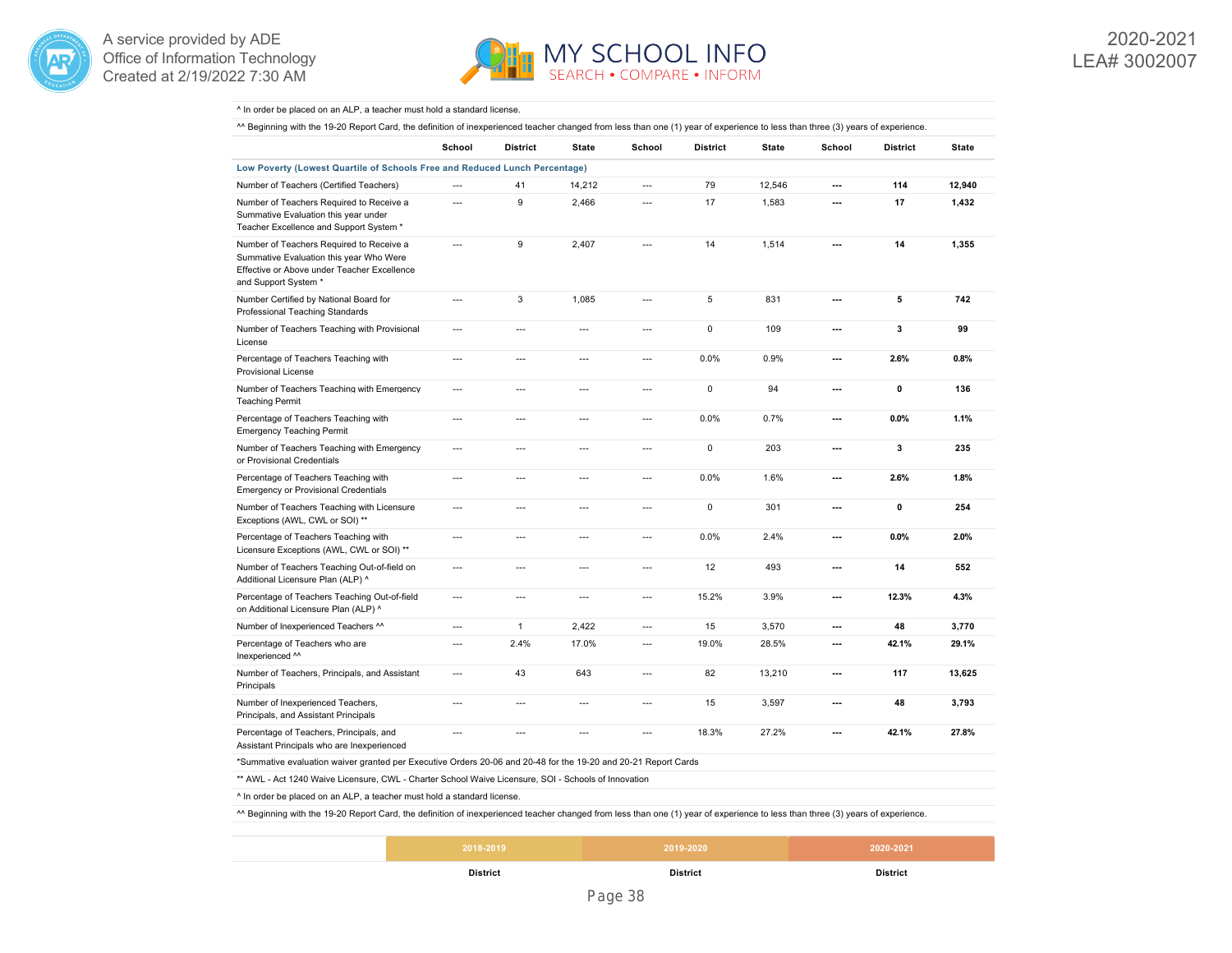^ In order be placed on an ALP, a teacher must hold a standard license.

^^ Beginning with the 19-20 Report Card, the definition of inexperienced teacher changed from less than one (1) year of experience to less than three (3) years of experience.

| | School | District | State | School | District | State | School | District | State |
|---|---|---|---|---|---|---|---|---|---|
| **Low Poverty (Lowest Quartile of Schools Free and Reduced Lunch Percentage)** | | | | | | | | | |
| Number of Teachers (Certified Teachers) | --- | 41 | 14,212 | --- | 79 | 12,546 | --- | **114** | **12,940** |
| Number of Teachers Required to Receive a Summative Evaluation this year under Teacher Excellence and Support System * | --- | 9 | 2,466 | --- | 17 | 1,583 | --- | **17** | **1,432** |
| Number of Teachers Required to Receive a Summative Evaluation this year Who Were Effective or Above under Teacher Excellence and Support System * | --- | 9 | 2,407 | --- | 14 | 1,514 | --- | **14** | **1,355** |
| Number Certified by National Board for Professional Teaching Standards | --- | 3 | 1,085 | --- | 5 | 831 | --- | **5** | **742** |
| Number of Teachers Teaching with Provisional License | --- | --- | --- | --- | 0 | 109 | --- | **3** | **99** |
| Percentage of Teachers Teaching with Provisional License | --- | --- | --- | --- | 0.0% | 0.9% | --- | **2.6%** | **0.8%** |
| Number of Teachers Teaching with Emergency Teaching Permit | --- | --- | --- | --- | 0 | 94 | --- | **0** | **136** |
| Percentage of Teachers Teaching with Emergency Teaching Permit | --- | --- | --- | --- | 0.0% | 0.7% | --- | **0.0%** | **1.1%** |
| Number of Teachers Teaching with Emergency or Provisional Credentials | --- | --- | --- | --- | 0 | 203 | --- | **3** | **235** |
| Percentage of Teachers Teaching with Emergency or Provisional Credentials | --- | --- | --- | --- | 0.0% | 1.6% | --- | **2.6%** | **1.8%** |
| Number of Teachers Teaching with Licensure Exceptions (AWL, CWL or SOI) ** | --- | --- | --- | --- | 0 | 301 | --- | **0** | **254** |
| Percentage of Teachers Teaching with Licensure Exceptions (AWL, CWL or SOI) ** | --- | --- | --- | --- | 0.0% | 2.4% | --- | **0.0%** | **2.0%** |
| Number of Teachers Teaching Out-of-field on Additional Licensure Plan (ALP) ^ | --- | --- | --- | --- | 12 | 493 | --- | **14** | **552** |
| Percentage of Teachers Teaching Out-of-field on Additional Licensure Plan (ALP) ^ | --- | --- | --- | --- | 15.2% | 3.9% | --- | **12.3%** | **4.3%** |
| Number of Inexperienced Teachers ^^ | --- | 1 | 2,422 | --- | 15 | 3,570 | --- | **48** | **3,770** |
| Percentage of Teachers who are Inexperienced ^^ | --- | 2.4% | 17.0% | --- | 19.0% | 28.5% | --- | **42.1%** | **29.1%** |
| Number of Teachers, Principals, and Assistant Principals | --- | 43 | 643 | --- | 82 | 13,210 | --- | **117** | **13,625** |
| Number of Inexperienced Teachers, Principals, and Assistant Principals | --- | --- | --- | --- | 15 | 3,597 | --- | **48** | **3,793** |
| Percentage of Teachers, Principals, and Assistant Principals who are Inexperienced | --- | --- | --- | --- | 18.3% | 27.2% | --- | **42.1%** | **27.8%** |

*Summative evaluation waiver granted per Executive Orders 20-06 and 20-48 for the 19-20 and 20-21 Report Cards

** AWL - Act 1240 Waive Licensure, CWL - Charter School Waive Licensure, SOI - Schools of Innovation

^ In order be placed on an ALP, a teacher must hold a standard license.

^^ Beginning with the 19-20 Report Card, the definition of inexperienced teacher changed from less than one (1) year of experience to less than three (3) years of experience.

| | 2018-2019 | 2019-2020 | 2020-2021 |
|---|---|---|---|
| | District | District | District |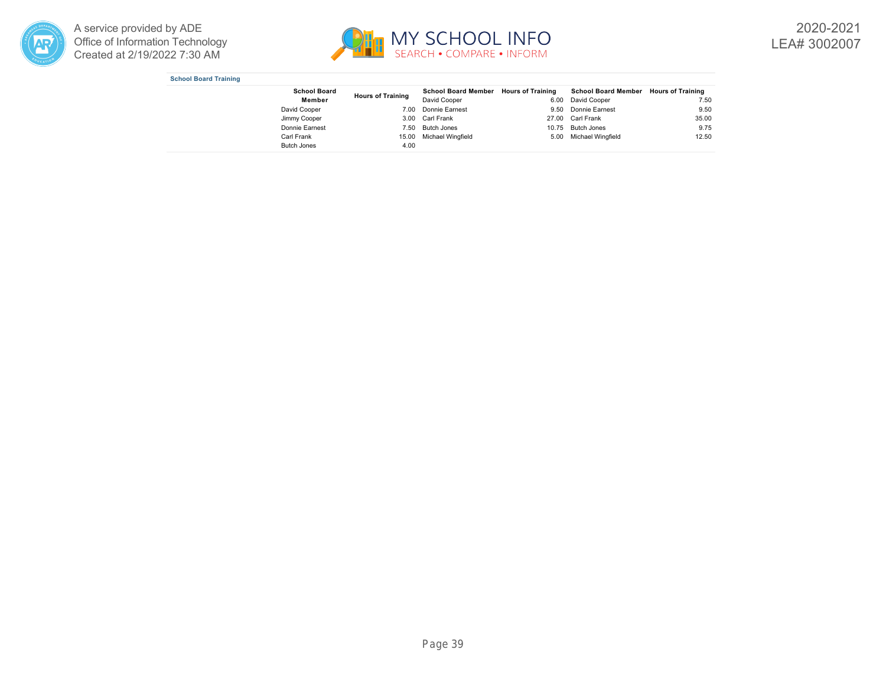### School Board Training

| School Board Member | Hours of Training | School Board Member | Hours of Training | School Board Member | Hours of Training |
|---|---|---|---|---|---|
| David Cooper | 7.00 | David Cooper | 6.00 | David Cooper | 7.50 |
| Jimmy Cooper | 3.00 | Donnie Earnest | 9.50 | Donnie Earnest | 9.50 |
| Donnie Earnest | 7.50 | Carl Frank | 27.00 | Carl Frank | 35.00 |
| Carl Frank | 15.00 | Butch Jones | 10.75 | Butch Jones | 9.75 |
| Butch Jones | 4.00 | Michael Wingfield | 5.00 | Michael Wingfield | 12.50 |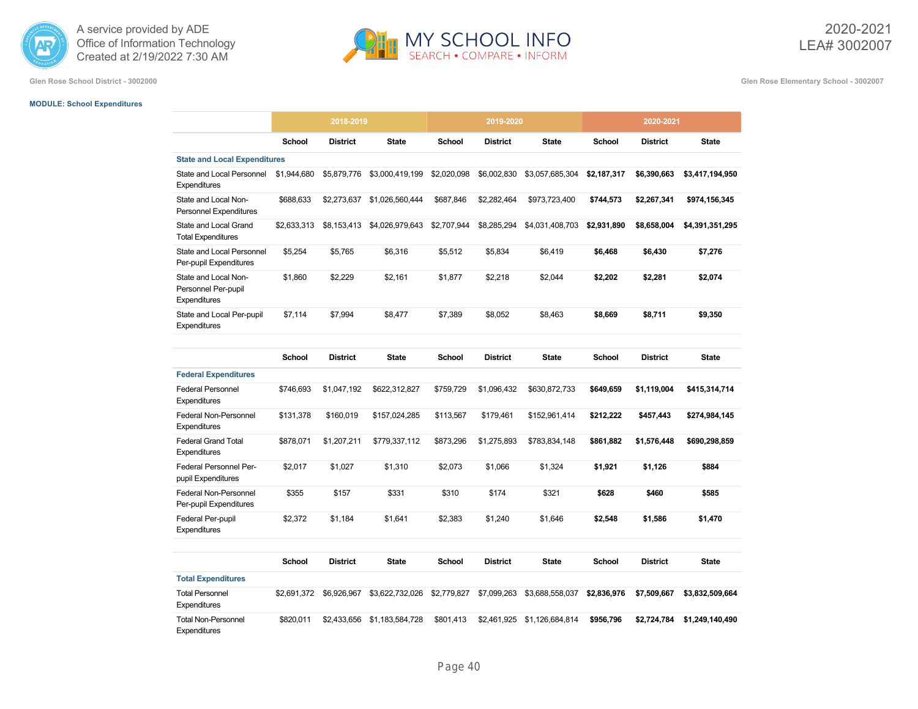A service provided by ADE Office of Information Technology
Created at 2/19/2022 7:30 AM

2020-2021
LEA# 3002007

Glen Rose School District - 3002000

Glen Rose Elementary School - 3002007

**MODULE: School Expenditures**

| | 2018-2019 | | | 2019-2020 | | | 2020-2021 | | |
|---|---|---|---|---|---|---|---|---|---|
| | School | District | State | School | District | State | School | District | State |
| **State and Local Expenditures** | | | | | | | | | |
| State and Local Personnel Expenditures | $1,944,680 | $5,879,776 | $3,000,419,199 | $2,020,098 | $6,002,830 | $3,057,685,304 | **$2,187,317** | **$6,390,663** | **$3,417,194,950** |
| State and Local Non-Personnel Expenditures | $688,633 | $2,273,637 | $1,026,560,444 | $687,846 | $2,282,464 | $973,723,400 | **$744,573** | **$2,267,341** | **$974,156,345** |
| State and Local Grand Total Expenditures | $2,633,313 | $8,153,413 | $4,026,979,643 | $2,707,944 | $8,285,294 | $4,031,408,703 | **$2,931,890** | **$8,658,004** | **$4,391,351,295** |
| State and Local Personnel Per-pupil Expenditures | $5,254 | $5,765 | $6,316 | $5,512 | $5,834 | $6,419 | **$6,468** | **$6,430** | **$7,276** |
| State and Local Non-Personnel Per-pupil Expenditures | $1,860 | $2,229 | $2,161 | $1,877 | $2,218 | $2,044 | **$2,202** | **$2,281** | **$2,074** |
| State and Local Per-pupil Expenditures | $7,114 | $7,994 | $8,477 | $7,389 | $8,052 | $8,463 | **$8,669** | **$8,711** | **$9,350** |

| | School | District | State | School | District | State | School | District | State |
|---|---|---|---|---|---|---|---|---|---|
| **Federal Expenditures** | | | | | | | | | |
| Federal Personnel Expenditures | $746,693 | $1,047,192 | $622,312,827 | $759,729 | $1,096,432 | $630,872,733 | **$649,659** | **$1,119,004** | **$415,314,714** |
| Federal Non-Personnel Expenditures | $131,378 | $160,019 | $157,024,285 | $113,567 | $179,461 | $152,961,414 | **$212,222** | **$457,443** | **$274,984,145** |
| Federal Grand Total Expenditures | $878,071 | $1,207,211 | $779,337,112 | $873,296 | $1,275,893 | $783,834,148 | **$861,882** | **$1,576,448** | **$690,298,859** |
| Federal Personnel Per-pupil Expenditures | $2,017 | $1,027 | $1,310 | $2,073 | $1,066 | $1,324 | **$1,921** | **$1,126** | **$884** |
| Federal Non-Personnel Per-pupil Expenditures | $355 | $157 | $331 | $310 | $174 | $321 | **$628** | **$460** | **$585** |
| Federal Per-pupil Expenditures | $2,372 | $1,184 | $1,641 | $2,383 | $1,240 | $1,646 | **$2,548** | **$1,586** | **$1,470** |

| | School | District | State | School | District | State | School | District | State |
|---|---|---|---|---|---|---|---|---|---|
| **Total Expenditures** | | | | | | | | | |
| Total Personnel Expenditures | $2,691,372 | $6,926,967 | $3,622,732,026 | $2,779,827 | $7,099,263 | $3,688,558,037 | **$2,836,976** | **$7,509,667** | **$3,832,509,664** |
| Total Non-Personnel Expenditures | $820,011 | $2,433,656 | $1,183,584,728 | $801,413 | $2,461,925 | $1,126,684,814 | **$956,796** | **$2,724,784** | **$1,249,140,490** |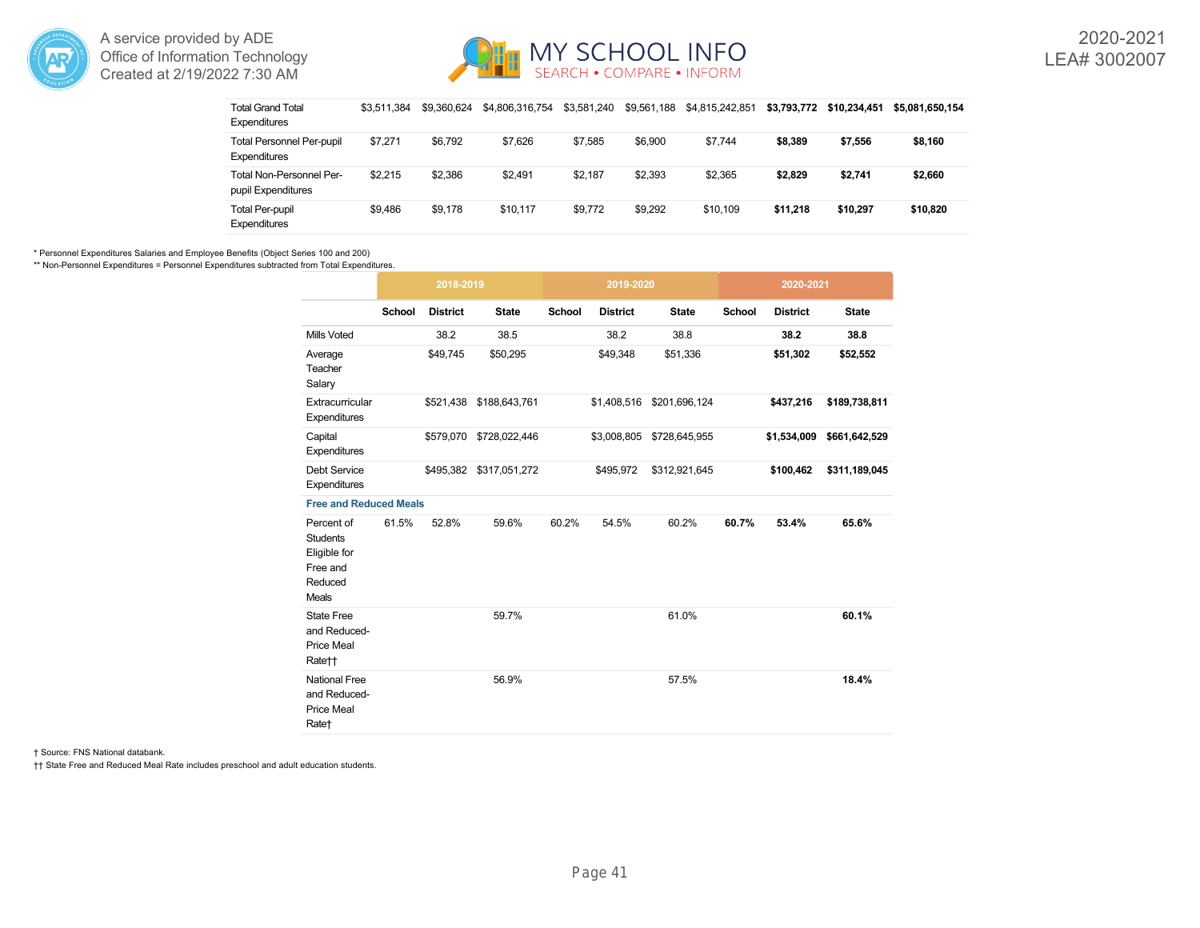| | | | | | | | | | |
|---|---|---|---|---|---|---|---|---|---|
| Total Grand Total Expenditures | $3,511,384 | $9,360,624 | $4,806,316,754 | $3,581,240 | $9,561,188 | $4,815,242,851 | **$3,793,772** | **$10,234,451** | **$5,081,650,154** |
| Total Personnel Per-pupil Expenditures | $7,271 | $6,792 | $7,626 | $7,585 | $6,900 | $7,744 | **$8,389** | **$7,556** | **$8,160** |
| Total Non-Personnel Per-pupil Expenditures | $2,215 | $2,386 | $2,491 | $2,187 | $2,393 | $2,365 | **$2,829** | **$2,741** | **$2,660** |
| Total Per-pupil Expenditures | $9,486 | $9,178 | $10,117 | $9,772 | $9,292 | $10,109 | **$11,218** | **$10,297** | **$10,820** |

* Personnel Expenditures Salaries and Employee Benefits (Object Series 100 and 200)
** Non-Personnel Expenditures = Personnel Expenditures subtracted from Total Expenditures.

| | 2018-2019 | | | 2019-2020 | | | 2020-2021 | | |
|---|---|---|---|---|---|---|---|---|---|
| | School | District | State | School | District | State | School | District | State |
| Mills Voted | | 38.2 | 38.5 | | 38.2 | 38.8 | | **38.2** | **38.8** |
| Average Teacher Salary | | $49,745 | $50,295 | | $49,348 | $51,336 | | **$51,302** | **$52,552** |
| Extracurricular Expenditures | | $521,438 | $188,643,761 | | $1,408,516 | $201,696,124 | | **$437,216** | **$189,738,811** |
| Capital Expenditures | | $579,070 | $728,022,446 | | $3,008,805 | $728,645,955 | | **$1,534,009** | **$661,642,529** |
| Debt Service Expenditures | | $495,382 | $317,051,272 | | $495,972 | $312,921,645 | | **$100,462** | **$311,189,045** |
| **Free and Reduced Meals** | | | | | | | | | |
| Percent of Students Eligible for Free and Reduced Meals | 61.5% | 52.8% | 59.6% | 60.2% | 54.5% | 60.2% | **60.7%** | **53.4%** | **65.6%** |
| State Free and Reduced-Price Meal Rate†† | | | 59.7% | | | 61.0% | | | **60.1%** |
| National Free and Reduced-Price Meal Rate† | | | 56.9% | | | 57.5% | | | **18.4%** |

† Source: FNS National databank.
†† State Free and Reduced Meal Rate includes preschool and adult education students.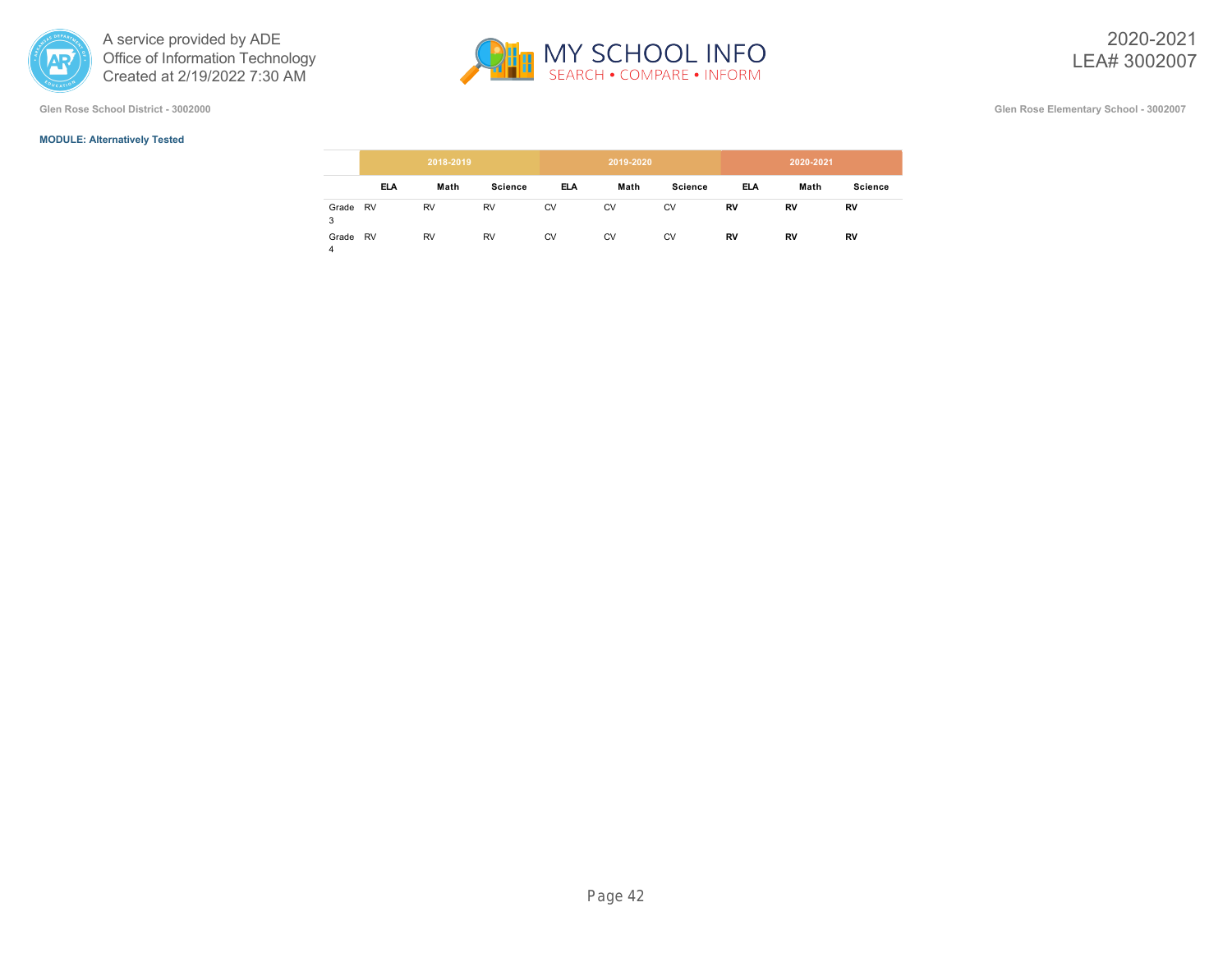Glen Rose School District - 3002000

Glen Rose Elementary School - 3002007

**MODULE: Alternatively Tested**

| | 2018-2019 | | | 2019-2020 | | | 2020-2021 | | |
|---|---|---|---|---|---|---|---|---|---|
| | **ELA** | **Math** | **Science** | **ELA** | **Math** | **Science** | **ELA** | **Math** | **Science** |
| Grade 3 | RV | RV | RV | CV | CV | CV | **RV** | **RV** | **RV** |
| Grade 4 | RV | RV | RV | CV | CV | CV | **RV** | **RV** | **RV** |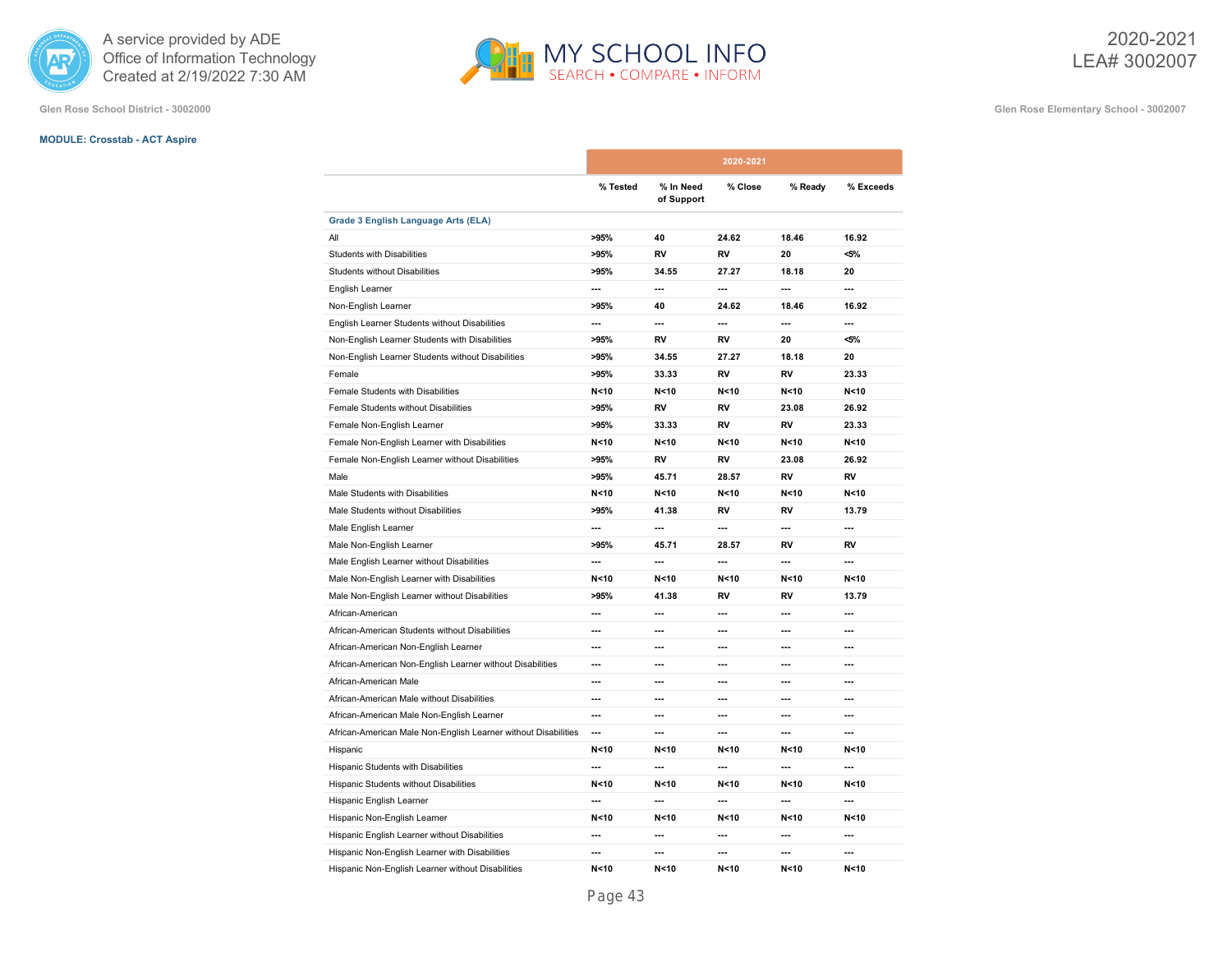A service provided by ADE
Office of Information Technology
Created at 2/19/2022 7:30 AM

# MY SCHOOL INFO
SEARCH • COMPARE • INFORM

2020-2021
LEA# 3002007

Glen Rose School District - 3002000

Glen Rose Elementary School - 3002007

**MODULE: Crosstab - ACT Aspire**

| | 2020-2021 | | | | |
|---|---|---|---|---|---|
| | % Tested | % In Need of Support | % Close | % Ready | % Exceeds |
| **Grade 3 English Language Arts (ELA)** | | | | | |
| All | >95% | 40 | 24.62 | 18.46 | 16.92 |
| Students with Disabilities | >95% | RV | RV | 20 | <5% |
| Students without Disabilities | >95% | 34.55 | 27.27 | 18.18 | 20 |
| English Learner | --- | --- | --- | --- | --- |
| Non-English Learner | >95% | 40 | 24.62 | 18.46 | 16.92 |
| English Learner Students without Disabilities | --- | --- | --- | --- | --- |
| Non-English Learner Students with Disabilities | >95% | RV | RV | 20 | <5% |
| Non-English Learner Students without Disabilities | >95% | 34.55 | 27.27 | 18.18 | 20 |
| Female | >95% | 33.33 | RV | RV | 23.33 |
| Female Students with Disabilities | N<10 | N<10 | N<10 | N<10 | N<10 |
| Female Students without Disabilities | >95% | RV | RV | 23.08 | 26.92 |
| Female Non-English Learner | >95% | 33.33 | RV | RV | 23.33 |
| Female Non-English Learner with Disabilities | N<10 | N<10 | N<10 | N<10 | N<10 |
| Female Non-English Learner without Disabilities | >95% | RV | RV | 23.08 | 26.92 |
| Male | >95% | 45.71 | 28.57 | RV | RV |
| Male Students with Disabilities | N<10 | N<10 | N<10 | N<10 | N<10 |
| Male Students without Disabilities | >95% | 41.38 | RV | RV | 13.79 |
| Male English Learner | --- | --- | --- | --- | --- |
| Male Non-English Learner | >95% | 45.71 | 28.57 | RV | RV |
| Male English Learner without Disabilities | --- | --- | --- | --- | --- |
| Male Non-English Learner with Disabilities | N<10 | N<10 | N<10 | N<10 | N<10 |
| Male Non-English Learner without Disabilities | >95% | 41.38 | RV | RV | 13.79 |
| African-American | --- | --- | --- | --- | --- |
| African-American Students without Disabilities | --- | --- | --- | --- | --- |
| African-American Non-English Learner | --- | --- | --- | --- | --- |
| African-American Non-English Learner without Disabilities | --- | --- | --- | --- | --- |
| African-American Male | --- | --- | --- | --- | --- |
| African-American Male without Disabilities | --- | --- | --- | --- | --- |
| African-American Male Non-English Learner | --- | --- | --- | --- | --- |
| African-American Male Non-English Learner without Disabilities | --- | --- | --- | --- | --- |
| Hispanic | N<10 | N<10 | N<10 | N<10 | N<10 |
| Hispanic Students with Disabilities | --- | --- | --- | --- | --- |
| Hispanic Students without Disabilities | N<10 | N<10 | N<10 | N<10 | N<10 |
| Hispanic English Learner | --- | --- | --- | --- | --- |
| Hispanic Non-English Learner | N<10 | N<10 | N<10 | N<10 | N<10 |
| Hispanic English Learner without Disabilities | --- | --- | --- | --- | --- |
| Hispanic Non-English Learner with Disabilities | --- | --- | --- | --- | --- |
| Hispanic Non-English Learner without Disabilities | N<10 | N<10 | N<10 | N<10 | N<10 |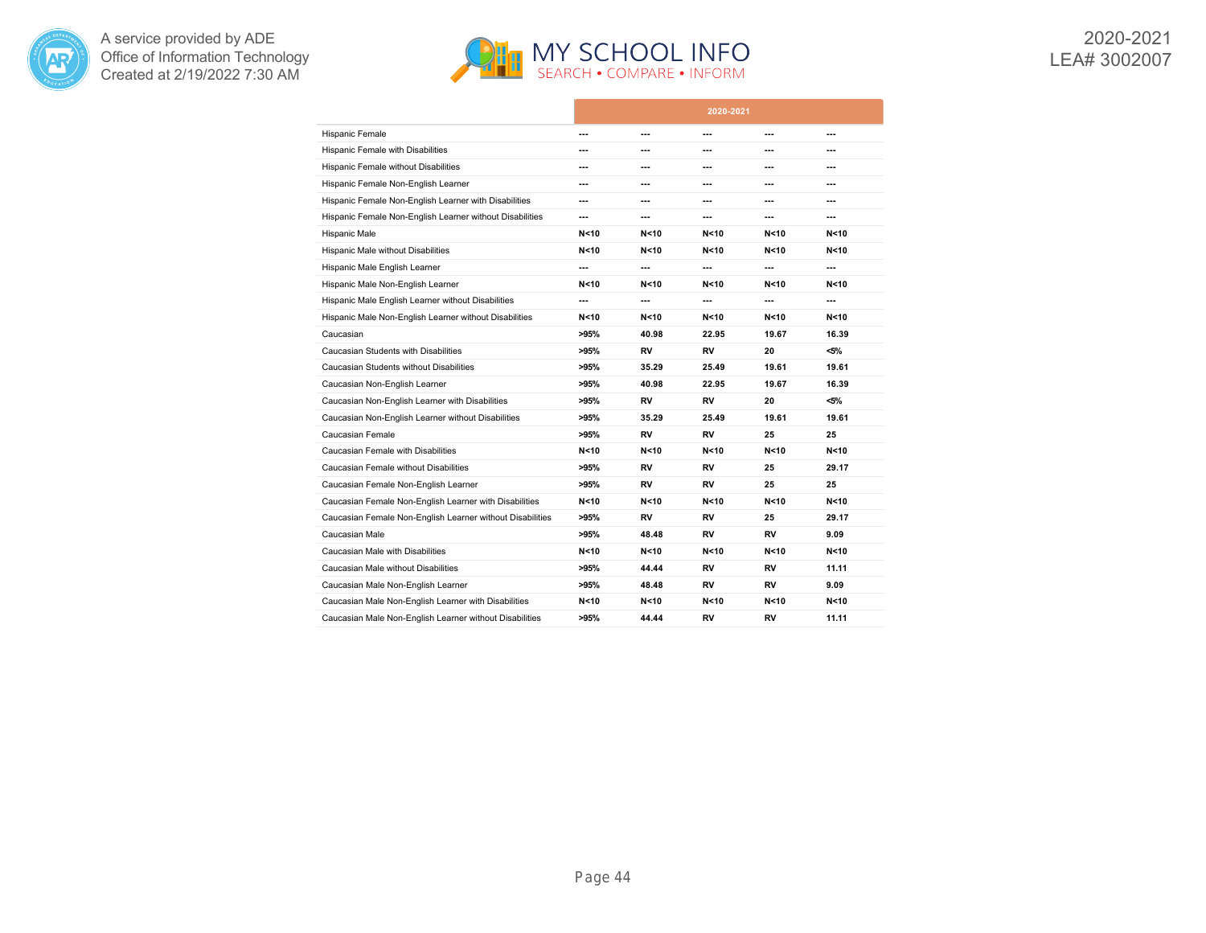| | 2020-2021 | | | | |
|---|---|---|---|---|---|
| Hispanic Female | --- | --- | --- | --- | --- |
| Hispanic Female with Disabilities | --- | --- | --- | --- | --- |
| Hispanic Female without Disabilities | --- | --- | --- | --- | --- |
| Hispanic Female Non-English Learner | --- | --- | --- | --- | --- |
| Hispanic Female Non-English Learner with Disabilities | --- | --- | --- | --- | --- |
| Hispanic Female Non-English Learner without Disabilities | --- | --- | --- | --- | --- |
| Hispanic Male | N<10 | N<10 | N<10 | N<10 | N<10 |
| Hispanic Male without Disabilities | N<10 | N<10 | N<10 | N<10 | N<10 |
| Hispanic Male English Learner | --- | --- | --- | --- | --- |
| Hispanic Male Non-English Learner | N<10 | N<10 | N<10 | N<10 | N<10 |
| Hispanic Male English Learner without Disabilities | --- | --- | --- | --- | --- |
| Hispanic Male Non-English Learner without Disabilities | N<10 | N<10 | N<10 | N<10 | N<10 |
| Caucasian | >95% | 40.98 | 22.95 | 19.67 | 16.39 |
| Caucasian Students with Disabilities | >95% | RV | RV | 20 | <5% |
| Caucasian Students without Disabilities | >95% | 35.29 | 25.49 | 19.61 | 19.61 |
| Caucasian Non-English Learner | >95% | 40.98 | 22.95 | 19.67 | 16.39 |
| Caucasian Non-English Learner with Disabilities | >95% | RV | RV | 20 | <5% |
| Caucasian Non-English Learner without Disabilities | >95% | 35.29 | 25.49 | 19.61 | 19.61 |
| Caucasian Female | >95% | RV | RV | 25 | 25 |
| Caucasian Female with Disabilities | N<10 | N<10 | N<10 | N<10 | N<10 |
| Caucasian Female without Disabilities | >95% | RV | RV | 25 | 29.17 |
| Caucasian Female Non-English Learner | >95% | RV | RV | 25 | 25 |
| Caucasian Female Non-English Learner with Disabilities | N<10 | N<10 | N<10 | N<10 | N<10 |
| Caucasian Female Non-English Learner without Disabilities | >95% | RV | RV | 25 | 29.17 |
| Caucasian Male | >95% | 48.48 | RV | RV | 9.09 |
| Caucasian Male with Disabilities | N<10 | N<10 | N<10 | N<10 | N<10 |
| Caucasian Male without Disabilities | >95% | 44.44 | RV | RV | 11.11 |
| Caucasian Male Non-English Learner | >95% | 48.48 | RV | RV | 9.09 |
| Caucasian Male Non-English Learner with Disabilities | N<10 | N<10 | N<10 | N<10 | N<10 |
| Caucasian Male Non-English Learner without Disabilities | >95% | 44.44 | RV | RV | 11.11 |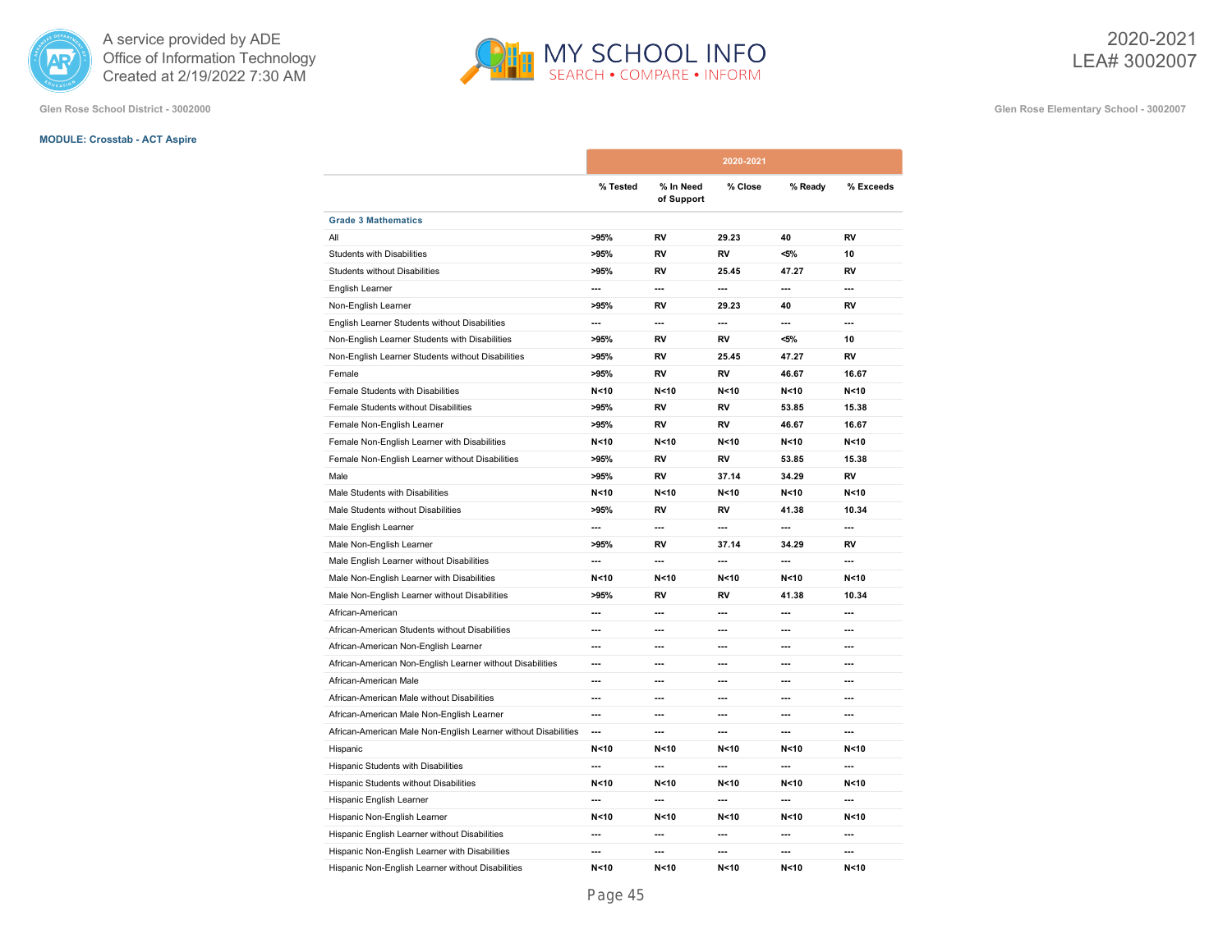A service provided by ADE
Office of Information Technology
Created at 2/19/2022 7:30 AM

MY SCHOOL INFO
SEARCH • COMPARE • INFORM

2020-2021
LEA# 3002007

Glen Rose School District - 3002000

Glen Rose Elementary School - 3002007

**MODULE: Crosstab - ACT Aspire**

| | 2020-2021 | | | | |
|---|---|---|---|---|---|
| | % Tested | % In Need of Support | % Close | % Ready | % Exceeds |
| **Grade 3 Mathematics** | | | | | |
| All | >95% | RV | 29.23 | 40 | RV |
| Students with Disabilities | >95% | RV | RV | <5% | 10 |
| Students without Disabilities | >95% | RV | 25.45 | 47.27 | RV |
| English Learner | --- | --- | --- | --- | --- |
| Non-English Learner | >95% | RV | 29.23 | 40 | RV |
| English Learner Students without Disabilities | --- | --- | --- | --- | --- |
| Non-English Learner Students with Disabilities | >95% | RV | RV | <5% | 10 |
| Non-English Learner Students without Disabilities | >95% | RV | 25.45 | 47.27 | RV |
| Female | >95% | RV | RV | 46.67 | 16.67 |
| Female Students with Disabilities | N<10 | N<10 | N<10 | N<10 | N<10 |
| Female Students without Disabilities | >95% | RV | RV | 53.85 | 15.38 |
| Female Non-English Learner | >95% | RV | RV | 46.67 | 16.67 |
| Female Non-English Learner with Disabilities | N<10 | N<10 | N<10 | N<10 | N<10 |
| Female Non-English Learner without Disabilities | >95% | RV | RV | 53.85 | 15.38 |
| Male | >95% | RV | 37.14 | 34.29 | RV |
| Male Students with Disabilities | N<10 | N<10 | N<10 | N<10 | N<10 |
| Male Students without Disabilities | >95% | RV | RV | 41.38 | 10.34 |
| Male English Learner | --- | --- | --- | --- | --- |
| Male Non-English Learner | >95% | RV | 37.14 | 34.29 | RV |
| Male English Learner without Disabilities | --- | --- | --- | --- | --- |
| Male Non-English Learner with Disabilities | N<10 | N<10 | N<10 | N<10 | N<10 |
| Male Non-English Learner without Disabilities | >95% | RV | RV | 41.38 | 10.34 |
| African-American | --- | --- | --- | --- | --- |
| African-American Students without Disabilities | --- | --- | --- | --- | --- |
| African-American Non-English Learner | --- | --- | --- | --- | --- |
| African-American Non-English Learner without Disabilities | --- | --- | --- | --- | --- |
| African-American Male | --- | --- | --- | --- | --- |
| African-American Male without Disabilities | --- | --- | --- | --- | --- |
| African-American Male Non-English Learner | --- | --- | --- | --- | --- |
| African-American Male Non-English Learner without Disabilities | --- | --- | --- | --- | --- |
| Hispanic | N<10 | N<10 | N<10 | N<10 | N<10 |
| Hispanic Students with Disabilities | --- | --- | --- | --- | --- |
| Hispanic Students without Disabilities | N<10 | N<10 | N<10 | N<10 | N<10 |
| Hispanic English Learner | --- | --- | --- | --- | --- |
| Hispanic Non-English Learner | N<10 | N<10 | N<10 | N<10 | N<10 |
| Hispanic English Learner without Disabilities | --- | --- | --- | --- | --- |
| Hispanic Non-English Learner with Disabilities | --- | --- | --- | --- | --- |
| Hispanic Non-English Learner without Disabilities | N<10 | N<10 | N<10 | N<10 | N<10 |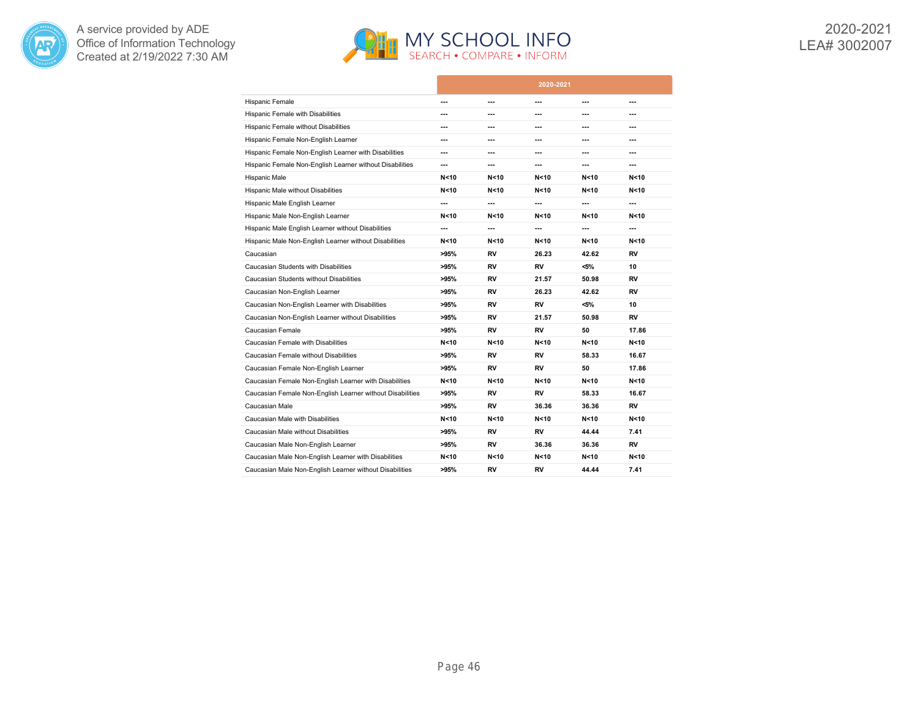| | 2020-2021 | | | | |
|---|---|---|---|---|---|
| Hispanic Female | --- | --- | --- | --- | --- |
| Hispanic Female with Disabilities | --- | --- | --- | --- | --- |
| Hispanic Female without Disabilities | --- | --- | --- | --- | --- |
| Hispanic Female Non-English Learner | --- | --- | --- | --- | --- |
| Hispanic Female Non-English Learner with Disabilities | --- | --- | --- | --- | --- |
| Hispanic Female Non-English Learner without Disabilities | --- | --- | --- | --- | --- |
| Hispanic Male | N<10 | N<10 | N<10 | N<10 | N<10 |
| Hispanic Male without Disabilities | N<10 | N<10 | N<10 | N<10 | N<10 |
| Hispanic Male English Learner | --- | --- | --- | --- | --- |
| Hispanic Male Non-English Learner | N<10 | N<10 | N<10 | N<10 | N<10 |
| Hispanic Male English Learner without Disabilities | --- | --- | --- | --- | --- |
| Hispanic Male Non-English Learner without Disabilities | N<10 | N<10 | N<10 | N<10 | N<10 |
| Caucasian | >95% | RV | 26.23 | 42.62 | RV |
| Caucasian Students with Disabilities | >95% | RV | RV | <5% | 10 |
| Caucasian Students without Disabilities | >95% | RV | 21.57 | 50.98 | RV |
| Caucasian Non-English Learner | >95% | RV | 26.23 | 42.62 | RV |
| Caucasian Non-English Learner with Disabilities | >95% | RV | RV | <5% | 10 |
| Caucasian Non-English Learner without Disabilities | >95% | RV | 21.57 | 50.98 | RV |
| Caucasian Female | >95% | RV | RV | 50 | 17.86 |
| Caucasian Female with Disabilities | N<10 | N<10 | N<10 | N<10 | N<10 |
| Caucasian Female without Disabilities | >95% | RV | RV | 58.33 | 16.67 |
| Caucasian Female Non-English Learner | >95% | RV | RV | 50 | 17.86 |
| Caucasian Female Non-English Learner with Disabilities | N<10 | N<10 | N<10 | N<10 | N<10 |
| Caucasian Female Non-English Learner without Disabilities | >95% | RV | RV | 58.33 | 16.67 |
| Caucasian Male | >95% | RV | 36.36 | 36.36 | RV |
| Caucasian Male with Disabilities | N<10 | N<10 | N<10 | N<10 | N<10 |
| Caucasian Male without Disabilities | >95% | RV | RV | 44.44 | 7.41 |
| Caucasian Male Non-English Learner | >95% | RV | 36.36 | 36.36 | RV |
| Caucasian Male Non-English Learner with Disabilities | N<10 | N<10 | N<10 | N<10 | N<10 |
| Caucasian Male Non-English Learner without Disabilities | >95% | RV | RV | 44.44 | 7.41 |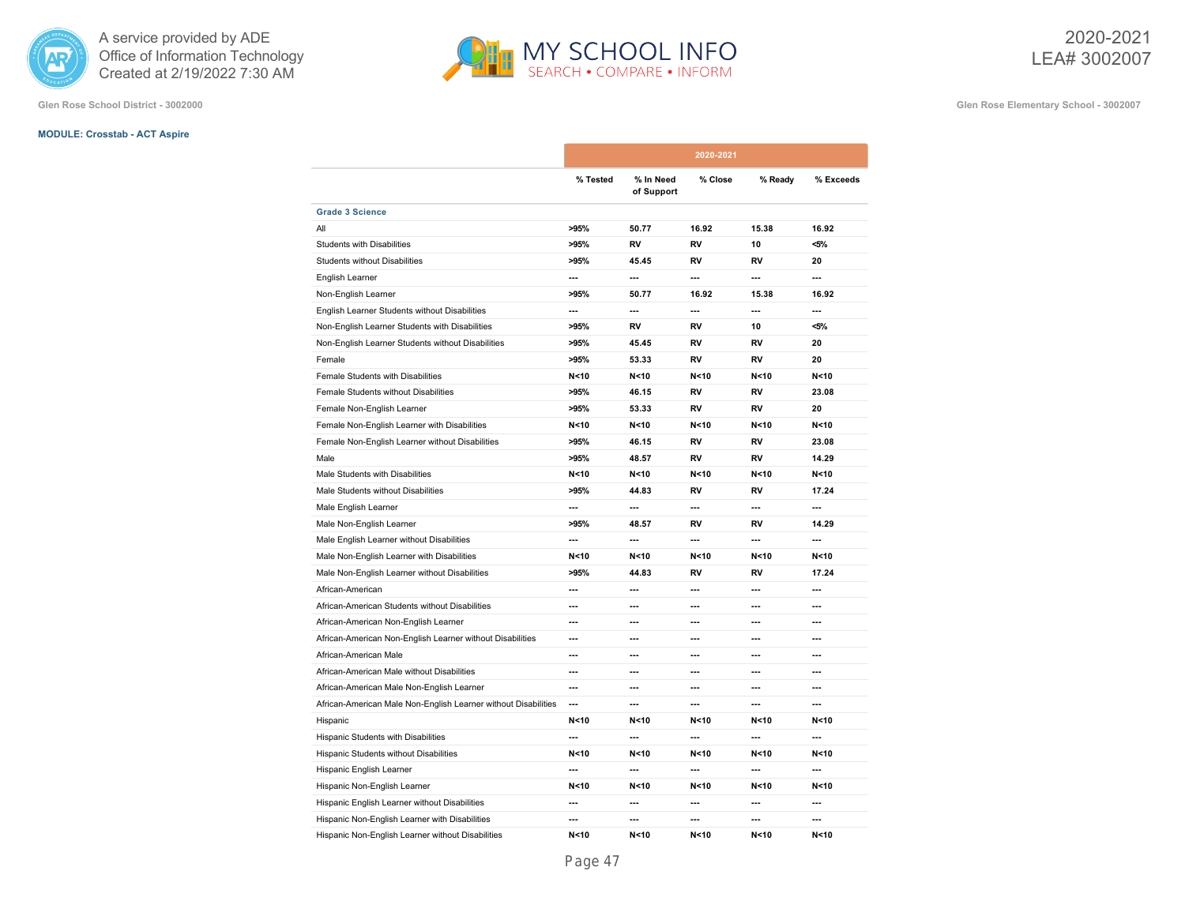A service provided by ADE
Office of Information Technology
Created at 2/19/2022 7:30 AM

MY SCHOOL INFO
SEARCH • COMPARE • INFORM

2020-2021
LEA# 3002007

Glen Rose School District - 3002000

Glen Rose Elementary School - 3002007

**MODULE: Crosstab - ACT Aspire**

| | 2020-2021 | | | | |
|---|---|---|---|---|---|
| | % Tested | % In Need of Support | % Close | % Ready | % Exceeds |
| **Grade 3 Science** | | | | | |
| All | >95% | 50.77 | 16.92 | 15.38 | 16.92 |
| Students with Disabilities | >95% | RV | RV | 10 | <5% |
| Students without Disabilities | >95% | 45.45 | RV | RV | 20 |
| English Learner | --- | --- | --- | --- | --- |
| Non-English Learner | >95% | 50.77 | 16.92 | 15.38 | 16.92 |
| English Learner Students without Disabilities | --- | --- | --- | --- | --- |
| Non-English Learner Students with Disabilities | >95% | RV | RV | 10 | <5% |
| Non-English Learner Students without Disabilities | >95% | 45.45 | RV | RV | 20 |
| Female | >95% | 53.33 | RV | RV | 20 |
| Female Students with Disabilities | N<10 | N<10 | N<10 | N<10 | N<10 |
| Female Students without Disabilities | >95% | 46.15 | RV | RV | 23.08 |
| Female Non-English Learner | >95% | 53.33 | RV | RV | 20 |
| Female Non-English Learner with Disabilities | N<10 | N<10 | N<10 | N<10 | N<10 |
| Female Non-English Learner without Disabilities | >95% | 46.15 | RV | RV | 23.08 |
| Male | >95% | 48.57 | RV | RV | 14.29 |
| Male Students with Disabilities | N<10 | N<10 | N<10 | N<10 | N<10 |
| Male Students without Disabilities | >95% | 44.83 | RV | RV | 17.24 |
| Male English Learner | --- | --- | --- | --- | --- |
| Male Non-English Learner | >95% | 48.57 | RV | RV | 14.29 |
| Male English Learner without Disabilities | --- | --- | --- | --- | --- |
| Male Non-English Learner with Disabilities | N<10 | N<10 | N<10 | N<10 | N<10 |
| Male Non-English Learner without Disabilities | >95% | 44.83 | RV | RV | 17.24 |
| African-American | --- | --- | --- | --- | --- |
| African-American Students without Disabilities | --- | --- | --- | --- | --- |
| African-American Non-English Learner | --- | --- | --- | --- | --- |
| African-American Non-English Learner without Disabilities | --- | --- | --- | --- | --- |
| African-American Male | --- | --- | --- | --- | --- |
| African-American Male without Disabilities | --- | --- | --- | --- | --- |
| African-American Male Non-English Learner | --- | --- | --- | --- | --- |
| African-American Male Non-English Learner without Disabilities | --- | --- | --- | --- | --- |
| Hispanic | N<10 | N<10 | N<10 | N<10 | N<10 |
| Hispanic Students with Disabilities | --- | --- | --- | --- | --- |
| Hispanic Students without Disabilities | N<10 | N<10 | N<10 | N<10 | N<10 |
| Hispanic English Learner | --- | --- | --- | --- | --- |
| Hispanic Non-English Learner | N<10 | N<10 | N<10 | N<10 | N<10 |
| Hispanic English Learner without Disabilities | --- | --- | --- | --- | --- |
| Hispanic Non-English Learner with Disabilities | --- | --- | --- | --- | --- |
| Hispanic Non-English Learner without Disabilities | N<10 | N<10 | N<10 | N<10 | N<10 |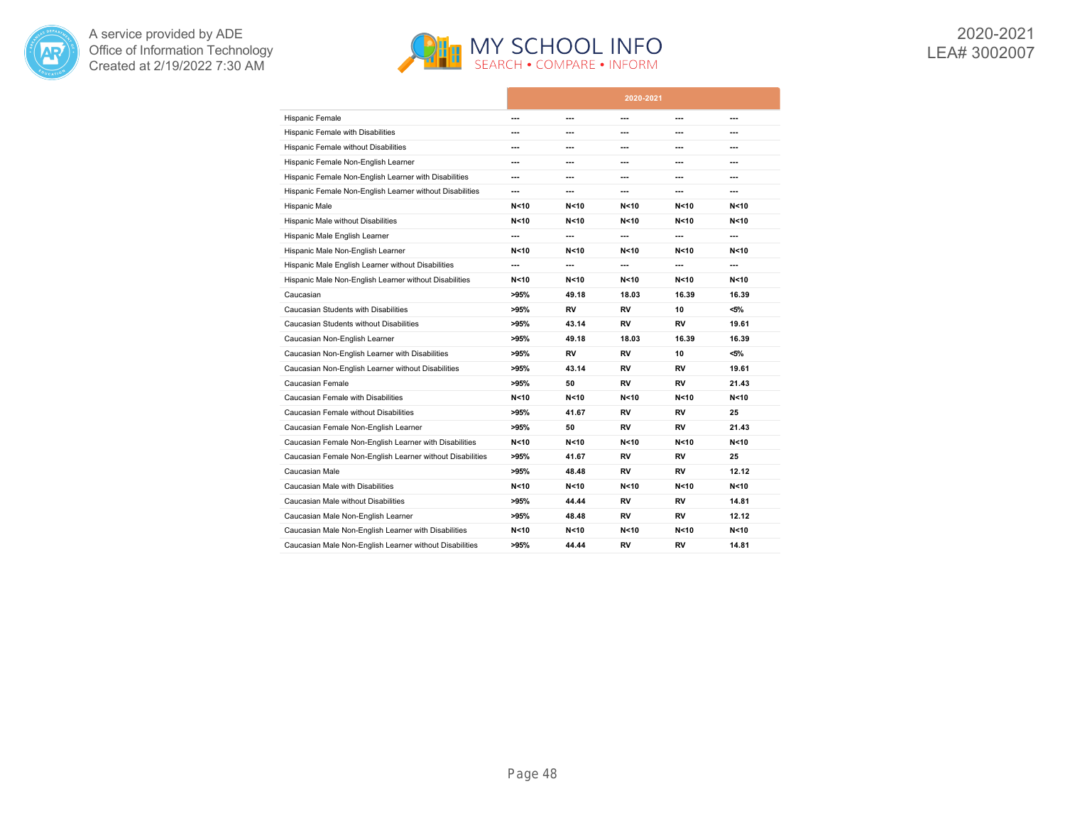| | 2020-2021 | | | | |
|---|---|---|---|---|---|
| Hispanic Female | --- | --- | --- | --- | --- |
| Hispanic Female with Disabilities | --- | --- | --- | --- | --- |
| Hispanic Female without Disabilities | --- | --- | --- | --- | --- |
| Hispanic Female Non-English Learner | --- | --- | --- | --- | --- |
| Hispanic Female Non-English Learner with Disabilities | --- | --- | --- | --- | --- |
| Hispanic Female Non-English Learner without Disabilities | --- | --- | --- | --- | --- |
| Hispanic Male | N<10 | N<10 | N<10 | N<10 | N<10 |
| Hispanic Male without Disabilities | N<10 | N<10 | N<10 | N<10 | N<10 |
| Hispanic Male English Learner | --- | --- | --- | --- | --- |
| Hispanic Male Non-English Learner | N<10 | N<10 | N<10 | N<10 | N<10 |
| Hispanic Male English Learner without Disabilities | --- | --- | --- | --- | --- |
| Hispanic Male Non-English Learner without Disabilities | N<10 | N<10 | N<10 | N<10 | N<10 |
| Caucasian | >95% | 49.18 | 18.03 | 16.39 | 16.39 |
| Caucasian Students with Disabilities | >95% | RV | RV | 10 | <5% |
| Caucasian Students without Disabilities | >95% | 43.14 | RV | RV | 19.61 |
| Caucasian Non-English Learner | >95% | 49.18 | 18.03 | 16.39 | 16.39 |
| Caucasian Non-English Learner with Disabilities | >95% | RV | RV | 10 | <5% |
| Caucasian Non-English Learner without Disabilities | >95% | 43.14 | RV | RV | 19.61 |
| Caucasian Female | >95% | 50 | RV | RV | 21.43 |
| Caucasian Female with Disabilities | N<10 | N<10 | N<10 | N<10 | N<10 |
| Caucasian Female without Disabilities | >95% | 41.67 | RV | RV | 25 |
| Caucasian Female Non-English Learner | >95% | 50 | RV | RV | 21.43 |
| Caucasian Female Non-English Learner with Disabilities | N<10 | N<10 | N<10 | N<10 | N<10 |
| Caucasian Female Non-English Learner without Disabilities | >95% | 41.67 | RV | RV | 25 |
| Caucasian Male | >95% | 48.48 | RV | RV | 12.12 |
| Caucasian Male with Disabilities | N<10 | N<10 | N<10 | N<10 | N<10 |
| Caucasian Male without Disabilities | >95% | 44.44 | RV | RV | 14.81 |
| Caucasian Male Non-English Learner | >95% | 48.48 | RV | RV | 12.12 |
| Caucasian Male Non-English Learner with Disabilities | N<10 | N<10 | N<10 | N<10 | N<10 |
| Caucasian Male Non-English Learner without Disabilities | >95% | 44.44 | RV | RV | 14.81 |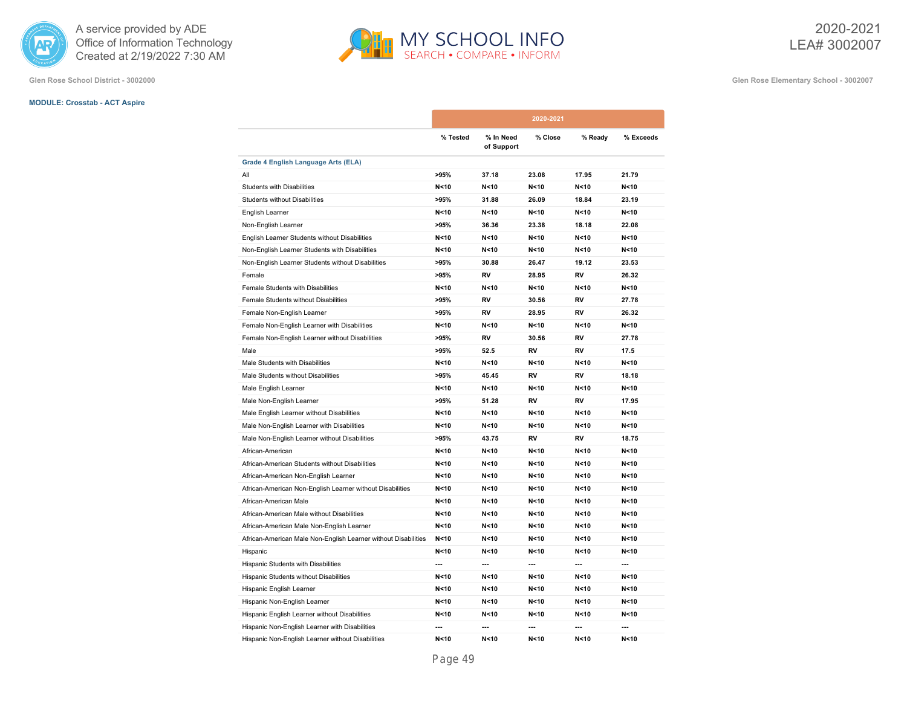A service provided by ADE
Office of Information Technology
Created at 2/19/2022 7:30 AM

MY SCHOOL INFO
SEARCH • COMPARE • INFORM

2020-2021
LEA# 3002007

Glen Rose School District - 3002000

Glen Rose Elementary School - 3002007

**MODULE: Crosstab - ACT Aspire**

| | 2020-2021 | | | | |
|---|---|---|---|---|---|
| | % Tested | % In Need of Support | % Close | % Ready | % Exceeds |
| **Grade 4 English Language Arts (ELA)** | | | | | |
| All | >95% | 37.18 | 23.08 | 17.95 | 21.79 |
| Students with Disabilities | N<10 | N<10 | N<10 | N<10 | N<10 |
| Students without Disabilities | >95% | 31.88 | 26.09 | 18.84 | 23.19 |
| English Learner | N<10 | N<10 | N<10 | N<10 | N<10 |
| Non-English Learner | >95% | 36.36 | 23.38 | 18.18 | 22.08 |
| English Learner Students without Disabilities | N<10 | N<10 | N<10 | N<10 | N<10 |
| Non-English Learner Students with Disabilities | N<10 | N<10 | N<10 | N<10 | N<10 |
| Non-English Learner Students without Disabilities | >95% | 30.88 | 26.47 | 19.12 | 23.53 |
| Female | >95% | RV | 28.95 | RV | 26.32 |
| Female Students with Disabilities | N<10 | N<10 | N<10 | N<10 | N<10 |
| Female Students without Disabilities | >95% | RV | 30.56 | RV | 27.78 |
| Female Non-English Learner | >95% | RV | 28.95 | RV | 26.32 |
| Female Non-English Learner with Disabilities | N<10 | N<10 | N<10 | N<10 | N<10 |
| Female Non-English Learner without Disabilities | >95% | RV | 30.56 | RV | 27.78 |
| Male | >95% | 52.5 | RV | RV | 17.5 |
| Male Students with Disabilities | N<10 | N<10 | N<10 | N<10 | N<10 |
| Male Students without Disabilities | >95% | 45.45 | RV | RV | 18.18 |
| Male English Learner | N<10 | N<10 | N<10 | N<10 | N<10 |
| Male Non-English Learner | >95% | 51.28 | RV | RV | 17.95 |
| Male English Learner without Disabilities | N<10 | N<10 | N<10 | N<10 | N<10 |
| Male Non-English Learner with Disabilities | N<10 | N<10 | N<10 | N<10 | N<10 |
| Male Non-English Learner without Disabilities | >95% | 43.75 | RV | RV | 18.75 |
| African-American | N<10 | N<10 | N<10 | N<10 | N<10 |
| African-American Students without Disabilities | N<10 | N<10 | N<10 | N<10 | N<10 |
| African-American Non-English Learner | N<10 | N<10 | N<10 | N<10 | N<10 |
| African-American Non-English Learner without Disabilities | N<10 | N<10 | N<10 | N<10 | N<10 |
| African-American Male | N<10 | N<10 | N<10 | N<10 | N<10 |
| African-American Male without Disabilities | N<10 | N<10 | N<10 | N<10 | N<10 |
| African-American Male Non-English Learner | N<10 | N<10 | N<10 | N<10 | N<10 |
| African-American Male Non-English Learner without Disabilities | N<10 | N<10 | N<10 | N<10 | N<10 |
| Hispanic | N<10 | N<10 | N<10 | N<10 | N<10 |
| Hispanic Students with Disabilities | --- | --- | --- | --- | --- |
| Hispanic Students without Disabilities | N<10 | N<10 | N<10 | N<10 | N<10 |
| Hispanic English Learner | N<10 | N<10 | N<10 | N<10 | N<10 |
| Hispanic Non-English Learner | N<10 | N<10 | N<10 | N<10 | N<10 |
| Hispanic English Learner without Disabilities | N<10 | N<10 | N<10 | N<10 | N<10 |
| Hispanic Non-English Learner with Disabilities | --- | --- | --- | --- | --- |
| Hispanic Non-English Learner without Disabilities | N<10 | N<10 | N<10 | N<10 | N<10 |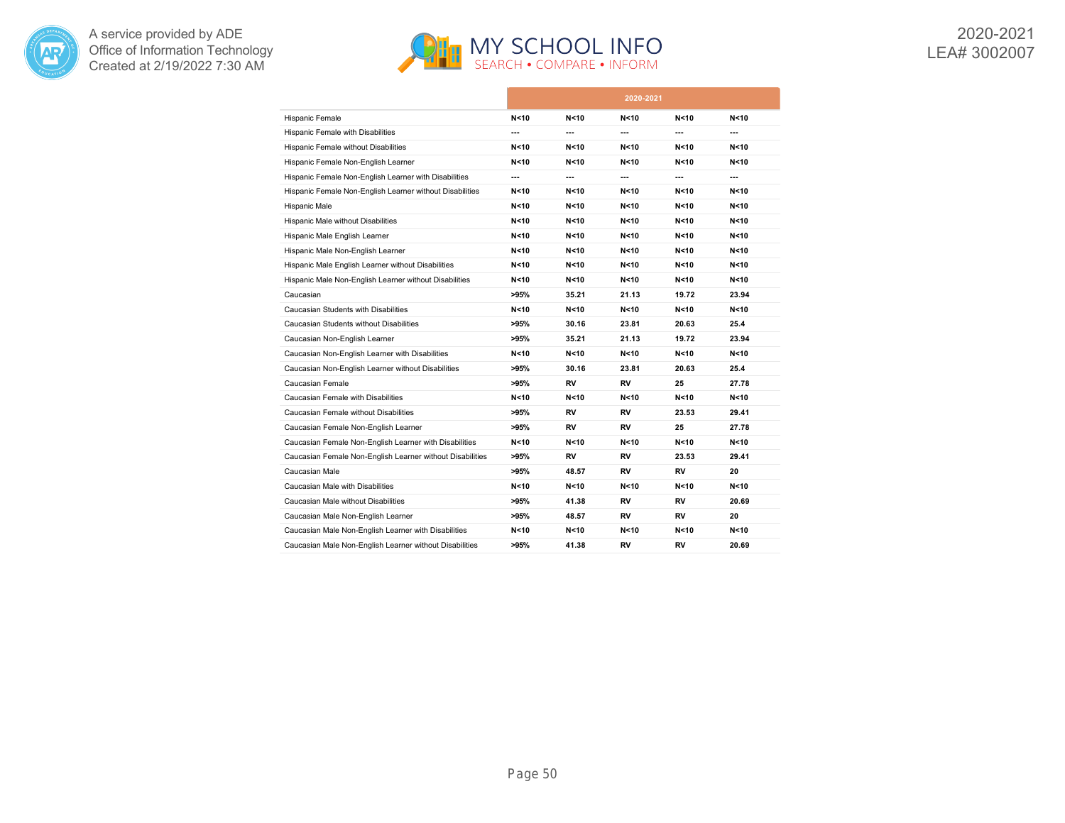| | 2020-2021 | | | | |
|---|---|---|---|---|---|
| Hispanic Female | N<10 | N<10 | N<10 | N<10 | N<10 |
| Hispanic Female with Disabilities | --- | --- | --- | --- | --- |
| Hispanic Female without Disabilities | N<10 | N<10 | N<10 | N<10 | N<10 |
| Hispanic Female Non-English Learner | N<10 | N<10 | N<10 | N<10 | N<10 |
| Hispanic Female Non-English Learner with Disabilities | --- | --- | --- | --- | --- |
| Hispanic Female Non-English Learner without Disabilities | N<10 | N<10 | N<10 | N<10 | N<10 |
| Hispanic Male | N<10 | N<10 | N<10 | N<10 | N<10 |
| Hispanic Male without Disabilities | N<10 | N<10 | N<10 | N<10 | N<10 |
| Hispanic Male English Learner | N<10 | N<10 | N<10 | N<10 | N<10 |
| Hispanic Male Non-English Learner | N<10 | N<10 | N<10 | N<10 | N<10 |
| Hispanic Male English Learner without Disabilities | N<10 | N<10 | N<10 | N<10 | N<10 |
| Hispanic Male Non-English Learner without Disabilities | N<10 | N<10 | N<10 | N<10 | N<10 |
| Caucasian | >95% | 35.21 | 21.13 | 19.72 | 23.94 |
| Caucasian Students with Disabilities | N<10 | N<10 | N<10 | N<10 | N<10 |
| Caucasian Students without Disabilities | >95% | 30.16 | 23.81 | 20.63 | 25.4 |
| Caucasian Non-English Learner | >95% | 35.21 | 21.13 | 19.72 | 23.94 |
| Caucasian Non-English Learner with Disabilities | N<10 | N<10 | N<10 | N<10 | N<10 |
| Caucasian Non-English Learner without Disabilities | >95% | 30.16 | 23.81 | 20.63 | 25.4 |
| Caucasian Female | >95% | RV | RV | 25 | 27.78 |
| Caucasian Female with Disabilities | N<10 | N<10 | N<10 | N<10 | N<10 |
| Caucasian Female without Disabilities | >95% | RV | RV | 23.53 | 29.41 |
| Caucasian Female Non-English Learner | >95% | RV | RV | 25 | 27.78 |
| Caucasian Female Non-English Learner with Disabilities | N<10 | N<10 | N<10 | N<10 | N<10 |
| Caucasian Female Non-English Learner without Disabilities | >95% | RV | RV | 23.53 | 29.41 |
| Caucasian Male | >95% | 48.57 | RV | RV | 20 |
| Caucasian Male with Disabilities | N<10 | N<10 | N<10 | N<10 | N<10 |
| Caucasian Male without Disabilities | >95% | 41.38 | RV | RV | 20.69 |
| Caucasian Male Non-English Learner | >95% | 48.57 | RV | RV | 20 |
| Caucasian Male Non-English Learner with Disabilities | N<10 | N<10 | N<10 | N<10 | N<10 |
| Caucasian Male Non-English Learner without Disabilities | >95% | 41.38 | RV | RV | 20.69 |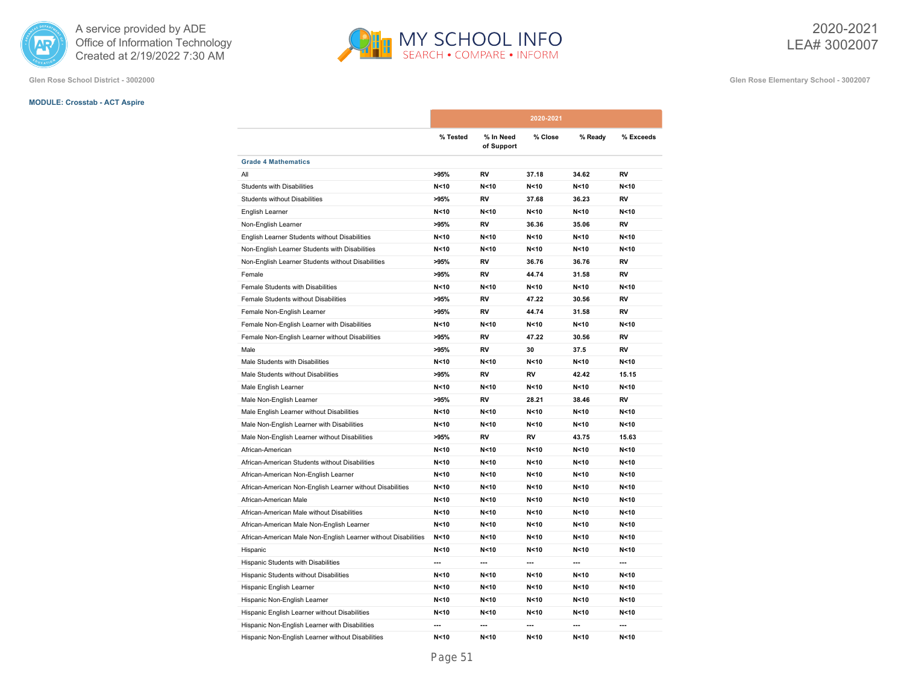A service provided by ADE
Office of Information Technology
Created at 2/19/2022 7:30 AM

# MY SCHOOL INFO

SEARCH • COMPARE • INFORM

2020-2021
LEA# 3002007

Glen Rose School District - 3002000

Glen Rose Elementary School - 3002007

**MODULE: Crosstab - ACT Aspire**

| | 2020-2021 | | | | |
|---|---|---|---|---|---|
| | % Tested | % In Need of Support | % Close | % Ready | % Exceeds |
| **Grade 4 Mathematics** | | | | | |
| All | >95% | RV | 37.18 | 34.62 | RV |
| Students with Disabilities | N<10 | N<10 | N<10 | N<10 | N<10 |
| Students without Disabilities | >95% | RV | 37.68 | 36.23 | RV |
| English Learner | N<10 | N<10 | N<10 | N<10 | N<10 |
| Non-English Learner | >95% | RV | 36.36 | 35.06 | RV |
| English Learner Students without Disabilities | N<10 | N<10 | N<10 | N<10 | N<10 |
| Non-English Learner Students with Disabilities | N<10 | N<10 | N<10 | N<10 | N<10 |
| Non-English Learner Students without Disabilities | >95% | RV | 36.76 | 36.76 | RV |
| Female | >95% | RV | 44.74 | 31.58 | RV |
| Female Students with Disabilities | N<10 | N<10 | N<10 | N<10 | N<10 |
| Female Students without Disabilities | >95% | RV | 47.22 | 30.56 | RV |
| Female Non-English Learner | >95% | RV | 44.74 | 31.58 | RV |
| Female Non-English Learner with Disabilities | N<10 | N<10 | N<10 | N<10 | N<10 |
| Female Non-English Learner without Disabilities | >95% | RV | 47.22 | 30.56 | RV |
| Male | >95% | RV | 30 | 37.5 | RV |
| Male Students with Disabilities | N<10 | N<10 | N<10 | N<10 | N<10 |
| Male Students without Disabilities | >95% | RV | RV | 42.42 | 15.15 |
| Male English Learner | N<10 | N<10 | N<10 | N<10 | N<10 |
| Male Non-English Learner | >95% | RV | 28.21 | 38.46 | RV |
| Male English Learner without Disabilities | N<10 | N<10 | N<10 | N<10 | N<10 |
| Male Non-English Learner with Disabilities | N<10 | N<10 | N<10 | N<10 | N<10 |
| Male Non-English Learner without Disabilities | >95% | RV | RV | 43.75 | 15.63 |
| African-American | N<10 | N<10 | N<10 | N<10 | N<10 |
| African-American Students without Disabilities | N<10 | N<10 | N<10 | N<10 | N<10 |
| African-American Non-English Learner | N<10 | N<10 | N<10 | N<10 | N<10 |
| African-American Non-English Learner without Disabilities | N<10 | N<10 | N<10 | N<10 | N<10 |
| African-American Male | N<10 | N<10 | N<10 | N<10 | N<10 |
| African-American Male without Disabilities | N<10 | N<10 | N<10 | N<10 | N<10 |
| African-American Male Non-English Learner | N<10 | N<10 | N<10 | N<10 | N<10 |
| African-American Male Non-English Learner without Disabilities | N<10 | N<10 | N<10 | N<10 | N<10 |
| Hispanic | N<10 | N<10 | N<10 | N<10 | N<10 |
| Hispanic Students with Disabilities | --- | --- | --- | --- | --- |
| Hispanic Students without Disabilities | N<10 | N<10 | N<10 | N<10 | N<10 |
| Hispanic English Learner | N<10 | N<10 | N<10 | N<10 | N<10 |
| Hispanic Non-English Learner | N<10 | N<10 | N<10 | N<10 | N<10 |
| Hispanic English Learner without Disabilities | N<10 | N<10 | N<10 | N<10 | N<10 |
| Hispanic Non-English Learner with Disabilities | --- | --- | --- | --- | --- |
| Hispanic Non-English Learner without Disabilities | N<10 | N<10 | N<10 | N<10 | N<10 |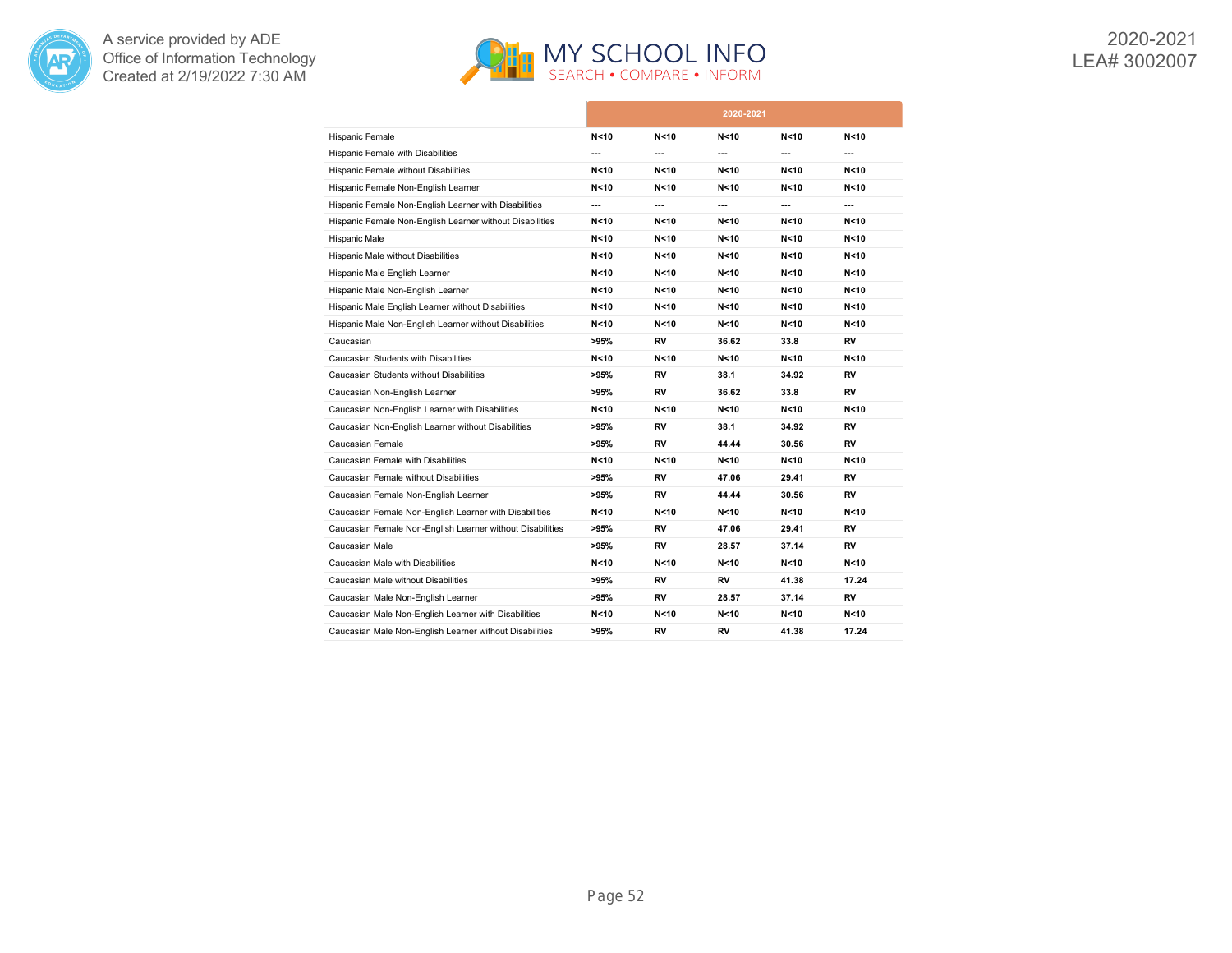| | 2020-2021 | | | | |
|---|---|---|---|---|---|
| Hispanic Female | N<10 | N<10 | N<10 | N<10 | N<10 |
| Hispanic Female with Disabilities | --- | --- | --- | --- | --- |
| Hispanic Female without Disabilities | N<10 | N<10 | N<10 | N<10 | N<10 |
| Hispanic Female Non-English Learner | N<10 | N<10 | N<10 | N<10 | N<10 |
| Hispanic Female Non-English Learner with Disabilities | --- | --- | --- | --- | --- |
| Hispanic Female Non-English Learner without Disabilities | N<10 | N<10 | N<10 | N<10 | N<10 |
| Hispanic Male | N<10 | N<10 | N<10 | N<10 | N<10 |
| Hispanic Male without Disabilities | N<10 | N<10 | N<10 | N<10 | N<10 |
| Hispanic Male English Learner | N<10 | N<10 | N<10 | N<10 | N<10 |
| Hispanic Male Non-English Learner | N<10 | N<10 | N<10 | N<10 | N<10 |
| Hispanic Male English Learner without Disabilities | N<10 | N<10 | N<10 | N<10 | N<10 |
| Hispanic Male Non-English Learner without Disabilities | N<10 | N<10 | N<10 | N<10 | N<10 |
| Caucasian | >95% | RV | 36.62 | 33.8 | RV |
| Caucasian Students with Disabilities | N<10 | N<10 | N<10 | N<10 | N<10 |
| Caucasian Students without Disabilities | >95% | RV | 38.1 | 34.92 | RV |
| Caucasian Non-English Learner | >95% | RV | 36.62 | 33.8 | RV |
| Caucasian Non-English Learner with Disabilities | N<10 | N<10 | N<10 | N<10 | N<10 |
| Caucasian Non-English Learner without Disabilities | >95% | RV | 38.1 | 34.92 | RV |
| Caucasian Female | >95% | RV | 44.44 | 30.56 | RV |
| Caucasian Female with Disabilities | N<10 | N<10 | N<10 | N<10 | N<10 |
| Caucasian Female without Disabilities | >95% | RV | 47.06 | 29.41 | RV |
| Caucasian Female Non-English Learner | >95% | RV | 44.44 | 30.56 | RV |
| Caucasian Female Non-English Learner with Disabilities | N<10 | N<10 | N<10 | N<10 | N<10 |
| Caucasian Female Non-English Learner without Disabilities | >95% | RV | 47.06 | 29.41 | RV |
| Caucasian Male | >95% | RV | 28.57 | 37.14 | RV |
| Caucasian Male with Disabilities | N<10 | N<10 | N<10 | N<10 | N<10 |
| Caucasian Male without Disabilities | >95% | RV | RV | 41.38 | 17.24 |
| Caucasian Male Non-English Learner | >95% | RV | 28.57 | 37.14 | RV |
| Caucasian Male Non-English Learner with Disabilities | N<10 | N<10 | N<10 | N<10 | N<10 |
| Caucasian Male Non-English Learner without Disabilities | >95% | RV | RV | 41.38 | 17.24 |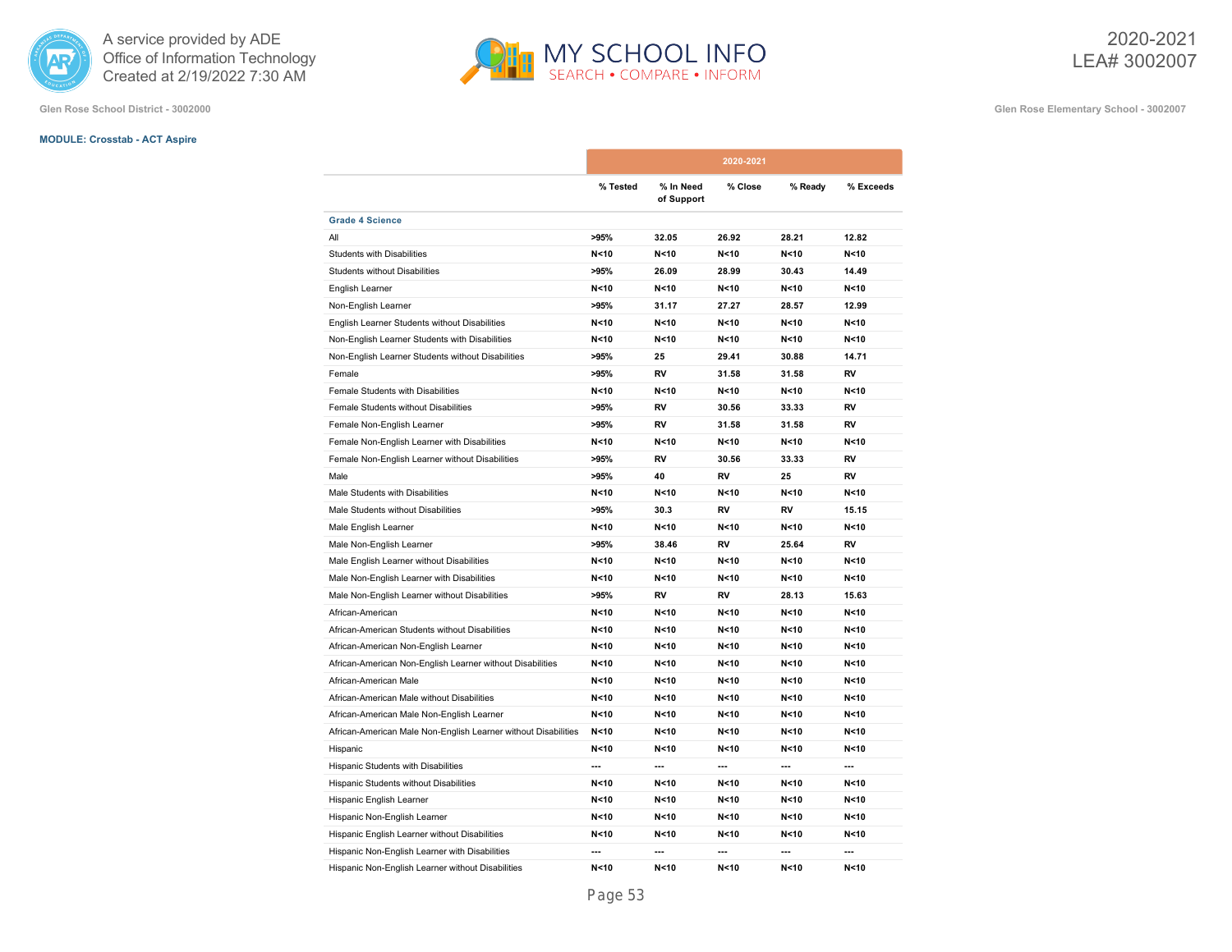A service provided by ADE
Office of Information Technology
Created at 2/19/2022 7:30 AM

2020-2021
LEA# 3002007

Glen Rose School District - 3002000

Glen Rose Elementary School - 3002007

**MODULE: Crosstab - ACT Aspire**

| | 2020-2021 | | | | |
|---|---|---|---|---|---|
| | % Tested | % In Need of Support | % Close | % Ready | % Exceeds |
| **Grade 4 Science** | | | | | |
| All | >95% | 32.05 | 26.92 | 28.21 | 12.82 |
| Students with Disabilities | N<10 | N<10 | N<10 | N<10 | N<10 |
| Students without Disabilities | >95% | 26.09 | 28.99 | 30.43 | 14.49 |
| English Learner | N<10 | N<10 | N<10 | N<10 | N<10 |
| Non-English Learner | >95% | 31.17 | 27.27 | 28.57 | 12.99 |
| English Learner Students without Disabilities | N<10 | N<10 | N<10 | N<10 | N<10 |
| Non-English Learner Students with Disabilities | N<10 | N<10 | N<10 | N<10 | N<10 |
| Non-English Learner Students without Disabilities | >95% | 25 | 29.41 | 30.88 | 14.71 |
| Female | >95% | RV | 31.58 | 31.58 | RV |
| Female Students with Disabilities | N<10 | N<10 | N<10 | N<10 | N<10 |
| Female Students without Disabilities | >95% | RV | 30.56 | 33.33 | RV |
| Female Non-English Learner | >95% | RV | 31.58 | 31.58 | RV |
| Female Non-English Learner with Disabilities | N<10 | N<10 | N<10 | N<10 | N<10 |
| Female Non-English Learner without Disabilities | >95% | RV | 30.56 | 33.33 | RV |
| Male | >95% | 40 | RV | 25 | RV |
| Male Students with Disabilities | N<10 | N<10 | N<10 | N<10 | N<10 |
| Male Students without Disabilities | >95% | 30.3 | RV | RV | 15.15 |
| Male English Learner | N<10 | N<10 | N<10 | N<10 | N<10 |
| Male Non-English Learner | >95% | 38.46 | RV | 25.64 | RV |
| Male English Learner without Disabilities | N<10 | N<10 | N<10 | N<10 | N<10 |
| Male Non-English Learner with Disabilities | N<10 | N<10 | N<10 | N<10 | N<10 |
| Male Non-English Learner without Disabilities | >95% | RV | RV | 28.13 | 15.63 |
| African-American | N<10 | N<10 | N<10 | N<10 | N<10 |
| African-American Students without Disabilities | N<10 | N<10 | N<10 | N<10 | N<10 |
| African-American Non-English Learner | N<10 | N<10 | N<10 | N<10 | N<10 |
| African-American Non-English Learner without Disabilities | N<10 | N<10 | N<10 | N<10 | N<10 |
| African-American Male | N<10 | N<10 | N<10 | N<10 | N<10 |
| African-American Male without Disabilities | N<10 | N<10 | N<10 | N<10 | N<10 |
| African-American Male Non-English Learner | N<10 | N<10 | N<10 | N<10 | N<10 |
| African-American Male Non-English Learner without Disabilities | N<10 | N<10 | N<10 | N<10 | N<10 |
| Hispanic | N<10 | N<10 | N<10 | N<10 | N<10 |
| Hispanic Students with Disabilities | --- | --- | --- | --- | --- |
| Hispanic Students without Disabilities | N<10 | N<10 | N<10 | N<10 | N<10 |
| Hispanic English Learner | N<10 | N<10 | N<10 | N<10 | N<10 |
| Hispanic Non-English Learner | N<10 | N<10 | N<10 | N<10 | N<10 |
| Hispanic English Learner without Disabilities | N<10 | N<10 | N<10 | N<10 | N<10 |
| Hispanic Non-English Learner with Disabilities | --- | --- | --- | --- | --- |
| Hispanic Non-English Learner without Disabilities | N<10 | N<10 | N<10 | N<10 | N<10 |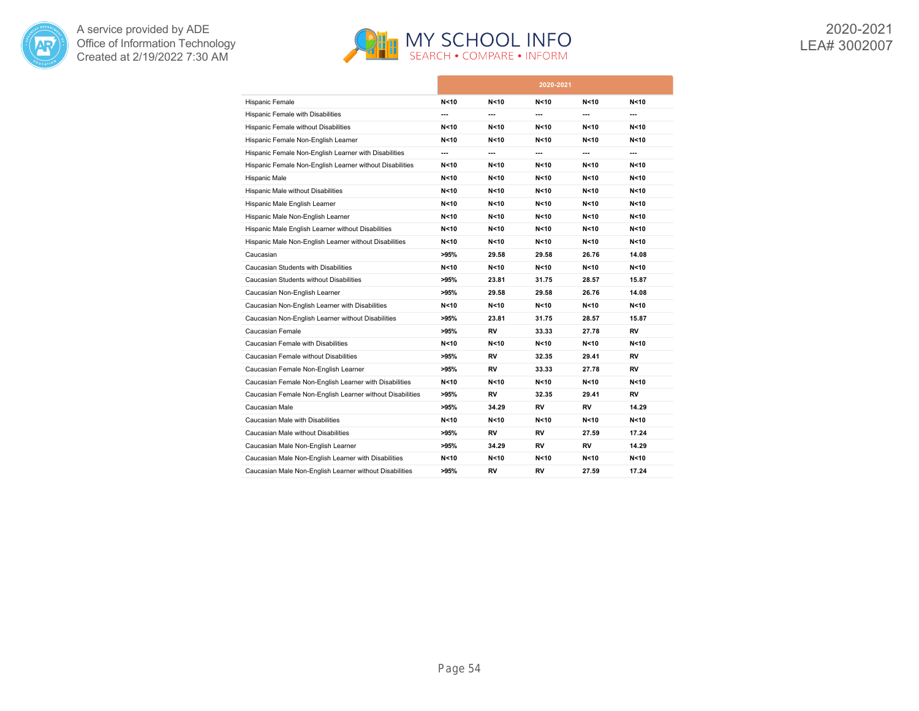| | 2020-2021 | | | | |
|---|---|---|---|---|---|
| Hispanic Female | N<10 | N<10 | N<10 | N<10 | N<10 |
| Hispanic Female with Disabilities | --- | --- | --- | --- | --- |
| Hispanic Female without Disabilities | N<10 | N<10 | N<10 | N<10 | N<10 |
| Hispanic Female Non-English Learner | N<10 | N<10 | N<10 | N<10 | N<10 |
| Hispanic Female Non-English Learner with Disabilities | --- | --- | --- | --- | --- |
| Hispanic Female Non-English Learner without Disabilities | N<10 | N<10 | N<10 | N<10 | N<10 |
| Hispanic Male | N<10 | N<10 | N<10 | N<10 | N<10 |
| Hispanic Male without Disabilities | N<10 | N<10 | N<10 | N<10 | N<10 |
| Hispanic Male English Learner | N<10 | N<10 | N<10 | N<10 | N<10 |
| Hispanic Male Non-English Learner | N<10 | N<10 | N<10 | N<10 | N<10 |
| Hispanic Male English Learner without Disabilities | N<10 | N<10 | N<10 | N<10 | N<10 |
| Hispanic Male Non-English Learner without Disabilities | N<10 | N<10 | N<10 | N<10 | N<10 |
| Caucasian | >95% | 29.58 | 29.58 | 26.76 | 14.08 |
| Caucasian Students with Disabilities | N<10 | N<10 | N<10 | N<10 | N<10 |
| Caucasian Students without Disabilities | >95% | 23.81 | 31.75 | 28.57 | 15.87 |
| Caucasian Non-English Learner | >95% | 29.58 | 29.58 | 26.76 | 14.08 |
| Caucasian Non-English Learner with Disabilities | N<10 | N<10 | N<10 | N<10 | N<10 |
| Caucasian Non-English Learner without Disabilities | >95% | 23.81 | 31.75 | 28.57 | 15.87 |
| Caucasian Female | >95% | RV | 33.33 | 27.78 | RV |
| Caucasian Female with Disabilities | N<10 | N<10 | N<10 | N<10 | N<10 |
| Caucasian Female without Disabilities | >95% | RV | 32.35 | 29.41 | RV |
| Caucasian Female Non-English Learner | >95% | RV | 33.33 | 27.78 | RV |
| Caucasian Female Non-English Learner with Disabilities | N<10 | N<10 | N<10 | N<10 | N<10 |
| Caucasian Female Non-English Learner without Disabilities | >95% | RV | 32.35 | 29.41 | RV |
| Caucasian Male | >95% | 34.29 | RV | RV | 14.29 |
| Caucasian Male with Disabilities | N<10 | N<10 | N<10 | N<10 | N<10 |
| Caucasian Male without Disabilities | >95% | RV | RV | 27.59 | 17.24 |
| Caucasian Male Non-English Learner | >95% | 34.29 | RV | RV | 14.29 |
| Caucasian Male Non-English Learner with Disabilities | N<10 | N<10 | N<10 | N<10 | N<10 |
| Caucasian Male Non-English Learner without Disabilities | >95% | RV | RV | 27.59 | 17.24 |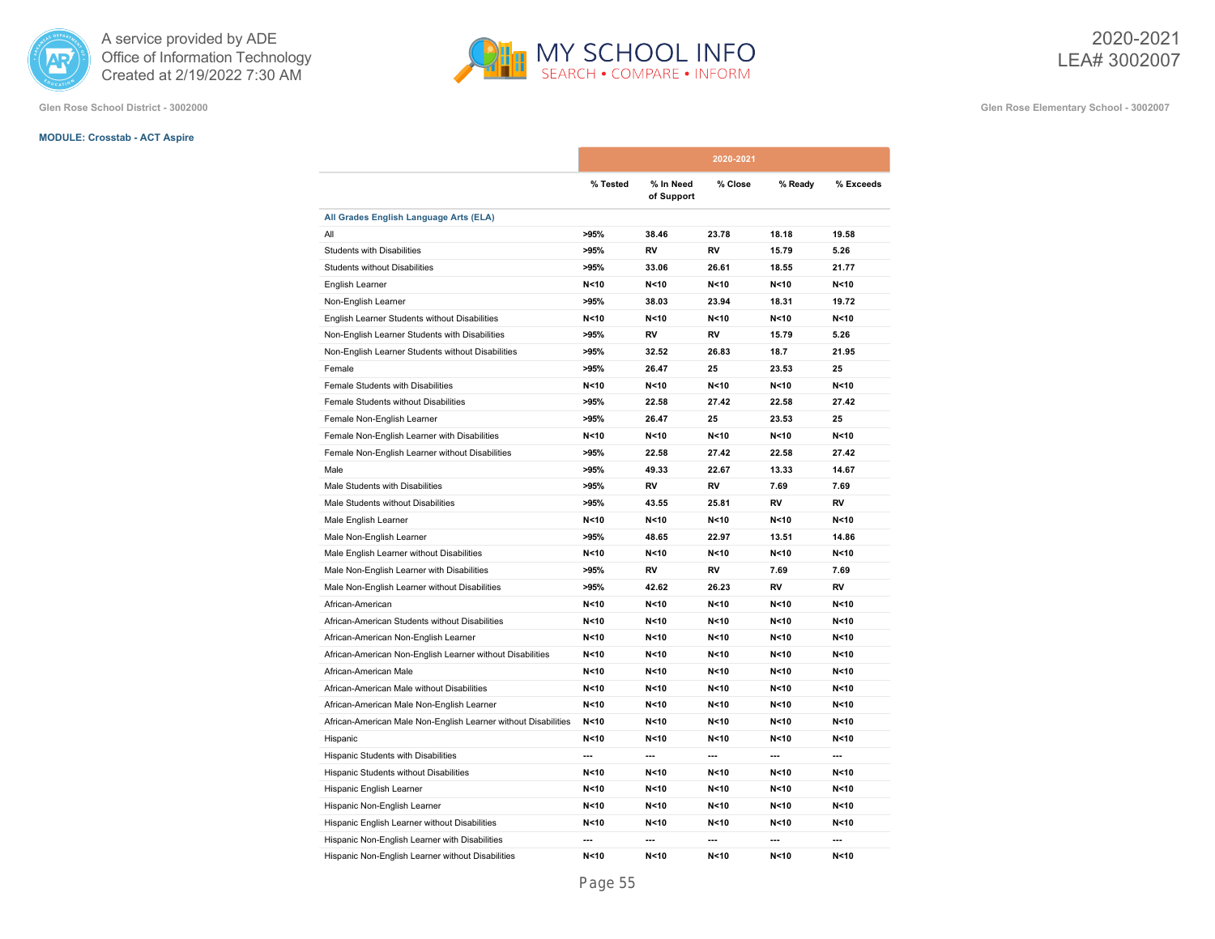A service provided by ADE
Office of Information Technology
Created at 2/19/2022 7:30 AM

# MY SCHOOL INFO
SEARCH • COMPARE • INFORM

2020-2021
LEA# 3002007

Glen Rose School District - 3002000

Glen Rose Elementary School - 3002007

**MODULE: Crosstab - ACT Aspire**

| | 2020-2021 | | | | |
|---|---|---|---|---|---|
| | % Tested | % In Need of Support | % Close | % Ready | % Exceeds |
| **All Grades English Language Arts (ELA)** | | | | | |
| All | >95% | 38.46 | 23.78 | 18.18 | 19.58 |
| Students with Disabilities | >95% | RV | RV | 15.79 | 5.26 |
| Students without Disabilities | >95% | 33.06 | 26.61 | 18.55 | 21.77 |
| English Learner | N<10 | N<10 | N<10 | N<10 | N<10 |
| Non-English Learner | >95% | 38.03 | 23.94 | 18.31 | 19.72 |
| English Learner Students without Disabilities | N<10 | N<10 | N<10 | N<10 | N<10 |
| Non-English Learner Students with Disabilities | >95% | RV | RV | 15.79 | 5.26 |
| Non-English Learner Students without Disabilities | >95% | 32.52 | 26.83 | 18.7 | 21.95 |
| Female | >95% | 26.47 | 25 | 23.53 | 25 |
| Female Students with Disabilities | N<10 | N<10 | N<10 | N<10 | N<10 |
| Female Students without Disabilities | >95% | 22.58 | 27.42 | 22.58 | 27.42 |
| Female Non-English Learner | >95% | 26.47 | 25 | 23.53 | 25 |
| Female Non-English Learner with Disabilities | N<10 | N<10 | N<10 | N<10 | N<10 |
| Female Non-English Learner without Disabilities | >95% | 22.58 | 27.42 | 22.58 | 27.42 |
| Male | >95% | 49.33 | 22.67 | 13.33 | 14.67 |
| Male Students with Disabilities | >95% | RV | RV | 7.69 | 7.69 |
| Male Students without Disabilities | >95% | 43.55 | 25.81 | RV | RV |
| Male English Learner | N<10 | N<10 | N<10 | N<10 | N<10 |
| Male Non-English Learner | >95% | 48.65 | 22.97 | 13.51 | 14.86 |
| Male English Learner without Disabilities | N<10 | N<10 | N<10 | N<10 | N<10 |
| Male Non-English Learner with Disabilities | >95% | RV | RV | 7.69 | 7.69 |
| Male Non-English Learner without Disabilities | >95% | 42.62 | 26.23 | RV | RV |
| African-American | N<10 | N<10 | N<10 | N<10 | N<10 |
| African-American Students without Disabilities | N<10 | N<10 | N<10 | N<10 | N<10 |
| African-American Non-English Learner | N<10 | N<10 | N<10 | N<10 | N<10 |
| African-American Non-English Learner without Disabilities | N<10 | N<10 | N<10 | N<10 | N<10 |
| African-American Male | N<10 | N<10 | N<10 | N<10 | N<10 |
| African-American Male without Disabilities | N<10 | N<10 | N<10 | N<10 | N<10 |
| African-American Male Non-English Learner | N<10 | N<10 | N<10 | N<10 | N<10 |
| African-American Male Non-English Learner without Disabilities | N<10 | N<10 | N<10 | N<10 | N<10 |
| Hispanic | N<10 | N<10 | N<10 | N<10 | N<10 |
| Hispanic Students with Disabilities | --- | --- | --- | --- | --- |
| Hispanic Students without Disabilities | N<10 | N<10 | N<10 | N<10 | N<10 |
| Hispanic English Learner | N<10 | N<10 | N<10 | N<10 | N<10 |
| Hispanic Non-English Learner | N<10 | N<10 | N<10 | N<10 | N<10 |
| Hispanic English Learner without Disabilities | N<10 | N<10 | N<10 | N<10 | N<10 |
| Hispanic Non-English Learner with Disabilities | --- | --- | --- | --- | --- |
| Hispanic Non-English Learner without Disabilities | N<10 | N<10 | N<10 | N<10 | N<10 |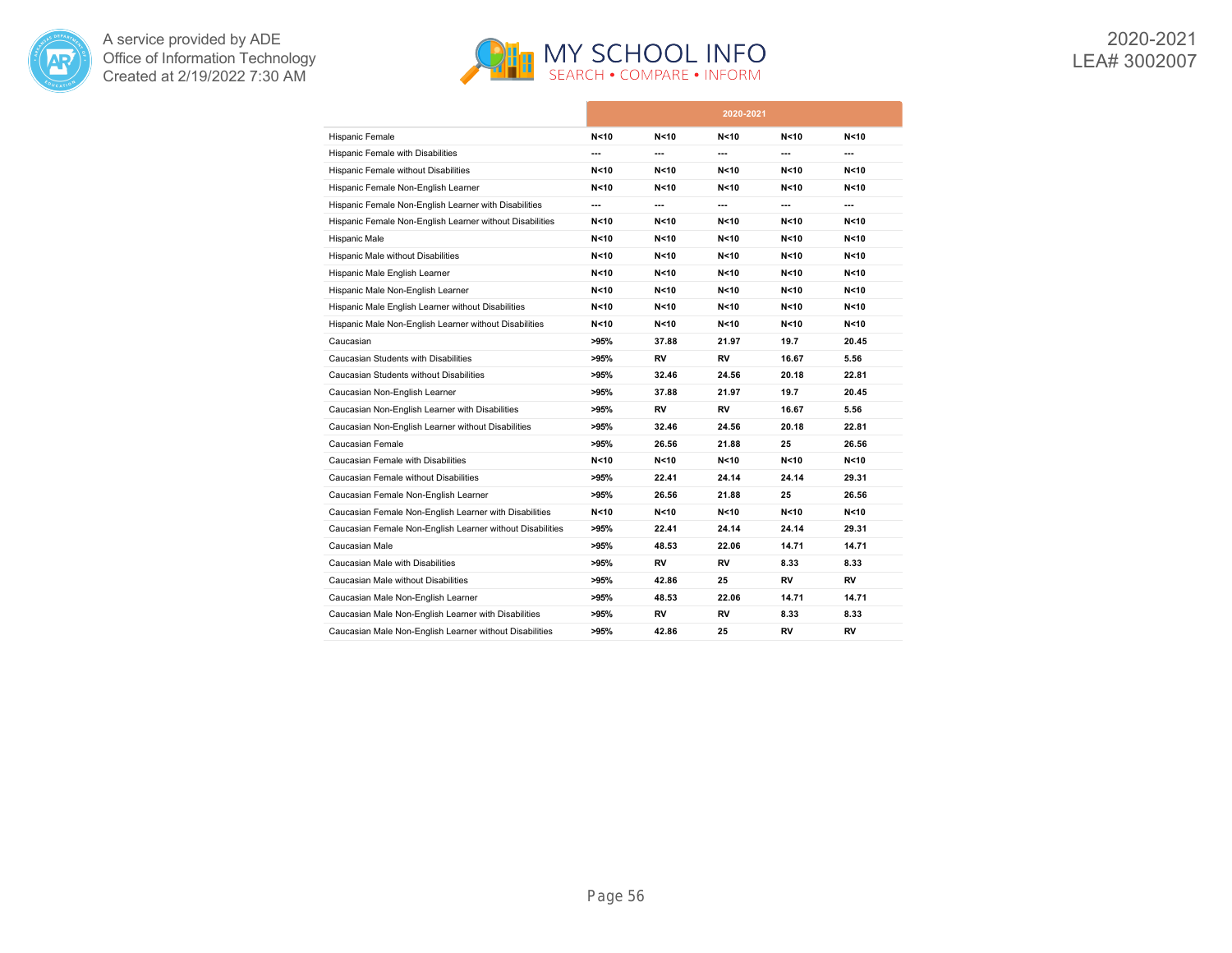| | 2020-2021 | | | | |
|---|---|---|---|---|---|
| Hispanic Female | N<10 | N<10 | N<10 | N<10 | N<10 |
| Hispanic Female with Disabilities | --- | --- | --- | --- | --- |
| Hispanic Female without Disabilities | N<10 | N<10 | N<10 | N<10 | N<10 |
| Hispanic Female Non-English Learner | N<10 | N<10 | N<10 | N<10 | N<10 |
| Hispanic Female Non-English Learner with Disabilities | --- | --- | --- | --- | --- |
| Hispanic Female Non-English Learner without Disabilities | N<10 | N<10 | N<10 | N<10 | N<10 |
| Hispanic Male | N<10 | N<10 | N<10 | N<10 | N<10 |
| Hispanic Male without Disabilities | N<10 | N<10 | N<10 | N<10 | N<10 |
| Hispanic Male English Learner | N<10 | N<10 | N<10 | N<10 | N<10 |
| Hispanic Male Non-English Learner | N<10 | N<10 | N<10 | N<10 | N<10 |
| Hispanic Male English Learner without Disabilities | N<10 | N<10 | N<10 | N<10 | N<10 |
| Hispanic Male Non-English Learner without Disabilities | N<10 | N<10 | N<10 | N<10 | N<10 |
| Caucasian | >95% | 37.88 | 21.97 | 19.7 | 20.45 |
| Caucasian Students with Disabilities | >95% | RV | RV | 16.67 | 5.56 |
| Caucasian Students without Disabilities | >95% | 32.46 | 24.56 | 20.18 | 22.81 |
| Caucasian Non-English Learner | >95% | 37.88 | 21.97 | 19.7 | 20.45 |
| Caucasian Non-English Learner with Disabilities | >95% | RV | RV | 16.67 | 5.56 |
| Caucasian Non-English Learner without Disabilities | >95% | 32.46 | 24.56 | 20.18 | 22.81 |
| Caucasian Female | >95% | 26.56 | 21.88 | 25 | 26.56 |
| Caucasian Female with Disabilities | N<10 | N<10 | N<10 | N<10 | N<10 |
| Caucasian Female without Disabilities | >95% | 22.41 | 24.14 | 24.14 | 29.31 |
| Caucasian Female Non-English Learner | >95% | 26.56 | 21.88 | 25 | 26.56 |
| Caucasian Female Non-English Learner with Disabilities | N<10 | N<10 | N<10 | N<10 | N<10 |
| Caucasian Female Non-English Learner without Disabilities | >95% | 22.41 | 24.14 | 24.14 | 29.31 |
| Caucasian Male | >95% | 48.53 | 22.06 | 14.71 | 14.71 |
| Caucasian Male with Disabilities | >95% | RV | RV | 8.33 | 8.33 |
| Caucasian Male without Disabilities | >95% | 42.86 | 25 | RV | RV |
| Caucasian Male Non-English Learner | >95% | 48.53 | 22.06 | 14.71 | 14.71 |
| Caucasian Male Non-English Learner with Disabilities | >95% | RV | RV | 8.33 | 8.33 |
| Caucasian Male Non-English Learner without Disabilities | >95% | 42.86 | 25 | RV | RV |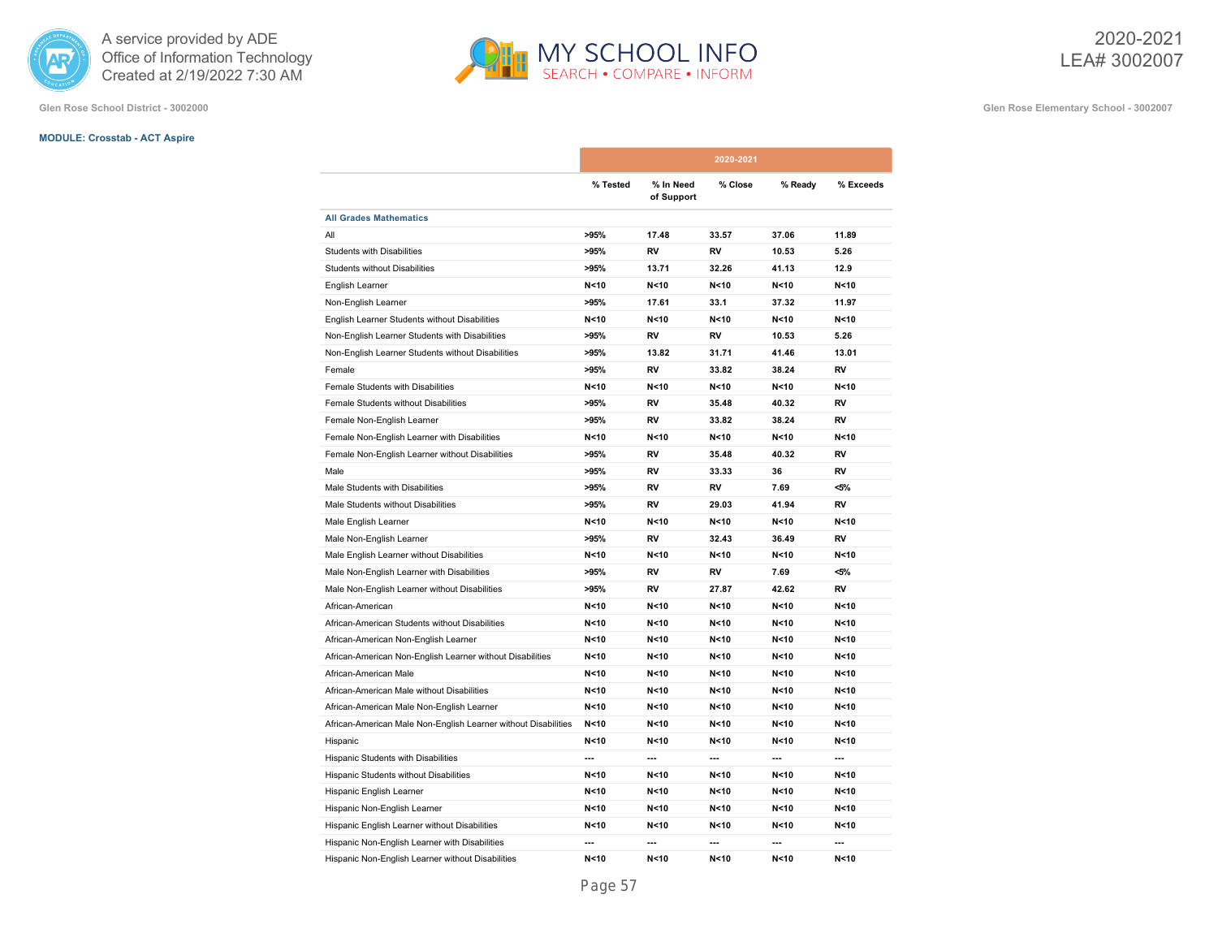A service provided by ADE
Office of Information Technology
Created at 2/19/2022 7:30 AM

# MY SCHOOL INFO
SEARCH • COMPARE • INFORM

2020-2021
LEA# 3002007

Glen Rose School District - 3002000

Glen Rose Elementary School - 3002007

**MODULE: Crosstab - ACT Aspire**

| | 2020-2021 | | | | |
|---|---|---|---|---|---|
| | % Tested | % In Need of Support | % Close | % Ready | % Exceeds |
| **All Grades Mathematics** | | | | | |
| All | >95% | 17.48 | 33.57 | 37.06 | 11.89 |
| Students with Disabilities | >95% | RV | RV | 10.53 | 5.26 |
| Students without Disabilities | >95% | 13.71 | 32.26 | 41.13 | 12.9 |
| English Learner | N<10 | N<10 | N<10 | N<10 | N<10 |
| Non-English Learner | >95% | 17.61 | 33.1 | 37.32 | 11.97 |
| English Learner Students without Disabilities | N<10 | N<10 | N<10 | N<10 | N<10 |
| Non-English Learner Students with Disabilities | >95% | RV | RV | 10.53 | 5.26 |
| Non-English Learner Students without Disabilities | >95% | 13.82 | 31.71 | 41.46 | 13.01 |
| Female | >95% | RV | 33.82 | 38.24 | RV |
| Female Students with Disabilities | N<10 | N<10 | N<10 | N<10 | N<10 |
| Female Students without Disabilities | >95% | RV | 35.48 | 40.32 | RV |
| Female Non-English Learner | >95% | RV | 33.82 | 38.24 | RV |
| Female Non-English Learner with Disabilities | N<10 | N<10 | N<10 | N<10 | N<10 |
| Female Non-English Learner without Disabilities | >95% | RV | 35.48 | 40.32 | RV |
| Male | >95% | RV | 33.33 | 36 | RV |
| Male Students with Disabilities | >95% | RV | RV | 7.69 | <5% |
| Male Students without Disabilities | >95% | RV | 29.03 | 41.94 | RV |
| Male English Learner | N<10 | N<10 | N<10 | N<10 | N<10 |
| Male Non-English Learner | >95% | RV | 32.43 | 36.49 | RV |
| Male English Learner without Disabilities | N<10 | N<10 | N<10 | N<10 | N<10 |
| Male Non-English Learner with Disabilities | >95% | RV | RV | 7.69 | <5% |
| Male Non-English Learner without Disabilities | >95% | RV | 27.87 | 42.62 | RV |
| African-American | N<10 | N<10 | N<10 | N<10 | N<10 |
| African-American Students without Disabilities | N<10 | N<10 | N<10 | N<10 | N<10 |
| African-American Non-English Learner | N<10 | N<10 | N<10 | N<10 | N<10 |
| African-American Non-English Learner without Disabilities | N<10 | N<10 | N<10 | N<10 | N<10 |
| African-American Male | N<10 | N<10 | N<10 | N<10 | N<10 |
| African-American Male without Disabilities | N<10 | N<10 | N<10 | N<10 | N<10 |
| African-American Male Non-English Learner | N<10 | N<10 | N<10 | N<10 | N<10 |
| African-American Male Non-English Learner without Disabilities | N<10 | N<10 | N<10 | N<10 | N<10 |
| Hispanic | N<10 | N<10 | N<10 | N<10 | N<10 |
| Hispanic Students with Disabilities | --- | --- | --- | --- | --- |
| Hispanic Students without Disabilities | N<10 | N<10 | N<10 | N<10 | N<10 |
| Hispanic English Learner | N<10 | N<10 | N<10 | N<10 | N<10 |
| Hispanic Non-English Learner | N<10 | N<10 | N<10 | N<10 | N<10 |
| Hispanic English Learner without Disabilities | N<10 | N<10 | N<10 | N<10 | N<10 |
| Hispanic Non-English Learner with Disabilities | --- | --- | --- | --- | --- |
| Hispanic Non-English Learner without Disabilities | N<10 | N<10 | N<10 | N<10 | N<10 |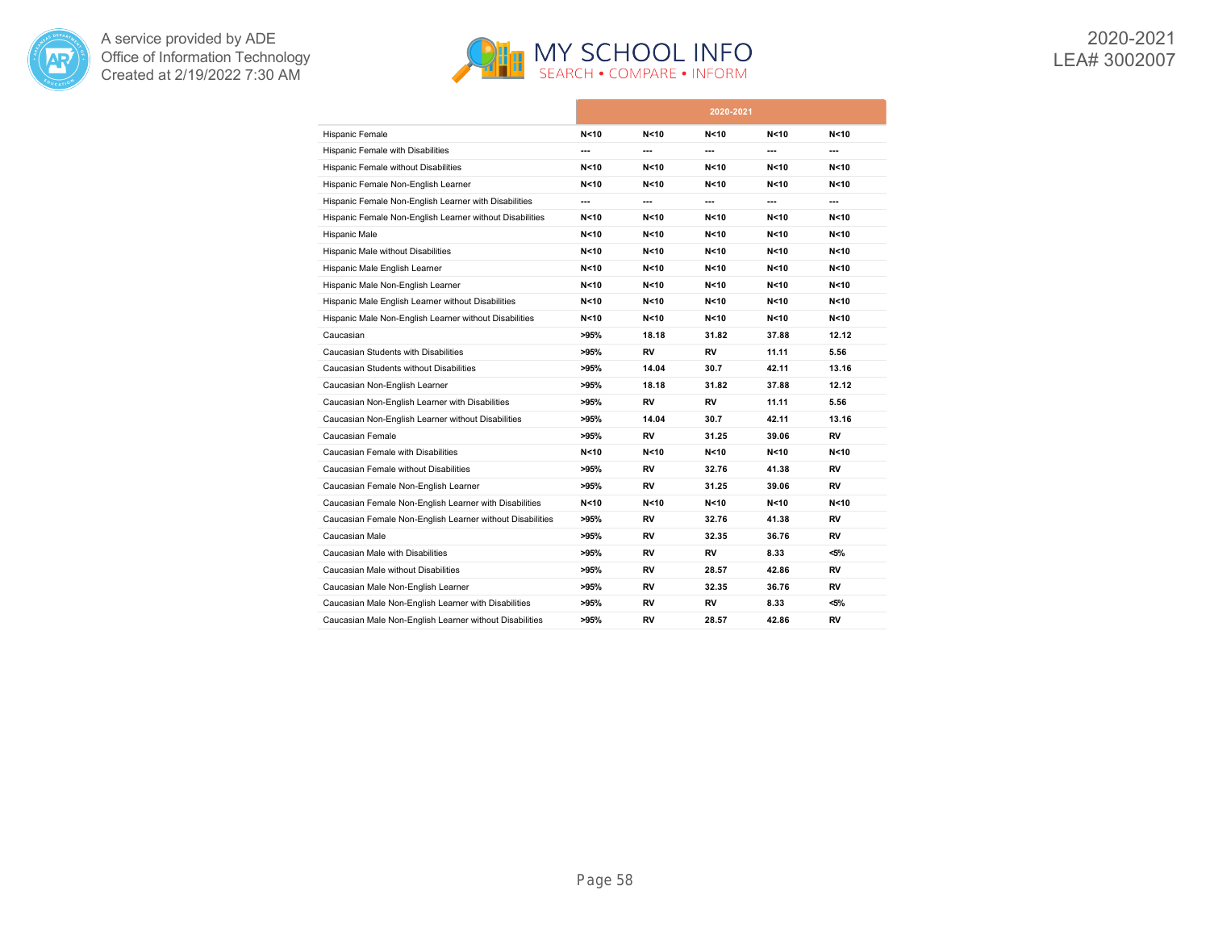| | 2020-2021 | | | | |
|---|---|---|---|---|---|
| Hispanic Female | N<10 | N<10 | N<10 | N<10 | N<10 |
| Hispanic Female with Disabilities | --- | --- | --- | --- | --- |
| Hispanic Female without Disabilities | N<10 | N<10 | N<10 | N<10 | N<10 |
| Hispanic Female Non-English Learner | N<10 | N<10 | N<10 | N<10 | N<10 |
| Hispanic Female Non-English Learner with Disabilities | --- | --- | --- | --- | --- |
| Hispanic Female Non-English Learner without Disabilities | N<10 | N<10 | N<10 | N<10 | N<10 |
| Hispanic Male | N<10 | N<10 | N<10 | N<10 | N<10 |
| Hispanic Male without Disabilities | N<10 | N<10 | N<10 | N<10 | N<10 |
| Hispanic Male English Learner | N<10 | N<10 | N<10 | N<10 | N<10 |
| Hispanic Male Non-English Learner | N<10 | N<10 | N<10 | N<10 | N<10 |
| Hispanic Male English Learner without Disabilities | N<10 | N<10 | N<10 | N<10 | N<10 |
| Hispanic Male Non-English Learner without Disabilities | N<10 | N<10 | N<10 | N<10 | N<10 |
| Caucasian | >95% | 18.18 | 31.82 | 37.88 | 12.12 |
| Caucasian Students with Disabilities | >95% | RV | RV | 11.11 | 5.56 |
| Caucasian Students without Disabilities | >95% | 14.04 | 30.7 | 42.11 | 13.16 |
| Caucasian Non-English Learner | >95% | 18.18 | 31.82 | 37.88 | 12.12 |
| Caucasian Non-English Learner with Disabilities | >95% | RV | RV | 11.11 | 5.56 |
| Caucasian Non-English Learner without Disabilities | >95% | 14.04 | 30.7 | 42.11 | 13.16 |
| Caucasian Female | >95% | RV | 31.25 | 39.06 | RV |
| Caucasian Female with Disabilities | N<10 | N<10 | N<10 | N<10 | N<10 |
| Caucasian Female without Disabilities | >95% | RV | 32.76 | 41.38 | RV |
| Caucasian Female Non-English Learner | >95% | RV | 31.25 | 39.06 | RV |
| Caucasian Female Non-English Learner with Disabilities | N<10 | N<10 | N<10 | N<10 | N<10 |
| Caucasian Female Non-English Learner without Disabilities | >95% | RV | 32.76 | 41.38 | RV |
| Caucasian Male | >95% | RV | 32.35 | 36.76 | RV |
| Caucasian Male with Disabilities | >95% | RV | RV | 8.33 | <5% |
| Caucasian Male without Disabilities | >95% | RV | 28.57 | 42.86 | RV |
| Caucasian Male Non-English Learner | >95% | RV | 32.35 | 36.76 | RV |
| Caucasian Male Non-English Learner with Disabilities | >95% | RV | RV | 8.33 | <5% |
| Caucasian Male Non-English Learner without Disabilities | >95% | RV | 28.57 | 42.86 | RV |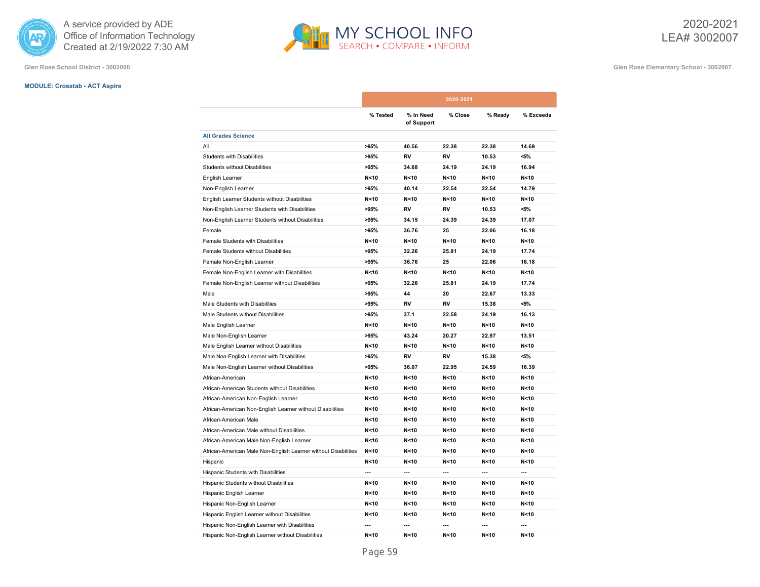A service provided by ADE Office of Information Technology
Created at 2/19/2022 7:30 AM

# MY SCHOOL INFO
SEARCH • COMPARE • INFORM

2020-2021
LEA# 3002007

Glen Rose School District - 3002000

Glen Rose Elementary School - 3002007

**MODULE: Crosstab - ACT Aspire**

| | 2020-2021 | | | | |
|---|---|---|---|---|---|
| | % Tested | % In Need of Support | % Close | % Ready | % Exceeds |
| **All Grades Science** | | | | | |
| All | >95% | 40.56 | 22.38 | 22.38 | 14.69 |
| Students with Disabilities | >95% | RV | RV | 10.53 | <5% |
| Students without Disabilities | >95% | 34.68 | 24.19 | 24.19 | 16.94 |
| English Learner | N<10 | N<10 | N<10 | N<10 | N<10 |
| Non-English Learner | >95% | 40.14 | 22.54 | 22.54 | 14.79 |
| English Learner Students without Disabilities | N<10 | N<10 | N<10 | N<10 | N<10 |
| Non-English Learner Students with Disabilities | >95% | RV | RV | 10.53 | <5% |
| Non-English Learner Students without Disabilities | >95% | 34.15 | 24.39 | 24.39 | 17.07 |
| Female | >95% | 36.76 | 25 | 22.06 | 16.18 |
| Female Students with Disabilities | N<10 | N<10 | N<10 | N<10 | N<10 |
| Female Students without Disabilities | >95% | 32.26 | 25.81 | 24.19 | 17.74 |
| Female Non-English Learner | >95% | 36.76 | 25 | 22.06 | 16.18 |
| Female Non-English Learner with Disabilities | N<10 | N<10 | N<10 | N<10 | N<10 |
| Female Non-English Learner without Disabilities | >95% | 32.26 | 25.81 | 24.19 | 17.74 |
| Male | >95% | 44 | 20 | 22.67 | 13.33 |
| Male Students with Disabilities | >95% | RV | RV | 15.38 | <5% |
| Male Students without Disabilities | >95% | 37.1 | 22.58 | 24.19 | 16.13 |
| Male English Learner | N<10 | N<10 | N<10 | N<10 | N<10 |
| Male Non-English Learner | >95% | 43.24 | 20.27 | 22.97 | 13.51 |
| Male English Learner without Disabilities | N<10 | N<10 | N<10 | N<10 | N<10 |
| Male Non-English Learner with Disabilities | >95% | RV | RV | 15.38 | <5% |
| Male Non-English Learner without Disabilities | >95% | 36.07 | 22.95 | 24.59 | 16.39 |
| African-American | N<10 | N<10 | N<10 | N<10 | N<10 |
| African-American Students without Disabilities | N<10 | N<10 | N<10 | N<10 | N<10 |
| African-American Non-English Learner | N<10 | N<10 | N<10 | N<10 | N<10 |
| African-American Non-English Learner without Disabilities | N<10 | N<10 | N<10 | N<10 | N<10 |
| African-American Male | N<10 | N<10 | N<10 | N<10 | N<10 |
| African-American Male without Disabilities | N<10 | N<10 | N<10 | N<10 | N<10 |
| African-American Male Non-English Learner | N<10 | N<10 | N<10 | N<10 | N<10 |
| African-American Male Non-English Learner without Disabilities | N<10 | N<10 | N<10 | N<10 | N<10 |
| Hispanic | N<10 | N<10 | N<10 | N<10 | N<10 |
| Hispanic Students with Disabilities | --- | --- | --- | --- | --- |
| Hispanic Students without Disabilities | N<10 | N<10 | N<10 | N<10 | N<10 |
| Hispanic English Learner | N<10 | N<10 | N<10 | N<10 | N<10 |
| Hispanic Non-English Learner | N<10 | N<10 | N<10 | N<10 | N<10 |
| Hispanic English Learner without Disabilities | N<10 | N<10 | N<10 | N<10 | N<10 |
| Hispanic Non-English Learner with Disabilities | --- | --- | --- | --- | --- |
| Hispanic Non-English Learner without Disabilities | N<10 | N<10 | N<10 | N<10 | N<10 |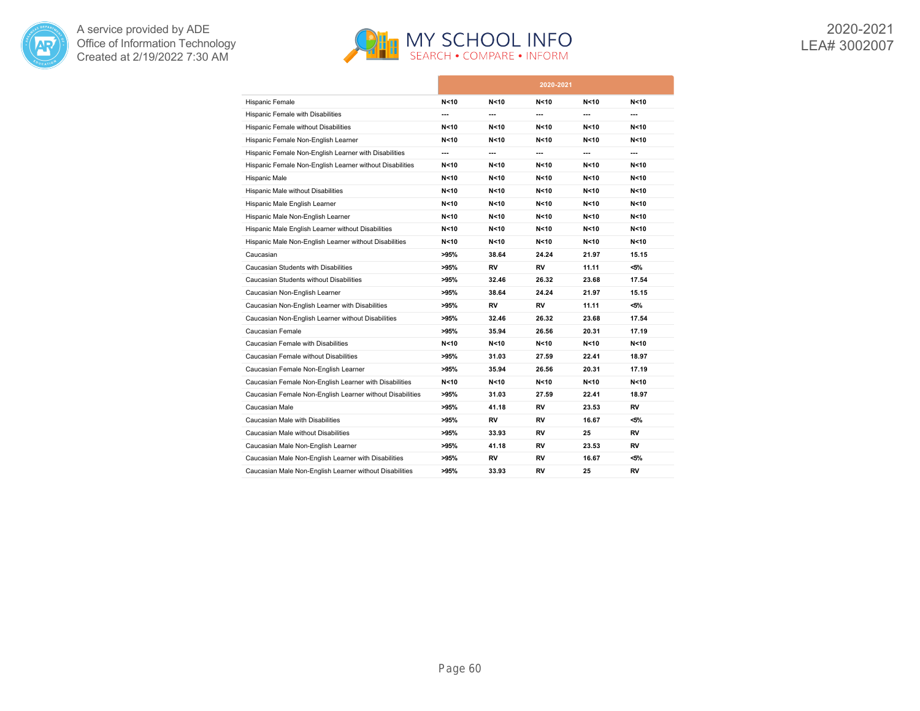| | 2020-2021 | | | | |
|---|---|---|---|---|---|
| Hispanic Female | N<10 | N<10 | N<10 | N<10 | N<10 |
| Hispanic Female with Disabilities | --- | --- | --- | --- | --- |
| Hispanic Female without Disabilities | N<10 | N<10 | N<10 | N<10 | N<10 |
| Hispanic Female Non-English Learner | N<10 | N<10 | N<10 | N<10 | N<10 |
| Hispanic Female Non-English Learner with Disabilities | --- | --- | --- | --- | --- |
| Hispanic Female Non-English Learner without Disabilities | N<10 | N<10 | N<10 | N<10 | N<10 |
| Hispanic Male | N<10 | N<10 | N<10 | N<10 | N<10 |
| Hispanic Male without Disabilities | N<10 | N<10 | N<10 | N<10 | N<10 |
| Hispanic Male English Learner | N<10 | N<10 | N<10 | N<10 | N<10 |
| Hispanic Male Non-English Learner | N<10 | N<10 | N<10 | N<10 | N<10 |
| Hispanic Male English Learner without Disabilities | N<10 | N<10 | N<10 | N<10 | N<10 |
| Hispanic Male Non-English Learner without Disabilities | N<10 | N<10 | N<10 | N<10 | N<10 |
| Caucasian | >95% | 38.64 | 24.24 | 21.97 | 15.15 |
| Caucasian Students with Disabilities | >95% | RV | RV | 11.11 | <5% |
| Caucasian Students without Disabilities | >95% | 32.46 | 26.32 | 23.68 | 17.54 |
| Caucasian Non-English Learner | >95% | 38.64 | 24.24 | 21.97 | 15.15 |
| Caucasian Non-English Learner with Disabilities | >95% | RV | RV | 11.11 | <5% |
| Caucasian Non-English Learner without Disabilities | >95% | 32.46 | 26.32 | 23.68 | 17.54 |
| Caucasian Female | >95% | 35.94 | 26.56 | 20.31 | 17.19 |
| Caucasian Female with Disabilities | N<10 | N<10 | N<10 | N<10 | N<10 |
| Caucasian Female without Disabilities | >95% | 31.03 | 27.59 | 22.41 | 18.97 |
| Caucasian Female Non-English Learner | >95% | 35.94 | 26.56 | 20.31 | 17.19 |
| Caucasian Female Non-English Learner with Disabilities | N<10 | N<10 | N<10 | N<10 | N<10 |
| Caucasian Female Non-English Learner without Disabilities | >95% | 31.03 | 27.59 | 22.41 | 18.97 |
| Caucasian Male | >95% | 41.18 | RV | 23.53 | RV |
| Caucasian Male with Disabilities | >95% | RV | RV | 16.67 | <5% |
| Caucasian Male without Disabilities | >95% | 33.93 | RV | 25 | RV |
| Caucasian Male Non-English Learner | >95% | 41.18 | RV | 23.53 | RV |
| Caucasian Male Non-English Learner with Disabilities | >95% | RV | RV | 16.67 | <5% |
| Caucasian Male Non-English Learner without Disabilities | >95% | 33.93 | RV | 25 | RV |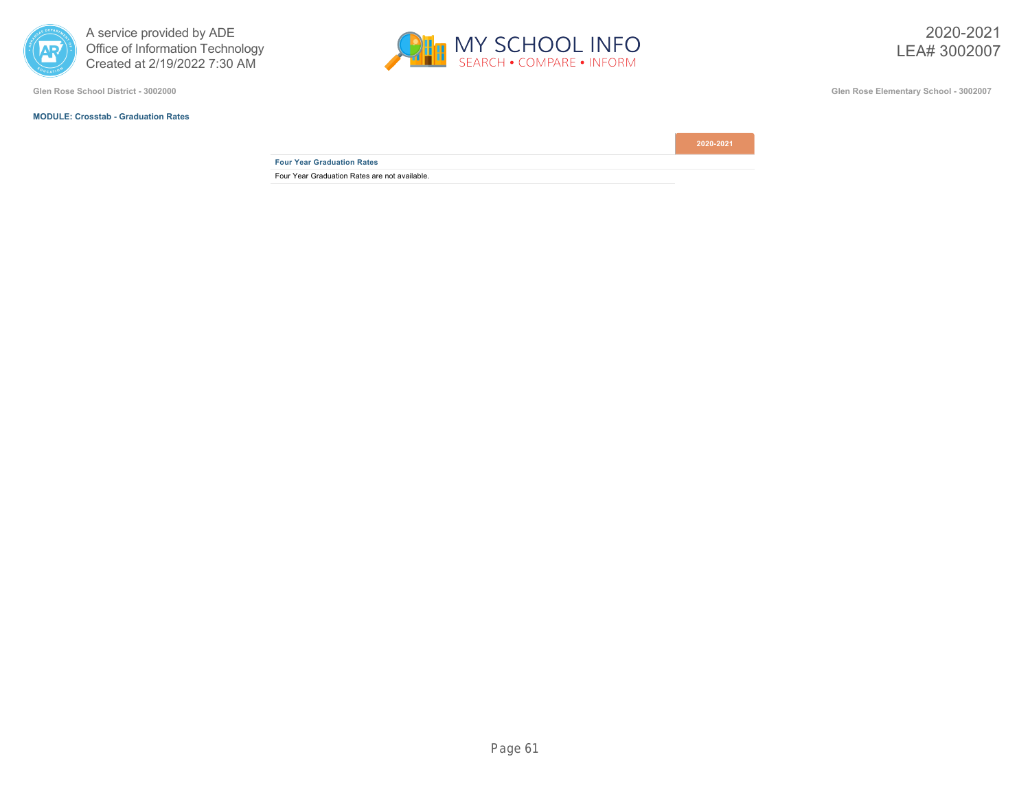Glen Rose School District - 3002000

Glen Rose Elementary School - 3002007

**MODULE: Crosstab - Graduation Rates**

| | 2020-2021 |
|---|---|
| **Four Year Graduation Rates** | |
| Four Year Graduation Rates are not available. | |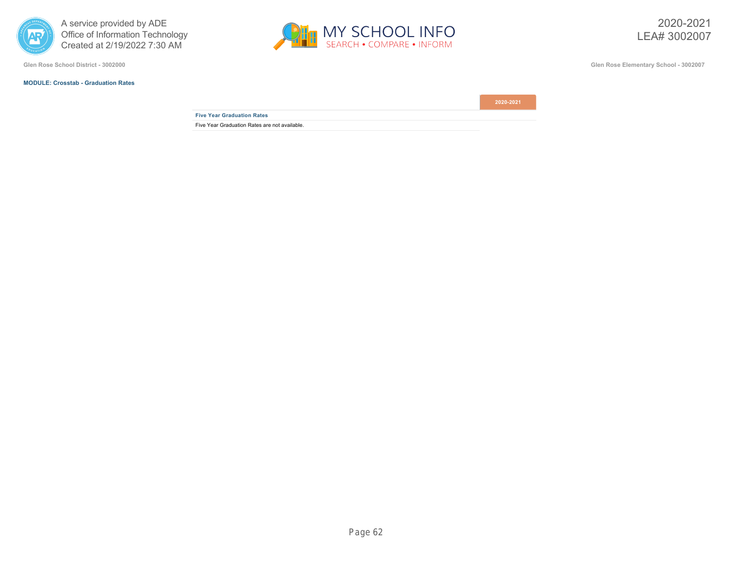Glen Rose School District - 3002000

Glen Rose Elementary School - 3002007

**MODULE: Crosstab - Graduation Rates**

| | 2020-2021 |
|---|---|
| **Five Year Graduation Rates** | |
| Five Year Graduation Rates are not available. | |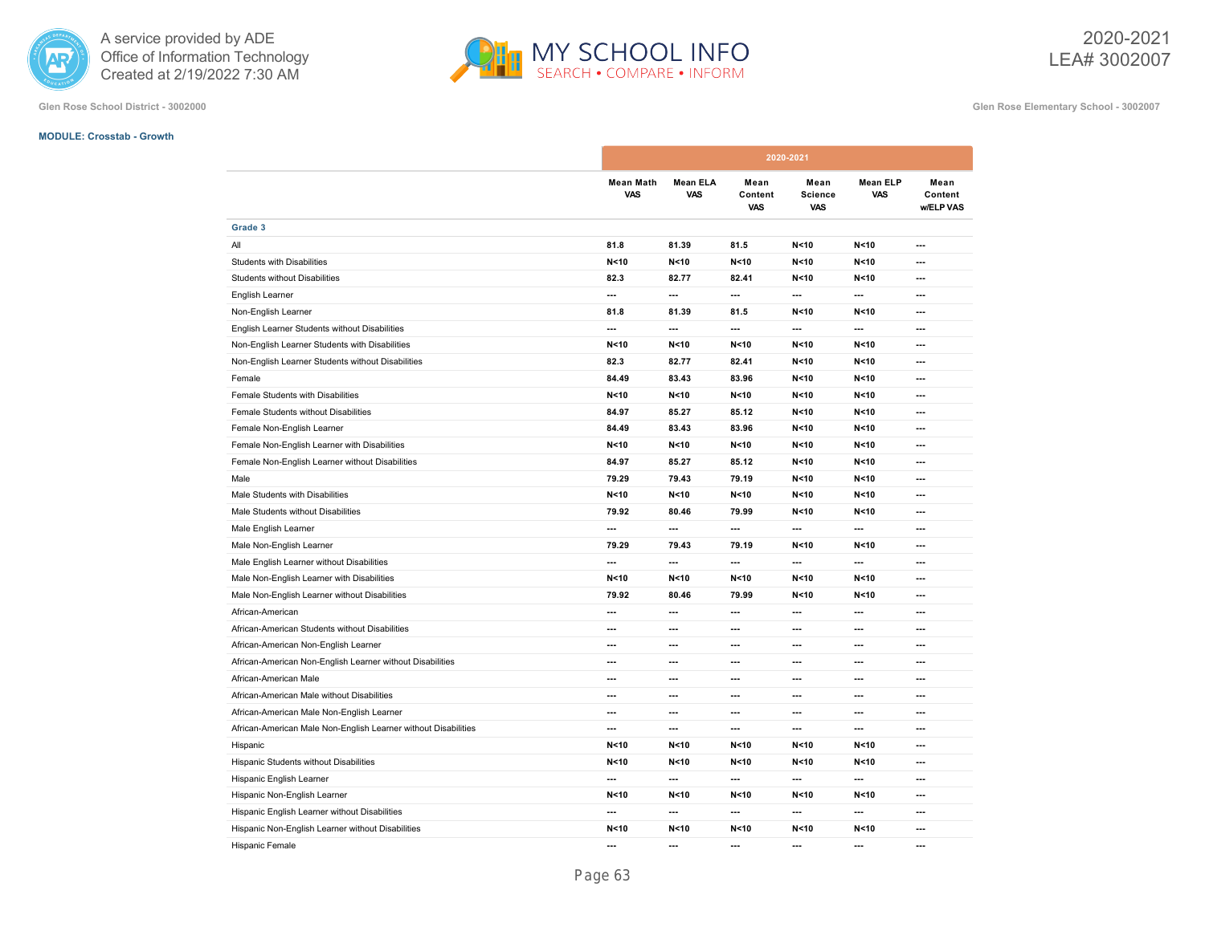A service provided by ADE
Office of Information Technology
Created at 2/19/2022 7:30 AM

2020-2021
LEA# 3002007

Glen Rose School District - 3002000

Glen Rose Elementary School - 3002007

**MODULE: Crosstab - Growth**

| | 2020-2021 | | | | | |
|---|---|---|---|---|---|---|
| | Mean Math VAS | Mean ELA VAS | Mean Content VAS | Mean Science VAS | Mean ELP VAS | Mean Content w/ELP VAS |
| **Grade 3** | | | | | | |
| All | 81.8 | 81.39 | 81.5 | N<10 | N<10 | --- |
| Students with Disabilities | N<10 | N<10 | N<10 | N<10 | N<10 | --- |
| Students without Disabilities | 82.3 | 82.77 | 82.41 | N<10 | N<10 | --- |
| English Learner | --- | --- | --- | --- | --- | --- |
| Non-English Learner | 81.8 | 81.39 | 81.5 | N<10 | N<10 | --- |
| English Learner Students without Disabilities | --- | --- | --- | --- | --- | --- |
| Non-English Learner Students with Disabilities | N<10 | N<10 | N<10 | N<10 | N<10 | --- |
| Non-English Learner Students without Disabilities | 82.3 | 82.77 | 82.41 | N<10 | N<10 | --- |
| Female | 84.49 | 83.43 | 83.96 | N<10 | N<10 | --- |
| Female Students with Disabilities | N<10 | N<10 | N<10 | N<10 | N<10 | --- |
| Female Students without Disabilities | 84.97 | 85.27 | 85.12 | N<10 | N<10 | --- |
| Female Non-English Learner | 84.49 | 83.43 | 83.96 | N<10 | N<10 | --- |
| Female Non-English Learner with Disabilities | N<10 | N<10 | N<10 | N<10 | N<10 | --- |
| Female Non-English Learner without Disabilities | 84.97 | 85.27 | 85.12 | N<10 | N<10 | --- |
| Male | 79.29 | 79.43 | 79.19 | N<10 | N<10 | --- |
| Male Students with Disabilities | N<10 | N<10 | N<10 | N<10 | N<10 | --- |
| Male Students without Disabilities | 79.92 | 80.46 | 79.99 | N<10 | N<10 | --- |
| Male English Learner | --- | --- | --- | --- | --- | --- |
| Male Non-English Learner | 79.29 | 79.43 | 79.19 | N<10 | N<10 | --- |
| Male English Learner without Disabilities | --- | --- | --- | --- | --- | --- |
| Male Non-English Learner with Disabilities | N<10 | N<10 | N<10 | N<10 | N<10 | --- |
| Male Non-English Learner without Disabilities | 79.92 | 80.46 | 79.99 | N<10 | N<10 | --- |
| African-American | --- | --- | --- | --- | --- | --- |
| African-American Students without Disabilities | --- | --- | --- | --- | --- | --- |
| African-American Non-English Learner | --- | --- | --- | --- | --- | --- |
| African-American Non-English Learner without Disabilities | --- | --- | --- | --- | --- | --- |
| African-American Male | --- | --- | --- | --- | --- | --- |
| African-American Male without Disabilities | --- | --- | --- | --- | --- | --- |
| African-American Male Non-English Learner | --- | --- | --- | --- | --- | --- |
| African-American Male Non-English Learner without Disabilities | --- | --- | --- | --- | --- | --- |
| Hispanic | N<10 | N<10 | N<10 | N<10 | N<10 | --- |
| Hispanic Students without Disabilities | N<10 | N<10 | N<10 | N<10 | N<10 | --- |
| Hispanic English Learner | --- | --- | --- | --- | --- | --- |
| Hispanic Non-English Learner | N<10 | N<10 | N<10 | N<10 | N<10 | --- |
| Hispanic English Learner without Disabilities | --- | --- | --- | --- | --- | --- |
| Hispanic Non-English Learner without Disabilities | N<10 | N<10 | N<10 | N<10 | N<10 | --- |
| Hispanic Female | --- | --- | --- | --- | --- | --- |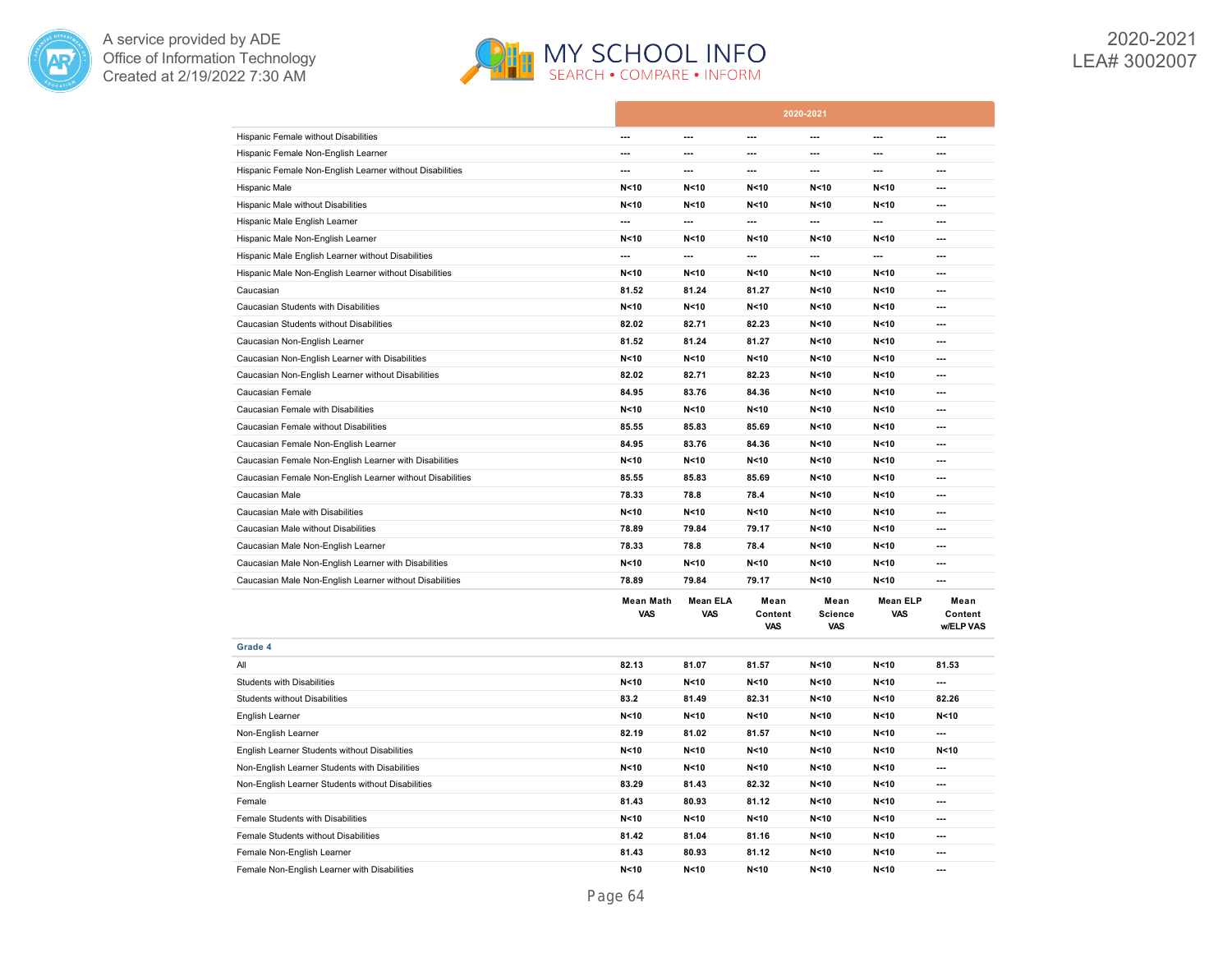| | 2020-2021 | | | | | |
|---|---|---|---|---|---|---|
| Hispanic Female without Disabilities | --- | --- | --- | --- | --- | --- |
| Hispanic Female Non-English Learner | --- | --- | --- | --- | --- | --- |
| Hispanic Female Non-English Learner without Disabilities | --- | --- | --- | --- | --- | --- |
| Hispanic Male | N<10 | N<10 | N<10 | N<10 | N<10 | --- |
| Hispanic Male without Disabilities | N<10 | N<10 | N<10 | N<10 | N<10 | --- |
| Hispanic Male English Learner | --- | --- | --- | --- | --- | --- |
| Hispanic Male Non-English Learner | N<10 | N<10 | N<10 | N<10 | N<10 | --- |
| Hispanic Male English Learner without Disabilities | --- | --- | --- | --- | --- | --- |
| Hispanic Male Non-English Learner without Disabilities | N<10 | N<10 | N<10 | N<10 | N<10 | --- |
| Caucasian | 81.52 | 81.24 | 81.27 | N<10 | N<10 | --- |
| Caucasian Students with Disabilities | N<10 | N<10 | N<10 | N<10 | N<10 | --- |
| Caucasian Students without Disabilities | 82.02 | 82.71 | 82.23 | N<10 | N<10 | --- |
| Caucasian Non-English Learner | 81.52 | 81.24 | 81.27 | N<10 | N<10 | --- |
| Caucasian Non-English Learner with Disabilities | N<10 | N<10 | N<10 | N<10 | N<10 | --- |
| Caucasian Non-English Learner without Disabilities | 82.02 | 82.71 | 82.23 | N<10 | N<10 | --- |
| Caucasian Female | 84.95 | 83.76 | 84.36 | N<10 | N<10 | --- |
| Caucasian Female with Disabilities | N<10 | N<10 | N<10 | N<10 | N<10 | --- |
| Caucasian Female without Disabilities | 85.55 | 85.83 | 85.69 | N<10 | N<10 | --- |
| Caucasian Female Non-English Learner | 84.95 | 83.76 | 84.36 | N<10 | N<10 | --- |
| Caucasian Female Non-English Learner with Disabilities | N<10 | N<10 | N<10 | N<10 | N<10 | --- |
| Caucasian Female Non-English Learner without Disabilities | 85.55 | 85.83 | 85.69 | N<10 | N<10 | --- |
| Caucasian Male | 78.33 | 78.8 | 78.4 | N<10 | N<10 | --- |
| Caucasian Male with Disabilities | N<10 | N<10 | N<10 | N<10 | N<10 | --- |
| Caucasian Male without Disabilities | 78.89 | 79.84 | 79.17 | N<10 | N<10 | --- |
| Caucasian Male Non-English Learner | 78.33 | 78.8 | 78.4 | N<10 | N<10 | --- |
| Caucasian Male Non-English Learner with Disabilities | N<10 | N<10 | N<10 | N<10 | N<10 | --- |
| Caucasian Male Non-English Learner without Disabilities | 78.89 | 79.84 | 79.17 | N<10 | N<10 | --- |
| | **Mean Math VAS** | **Mean ELA VAS** | **Mean Content VAS** | **Mean Science VAS** | **Mean ELP VAS** | **Mean Content w/ELP VAS** |
| **Grade 4** | | | | | | |
| All | 82.13 | 81.07 | 81.57 | N<10 | N<10 | 81.53 |
| Students with Disabilities | N<10 | N<10 | N<10 | N<10 | N<10 | --- |
| Students without Disabilities | 83.2 | 81.49 | 82.31 | N<10 | N<10 | 82.26 |
| English Learner | N<10 | N<10 | N<10 | N<10 | N<10 | N<10 |
| Non-English Learner | 82.19 | 81.02 | 81.57 | N<10 | N<10 | --- |
| English Learner Students without Disabilities | N<10 | N<10 | N<10 | N<10 | N<10 | N<10 |
| Non-English Learner Students with Disabilities | N<10 | N<10 | N<10 | N<10 | N<10 | --- |
| Non-English Learner Students without Disabilities | 83.29 | 81.43 | 82.32 | N<10 | N<10 | --- |
| Female | 81.43 | 80.93 | 81.12 | N<10 | N<10 | --- |
| Female Students with Disabilities | N<10 | N<10 | N<10 | N<10 | N<10 | --- |
| Female Students without Disabilities | 81.42 | 81.04 | 81.16 | N<10 | N<10 | --- |
| Female Non-English Learner | 81.43 | 80.93 | 81.12 | N<10 | N<10 | --- |
| Female Non-English Learner with Disabilities | N<10 | N<10 | N<10 | N<10 | N<10 | --- |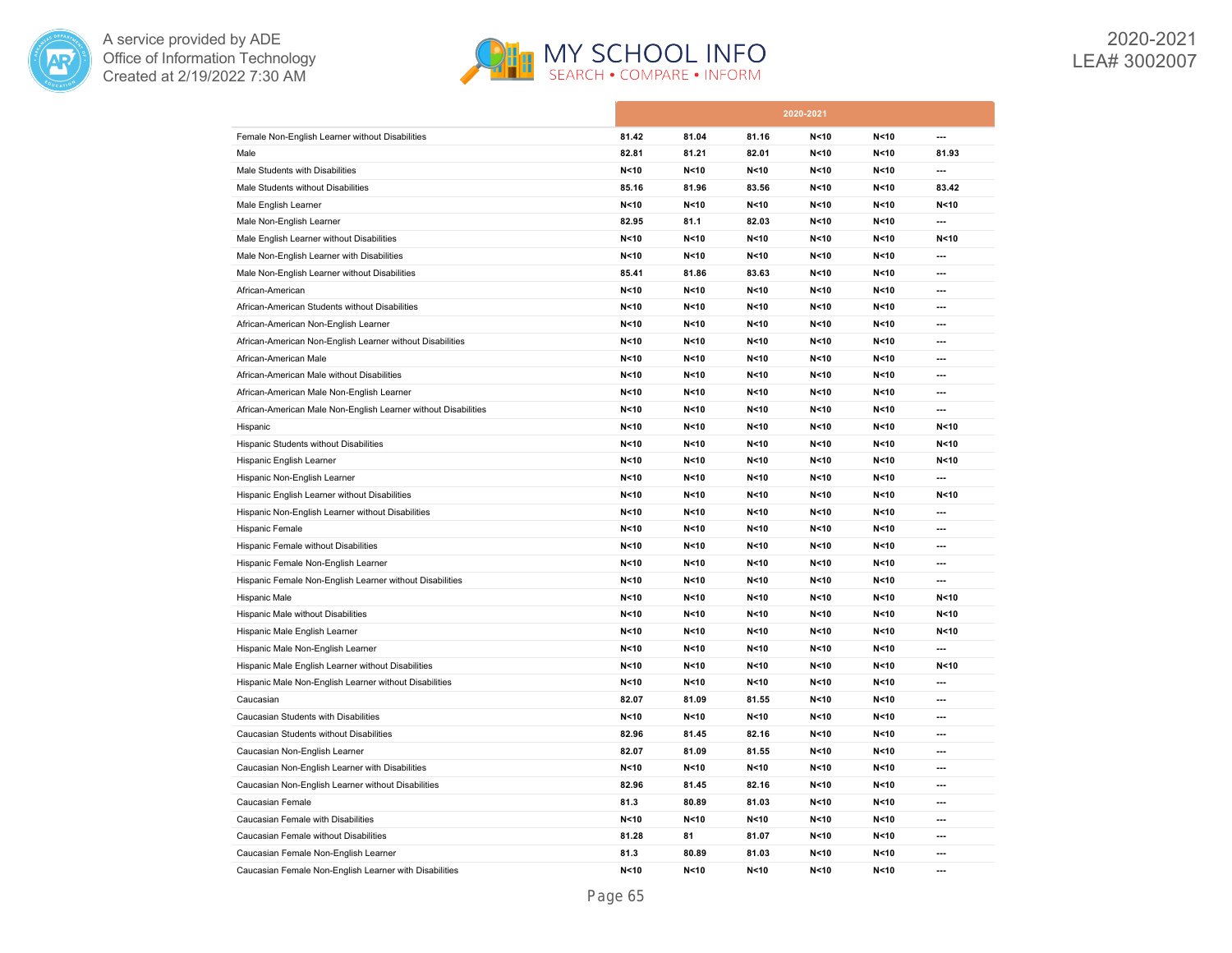| | 2020-2021 | | | | | |
|---|---|---|---|---|---|---|
| Female Non-English Learner without Disabilities | 81.42 | 81.04 | 81.16 | N<10 | N<10 | --- |
| Male | 82.81 | 81.21 | 82.01 | N<10 | N<10 | 81.93 |
| Male Students with Disabilities | N<10 | N<10 | N<10 | N<10 | N<10 | --- |
| Male Students without Disabilities | 85.16 | 81.96 | 83.56 | N<10 | N<10 | 83.42 |
| Male English Learner | N<10 | N<10 | N<10 | N<10 | N<10 | N<10 |
| Male Non-English Learner | 82.95 | 81.1 | 82.03 | N<10 | N<10 | --- |
| Male English Learner without Disabilities | N<10 | N<10 | N<10 | N<10 | N<10 | N<10 |
| Male Non-English Learner with Disabilities | N<10 | N<10 | N<10 | N<10 | N<10 | --- |
| Male Non-English Learner without Disabilities | 85.41 | 81.86 | 83.63 | N<10 | N<10 | --- |
| African-American | N<10 | N<10 | N<10 | N<10 | N<10 | --- |
| African-American Students without Disabilities | N<10 | N<10 | N<10 | N<10 | N<10 | --- |
| African-American Non-English Learner | N<10 | N<10 | N<10 | N<10 | N<10 | --- |
| African-American Non-English Learner without Disabilities | N<10 | N<10 | N<10 | N<10 | N<10 | --- |
| African-American Male | N<10 | N<10 | N<10 | N<10 | N<10 | --- |
| African-American Male without Disabilities | N<10 | N<10 | N<10 | N<10 | N<10 | --- |
| African-American Male Non-English Learner | N<10 | N<10 | N<10 | N<10 | N<10 | --- |
| African-American Male Non-English Learner without Disabilities | N<10 | N<10 | N<10 | N<10 | N<10 | --- |
| Hispanic | N<10 | N<10 | N<10 | N<10 | N<10 | N<10 |
| Hispanic Students without Disabilities | N<10 | N<10 | N<10 | N<10 | N<10 | N<10 |
| Hispanic English Learner | N<10 | N<10 | N<10 | N<10 | N<10 | N<10 |
| Hispanic Non-English Learner | N<10 | N<10 | N<10 | N<10 | N<10 | --- |
| Hispanic English Learner without Disabilities | N<10 | N<10 | N<10 | N<10 | N<10 | N<10 |
| Hispanic Non-English Learner without Disabilities | N<10 | N<10 | N<10 | N<10 | N<10 | --- |
| Hispanic Female | N<10 | N<10 | N<10 | N<10 | N<10 | --- |
| Hispanic Female without Disabilities | N<10 | N<10 | N<10 | N<10 | N<10 | --- |
| Hispanic Female Non-English Learner | N<10 | N<10 | N<10 | N<10 | N<10 | --- |
| Hispanic Female Non-English Learner without Disabilities | N<10 | N<10 | N<10 | N<10 | N<10 | --- |
| Hispanic Male | N<10 | N<10 | N<10 | N<10 | N<10 | N<10 |
| Hispanic Male without Disabilities | N<10 | N<10 | N<10 | N<10 | N<10 | N<10 |
| Hispanic Male English Learner | N<10 | N<10 | N<10 | N<10 | N<10 | N<10 |
| Hispanic Male Non-English Learner | N<10 | N<10 | N<10 | N<10 | N<10 | --- |
| Hispanic Male English Learner without Disabilities | N<10 | N<10 | N<10 | N<10 | N<10 | N<10 |
| Hispanic Male Non-English Learner without Disabilities | N<10 | N<10 | N<10 | N<10 | N<10 | --- |
| Caucasian | 82.07 | 81.09 | 81.55 | N<10 | N<10 | --- |
| Caucasian Students with Disabilities | N<10 | N<10 | N<10 | N<10 | N<10 | --- |
| Caucasian Students without Disabilities | 82.96 | 81.45 | 82.16 | N<10 | N<10 | --- |
| Caucasian Non-English Learner | 82.07 | 81.09 | 81.55 | N<10 | N<10 | --- |
| Caucasian Non-English Learner with Disabilities | N<10 | N<10 | N<10 | N<10 | N<10 | --- |
| Caucasian Non-English Learner without Disabilities | 82.96 | 81.45 | 82.16 | N<10 | N<10 | --- |
| Caucasian Female | 81.3 | 80.89 | 81.03 | N<10 | N<10 | --- |
| Caucasian Female with Disabilities | N<10 | N<10 | N<10 | N<10 | N<10 | --- |
| Caucasian Female without Disabilities | 81.28 | 81 | 81.07 | N<10 | N<10 | --- |
| Caucasian Female Non-English Learner | 81.3 | 80.89 | 81.03 | N<10 | N<10 | --- |
| Caucasian Female Non-English Learner with Disabilities | N<10 | N<10 | N<10 | N<10 | N<10 | --- |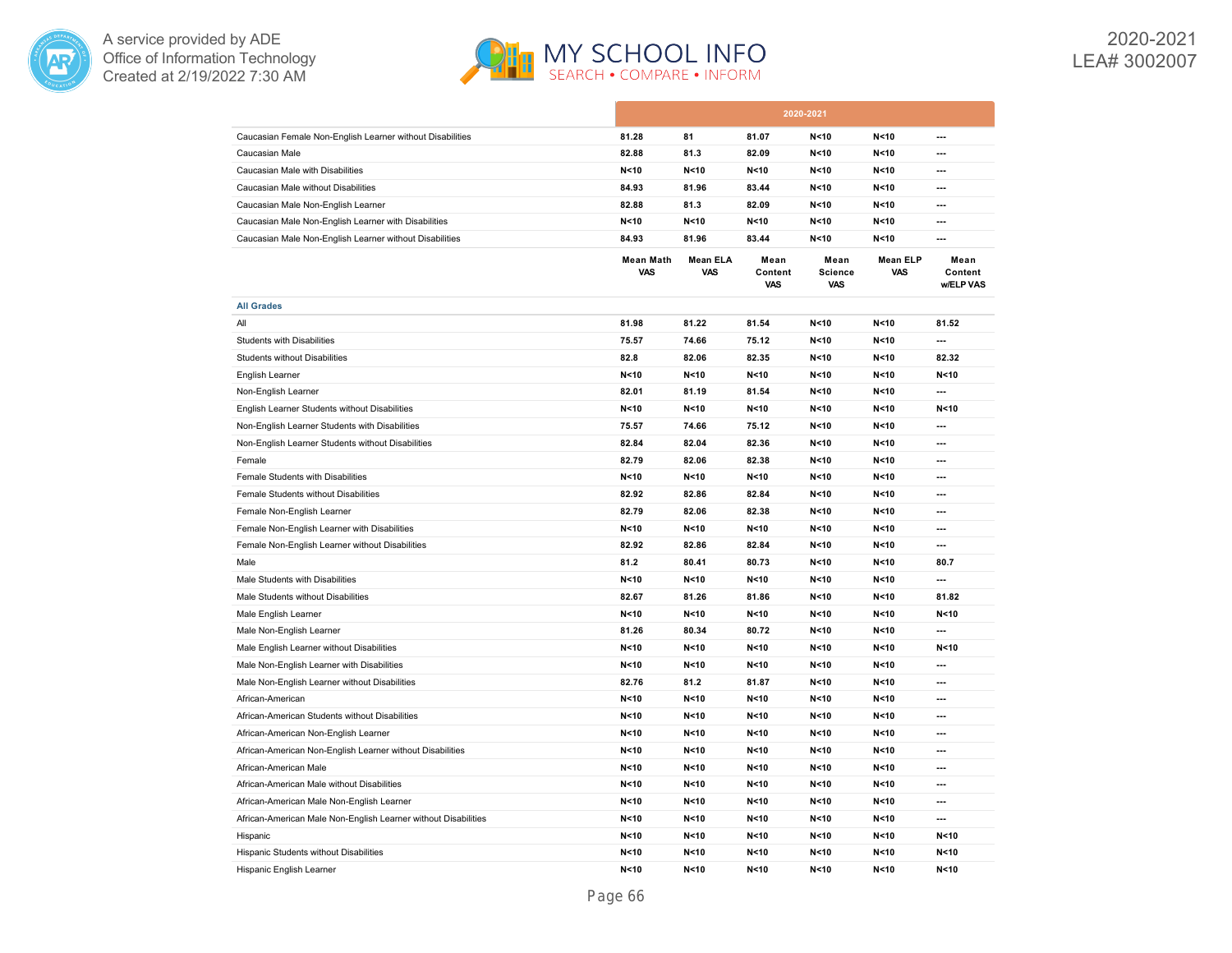| | 2020-2021 | | | | | |
|---|---|---|---|---|---|---|
| Caucasian Female Non-English Learner without Disabilities | 81.28 | 81 | 81.07 | N<10 | N<10 | --- |
| Caucasian Male | 82.88 | 81.3 | 82.09 | N<10 | N<10 | --- |
| Caucasian Male with Disabilities | N<10 | N<10 | N<10 | N<10 | N<10 | --- |
| Caucasian Male without Disabilities | 84.93 | 81.96 | 83.44 | N<10 | N<10 | --- |
| Caucasian Male Non-English Learner | 82.88 | 81.3 | 82.09 | N<10 | N<10 | --- |
| Caucasian Male Non-English Learner with Disabilities | N<10 | N<10 | N<10 | N<10 | N<10 | --- |
| Caucasian Male Non-English Learner without Disabilities | 84.93 | 81.96 | 83.44 | N<10 | N<10 | --- |
| | Mean Math VAS | Mean ELA VAS | Mean Content VAS | Mean Science VAS | Mean ELP VAS | Mean Content w/ELP VAS |
| **All Grades** | | | | | | |
| All | 81.98 | 81.22 | 81.54 | N<10 | N<10 | 81.52 |
| Students with Disabilities | 75.57 | 74.66 | 75.12 | N<10 | N<10 | --- |
| Students without Disabilities | 82.8 | 82.06 | 82.35 | N<10 | N<10 | 82.32 |
| English Learner | N<10 | N<10 | N<10 | N<10 | N<10 | N<10 |
| Non-English Learner | 82.01 | 81.19 | 81.54 | N<10 | N<10 | --- |
| English Learner Students without Disabilities | N<10 | N<10 | N<10 | N<10 | N<10 | N<10 |
| Non-English Learner Students with Disabilities | 75.57 | 74.66 | 75.12 | N<10 | N<10 | --- |
| Non-English Learner Students without Disabilities | 82.84 | 82.04 | 82.36 | N<10 | N<10 | --- |
| Female | 82.79 | 82.06 | 82.38 | N<10 | N<10 | --- |
| Female Students with Disabilities | N<10 | N<10 | N<10 | N<10 | N<10 | --- |
| Female Students without Disabilities | 82.92 | 82.86 | 82.84 | N<10 | N<10 | --- |
| Female Non-English Learner | 82.79 | 82.06 | 82.38 | N<10 | N<10 | --- |
| Female Non-English Learner with Disabilities | N<10 | N<10 | N<10 | N<10 | N<10 | --- |
| Female Non-English Learner without Disabilities | 82.92 | 82.86 | 82.84 | N<10 | N<10 | --- |
| Male | 81.2 | 80.41 | 80.73 | N<10 | N<10 | 80.7 |
| Male Students with Disabilities | N<10 | N<10 | N<10 | N<10 | N<10 | --- |
| Male Students without Disabilities | 82.67 | 81.26 | 81.86 | N<10 | N<10 | 81.82 |
| Male English Learner | N<10 | N<10 | N<10 | N<10 | N<10 | N<10 |
| Male Non-English Learner | 81.26 | 80.34 | 80.72 | N<10 | N<10 | --- |
| Male English Learner without Disabilities | N<10 | N<10 | N<10 | N<10 | N<10 | N<10 |
| Male Non-English Learner with Disabilities | N<10 | N<10 | N<10 | N<10 | N<10 | --- |
| Male Non-English Learner without Disabilities | 82.76 | 81.2 | 81.87 | N<10 | N<10 | --- |
| African-American | N<10 | N<10 | N<10 | N<10 | N<10 | --- |
| African-American Students without Disabilities | N<10 | N<10 | N<10 | N<10 | N<10 | --- |
| African-American Non-English Learner | N<10 | N<10 | N<10 | N<10 | N<10 | --- |
| African-American Non-English Learner without Disabilities | N<10 | N<10 | N<10 | N<10 | N<10 | --- |
| African-American Male | N<10 | N<10 | N<10 | N<10 | N<10 | --- |
| African-American Male without Disabilities | N<10 | N<10 | N<10 | N<10 | N<10 | --- |
| African-American Male Non-English Learner | N<10 | N<10 | N<10 | N<10 | N<10 | --- |
| African-American Male Non-English Learner without Disabilities | N<10 | N<10 | N<10 | N<10 | N<10 | --- |
| Hispanic | N<10 | N<10 | N<10 | N<10 | N<10 | N<10 |
| Hispanic Students without Disabilities | N<10 | N<10 | N<10 | N<10 | N<10 | N<10 |
| Hispanic English Learner | N<10 | N<10 | N<10 | N<10 | N<10 | N<10 |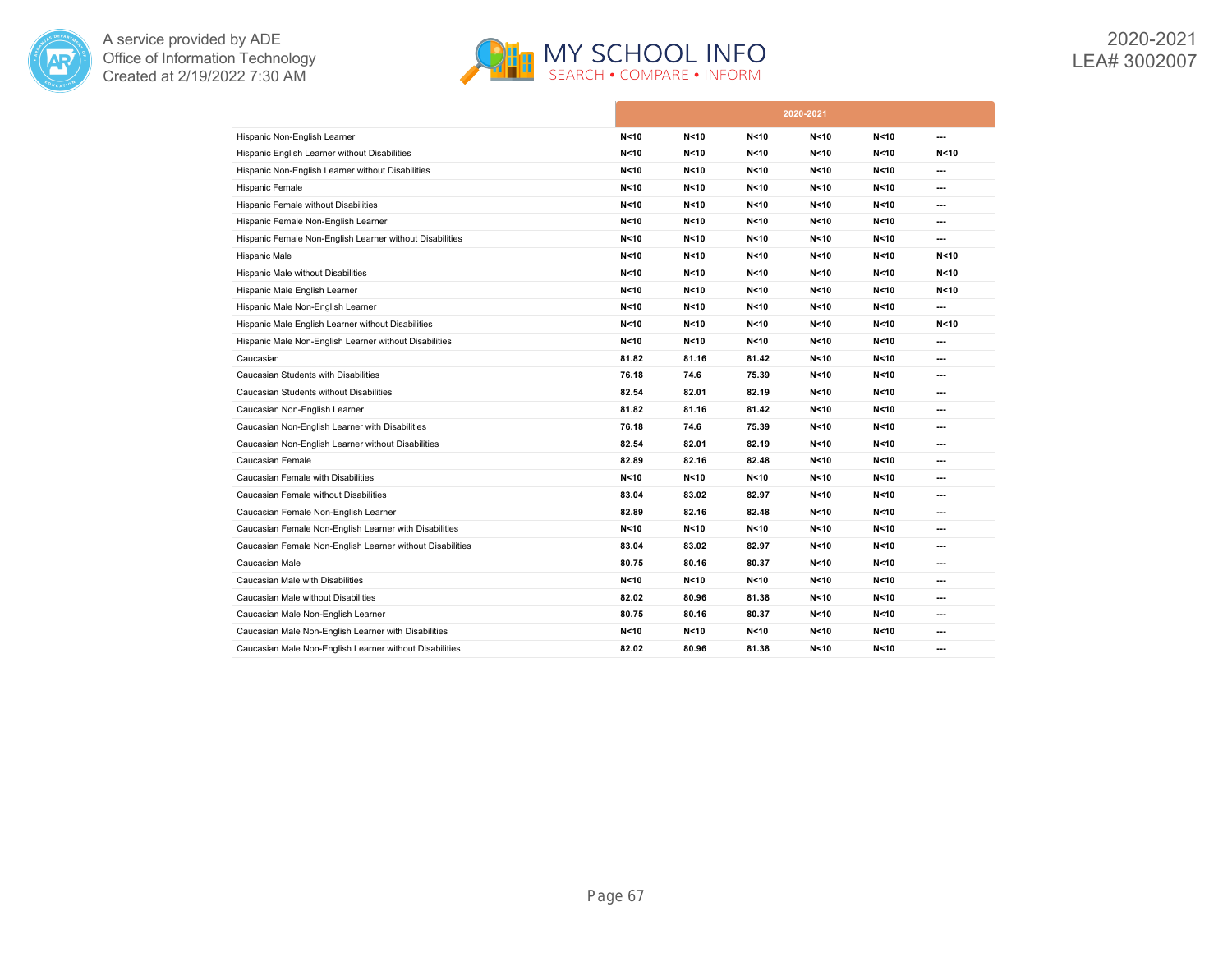| | 2020-2021 | | | | | |
|---|---|---|---|---|---|---|
| Hispanic Non-English Learner | N<10 | N<10 | N<10 | N<10 | N<10 | --- |
| Hispanic English Learner without Disabilities | N<10 | N<10 | N<10 | N<10 | N<10 | N<10 |
| Hispanic Non-English Learner without Disabilities | N<10 | N<10 | N<10 | N<10 | N<10 | --- |
| Hispanic Female | N<10 | N<10 | N<10 | N<10 | N<10 | --- |
| Hispanic Female without Disabilities | N<10 | N<10 | N<10 | N<10 | N<10 | --- |
| Hispanic Female Non-English Learner | N<10 | N<10 | N<10 | N<10 | N<10 | --- |
| Hispanic Female Non-English Learner without Disabilities | N<10 | N<10 | N<10 | N<10 | N<10 | --- |
| Hispanic Male | N<10 | N<10 | N<10 | N<10 | N<10 | N<10 |
| Hispanic Male without Disabilities | N<10 | N<10 | N<10 | N<10 | N<10 | N<10 |
| Hispanic Male English Learner | N<10 | N<10 | N<10 | N<10 | N<10 | N<10 |
| Hispanic Male Non-English Learner | N<10 | N<10 | N<10 | N<10 | N<10 | --- |
| Hispanic Male English Learner without Disabilities | N<10 | N<10 | N<10 | N<10 | N<10 | N<10 |
| Hispanic Male Non-English Learner without Disabilities | N<10 | N<10 | N<10 | N<10 | N<10 | --- |
| Caucasian | 81.82 | 81.16 | 81.42 | N<10 | N<10 | --- |
| Caucasian Students with Disabilities | 76.18 | 74.6 | 75.39 | N<10 | N<10 | --- |
| Caucasian Students without Disabilities | 82.54 | 82.01 | 82.19 | N<10 | N<10 | --- |
| Caucasian Non-English Learner | 81.82 | 81.16 | 81.42 | N<10 | N<10 | --- |
| Caucasian Non-English Learner with Disabilities | 76.18 | 74.6 | 75.39 | N<10 | N<10 | --- |
| Caucasian Non-English Learner without Disabilities | 82.54 | 82.01 | 82.19 | N<10 | N<10 | --- |
| Caucasian Female | 82.89 | 82.16 | 82.48 | N<10 | N<10 | --- |
| Caucasian Female with Disabilities | N<10 | N<10 | N<10 | N<10 | N<10 | --- |
| Caucasian Female without Disabilities | 83.04 | 83.02 | 82.97 | N<10 | N<10 | --- |
| Caucasian Female Non-English Learner | 82.89 | 82.16 | 82.48 | N<10 | N<10 | --- |
| Caucasian Female Non-English Learner with Disabilities | N<10 | N<10 | N<10 | N<10 | N<10 | --- |
| Caucasian Female Non-English Learner without Disabilities | 83.04 | 83.02 | 82.97 | N<10 | N<10 | --- |
| Caucasian Male | 80.75 | 80.16 | 80.37 | N<10 | N<10 | --- |
| Caucasian Male with Disabilities | N<10 | N<10 | N<10 | N<10 | N<10 | --- |
| Caucasian Male without Disabilities | 82.02 | 80.96 | 81.38 | N<10 | N<10 | --- |
| Caucasian Male Non-English Learner | 80.75 | 80.16 | 80.37 | N<10 | N<10 | --- |
| Caucasian Male Non-English Learner with Disabilities | N<10 | N<10 | N<10 | N<10 | N<10 | --- |
| Caucasian Male Non-English Learner without Disabilities | 82.02 | 80.96 | 81.38 | N<10 | N<10 | --- |